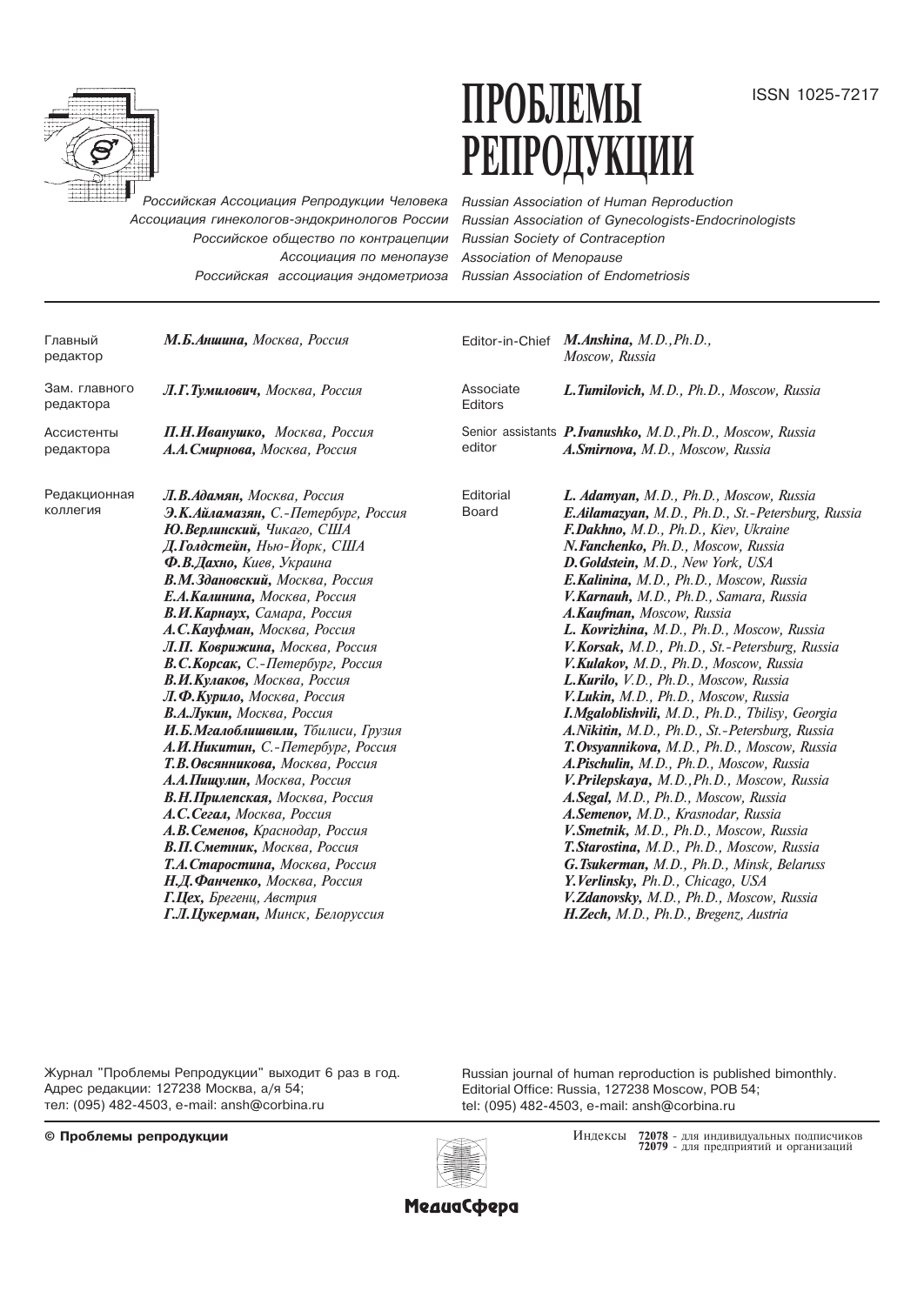ISSN 1025-7217

# ПРОБЛЕМЫ РЕПРОДУКЦИИ

| | |
|---|---|
| Российская Ассоциация Репродукции Человека | Russian Association of Human Reproduction |
| Ассоциация гинекологов-эндокринологов России | Russian Association of Gynecologists-Endocrinologists |
| Российское общество по контрацепции | Russian Society of Contraception |
| Ассоциация по менопаузе | Association of Menopause |
| Российская ассоциация эндометриоза | Russian Association of Endometriosis |

---

**Главный редактор**
***М.Б.Аншина,*** *Москва, Россия*

**Зам. главного редактора**
***Л.Г.Тумилович,*** *Москва, Россия*

**Ассистенты редактора**
***П.Н.Иванушко,*** *Москва, Россия*
***А.А.Смирнова,*** *Москва, Россия*

**Редакционная коллегия**
***Л.В.Адамян,*** *Москва, Россия*
***Э.К.Айламазян,*** *С.-Петербург, Россия*
***Ю.Верлинский,*** *Чикаго, США*
***Д.Голдстейн,*** *Нью-Йорк, США*
***Ф.В.Дахно,*** *Киев, Украина*
***В.М.Здановский,*** *Москва, Россия*
***Е.А.Калинина,*** *Москва, Россия*
***В.И.Карнаух,*** *Самара, Россия*
***А.С.Кауфман,*** *Москва, Россия*
***Л.П. Коврижина,*** *Москва, Россия*
***В.С.Корсак,*** *С.-Петербург, Россия*
***В.И.Кулаков,*** *Москва, Россия*
***Л.Ф.Курило,*** *Москва, Россия*
***В.А.Лукин,*** *Москва, Россия*
***И.Б.Мгалоблишвили,*** *Тбилиси, Грузия*
***А.И.Никитин,*** *С.-Петербург, Россия*
***Т.В.Овсянникова,*** *Москва, Россия*
***А.А.Пищулин,*** *Москва, Россия*
***В.Н.Прилепская,*** *Москва, Россия*
***А.С.Сегал,*** *Москва, Россия*
***А.В.Семенов,*** *Краснодар, Россия*
***В.П.Сметник,*** *Москва, Россия*
***Т.А.Старостина,*** *Москва, Россия*
***Н.Д.Фанченко,*** *Москва, Россия*
***Г.Цех,*** *Брегенц, Австрия*
***Г.Л.Цукерман,*** *Минск, Белоруссия*

**Editor-in-Chief**
***M.Anshina,*** *M.D.,Ph.D., Moscow, Russia*

**Associate Editors**
***L.Tumilovich,*** *M.D., Ph.D., Moscow, Russia*

**Senior assistants editor**
***P.Ivanushko,*** *M.D.,Ph.D., Moscow, Russia*
***A.Smirnova,*** *M.D., Moscow, Russia*

**Editorial Board**
***L. Adamyan,*** *M.D., Ph.D., Moscow, Russia*
***E.Ailamazyan,*** *M.D., Ph.D., St.-Petersburg, Russia*
***F.Dakhno,*** *M.D., Ph.D., Kiev, Ukraine*
***N.Fanchenko,*** *Ph.D., Moscow, Russia*
***D.Goldstein,*** *M.D., New York, USA*
***E.Kalinina,*** *M.D., Ph.D., Moscow, Russia*
***V.Karnauh,*** *M.D., Ph.D., Samara, Russia*
***A.Kaufman,*** *Moscow, Russia*
***L. Kovrizhina,*** *M.D., Ph.D., Moscow, Russia*
***V.Korsak,*** *M.D., Ph.D., St.-Petersburg, Russia*
***V.Kulakov,*** *M.D., Ph.D., Moscow, Russia*
***L.Kurilo,*** *V.D., Ph.D., Moscow, Russia*
***V.Lukin,*** *M.D., Ph.D., Moscow, Russia*
***I.Mgaloblishvili,*** *M.D., Ph.D., Tbilisy, Georgia*
***A.Nikitin,*** *M.D., Ph.D., St.-Petersburg, Russia*
***T.Ovsyannikova,*** *M.D., Ph.D., Moscow, Russia*
***A.Pischulin,*** *M.D., Ph.D., Moscow, Russia*
***V.Prilepskaya,*** *M.D.,Ph.D., Moscow, Russia*
***A.Segal,*** *M.D., Ph.D., Moscow, Russia*
***A.Semenov,*** *M.D., Krasnodar, Russia*
***V.Smetnik,*** *M.D., Ph.D., Moscow, Russia*
***T.Starostina,*** *M.D., Ph.D., Moscow, Russia*
***G.Tsukerman,*** *M.D., Ph.D., Minsk, Belaruss*
***Y.Verlinsky,*** *Ph.D., Chicago, USA*
***V.Zdanovsky,*** *M.D., Ph.D., Moscow, Russia*
***H.Zech,*** *M.D., Ph.D., Bregenz, Austria*

---

Журнал "Проблемы Репродукции" выходит 6 раз в год.
Адрес редакции: 127238 Москва, а/я 54;
тел: (095) 482-4503, e-mail: ansh@corbina.ru

Russian journal of human reproduction is published bimonthly.
Editorial Office: Russia, 127238 Moscow, POB 54;
tel: (095) 482-4503, e-mail: ansh@corbina.ru

**© Проблемы репродукции**

Индексы **72078** - для индивидуальных подписчиков
**72079** - для предприятий и организаций

**МедиаСфера**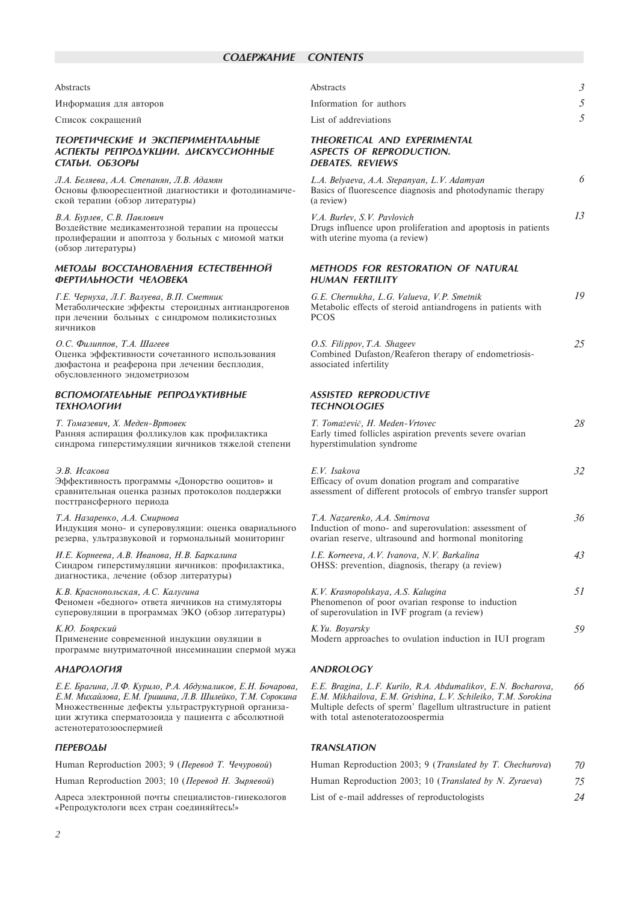## СОДЕРЖАНИЕ CONTENTS

| Содержание | Contents | Стр. |
|---|---|---|
| Abstracts | Abstracts | *3* |
| Информация для авторов | Information for authors | *5* |
| Список сокращений | List of addreviations | *5* |
| ***ТЕОРЕТИЧЕСКИЕ И ЭКСПЕРИМЕНТАЛЬНЫЕ АСПЕКТЫ РЕПРОДУКЦИИ. ДИСКУССИОННЫЕ СТАТЬИ. ОБЗОРЫ*** | ***THEORETICAL AND EXPERIMENTAL ASPECTS OF REPRODUCTION. DEBATES. REVIEWS*** | |
| *Л.А. Беляева, А.А. Степанян, Л.В. Адамян* Основы флюоресцентной диагностики и фотодинамической терапии (обзор литературы) | *L.A. Belyaeva, A.A. Stepanyan, L.V. Adamyan* Basics of fluorescence diagnosis and photodynamic therapy (a review) | *6* |
| *В.А. Бурлев, С.В. Павлович* Воздействие медикаментозной терапии на процессы пролиферации и апоптоза у больных с миомой матки (обзор литературы) | *V.A. Burlev, S.V. Pavlovich* Drugs influence upon proliferation and apoptosis in patients with uterine myoma (a review) | *13* |
| ***МЕТОДЫ ВОССТАНОВЛЕНИЯ ЕСТЕСТВЕННОЙ ФЕРТИЛЬНОСТИ ЧЕЛОВЕКА*** | ***METHODS FOR RESTORATION OF NATURAL HUMAN FERTILITY*** | |
| *Г.Е. Чернуха, Л.Г. Валуева, В.П. Сметник* Метаболические эффекты стероидных антиандрогенов при лечении больных с синдромом поликистозных яичников | *G.E. Chernukha, L.G. Valueva, V.P. Smetnik* Metabolic effects of steroid antiandrogens in patients with PCOS | *19* |
| *О.С. Филиппов, Т.А. Шагеев* Оценка эффективности сочетанного использования дюфастона и реаферона при лечении бесплодия, обусловленного эндометриозом | *O.S. Filippov, T.A. Shageev* Combined Dufaston/Reaferon therapy of endometriosis-associated infertility | *25* |
| ***ВСПОМОГАТЕЛЬНЫЕ РЕПРОДУКТИВНЫЕ ТЕХНОЛОГИИ*** | ***ASSISTED REPRODUCTIVE TECHNOLOGIES*** | |
| *Т. Томазевич, Х. Меден-Вртовек* Ранняя аспирация фолликулов как профилактика синдрома гиперстимуляции яичников тяжелой степени | *T. Tomaževič, H. Meden-Vrtovec* Early timed follicles aspiration prevents severe ovarian hyperstimulation syndrome | *28* |
| *Э.В. Исакова* Эффективность программы «Донорство ооцитов» и сравнительная оценка разных протоколов поддержки посттрансферного периода | *E.V. Isakova* Efficacy of ovum donation program and comparative assessment of different protocols of embryo transfer support | *32* |
| *Т.А. Назаренко, А.А. Смирнова* Индукция моно- и суперовуляции: оценка овариального резерва, ультразвуковой и гормональный мониторинг | *T.A. Nazarenko, A.A. Smirnova* Induction of mono- and superovulation: assessment of ovarian reserve, ultrasound and hormonal monitoring | *36* |
| *И.Е. Корнеева, А.В. Иванова, Н.В. Баркалина* Синдром гиперстимуляции яичников: профилактика, диагностика, лечение (обзор литературы) | *I.E. Korneeva, A.V. Ivanova, N.V. Barkalina* OHSS: prevention, diagnosis, therapy (a review) | *43* |
| *К.В. Краснопольская, А.С. Калугина* Феномен «бедного» ответа яичников на стимуляторы суперовуляции в программах ЭКО (обзор литературы) | *K.V. Krasnopolskaya, A.S. Kalugina* Phenomenon of poor ovarian response to induction of superovulation in IVF program (a review) | *51* |
| *К.Ю. Боярский* Применение современной индукции овуляции в программе внутриматочной инсеминации спермой мужа | *K.Yu. Boyarsky* Modern approaches to ovulation induction in IUI program | *59* |
| ***АНДРОЛОГИЯ*** | ***ANDROLOGY*** | |
| *Е.Е. Брагина, Л.Ф. Курило, Р.А. Абдумаликов, Е.Н. Бочарова, Е.М. Михайлова, Е.М. Гришина, Л.В. Шилейко, Т.М. Сорокина* Множественные дефекты ультраструктурной организации жгутика сперматозоида у пациента с абсолютной астенотератозооспермией | *E.E. Bragina, L.F. Kurilo, R.A. Abdumalikov, E.N. Bocharova, E.M. Mikhailova, E.M. Grishina, L.V. Schileiko, T.M. Sorokina* Multiple defects of sperm' flagellum ultrastructure in patient with total astenoteratozoospermia | *66* |
| ***ПЕРЕВОДЫ*** | ***TRANSLATION*** | |
| Human Reproduction 2003; 9 (*Перевод Т. Чечуровой*) | Human Reproduction 2003; 9 (*Translated by T. Chechurova*) | *70* |
| Human Reproduction 2003; 10 (*Перевод Н. Зыряевой*) | Human Reproduction 2003; 10 (*Translated by N. Zyraeva*) | *75* |
| Адреса электронной почты специалистов-гинекологов «Репродуктологи всех стран соединяйтесь!» | List of e-mail addresses of reproductologists | *24* |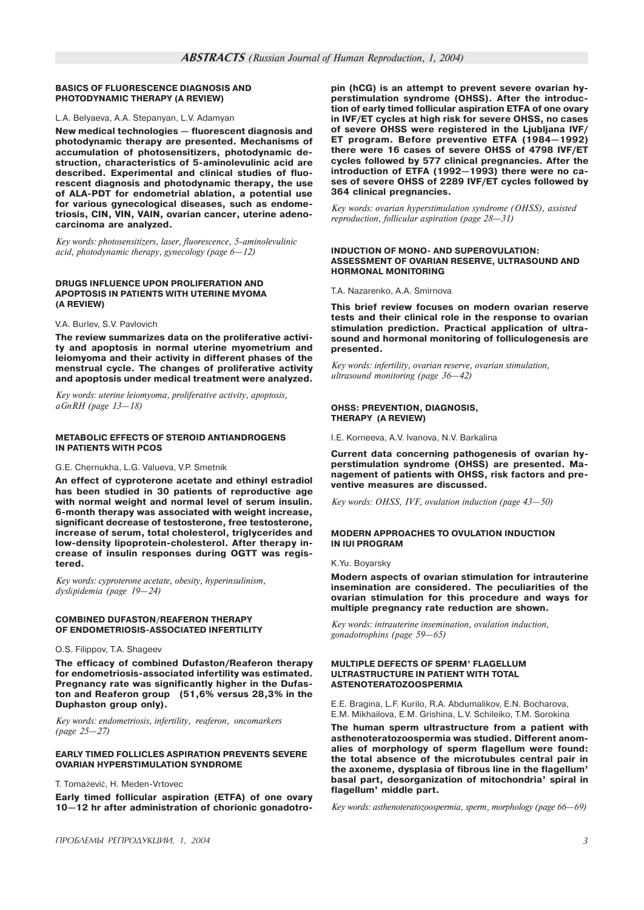## BASICS OF FLUORESCENCE DIAGNOSIS AND PHOTODYNAMIC THERAPY (A REVIEW)

L.A. Belyaeva, A.A. Stepanyan, L.V. Adamyan

**New medical technologies — fluorescent diagnosis and photodynamic therapy are presented. Mechanisms of accumulation of photosensitizers, photodynamic destruction, characteristics of 5-aminolevulinic acid are described. Experimental and clinical studies of fluorescent diagnosis and photodynamic therapy, the use of ALA-PDT for endometrial ablation, a potential use for various gynecological diseases, such as endometriosis, CIN, VIN, VAIN, ovarian cancer, uterine adenocarcinoma are analyzed.**

*Key words: photosensitizers, laser, fluorescence, 5-aminolevulinic acid, photodynamic therapy, gynecology (page 6—12)*

## DRUGS INFLUENCE UPON PROLIFERATION AND APOPTOSIS IN PATIENTS WITH UTERINE MYOMA (A REVIEW)

V.A. Burlev, S.V. Pavlovich

**The review summarizes data on the proliferative activity and apoptosis in normal uterine myometrium and leiomyoma and their activity in different phases of the menstrual cycle. The changes of proliferative activity and apoptosis under medical treatment were analyzed.**

*Key words: uterine leiomyoma, proliferative activity, apoptosis, aGnRH (page 13—18)*

## METABOLIC EFFECTS OF STEROID ANTIANDROGENS IN PATIENTS WITH PCOS

G.E. Chernukha, L.G. Valueva, V.P. Smetnik

**An effect of cyproterone acetate and ethinyl estradiol has been studied in 30 patients of reproductive age with normal weight and normal level of serum insulin. 6-month therapy was associated with weight increase, significant decrease of testosterone, free testosterone, increase of serum, total cholesterol, triglycerides and low-density lipoprotein-cholesterol. After therapy increase of insulin responses during OGTT was registered.**

*Key words: cyproterone acetate, obesity, hyperinsulinism, dyslipidemia (page 19—24)*

## COMBINED DUFASTON/REAFERON THERAPY OF ENDOMETRIOSIS-ASSOCIATED INFERTILITY

O.S. Filippov, T.A. Shageev

**The efficacy of combined Dufaston/Reaferon therapy for endometriosis-associated infertility was estimated. Pregnancy rate was significantly higher in the Dufaston and Reaferon group (51,6% versus 28,3% in the Duphaston group only).**

*Key words: endometriosis, infertility, reaferon, oncomarkers (page 25—27)*

## EARLY TIMED FOLLICLES ASPIRATION PREVENTS SEVERE OVARIAN HYPERSTIMULATION SYNDROME

T. Tomaževič, H. Meden-Vrtovec

**Early timed follicular aspiration (ETFA) of one ovary 10—12 hr after administration of chorionic gonadotropin (hCG) is an attempt to prevent severe ovarian hyperstimulation syndrome (OHSS). After the introduction of early timed follicular aspiration ETFA of one ovary in IVF/ET cycles at high risk for severe OHSS, no cases of severe OHSS were registered in the Ljubljana IVF/ET program. Before preventive ETFA (1984—1992) there were 16 cases of severe OHSS of 4798 IVF/ET cycles followed by 577 clinical pregnancies. After the introduction of ETFA (1992—1993) there were no cases of severe OHSS of 2289 IVF/ET cycles followed by 364 clinical pregnancies.**

*Key words: ovarian hyperstimulation syndrome (OHSS), assisted reproduction, follicular aspiration (page 28—31)*

## INDUCTION OF MONO- AND SUPEROVULATION: ASSESSMENT OF OVARIAN RESERVE, ULTRASOUND AND HORMONAL MONITORING

T.A. Nazarenko, A.A. Smirnova

**This brief review focuses on modern ovarian reserve tests and their clinical role in the response to ovarian stimulation prediction. Practical application of ultrasound and hormonal monitoring of folliculogenesis are presented.**

*Key words: infertility, ovarian reserve, ovarian stimulation, ultrasound monitoring (page 36—42)*

## OHSS: PREVENTION, DIAGNOSIS, THERAPY (A REVIEW)

I.E. Korneeva, A.V. Ivanova, N.V. Barkalina

**Current data concerning pathogenesis of ovarian hyperstimulation syndrome (OHSS) are presented. Management of patients with OHSS, risk factors and preventive measures are discussed.**

*Key words: OHSS, IVF, ovulation induction (page 43—50)*

## MODERN APPROACHES TO OVULATION INDUCTION IN IUI PROGRAM

K.Yu. Boyarsky

**Modern aspects of ovarian stimulation for intrauterine insemination are considered. The peculiarities of the ovarian stimulation for this procedure and ways for multiple pregnancy rate reduction are shown.**

*Key words: intrauterine insemination, ovulation induction, gonadotrophins (page 59—65)*

## MULTIPLE DEFECTS OF SPERM' FLAGELLUM ULTRASTRUCTURE IN PATIENT WITH TOTAL ASTENOTERATOZOOSPERMIA

E.E. Bragina, L.F. Kurilo, R.A. Abdumalikov, E.N. Bocharova, E.M. Mikhailova, E.M. Grishina, L.V. Schileiko, T.M. Sorokina

**The human sperm ultrastructure from a patient with asthenoteratozoospermia was studied. Different anomalies of morphology of sperm flagellum were found: the total absence of the microtubules central pair in the axoneme, dysplasia of fibrous line in the flagellum' basal part, desorganization of mitochondria' spiral in flagellum' middle part.**

*Key words: asthenoteratozoospermia, sperm, morphology (page 66—69)*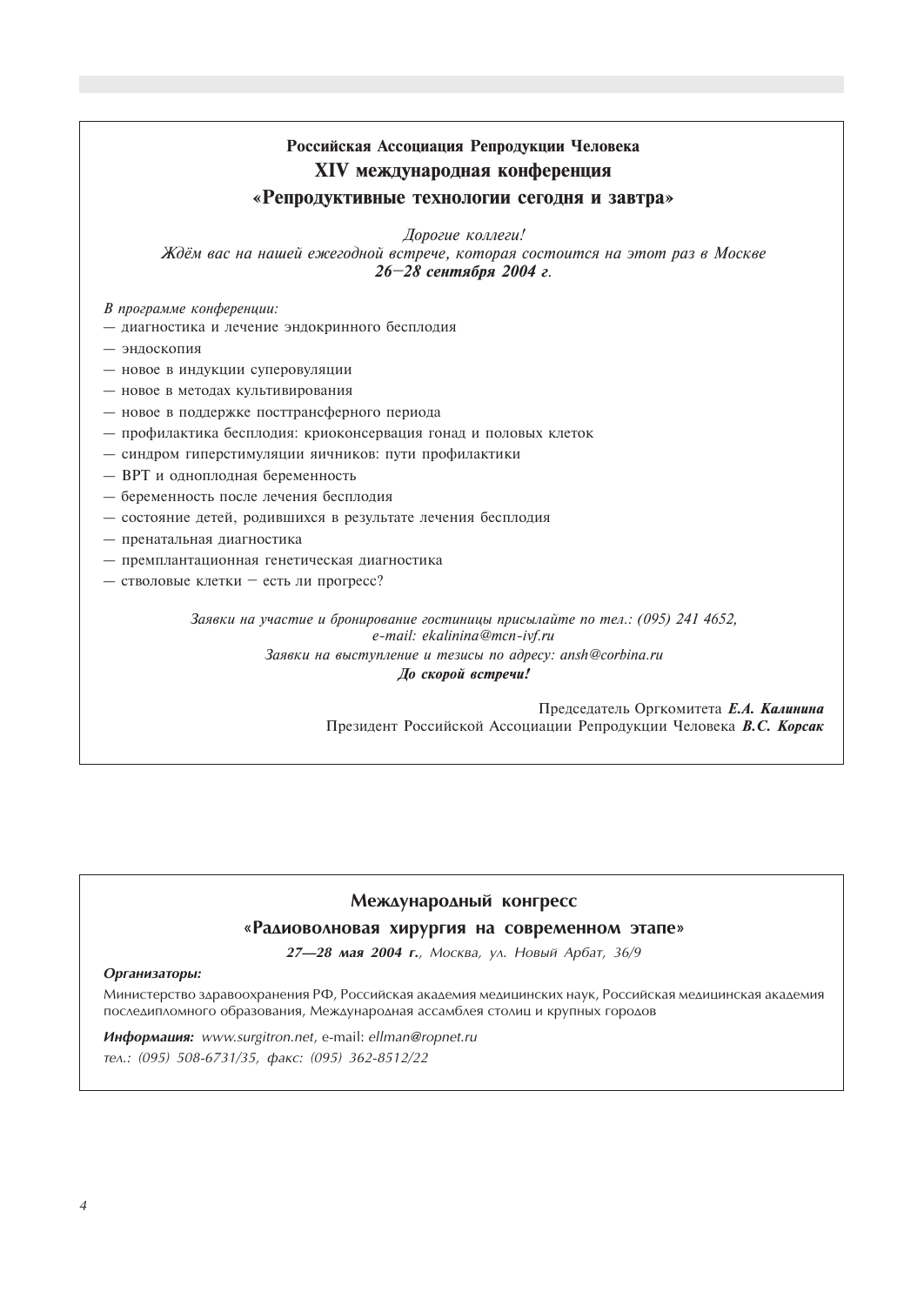**Российская Ассоциация Репродукции Человека**

## XIV международная конференция

## «Репродуктивные технологии сегодня и завтра»

*Дорогие коллеги!*
*Ждём вас на нашей ежегодной встрече, которая состоится на этот раз в Москве*
***26–28 сентября 2004 г.***

*В программе конференции:*

- диагностика и лечение эндокринного бесплодия
- эндоскопия
- новое в индукции суперовуляции
- новое в методах культивирования
- новое в поддержке посттрансферного периода
- профилактика бесплодия: криоконсервация гонад и половых клеток
- синдром гиперстимуляции яичников: пути профилактики
- ВРТ и одноплодная беременность
- беременность после лечения бесплодия
- состояние детей, родившихся в результате лечения бесплодия
- пренатальная диагностика
- премплантационная генетическая диагностика
- стволовые клетки – есть ли прогресс?

*Заявки на участие и бронирование гостиницы присылайте по тел.: (095) 241 4652,*
*e-mail: ekalinina@mcn-ivf.ru*
*Заявки на выступление и тезисы по адресу: ansh@corbina.ru*
***До скорой встречи!***

Председатель Оргкомитета ***Е.А. Калинина***
Президент Российской Ассоциации Репродукции Человека ***В.С. Корсак***

---

## Международный конгресс

## «Радиоволновая хирургия на современном этапе»

***27—28 мая 2004 г.****, Москва, ул. Новый Арбат, 36/9*

***Организаторы:***

Министерство здравоохранения РФ, Российская академия медицинских наук, Российская медицинская академия последипломного образования, Международная ассамблея столиц и крупных городов

***Информация:*** *www.surgitron.net*, e-mail: *ellman@ropnet.ru*
*тел.: (095) 508-6731/35, факс: (095) 362-8512/22*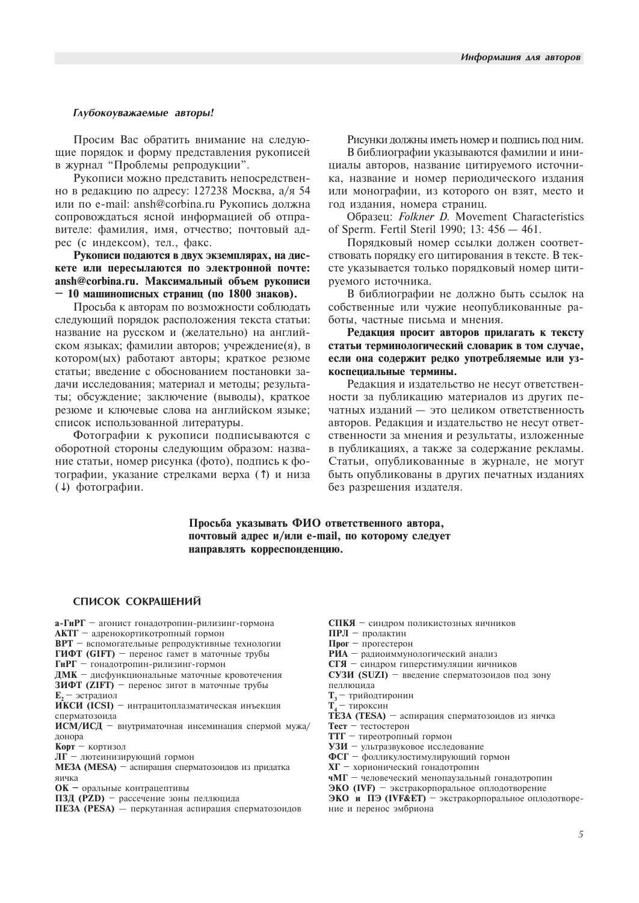*Глубокоуважаемые авторы!*

Просим Вас обратить внимание на следующие порядок и форму представления рукописей в журнал "Проблемы репродукции".

Рукописи можно представить непосредственно в редакцию по адресу: 127238 Москва, а/я 54 или по e-mail: ansh@corbina.ru Рукопись должна сопровождаться ясной информацией об отправителе: фамилия, имя, отчество; почтовый адрес (с индексом), тел., факс.

**Рукописи подаются в двух экземплярах, на дискете или пересылаются по электронной почте: ansh@corbina.ru. Максимальный объем рукописи – 10 машинописных страниц (по 1800 знаков).**

Просьба к авторам по возможности соблюдать следующий порядок расположения текста статьи: название на русском и (желательно) на английском языках; фамилии авторов; учреждение(я), в котором(ых) работают авторы; краткое резюме статьи; введение с обоснованием постановки задачи исследования; материал и методы; результаты; обсуждение; заключение (выводы), краткое резюме и ключевые слова на английском языке; список использованной литературы.

Фотографии к рукописи подписываются с оборотной стороны следующим образом: название статьи, номер рисунка (фото), подпись к фотографии, указание стрелками верха (↑) и низа (↓) фотографии.

Рисунки должны иметь номер и подпись под ним.

В библиографии указываются фамилии и инициалы авторов, название цитируемого источника, название и номер периодического издания или монографии, из которого он взят, место и год издания, номера страниц.

Образец: *Folkner D.* Movement Characteristics of Sperm. Fertil Steril 1990; 13: 456 — 461.

Порядковый номер ссылки должен соответствовать порядку его цитирования в тексте. В тексте указывается только порядковый номер цитируемого источника.

В библиографии не должно быть ссылок на собственные или чужие неопубликованные работы, частные письма и мнения.

**Редакция просит авторов прилагать к тексту статьи терминологический словарик в том случае, если она содержит редко употребляемые или узкоспециальные термины.**

Редакция и издательство не несут ответственности за публикацию материалов из других печатных изданий — это целиком ответственность авторов. Редакция и издательство не несут ответственности за мнения и результаты, изложенные в публикациях, а также за содержание рекламы. Статьи, опубликованные в журнале, не могут быть опубликованы в других печатных изданиях без разрешения издателя.

**Просьба указывать ФИО ответственного автора, почтовый адрес и/или e-mail, по которому следует направлять корреспонденцию.**

## СПИСОК СОКРАЩЕНИЙ

**а-ГнРГ** – агонист гонадотропин-рилизинг-гормона
**АКТГ** – адренокортикотропный гормон
**ВРТ** – вспомогательные репродуктивные технологии
**ГИФТ (GIFT)** – перенос гамет в маточные трубы
**ГнРГ** – гонадотропин-рилизинг-гормон
**ДМК** – дисфункциональные маточные кровотечения
**ЗИФТ (ZIFT)** – перенос зигот в маточные трубы
**$E_2$** – эстрадиол
**ИКСИ (ICSI)** – интрацитоплазматическая инъекция сперматозоида
**ИСМ/ИСД** – внутриматочная инсеминация спермой мужа/донора
**Корт** – кортизол
**ЛГ** – лютеинизирующий гормон
**МЕЗА (MESA)** – аспирация сперматозоидов из придатка яичка
**ОК** – оральные контрацептивы
**ПЗД (PZD)** – рассечение зоны пеллюцида
**ПЕЗА (PESA)** – перкутанная аспирация сперматозоидов
**СПКЯ** – синдром поликистозных яичников
**ПРЛ** – пролактин
**Прог** – прогестерон
**РИА** – радиоиммунологический анализ
**СГЯ** – синдром гиперстимуляции яичников
**СУЗИ (SUZI)** – введение сперматозоидов под зону пеллюцида
**$T_3$** – трийодтиронин
**$T_4$** – тироксин
**ТЕЗА (TESA)** – аспирация сперматозоидов из яичка
**Тест** – тестостерон
**ТТГ** – тиреотропный гормон
**УЗИ** – ультразвуковое исследование
**ФСГ** – фолликулостимулирующий гормон
**ХГ** – хорионический гонадотропин
**чМГ** – человеческий менопаузальный гонадотропин
**ЭКО (IVF)** – экстракорпоральное оплодотворение
**ЭКО и ПЭ (IVF&ET)** – экстракорпоральное оплодотворение и перенос эмбриона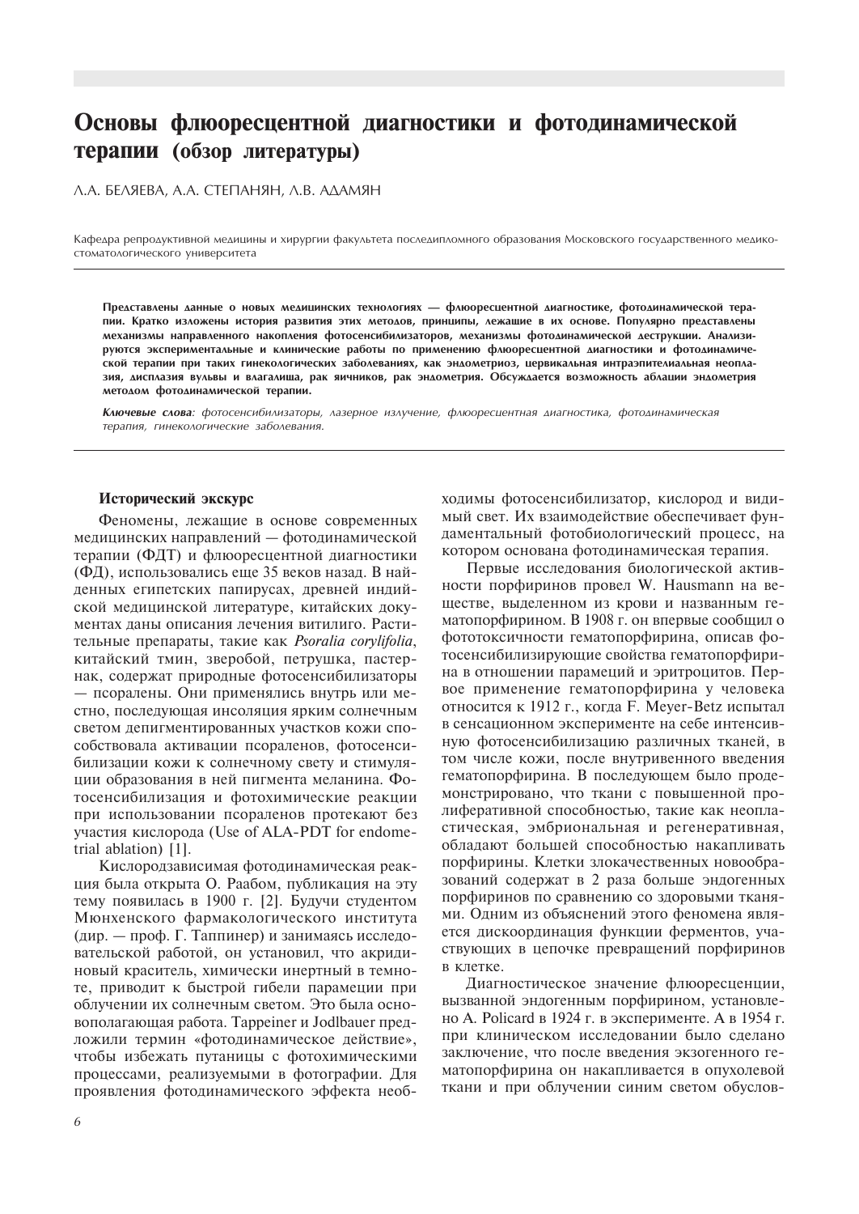# Основы флюоресцентной диагностики и фотодинамической терапии (обзор литературы)

Л.А. БЕЛЯЕВА, А.А. СТЕПАНЯН, Л.В. АДАМЯН

Кафедра репродуктивной медицины и хирургии факультета последипломного образования Московского государственного медико-стоматологического университета

**Представлены данные о новых медицинских технологиях — флюоресцентной диагностике, фотодинамической терапии. Кратко изложены история развития этих методов, принципы, лежащие в их основе. Популярно представлены механизмы направленного накопления фотосенсибилизаторов, механизмы фотодинамической деструкции. Анализируются экспериментальные и клинические работы по применению флюоресцентной диагностики и фотодинамической терапии при таких гинекологических заболеваниях, как эндометриоз, цервикальная интраэпителиальная неоплазия, дисплазия вульвы и влагалища, рак яичников, рак эндометрия. Обсуждается возможность абляции эндометрия методом фотодинамической терапии.**

***Ключевые слова****: фотосенсибилизаторы, лазерное излучение, флюоресцентная диагностика, фотодинамическая терапия, гинекологические заболевания.*

## Исторический экскурс

Феномены, лежащие в основе современных медицинских направлений — фотодинамической терапии (ФДТ) и флюоресцентной диагностики (ФД), использовались еще 35 веков назад. В найденных египетских папирусах, древней индийской медицинской литературе, китайских документах даны описания лечения витилиго. Растительные препараты, такие как *Psoralia corylifolia*, китайский тмин, зверобой, петрушка, пастернак, содержат природные фотосенсибилизаторы — псоралены. Они применялись внутрь или местно, последующая инсоляция ярким солнечным светом депигментированных участков кожи способствовала активации псораленов, фотосенсибилизации кожи к солнечному свету и стимуляции образования в ней пигмента меланина. Фотосенсибилизация и фотохимические реакции при использовании псораленов протекают без участия кислорода (Use of ALA-PDT for endometrial ablation) [1].

Кислородзависимая фотодинамическая реакция была открыта О. Раабом, публикация на эту тему появилась в 1900 г. [2]. Будучи студентом Мюнхенского фармакологического института (дир. — проф. Г. Таппинер) и занимаясь исследовательской работой, он установил, что акридиновый краситель, химически инертный в темноте, приводит к быстрой гибели парамеции при облучении их солнечным светом. Это была основополагающая работа. Tappeiner и Jodlbauer предложили термин «фотодинамическое действие», чтобы избежать путаницы с фотохимическими процессами, реализуемыми в фотографии. Для проявления фотодинамического эффекта необходимы фотосенсибилизатор, кислород и видимый свет. Их взаимодействие обеспечивает фундаментальный фотобиологический процесс, на котором основана фотодинамическая терапия.

Первые исследования биологической активности порфиринов провел W. Hausmann на веществе, выделенном из крови и названным гематопорфирином. В 1908 г. он впервые сообщил о фототоксичности гематопорфирина, описав фотосенсибилизирующие свойства гематопорфирина в отношении парамеций и эритроцитов. Первое применение гематопорфирина у человека относится к 1912 г., когда F. Meyer-Betz испытал в сенсационном эксперименте на себе интенсивную фотосенсибилизацию различных тканей, в том числе кожи, после внутривенного введения гематопорфирина. В последующем было продемонстрировано, что ткани с повышенной пролиферативной способностью, такие как неопластическая, эмбриональная и регенеративная, обладают большей способностью накапливать порфирины. Клетки злокачественных новообразований содержат в 2 раза больше эндогенных порфиринов по сравнению со здоровыми тканями. Одним из объяснений этого феномена является дискоординация функции ферментов, участвующих в цепочке превращений порфиринов в клетке.

Диагностическое значение флюоресценции, вызванной эндогенным порфирином, установлено A. Policard в 1924 г. в эксперименте. А в 1954 г. при клиническом исследовании было сделано заключение, что после введения экзогенного гематопорфирина он накапливается в опухолевой ткани и при облучении синим светом обуслов-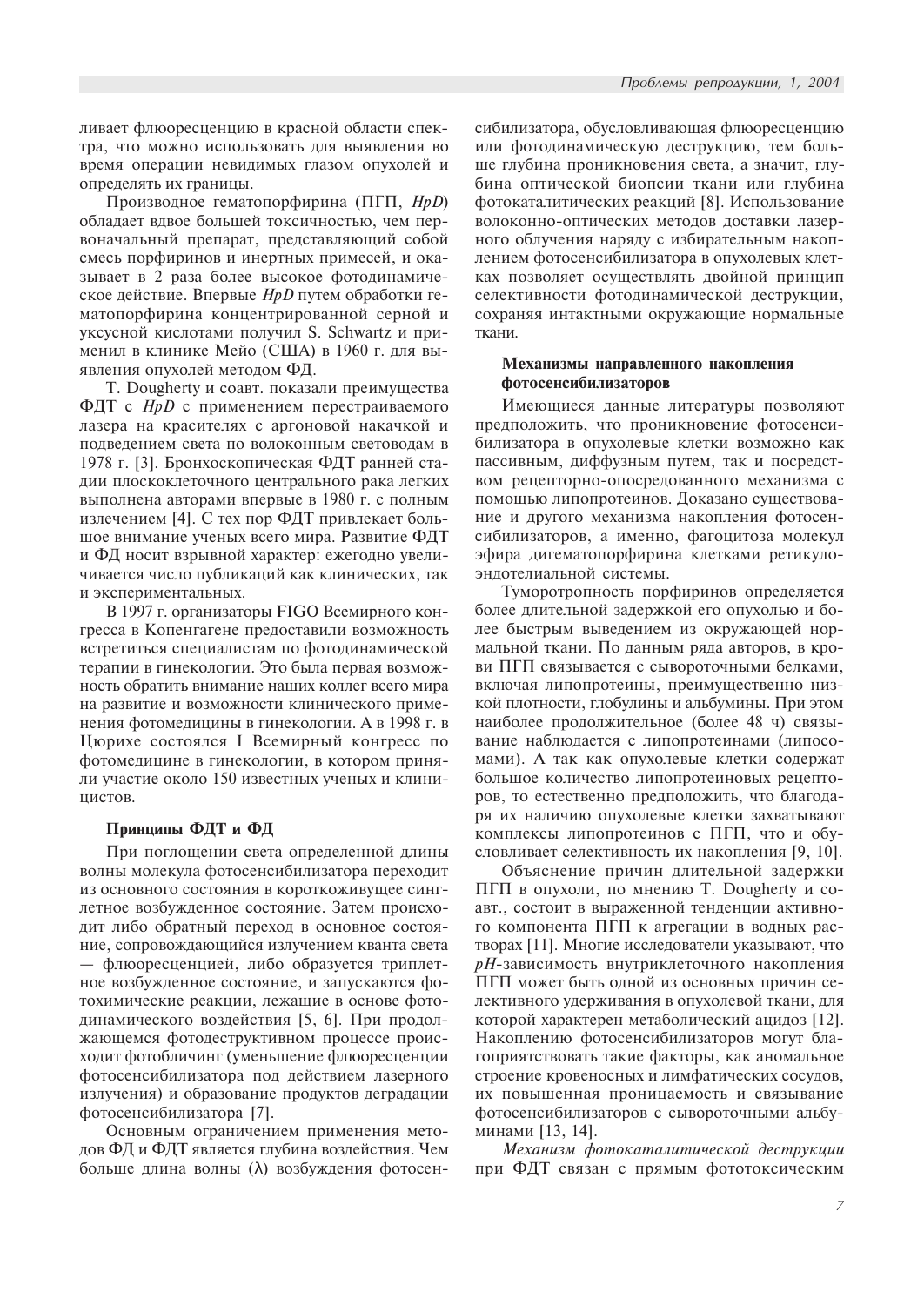ливает флюоресценцию в красной области спектра, что можно использовать для выявления во время операции невидимых глазом опухолей и определять их границы.

Производное гематопорфирина (ПГП, *HpD*) обладает вдвое большей токсичностью, чем первоначальный препарат, представляющий собой смесь порфиринов и инертных примесей, и оказывает в 2 раза более высокое фотодинамическое действие. Впервые *HpD* путем обработки гематопорфирина концентрированной серной и уксусной кислотами получил S. Schwartz и применил в клинике Мейо (США) в 1960 г. для выявления опухолей методом ФД.

T. Dougherty и соавт. показали преимущества ФДТ с *HpD* с применением перестраиваемого лазера на красителях с аргоновой накачкой и подведением света по волоконным световодам в 1978 г. [3]. Бронхоскопическая ФДТ ранней стадии плоскоклеточного центрального рака легких выполнена авторами впервые в 1980 г. с полным излечением [4]. С тех пор ФДТ привлекает большое внимание ученых всего мира. Развитие ФДТ и ФД носит взрывной характер: ежегодно увеличивается число публикаций как клинических, так и экспериментальных.

В 1997 г. организаторы FIGO Всемирного конгресса в Копенгагене предоставили возможность встретиться специалистам по фотодинамической терапии в гинекологии. Это была первая возможность обратить внимание наших коллег всего мира на развитие и возможности клинического применения фотомедицины в гинекологии. А в 1998 г. в Цюрихе состоялся I Всемирный конгресс по фотомедицине в гинекологии, в котором приняли участие около 150 известных ученых и клиницистов.

### Принципы ФДТ и ФД

При поглощении света определенной длины волны молекула фотосенсибилизатора переходит из основного состояния в короткоживущее синглетное возбужденное состояние. Затем происходит либо обратный переход в основное состояние, сопровождающийся излучением кванта света — флюоресценцией, либо образуется триплетное возбужденное состояние, и запускаются фотохимические реакции, лежащие в основе фотодинамического воздействия [5, 6]. При продолжающемся фотодеструктивном процессе происходит фотоблично (уменьшение флюоресценции фотосенсибилизатора под действием лазерного излучения) и образование продуктов деградации фотосенсибилизатора [7].

Основным ограничением применения методов ФД и ФДТ является глубина воздействия. Чем больше длина волны (λ) возбуждения фотосенсибилизатора, обусловливающая флюоресценцию или фотодинамическую деструкцию, тем больше глубина проникновения света, а значит, глубина оптической биопсии ткани или глубина фотокаталитических реакций [8]. Использование волоконно-оптических методов доставки лазерного облучения наряду с избирательным накоплением фотосенсибилизатора в опухолевых клетках позволяет осуществлять двойной принцип селективности фотодинамической деструкции, сохраняя интактными окружающие нормальные ткани.

### Механизмы направленного накопления фотосенсибилизаторов

Имеющиеся данные литературы позволяют предположить, что проникновение фотосенсибилизатора в опухолевые клетки возможно как пассивным, диффузным путем, так и посредством рецепторно-опосредованного механизма с помощью липопротеинов. Доказано существование и другого механизма накопления фотосенсибилизаторов, а именно, фагоцитоза молекул эфира дигематопорфирина клетками ретикулоэндотелиальной системы.

Тумотропность порфиринов определяется более длительной задержкой его опухолью и более быстрым выведением из окружающей нормальной ткани. По данным ряда авторов, в крови ПГП связывается с сывороточными белками, включая липопротеины, преимущественно низкой плотности, глобулины и альбумины. При этом наиболее продолжительное (более 48 ч) связывание наблюдается с липопротеинами (липосомами). А так как опухолевые клетки содержат большое количество липопротеиновых рецепторов, то естественно предположить, что благодаря их наличию опухолевые клетки захватывают комплексы липопротеинов с ПГП, что и обусловливает селективность их накопления [9, 10].

Объяснение причин длительной задержки ПГП в опухоли, по мнению T. Dougherty и соавт., состоит в выраженной тенденции активного компонента ПГП к агрегации в водных растворах [11]. Многие исследователи указывают, что *pH*-зависимость внутриклеточного накопления ПГП может быть одной из основных причин селективного удерживания в опухолевой ткани, для которой характерен метаболический ацидоз [12]. Накоплению фотосенсибилизаторов могут благоприятствовать такие факторы, как аномальное строение кровеносных и лимфатических сосудов, их повышенная проницаемость и связывание фотосенсибилизаторов с сывороточными альбуминами [13, 14].

*Механизм фотокаталитической деструкции* при ФДТ связан с прямым фототоксическим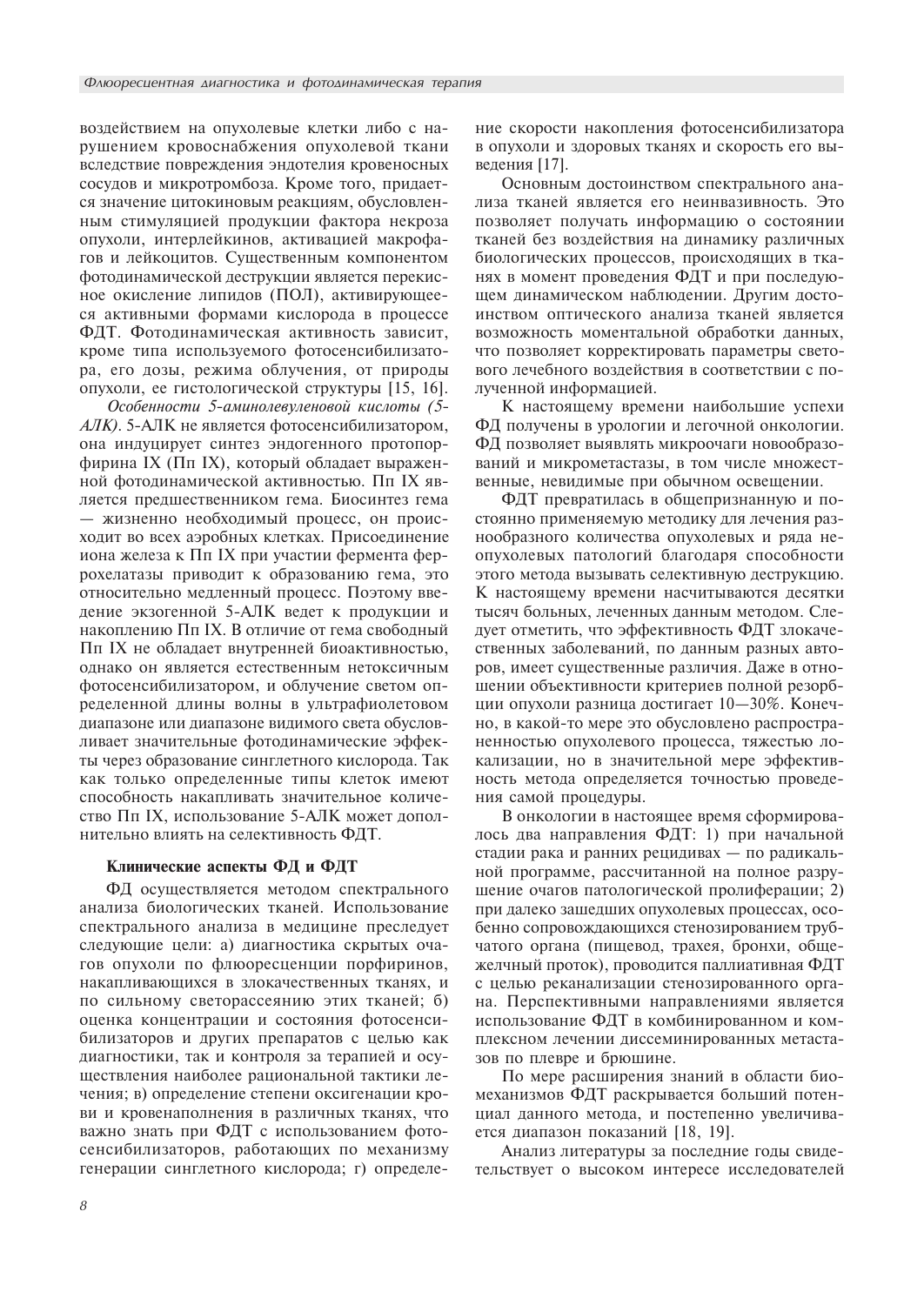воздействием на опухолевые клетки либо с нарушением кровоснабжения опухолевой ткани вследствие повреждения эндотелия кровеносных сосудов и микротромбоза. Кроме того, придается значение цитокиновым реакциям, обусловленным стимуляцией продукции фактора некроза опухоли, интерлейкинов, активацией макрофагов и лейкоцитов. Существенным компонентом фотодинамической деструкции является перекисное окисление липидов (ПОЛ), активирующееся активными формами кислорода в процессе ФДТ. Фотодинамическая активность зависит, кроме типа используемого фотосенсибилизатора, его дозы, режима облучения, от природы опухоли, ее гистологической структуры [15, 16].

*Особенности 5-аминолевулeновой кислоты (5-АЛК).* 5-АЛК не является фотосенсибилизатором, она индуцирует синтез эндогенного протопорфирина IX (Пп IX), который обладает выраженной фотодинамической активностью. Пп IX является предшественником гема. Биосинтез гема — жизненно необходимый процесс, он происходит во всех аэробных клетках. Присоединение иона железа к Пп IX при участии фермента феррохелатазы приводит к образованию гема, это относительно медленный процесс. Поэтому введение экзогенной 5-АЛК ведет к продукции и накоплению Пп IX. В отличие от гема свободный Пп IX не обладает внутренней биоактивностью, однако он является естественным нетоксичным фотосенсибилизатором, и облучение светом определенной длины волны в ультрафиолетовом диапазоне или диапазоне видимого света обусловливает значительные фотодинамические эффекты через образование синглетного кислорода. Так как только определенные типы клеток имеют способность накапливать значительное количество Пп IX, использование 5-АЛК может дополнительно влиять на селективность ФДТ.

### Клинические аспекты ФД и ФДТ

ФД осуществляется методом спектрального анализа биологических тканей. Использование спектрального анализа в медицине преследует следующие цели: а) диагностика скрытых очагов опухоли по флюоресценции порфиринов, накапливающихся в злокачественных тканях, и по сильному светорассеянию этих тканей; б) оценка концентрации и состояния фотосенсибилизаторов и других препаратов с целью как диагностики, так и контроля за терапией и осуществления наиболее рациональной тактики лечения; в) определение степени оксигенации крови и кровенаполнения в различных тканях, что важно знать при ФДТ с использованием фотосенсибилизаторов, работающих по механизму генерации синглетного кислорода; г) определение скорости накопления фотосенсибилизатора в опухоли и здоровых тканях и скорость его выведения [17].

Основным достоинством спектрального анализа тканей является его неинвазивность. Это позволяет получать информацию о состоянии тканей без воздействия на динамику различных биологических процессов, происходящих в тканях в момент проведения ФДТ и при последующем динамическом наблюдении. Другим достоинством оптического анализа тканей является возможность моментальной обработки данных, что позволяет корректировать параметры светового лечебного воздействия в соответствии с полученной информацией.

К настоящему времени наибольшие успехи ФД получены в урологии и легочной онкологии. ФД позволяет выявлять микроочаги новообразований и микрометастазы, в том числе множественные, невидимые при обычном освещении.

ФДТ превратилась в общепризнанную и постоянно применяемую методику для лечения разнообразного количества опухолевых и ряда неопухолевых патологий благодаря способности этого метода вызывать селективную деструкцию. К настоящему времени насчитываются десятки тысяч больных, леченных данным методом. Следует отметить, что эффективность ФДТ злокачественных заболеваний, по данным разных авторов, имеет существенные различия. Даже в отношении объективности критериев полной резорбции опухоли разница достигает 10—30%. Конечно, в какой-то мере это обусловлено распространенностью опухолевого процесса, тяжестью локализации, но в значительной мере эффективность метода определяется точностью проведения самой процедуры.

В онкологии в настоящее время сформировалось два направления ФДТ: 1) при начальной стадии рака и ранних рецидивах — по радикальной программе, рассчитанной на полное разрушение очагов патологической пролиферации; 2) при далеко зашедших опухолевых процессах, особенно сопровождающихся стенозированием трубчатого органа (пищевод, трахея, бронхи, общежелчный проток), проводится паллиативная ФДТ с целью реканализации стенозированного органа. Перспективными направлениями является использование ФДТ в комбинированном и комплексном лечении диссеминированных метастазов по плевре и брюшине.

По мере расширения знаний в области биомеханизмов ФДТ раскрывается больший потенциал данного метода, и постепенно увеличивается диапазон показаний [18, 19].

Анализ литературы за последние годы свидетельствует о высоком интересе исследователей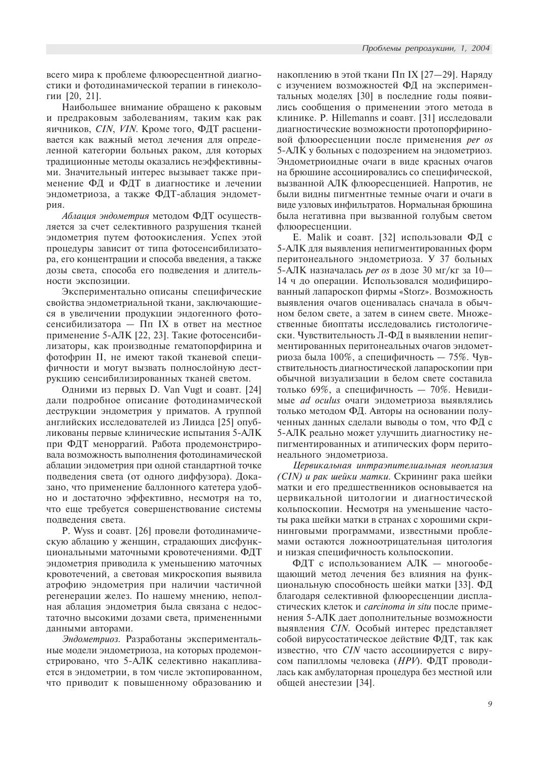всего мира к проблеме флюоресцентной диагностики и фотодинамической терапии в гинекологии [20, 21].

Наибольшее внимание обращено к раковым и предраковым заболеваниям, таким как рак яичников, *CIN*, *VIN*. Кроме того, ФДТ расценивается как важный метод лечения для определенной категории больных раком, для которых традиционные методы оказались неэффективными. Значительный интерес вызывает также применение ФД и ФДТ в диагностике и лечении эндометриоза, а также ФДТ-аблация эндометрия.

*Аблация эндометрия* методом ФДТ осуществляется за счет селективного разрушения тканей эндометрия путем фотоокисления. Успех этой процедуры зависит от типа фотосенсибилизатора, его концентрации и способа введения, а также дозы света, способа его подведения и длительности экспозиции.

Экспериментально описаны специфические свойства эндометриальной ткани, заключающиеся в увеличении продукции эндогенного фотосенсибилизатора — Пп IX в ответ на местное применение 5-АЛК [22, 23]. Такие фотосенсибилизаторы, как производные гематопорфирина и фотофрин II, не имеют такой тканевой специфичности и могут вызвать полнослойную деструкцию сенсибилизированных тканей светом.

Одними из первых D. Van Vugt и соавт. [24] дали подробное описание фотодинамической деструкции эндометрия у приматов. А группой английских исследователей из Лиидса [25] опубликованы первые клинические испытания 5-АЛК при ФДТ меноррагий. Работа продемонстрировала возможность выполнения фотодинамической аблации эндометрия при одной стандартной точке подведения света (от одного диффузора). Доказано, что применение баллонного катетера удобно и достаточно эффективно, несмотря на то, что еще требуется совершенствование системы подведения света.

P. Wyss и соавт. [26] провели фотодинамическую аблацию у женщин, страдающих дисфункциональными маточными кровотечениями. ФДТ эндометрия приводила к уменьшению маточных кровотечений, а световая микроскопия выявила атрофию эндометрия при наличии частичной регенерации желез. По нашему мнению, неполная аблация эндометрия была связана с недостаточно высокими дозами света, примененными данными авторами.

*Эндометриоз.* Разработаны экспериментальные модели эндометриоза, на которых продемонстрировано, что 5-АЛК селективно накапливается в эндометрии, в том числе эктопированном, что приводит к повышенному образованию и накоплению в этой ткани Пп IX [27—29]. Наряду с изучением возможностей ФД на экспериментальных моделях [30] в последние годы появились сообщения о применении этого метода в клинике. P. Hillemanns и соавт. [31] исследовали диагностические возможности протопорфириновой флюоресценции после применения *per os* 5-АЛК у больных с подозрением на эндометриоз. Эндометриоидные очаги в виде красных очагов на брюшине ассоциировались со специфической, вызванной АЛК флюоресценцией. Напротив, не были видны пигментные темные очаги и очаги в виде узловых инфильтратов. Нормальная брюшина была негативна при вызванной голубым светом флюоресценции.

E. Malik и соавт. [32] использовали ФД с 5-АЛК для выявления непигментированных форм перитонеального эндометриоза. У 37 больных 5-АЛК назначалась *per os* в дозе 30 мг/кг за 10—14 ч до операции. Использовался модифицированный лапароскоп фирмы «Storz». Возможность выявления очагов оценивалась сначала в обычном белом свете, а затем в синем свете. Множественные биоптаты исследовались гистологически. Чувствительность Л-ФД в выявлении непигментированных перитонеальных очагов эндометриоза была 100%, а специфичность — 75%. Чувствительность диагностической лапароскопии при обычной визуализации в белом свете составила только 69%, а специфичность — 70%. Невидимые *ad oculus* очаги эндометриоза выявлялись только методом ФД. Авторы на основании полученных данных сделали выводы о том, что ФД с 5-АЛК реально может улучшить диагностику непигментированных и атипических форм перитонеального эндометриоза.

*Цервикальная интраэпителиальная неоплазия (CIN) и рак шейки матки.* Скрининг рака шейки матки и его предшественников основывается на цервикальной цитологии и диагностической кольпоскопии. Несмотря на уменьшение частоты рака шейки матки в странах с хорошими скрининговыми программами, известными проблемами остаются ложноотрицательная цитология и низкая специфичность кольпоскопии.

ФДТ с использованием АЛК — многообещающий метод лечения без влияния на функциональную способность шейки матки [33]. ФД благодаря селективной флюоресценции диспластических клеток и *carcinoma in situ* после применения 5-АЛК дает дополнительные возможности выявления *CIN*. Особый интерес представляет собой вирусостатическое действие ФДТ, так как известно, что *CIN* часто ассоциируется с вирусом папилломы человека (*HPV*). ФДТ проводилась как амбулаторная процедура без местной или общей анестезии [34].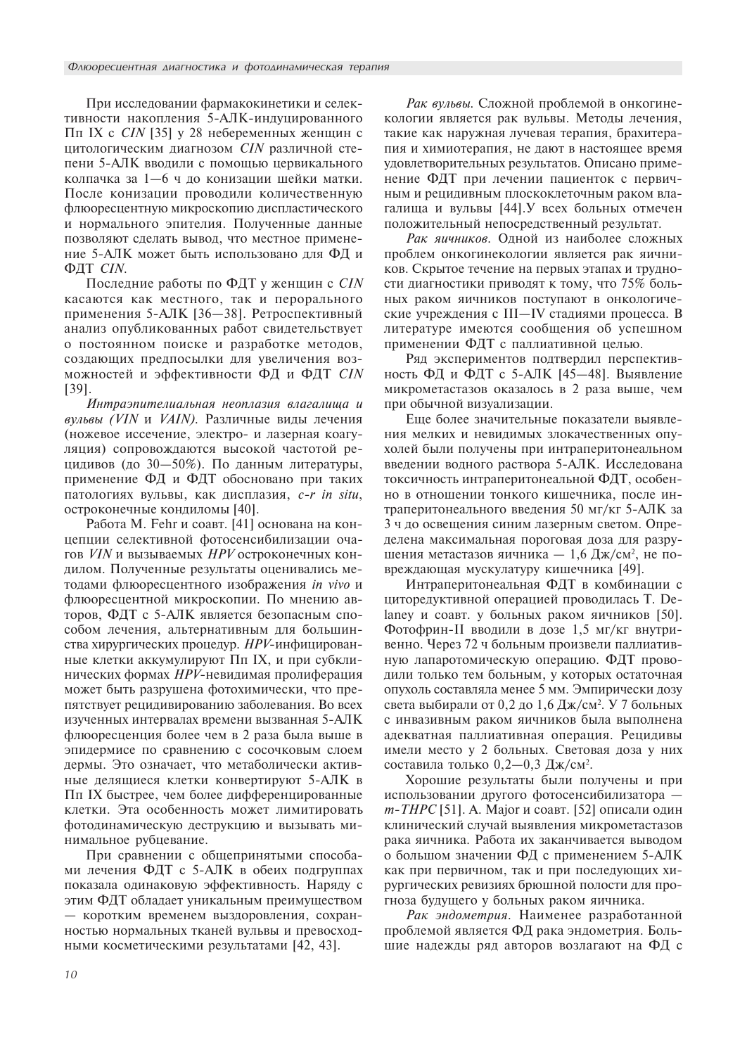При исследовании фармакокинетики и селективности накопления 5-АЛК-индуцированного Пп IX с *CIN* [35] у 28 небеременных женщин с цитологическим диагнозом *CIN* различной степени 5-АЛК вводили с помощью цервикального колпачка за 1—6 ч до конизации шейки матки. После конизации проводили количественную флюоресцентную микроскопию диспластического и нормального эпителия. Полученные данные позволяют сделать вывод, что местное применение 5-АЛК может быть использовано для ФД и ФДТ *CIN*.

Последние работы по ФДТ у женщин с *CIN* касаются как местного, так и перорального применения 5-АЛК [36—38]. Ретроспективный анализ опубликованных работ свидетельствует о постоянном поиске и разработке методов, создающих предпосылки для увеличения возможностей и эффективности ФД и ФДТ *CIN* [39].

***Интраэпителиальная неоплазия влагалища и вульвы (VIN и VAIN).*** Различные виды лечения (ножевое иссечение, электро- и лазерная коагуляция) сопровождаются высокой частотой рецидивов (до 30—50%). По данным литературы, применение ФД и ФДТ обосновано при таких патологиях вульвы, как дисплазия, *c-r in situ*, остроконечные кондиломы [40].

Работа M. Fehr и соавт. [41] основана на концепции селективной фотосенсибилизации очагов *VIN* и вызываемых *HPV* остроконечных кондилом. Полученные результаты оценивались методами флюоресцентного изображения *in vivo* и флюоресцентной микроскопии. По мнению авторов, ФДТ с 5-АЛК является безопасным способом лечения, альтернативным для большинства хирургических процедур. *HPV*-инфицированные клетки аккумулируют Пп IX, и при субклинических формах *HPV*-невидимая пролиферация может быть разрушена фотохимически, что препятствует рецидивированию заболевания. Во всех изученных интервалах времени вызванная 5-АЛК флюоресценция более чем в 2 раза была выше в эпидермисе по сравнению с сосочковым слоем дермы. Это означает, что метаболически активные делящиеся клетки конвертируют 5-АЛК в Пп IX быстрее, чем более дифференцированные клетки. Эта особенность может лимитировать фотодинамическую деструкцию и вызывать минимальное рубцевание.

При сравнении с общепринятыми способами лечения ФДТ с 5-АЛК в обеих подгруппах показала одинаковую эффективность. Наряду с этим ФДТ обладает уникальным преимуществом — коротким временем выздоровления, сохранностью нормальных тканей вульвы и превосходными косметическими результатами [42, 43].

*Рак вульвы.* Сложной проблемой в онкогинекологии является рак вульвы. Методы лечения, такие как наружная лучевая терапия, брахитерапия и химиотерапия, не дают в настоящее время удовлетворительных результатов. Описано применение ФДТ при лечении пациенток с первичным и рецидивным плоскоклеточным раком влагалища и вульвы [44].У всех больных отмечен положительный непосредственный результат.

*Рак яичников.* Одной из наиболее сложных проблем онкогинекологии является рак яичников. Скрытое течение на первых этапах и трудности диагностики приводят к тому, что 75% больных раком яичников поступают в онкологические учреждения с III—IV стадиями процесса. В литературе имеются сообщения об успешном применении ФДТ с паллиативной целью.

Ряд экспериментов подтвердил перспективность ФД и ФДТ с 5-АЛК [45—48]. Выявление микрометастазов оказалось в 2 раза выше, чем при обычной визуализации.

Еще более значительные показатели выявления мелких и невидимых злокачественных опухолей были получены при интраперитонеальном введении водного раствора 5-АЛК. Исследована токсичность интраперитонеальной ФДТ, особенно в отношении тонкого кишечника, после интраперитонеального введения 50 мг/кг 5-АЛК за 3 ч до освещения синим лазерным светом. Определена максимальная пороговая доза для разрушения метастазов яичника — 1,6 Дж/см$^2$, не повреждающая мускулатуру кишечника [49].

Интраперитонеальная ФДТ в комбинации с циторедуктивной операцией проводилась T. Delaney и соавт. у больных раком яичников [50]. Фотофрин-II вводили в дозе 1,5 мг/кг внутривенно. Через 72 ч больным произвели паллиативную лапаротомическую операцию. ФДТ проводили только тем больным, у которых остаточная опухоль составляла менее 5 мм. Эмпирически дозу света выбирали от 0,2 до 1,6 Дж/см$^2$. У 7 больных с инвазивным раком яичников была выполнена адекватная паллиативная операция. Рецидивы имели место у 2 больных. Световая доза у них составила только 0,2—0,3 Дж/см$^2$.

Хорошие результаты были получены и при использовании другого фотосенсибилизатора — *m-THPC* [51]. A. Major и соавт. [52] описали один клинический случай выявления микрометастазов рака яичника. Работа их заканчивается выводом о большом значении ФД с применением 5-АЛК как при первичном, так и при последующих хирургических ревизиях брюшной полости для прогноза будущего у больных раком яичника.

*Рак эндометрия.* Наименее разработанной проблемой является ФД рака эндометрия. Большие надежды ряд авторов возлагают на ФД с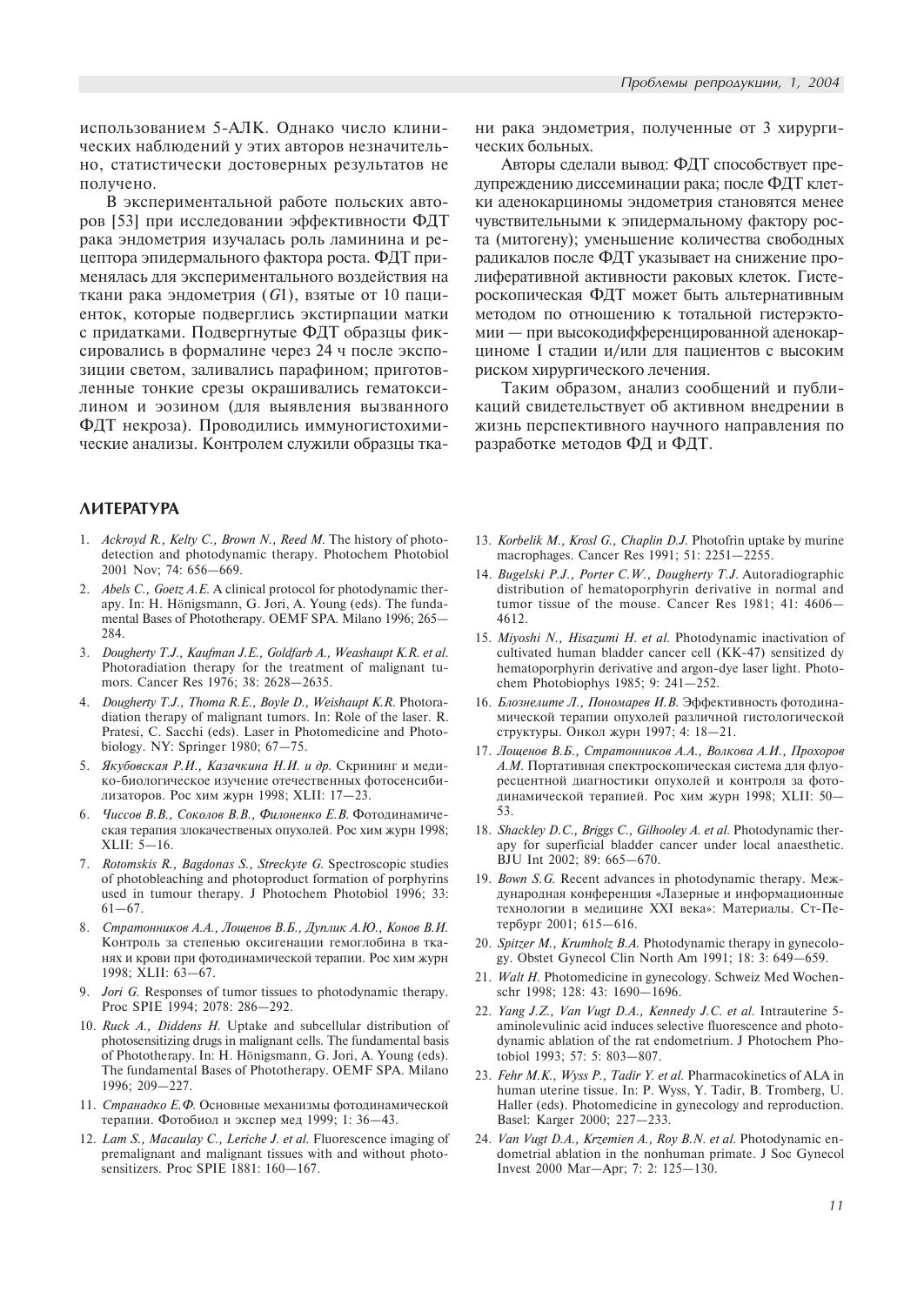использованием 5-АЛК. Однако число клинических наблюдений у этих авторов незначительно, статистически достоверных результатов не получено.

В экспериментальной работе польских авторов [53] при исследовании эффективности ФДТ рака эндометрия изучалась роль ламинина и рецептора эпидермального фактора роста. ФДТ применялась для экспериментального воздействия на ткани рака эндометрия (*G*1), взятые от 10 пациенток, которые подверглись экстирпации матки с придатками. Подвергнутые ФДТ образцы фиксировались в формалине через 24 ч после экспозиции светом, заливались парафином; приготовленные тонкие срезы окрашивались гематоксилином и эозином (для выявления вызванного ФДТ некроза). Проводились иммуногистохимические анализы. Контролем служили образцы ткани рака эндометрия, полученные от 3 хирургических больных.

Авторы сделали вывод: ФДТ способствует предупреждению диссеминации рака; после ФДТ клетки аденокарциномы эндометрия становятся менее чувствительными к эпидермальному фактору роста (митогену); уменьшение количества свободных радикалов после ФДТ указывает на снижение пролиферативной активности раковых клеток. Гистероскопическая ФДТ может быть альтернативным методом по отношению к тотальной гистерэктомии — при высокодифференцированной аденокарциноме I стадии и/или для пациентов с высоким риском хирургического лечения.

Таким образом, анализ сообщений и публикаций свидетельствует об активном внедрении в жизнь перспективного научного направления по разработке методов ФД и ФДТ.

## ЛИТЕРАТУРА

1. *Ackroyd R., Kelty C., Brown N., Reed M.* The history of photodetection and photodynamic therapy. Photochem Photobiol 2001 Nov; 74: 656—669.
2. *Abels C., Goetz A.E.* A clinical protocol for photodynamic therapy. In: H. Hönigsmann, G. Jori, A. Young (eds). The fundamental Bases of Phototherapy. OEMF SPA. Milano 1996; 265—284.
3. *Dougherty T.J., Kaufman J.E., Goldfarb A., Weashaupt K.R. et al.* Photoradiation therapy for the treatment of malignant tumors. Cancer Res 1976; 38: 2628—2635.
4. *Dougherty T.J., Thoma R.E., Boyle D., Weishaupt K.R.* Photoradiation therapy of malignant tumors. In: Role of the laser. R. Pratesi, C. Sacchi (eds). Laser in Photomedicine and Photobiology. NY: Springer 1980; 67—75.
5. *Якубовская Р.И., Казачкина Н.И. и др.* Скрининг и медико-биологическое изучение отечественных фотосенсибилизаторов. Рос хим журн 1998; XLII: 17—23.
6. *Чиссов В.В., Соколов В.В., Филоненко Е.В.* Фотодинамическая терапия злокачественных опухолей. Рос хим журн 1998; XLII: 5—16.
7. *Rotomskis R., Bagdonas S., Streckyte G.* Spectroscopic studies of photobleaching and photoproduct formation of porphyrins used in tumour therapy. J Photochem Photobiol 1996; 33: 61—67.
8. *Стратонников А.А., Лощенов В.Б., Дуплик А.Ю., Конов В.И.* Контроль за степенью оксигенации гемоглобина в тканях и крови при фотодинамической терапии. Рос хим журн 1998; XLII: 63—67.
9. *Jori G.* Responses of tumor tissues to photodynamic therapy. Proc SPIE 1994; 2078: 286—292.
10. *Ruck A., Diddens H.* Uptake and subcellular distribution of photosensitizing drugs in malignant cells. The fundamental basis of Phototherapy. In: H. Hönigsmann, G. Jori, A. Young (eds). The fundamental Bases of Phototherapy. OEMF SPA. Milano 1996; 209—227.
11. *Странадко Е.Ф.* Основные механизмы фотодинамической терапии. Фотобиол и экспер мед 1999; 1: 36—43.
12. *Lam S., Macaulay C., Leriche J. et al.* Fluorescence imaging of premalignant and malignant tissues with and without photosensitizers. Proc SPIE 1881: 160—167.
13. *Korbelik M., Krosl G., Chaplin D.J.* Photofrin uptake by murine macrophages. Cancer Res 1991; 51: 2251—2255.
14. *Bugelski P.J., Porter C.W., Dougherty T.J.* Autoradiographic distribution of hematoporphyrin derivative in normal and tumor tissue of the mouse. Cancer Res 1981; 41: 4606—4612.
15. *Miyoshi N., Hisazumi H. et al.* Photodynamic inactivation of cultivated human bladder cancer cell (KK-47) sensitized dy hematoporphyrin derivative and argon-dye laser light. Photochem Photobiophys 1985; 9: 241—252.
16. *Блознелите Л., Пономарев И.В.* Эффективность фотодинамической терапии опухолей различной гистологической структуры. Онкол журн 1997; 4: 18—21.
17. *Лощенов В.Б., Стратонников А.А., Волкова А.И., Прохоров А.М.* Портативная спектроскопическая система для флуоресцентной диагностики опухолей и контроля за фотодинамической терапией. Рос хим журн 1998; XLII: 50—53.
18. *Shackley D.C., Briggs C., Gilhooley A. et al.* Photodynamic therapy for superficial bladder cancer under local anaesthetic. BJU Int 2002; 89: 665—670.
19. *Bown S.G.* Recent advances in photodynamic therapy. Международная конференция «Лазерные и информационные технологии в медицине XXI века»: Материалы. Ст-Петербург 2001; 615—616.
20. *Spitzer M., Krumholz B.A.* Photodynamic therapy in gynecology. Obstet Gynecol Clin North Am 1991; 18: 3: 649—659.
21. *Walt H.* Photomedicine in gynecology. Schweiz Med Wochenschr 1998; 128: 43: 1690—1696.
22. *Yang J.Z., Van Vugt D.A., Kennedy J.C. et al.* Intrauterine 5-aminolevulinic acid induces selective fluorescence and photodynamic ablation of the rat endometrium. J Photochem Photobiol 1993; 57: 5: 803—807.
23. *Fehr M.K., Wyss P., Tadir Y. et al.* Pharmacokinetics of ALA in human uterine tissue. In: P. Wyss, Y. Tadir, B. Tromberg, U. Haller (eds). Photomedicine in gynecology and reproduction. Basel: Karger 2000; 227—233.
24. *Van Vugt D.A., Krzemien A., Roy B.N. et al.* Photodynamic endometrial ablation in the nonhuman primate. J Soc Gynecol Invest 2000 Mar—Apr; 7: 2: 125—130.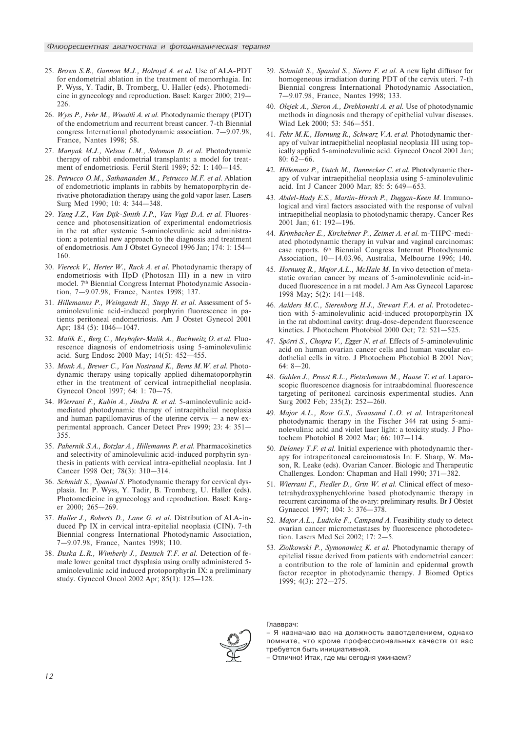25. *Brown S.B., Gannon M.J., Holroyd A. et al.* Use of ALA-PDT for endometrial ablation in the treatment of menorrhagia. In: P. Wyss, Y. Tadir, B. Tromberg, U. Haller (eds). Photomedicine in gynecology and reproduction. Basel: Karger 2000; 219—226.
26. *Wyss P., Fehr M., Woodtli A. et al.* Photodynamic therapy (PDT) of the endometrium and recurrent breast cancer. 7-th Biennial congress International photodynamic association. 7—9.07.98, France, Nantes 1998; 58.
27. *Manyak M.J., Nelson L.M., Solomon D. et al.* Photodynamic therapy of rabbit endometrial transplants: a model for treatment of endometriosis. Fertil Steril 1989; 52: 1: 140—145.
28. *Petrucco O.M., Sathananden M., Petrucco M.F. et al.* Ablation of endometriotic implants in rabbits by hematoporphyrin derivative photoradiation therapy using the gold vapor laser. Lasers Surg Med 1990; 10: 4: 344—348.
29. *Yang J.Z., Van Dijk-Smith J.P., Van Vugt D.A. et al.* Fluorescence and photosensitization of experimental endometriosis in the rat after systemic 5-aminolevulinic acid administration: a potential new approach to the diagnosis and treatment of endometriosis. Am J Obstet Gynecol 1996 Jan; 174: 1: 154—160.
30. *Viereck V., Herter W., Ruck A. et al.* Photodynamic therapy of endometriosis with HpD (Photosan III) in a new in vitro model. 7th Biennial Congress Internat Photodynamic Association, 7—9.07.98, France, Nantes 1998; 137.
31. *Hillemanns P., Weingandt H., Stepp H. et al.* Assessment of 5-aminolevulinic acid-induced porphyrin fluorescence in patients peritoneal endometriosis. Am J Obstet Gynecol 2001 Apr; 184 (5): 1046—1047.
32. *Malik E., Berg C., Meyhofer-Malik A., Buchweitz O. et al.* Fluorescence diagnosis of endometriosis using 5-aminolevulinic acid. Surg Endosc 2000 May; 14(5): 452—455.
33. *Monk A., Brewer C., Van Nostrand K., Bems M.W. et al.* Photodynamic therapy using topically applied dihematoporphyrin ether in the treatment of cervical intraepithelial neoplasia. Gynecol Oncol 1997; 64: 1: 70—75.
34. *Wierrani F., Kubin A., Jindra R. et al.* 5-aminolevulinic acid-mediated photodynamic therapy of intraepithelial neoplasia and human papillomavirus of the uterine cervix — a new experimental approach. Cancer Detect Prev 1999; 23: 4: 351—355.
35. *Pahernik S.A., Botzlar A., Hillemanns P. et al.* Pharmacokinetics and selectivity of aminolevulinic acid-induced porphyrin synthesis in patients with cervical intra-epithelial neoplasia. Int J Cancer 1998 Oct; 78(3): 310—314.
36. *Schmidt S., Spaniol S.* Photodynamic therapy for cervical dysplasia. In: P. Wyss, Y. Tadir, B. Tromberg, U. Haller (eds). Photomedicine in gynecology and reproduction. Basel: Karger 2000; 265—269.
37. *Haller J., Roberts D., Lane G. et al.* Distribution of ALA-induced Pp IX in cervical intra-epitelial neoplasia (CIN). 7-th Biennial congress International Photodynamic Association, 7—9.07.98, France, Nantes 1998; 110.
38. *Duska L.R., Wimberly J., Deutsch T.F. et al.* Detection of female lower genital tract dysplasia using orally administered 5-aminolevulinic acid induced protoporphyrin IX: a preliminary study. Gynecol Oncol 2002 Apr; 85(1): 125—128.
39. *Schmidt S., Spaniol S., Sierra F. et al.* A new light diffusor for homogeneous irradiation during PDT of the cervix uteri. 7-th Biennial congress International Photodynamic Association, 7—9.07.98, France, Nantes 1998; 133.
40. *Olejek A., Sieron A., Drebkowski A. et al.* Use of photodynamic methods in diagnosis and therapy of epithelial vulvar diseases. Wiad Lek 2000; 53: 546—551.
41. *Fehr M.K., Hornung R., Schwarz V.A. et al.* Photodynamic therapy of vulvar intraepithelial neoplasial neoplasia III using topically applied 5-aminolevulinic acid. Gynecol Oncol 2001 Jan; 80: 62—66.
42. *Hillemans P., Untch M., Dannecker C. et al.* Photodynamic therapy of vulvar intraepithelial neoplasia using 5-aminolevulinic acid. Int J Cancer 2000 Mar; 85: 5: 649—653.
43. *Abdel-Hady E.S., Martin-Hirsch P., Duggan-Keen M.* Immunological and viral factors associated with the response of vulval intraepithelial neoplasia to photodynamic therapy. Cancer Res 2001 Jan; 61: 192—196.
44. *Krimbacher E., Kirchebner P., Zeimet A. et al.* m-THPC-mediated photodynamic therapy in vulvar and vaginal carcinomas: case reports. 6th Biennial Congress Internat Photodynamic Association, 10—14.03.96, Australia, Melbourne 1996; 140.
45. *Hornung R., Major A.L., McHale M.* In vivo detection of metastatic ovarian cancer by means of 5-aminolevulinic acid-induced fluorescence in a rat model. J Am Ass Gynecol Laparosc 1998 May; 5(2): 141—148.
46. *Aalders M.C., Sterenborg H.J., Stewart F.A. et al.* Protodetection with 5-aminolevulinic acid-induced protoporphyrin IX in the rat abdominal cavity: drug-dose-dependent fluorescence kinetics. J Photochem Photobiol 2000 Oct; 72: 521—525.
47. *Spörri S., Chopra V., Egger N. et al.* Effects of 5-aminolevulinic acid on human ovarian cancer cells and human vascular endothelial cells in vitro. J Photochem Photobiol B 2001 Nov; 64: 8—20.
48. *Gahlen J., Prosst R.L., Pietschmann M., Haase T. et al.* Laparoscopic fluorescence diagnosis for intraabdominal fluorescence targeting of peritoneal carcinosis experimental studies. Ann Surg 2002 Feb; 235(2): 252—260.
49. *Major A.L., Rose G.S., Svaasand L.O. et al.* Intraperitoneal photodynamic therapy in the Fischer 344 rat using 5-aminolevulinic acid and violet laser light: a toxicity study. J Photochem Photobiol B 2002 Mar; 66: 107—114.
50. *Delaney T.F. et al.* Initial experience with photodynamic therapy for intraperitoneal carcinomatosis In: F. Sharp, W. Mason, R. Leake (eds). Ovarian Cancer. Biologic and Therapeutic Challenges. London: Chapman and Hall 1990; 371—382.
51. *Wierrani F., Fiedler D., Grin W. et al.* Clinical effect of meso-tetrahydroxyphenychlorine based photodynamic therapy in recurrent carcinoma of the ovary: preliminary results. Br J Obstet Gynaecol 1997; 104: 3: 376—378.
52. *Major A.L., Ludicke F., Campand A.* Feasibility study to detect ovarian cancer micrometastases by fluorescence photodetection. Lasers Med Sci 2002; 17: 2—5.
53. *Ziolkowski P., Symonowicz K. et al.* Photodynamic therapy of epitelial tissue derived from patients with endometrial cancer: a contribution to the role of laminin and epidermal growth factor receptor in photodynamic therapy. J Biomed Optics 1999; 4(3): 272—275.

Главврач:
– Я назначаю вас на должность завотделением, однако помните, что кроме профессиональных качеств от вас требуется быть инициативной.
– Отлично! Итак, где мы сегодня ужинаем?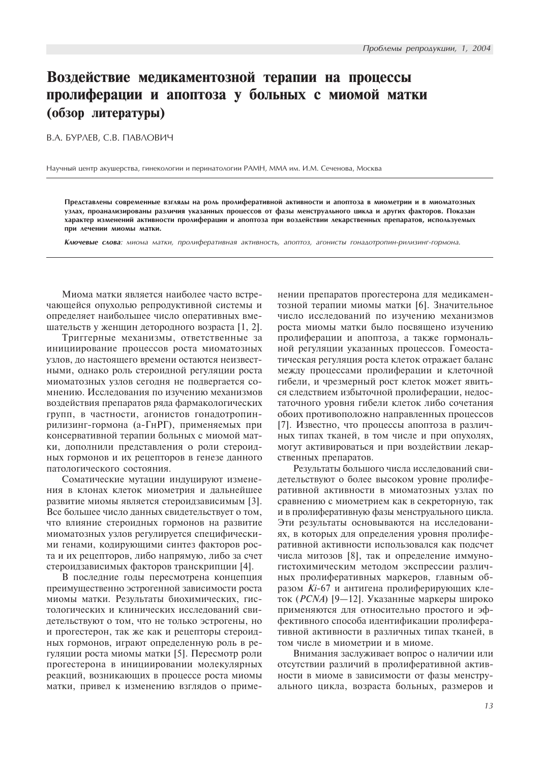# Воздействие медикаментозной терапии на процессы пролиферации и апоптоза у больных с миомой матки (обзор литературы)

В.А. БУРЛЕВ, С.В. ПАВЛОВИЧ

Научный центр акушерства, гинекологии и перинатологии РАМН, ММА им. И.М. Сеченова, Москва

**Представлены современные взгляды на роль пролиферативной активности и апоптоза в миометрии и в миоматозных узлах, проанализированы различия указанных процессов от фазы менструального цикла и других факторов. Показан характер изменений активности пролиферации и апоптоза при воздействии лекарственных препаратов, используемых при лечении миомы матки.**

***Ключевые слова**: миома матки, пролиферативная активность, апоптоз, агонисты гонадотропин-рилизинг-гормона.*

Миома матки является наиболее часто встречающейся опухолью репродуктивной системы и определяет наибольшее число оперативных вмешательств у женщин детородного возраста [1, 2].

Триггерные механизмы, ответственные за инициирование процессов роста миоматозных узлов, до настоящего времени остаются неизвестными, однако роль стероидной регуляции роста миоматозных узлов сегодня не подвергается сомнению. Исследования по изучению механизмов воздействия препаратов ряда фармакологических групп, в частности, агонистов гонадотропин-рилизинг-гормона (а-ГнРГ), применяемых при консервативной терапии больных с миомой матки, дополнили представления о роли стероидных гормонов и их рецепторов в генезе данного патологического состояния.

Соматические мутации индуцируют изменения в клонах клеток миометрия и дальнейшее развитие миомы является стероидзависимым [3]. Все большее число данных свидетельствует о том, что влияние стероидных гормонов на развитие миоматозных узлов регулируется специфическими генами, кодирующими синтез факторов роста и их рецепторов, либо напрямую, либо за счет стероидзависимых факторов транскрипции [4].

В последние годы пересмотрена концепция преимущественно эстрогенной зависимости роста миомы матки. Результаты биохимических, гистологических и клинических исследований свидетельствуют о том, что не только эстрогены, но и прогестерон, так же как и рецепторы стероидных гормонов, играют определенную роль в регуляции роста миомы матки [5]. Пересмотр роли прогестерона в инициировании молекулярных реакций, возникающих в процессе роста миомы матки, привел к изменению взглядов о применении препаратов прогестерона для медикаментозной терапии миомы матки [6]. Значительное число исследований по изучению механизмов роста миомы матки было посвящено изучению пролиферации и апоптоза, а также гормональной регуляции указанных процессов. Гомеостатическая регуляция роста клеток отражает баланс между процессами пролиферации и клеточной гибели, и чрезмерный рост клеток может явиться следствием избыточной пролиферации, недостаточного уровня гибели клеток либо сочетания обоих противоположно направленных процессов [7]. Известно, что процессы апоптоза в различных типах тканей, в том числе и при опухолях, могут активироваться и при воздействии лекарственных препаратов.

Результаты большого числа исследований свидетельствуют о более высоком уровне пролиферативной активности в миоматозных узлах по сравнению с миометрием как в секреторную, так и в пролиферативную фазы менструального цикла. Эти результаты основываются на исследованиях, в которых для определения уровня пролиферативной активности использовался как подсчет числа митозов [8], так и определение иммуногистохимическим методом экспрессии различных пролиферативных маркеров, главным образом *Ki*-67 и антигена пролиферирующих клеток (*PCNA*) [9—12]. Указанные маркеры широко применяются для относительно простого и эффективного способа идентификации пролиферативной активности в различных типах тканей, в том числе в миометрии и в миоме.

Внимания заслуживает вопрос о наличии или отсутствии различий в пролиферативной активности в миоме в зависимости от фазы менструального цикла, возраста больных, размеров и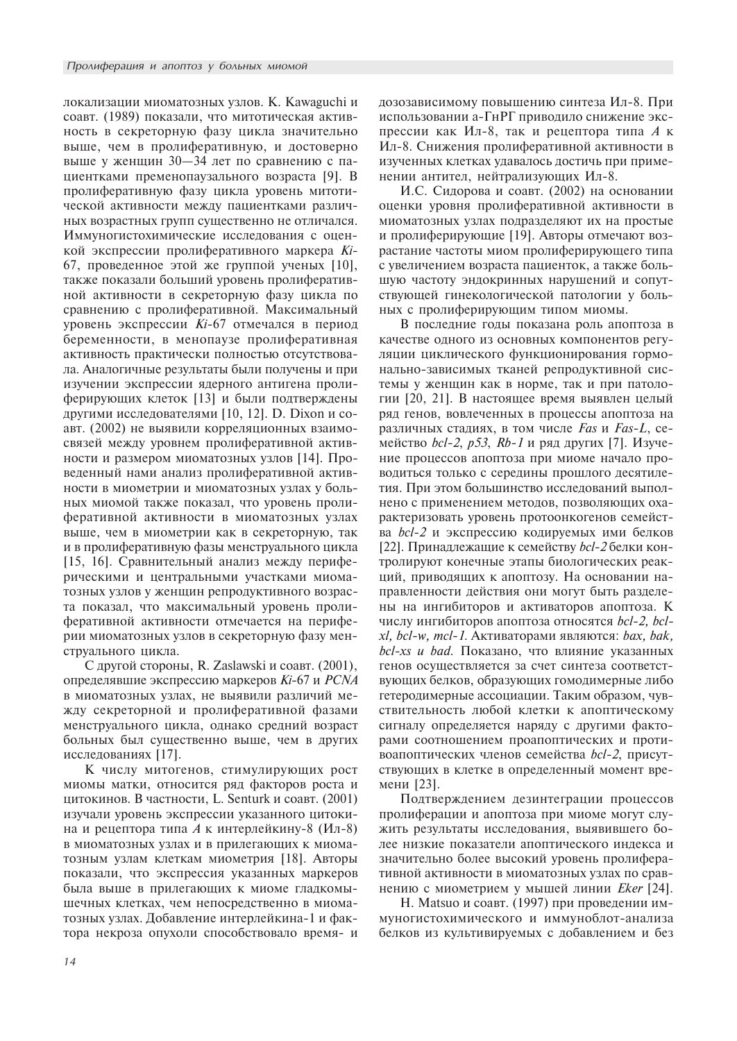локализации миоматозных узлов. K. Kawaguchi и соавт. (1989) показали, что митотическая активность в секреторную фазу цикла значительно выше, чем в пролиферативную, и достоверно выше у женщин 30—34 лет по сравнению с пациентками пременопаузального возраста [9]. В пролиферативную фазу цикла уровень митотической активности между пациентками различных возрастных групп существенно не отличался. Иммуногистохимические исследования с оценкой экспрессии пролиферативного маркера *Ki*-67, проведенное этой же группой ученых [10], также показали больший уровень пролиферативной активности в секреторную фазу цикла по сравнению с пролиферативной. Максимальный уровень экспрессии *Ki*-67 отмечался в период беременности, в менопаузе пролиферативная активность практически полностью отсутствовала. Аналогичные результаты были получены и при изучении экспрессии ядерного антигена пролиферирующих клеток [13] и были подтверждены другими исследователями [10, 12]. D. Dixon и соавт. (2002) не выявили корреляционных взаимосвязей между уровнем пролиферативной активности и размером миоматозных узлов [14]. Проведенный нами анализ пролиферативной активности в миометрии и миоматозных узлах у больных миомой также показал, что уровень пролиферативной активности в миоматозных узлах выше, чем в миометрии как в секреторную, так и в пролиферативную фазы менструального цикла [15, 16]. Сравнительный анализ между периферическими и центральными участками миоматозных узлов у женщин репродуктивного возраста показал, что максимальный уровень пролиферативной активности отмечается на периферии миоматозных узлов в секреторную фазу менструального цикла.

С другой стороны, R. Zaslawski и соавт. (2001), определявшие экспрессию маркеров *Ki*-67 и *PCNA* в миоматозных узлах, не выявили различий между секреторной и пролиферативной фазами менструального цикла, однако средний возраст больных был существенно выше, чем в других исследованиях [17].

К числу митогенов, стимулирующих рост миомы матки, относится ряд факторов роста и цитокинов. В частности, L. Senturk и соавт. (2001) изучали уровень экспрессии указанного цитокина и рецептора типа *A* к интерлейкину-8 (Ил-8) в миоматозных узлах и в прилегающих к миоматозным узлам клеткам миометрия [18]. Авторы показали, что экспрессия указанных маркеров была выше в прилегающих к миоме гладкомышечных клетках, чем непосредственно в миоматозных узлах. Добавление интерлейкина-1 и фактора некроза опухоли способствовало время- и дозозависимому повышению синтеза Ил-8. При использовании а-ГнРГ приводило снижение экспрессии как Ил-8, так и рецептора типа *A* к Ил-8. Снижения пролиферативной активности в изученных клетках удавалось достичь при применении антител, нейтрализующих Ил-8.

И.С. Сидорова и соавт. (2002) на основании оценки уровня пролиферативной активности в миоматозных узлах подразделяют их на простые и пролиферирующие [19]. Авторы отмечают возрастание частоты миом пролиферирующего типа с увеличением возраста пациенток, а также большую частоту эндокринных нарушений и сопутствующей гинекологической патологии у больных с пролиферирующим типом миомы.

В последние годы показана роль апоптоза в качестве одного из основных компонентов регуляции циклического функционирования гормонально-зависимых тканей репродуктивной системы у женщин как в норме, так и при патологии [20, 21]. В настоящее время выявлен целый ряд генов, вовлеченных в процессы апоптоза на различных стадиях, в том числе *Fas* и *Fas-L*, семейство *bcl-2*, *p53*, *Rb-1* и ряд других [7]. Изучение процессов апоптоза при миоме начало проводиться только с середины прошлого десятилетия. При этом большинство исследований выполнено с применением методов, позволяющих охарактеризовать уровень протоонкогенов семейства *bcl-2* и экспрессию кодируемых ими белков [22]. Принадлежащие к семейству *bcl-2* белки контролируют конечные этапы биологических реакций, приводящих к апоптозу. На основании направленности действия они могут быть разделены на ингибиторов и активаторов апоптоза. К числу ингибиторов апоптоза относятся *bcl-2, bcl-xl, bcl-w, mcl-1*. Активаторами являются: *bax, bak, bcl-xs и bad*. Показано, что влияние указанных генов осуществляется за счет синтеза соответствующих белков, образующих гомодимерные либо гетеродимерные ассоциации. Таким образом, чувствительность любой клетки к апоптическому сигналу определяется наряду с другими факторами соотношением проапоптических и противоапоптических членов семейства *bcl-2*, присутствующих в клетке в определенный момент времени [23].

Подтверждением дезинтеграции процессов пролиферации и апоптоза при миоме могут служить результаты исследования, выявившего более низкие показатели апоптического индекса и значительно более высокий уровень пролиферативной активности в миоматозных узлах по сравнению с миометрием у мышей линии *Eker* [24].

H. Matsuo и соавт. (1997) при проведении иммуногистохимического и иммуноблот-анализа белков из культивируемых с добавлением и без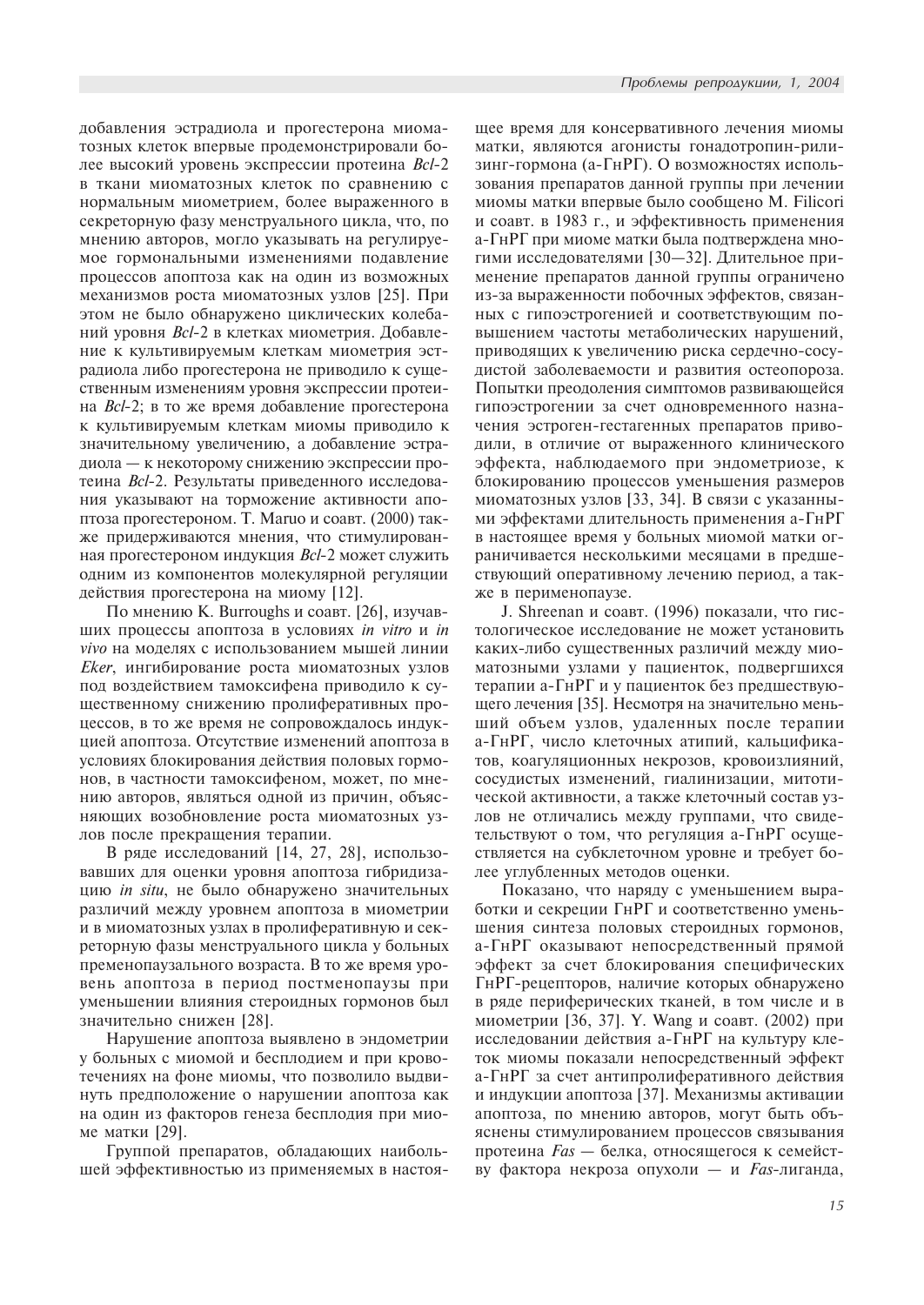добавления эстрадиола и прогестерона миоматозных клеток впервые продемонстрировали более высокий уровень экспрессии протеина *Bcl*-2 в ткани миоматозных клеток по сравнению с нормальным миометрием, более выраженного в секреторную фазу менструального цикла, что, по мнению авторов, могло указывать на регулируемое гормональными изменениями подавление процессов апоптоза как на один из возможных механизмов роста миоматозных узлов [25]. При этом не было обнаружено циклических колебаний уровня *Bcl*-2 в клетках миометрия. Добавление к культивируемым клеткам миометрия эстрадиола либо прогестерона не приводило к существенным изменениям уровня экспрессии протеина *Bcl*-2; в то же время добавление прогестерона к культивируемым клеткам миомы приводило к значительному увеличению, а добавление эстрадиола — к некоторому снижению экспрессии протеина *Bcl*-2. Результаты приведенного исследования указывают на торможение активности апоптоза прогестероном. T. Maruo и соавт. (2000) также придерживаются мнения, что стимулированная прогестероном индукция *Bcl*-2 может служить одним из компонентов молекулярной регуляции действия прогестерона на миому [12].

По мнению K. Burroughs и соавт. [26], изучавших процессы апоптоза в условиях *in vitro* и *in vivo* на моделях с использованием мышей линии *Eker*, ингибирование роста миоматозных узлов под воздействием тамоксифена приводило к существенному снижению пролиферативных процессов, в то же время не сопровождалось индукцией апоптоза. Отсутствие изменений апоптоза в условиях блокирования действия половых гормонов, в частности тамоксифеном, может, по мнению авторов, являться одной из причин, объясняющих возобновление роста миоматозных узлов после прекращения терапии.

В ряде исследований [14, 27, 28], использовавших для оценки уровня апоптоза гибридизацию *in situ*, не было обнаружено значительных различий между уровнем апоптоза в миометрии и в миоматозных узлах в пролиферативную и секреторную фазы менструального цикла у больных пременопаузального возраста. В то же время уровень апоптоза в период постменопаузы при уменьшении влияния стероидных гормонов был значительно снижен [28].

Нарушение апоптоза выявлено в эндометрии у больных с миомой и бесплодием и при кровотечениях на фоне миомы, что позволило выдвинуть предположение о нарушении апоптоза как на один из факторов генеза бесплодия при миоме матки [29].

Группой препаратов, обладающих наибольшей эффективностью из применяемых в настоящее время для консервативного лечения миомы матки, являются агонисты гонадотропин-рилизинг-гормона (а-ГнРГ). О возможностях использования препаратов данной группы при лечении миомы матки впервые было сообщено M. Filicori и соавт. в 1983 г., и эффективность применения а-ГнРГ при миоме матки была подтверждена многими исследователями [30—32]. Длительное применение препаратов данной группы ограничено из-за выраженности побочных эффектов, связанных с гипоэстрогенией и соответствующим повышением частоты метаболических нарушений, приводящих к увеличению риска сердечно-сосудистой заболеваемости и развития остеопороза. Попытки преодоления симптомов развивающейся гипоэстрогении за счет одновременного назначения эстроген-гестагенных препаратов приводили, в отличие от выраженного клинического эффекта, наблюдаемого при эндометриозе, к блокированию процессов уменьшения размеров миоматозных узлов [33, 34]. В связи с указанными эффектами длительность применения а-ГнРГ в настоящее время у больных миомой матки ограничивается несколькими месяцами в предшествующий оперативному лечению период, а также в перименопаузе.

J. Shreenan и соавт. (1996) показали, что гистологическое исследование не может установить каких-либо существенных различий между миоматозными узлами у пациенток, подвергшихся терапии а-ГнРГ и у пациенток без предшествующего лечения [35]. Несмотря на значительно меньший объем узлов, удаленных после терапии а-ГнРГ, число клеточных атипий, кальцификатов, коагуляционных некрозов, кровоизлияний, сосудистых изменений, гиалинизации, митотической активности, а также клеточный состав узлов не отличались между группами, что свидетельствуют о том, что регуляция а-ГнРГ осуществляется на субклеточном уровне и требует более углубленных методов оценки.

Показано, что наряду с уменьшением выработки и секреции ГнРГ и соответственно уменьшения синтеза половых стероидных гормонов, а-ГнРГ оказывают непосредственный прямой эффект за счет блокирования специфических ГнРГ-рецепторов, наличие которых обнаружено в ряде периферических тканей, в том числе и в миометрии [36, 37]. Y. Wang и соавт. (2002) при исследовании действия а-ГнРГ на культуру клеток миомы показали непосредственный эффект а-ГнРГ за счет антипролиферативного действия и индукции апоптоза [37]. Механизмы активации апоптоза, по мнению авторов, могут быть объяснены стимулированием процессов связывания протеина *Fas* — белка, относящегося к семейству фактора некроза опухоли — и *Fas*-лиганда,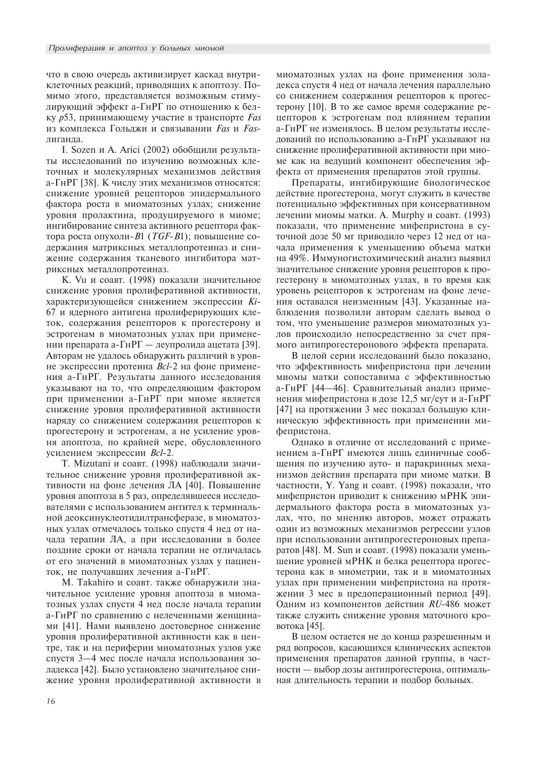что в свою очередь активизирует каскад внутриклеточных реакций, приводящих к апоптозу. Помимо этого, представляется возможным стимулирующий эффект а-ГнРГ по отношению к белку *p*53, принимающему участие в транспорте *Fas* из комплекса Гольджи и связывании *Fas* и *Fas*-лиганда.

I. Sozen и A. Arici (2002) обобщили результаты исследований по изучению возможных клеточных и молекулярных механизмов действия а-ГнРГ [38]. К числу этих механизмов относятся: снижение уровней рецепторов эпидермального фактора роста в миоматозных узлах; снижение уровня пролактина, продуцируемого в миоме; ингибирование синтеза активного рецептора фактора роста опухоли-*B*1 (*TGF-B*1); повышение содержания матриксных металлопротеиназ и снижение содержания тканевого ингибитора матриксных металлопротеиназ.

K. Vu и соавт. (1998) показали значительное снижение уровня пролиферативной активности, характеризующейся снижением экспрессии *Ki*-67 и ядерного антигена пролиферирующих клеток, содержания рецепторов к прогестерону и эстрогенам в миоматозных узлах при применении препарата а-ГнРГ — леупролида ацетата [39]. Авторам не удалось обнаружить различий в уровне экспрессии протеина *Bcl*-2 на фоне применения а-ГнРГ. Результаты данного исследования указывают на то, что определяющим фактором при применении а-ГнРГ при миоме является снижение уровня пролиферативной активности наряду со снижением содержания рецепторов к прогестерону и эстрогенам, а не усиление уровня апоптоза, по крайней мере, обусловленного усилением экспрессии *Bcl*-2.

T. Mizutani и соавт. (1998) наблюдали значительное снижение уровня пролиферативной активности на фоне лечения ЛА [40]. Повышение уровня апоптоза в 5 раз, определявшееся исследователями с использованием антител к терминальной деоксинуклеотидилтрансферазе, в миоматозных узлах отмечалось только спустя 4 нед от начала терапии ЛА, а при исследовании в более поздние сроки от начала терапии не отличалась от его значений в миоматозных узлах у пациенток, не получавших лечения а-ГнРГ.

M. Takahiro и соавт. также обнаружили значительное усиление уровня апоптоза в миоматозных узлах спустя 4 нед после начала терапии а-ГнРГ по сравнению с нелеченными женщинами [41]. Нами выявлено достоверное снижение уровня пролиферативной активности как в центре, так и на периферии миоматозных узлов уже спустя 3—4 мес после начала использования золадекса [42]. Было установлено значительное снижение уровня пролиферативной активности в миоматозных узлах на фоне применения золадекса спустя 4 нед от начала лечения параллельно со снижением содержания рецепторов к прогестерону [10]. В то же самое время содержание рецепторов к эстрогенам под влиянием терапии а-ГнРГ не изменялось. В целом результаты исследований по использованию а-ГнРГ указывают на снижение пролиферативной активности при миоме как на ведущий компонент обеспечения эффекта от применения препаратов этой группы.

Препараты, ингибирующие биологическое действие прогестерона, могут служить в качестве потенциально эффективных при консервативном лечении миомы матки. A. Murphy и соавт. (1993) показали, что применение мифепристона в суточной дозе 50 мг приводило через 12 нед от начала применения к уменьшению объема матки на 49%. Иммуногистохимический анализ выявил значительное снижение уровня рецепторов к прогестерону в миоматозных узлах, в то время как уровень рецепторов к эстрогенам на фоне лечения оставался неизменным [43]. Указанные наблюдения позволили авторам сделать вывод о том, что уменьшение размеров миоматозных узлов происходило непосредственно за счет прямого антипрогестеронового эффекта препарата.

В целой серии исследований было показано, что эффективность мифепристона при лечении миомы матки сопоставима с эффективностью а-ГнРГ [44—46]. Сравнительный анализ применения мифепристона в дозе 12,5 мг/сут и а-ГнРГ [47] на протяжении 3 мес показал большую клиническую эффективность при применении мифепристона.

Однако в отличие от исследований с применением а-ГнРГ имеются лишь единичные сообщения по изучению ауто- и паракринных механизмов действия препарата при миоме матки. В частности, Y. Yang и соавт. (1998) показали, что мифепристон приводит к снижению мРНК эпидермального фактора роста в миоматозных узлах, что, по мнению авторов, может отражать один из возможных механизмов регрессии узлов при использовании антипрогестероновых препаратов [48]. M. Sun и соавт. (1998) показали уменьшение уровней мРНК и белка рецептора прогестерона как в миометрии, так и в миоматозных узлах при применении мифепристона на протяжении 3 мес в предоперационный период [49]. Одним из компонентов действия *RU*-486 может также служить снижение уровня маточного кровотока [45].

В целом остается не до конца разрешенным и ряд вопросов, касающихся клинических аспектов применения препаратов данной группы, в частности — выбор дозы антипрогестерона, оптимальная длительность терапии и подбор больных.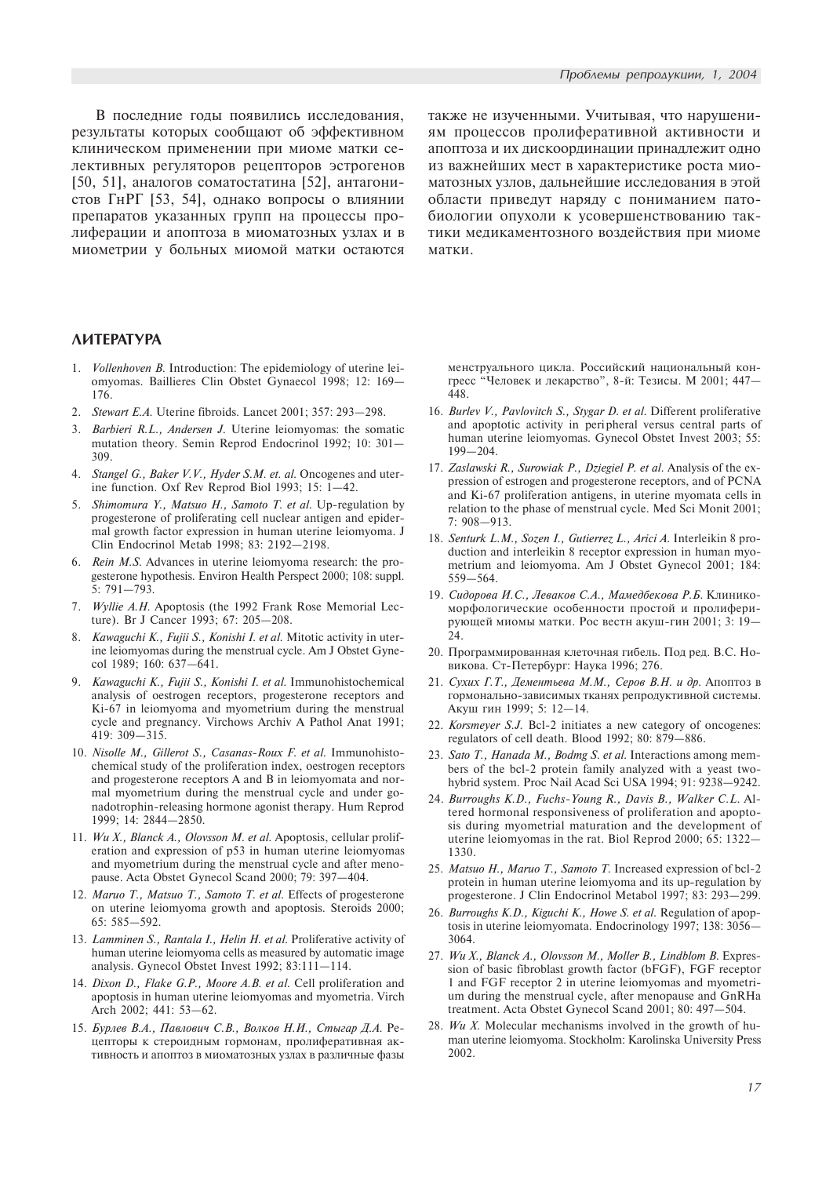В последние годы появились исследования, результаты которых сообщают об эффективном клиническом применении при миоме матки селективных регуляторов рецепторов эстрогенов [50, 51], аналогов соматостатина [52], антагонистов ГнРГ [53, 54], однако вопросы о влиянии препаратов указанных групп на процессы пролиферации и апоптоза в миоматозных узлах и в миометрии у больных миомой матки остаются также не изученными. Учитывая, что нарушениям процессов пролиферативной активности и апоптоза и их дискоординации принадлежит одно из важнейших мест в характеристике роста миоматозных узлов, дальнейшие исследования в этой области приведут наряду с пониманием патобиологии опухоли к усовершенствованию тактики медикаментозного воздействия при миоме матки.

## ЛИТЕРАТУРА

1. *Vollenhoven B.* Introduction: The epidemiology of uterine leiomyomas. Baillieres Clin Obstet Gynaecol 1998; 12: 169—176.
2. *Stewart E.A.* Uterine fibroids. Lancet 2001; 357: 293—298.
3. *Barbieri R.L., Andersen J.* Uterine leiomyomas: the somatic mutation theory. Semin Reprod Endocrinol 1992; 10: 301—309.
4. *Stangel G., Baker V.V., Hyder S.M. et. al.* Oncogenes and uterine function. Oxf Rev Reprod Biol 1993; 15: 1—42.
5. *Shimomura Y., Matsuo H., Samoto T. et al.* Up-regulation by progesterone of proliferating cell nuclear antigen and epidermal growth factor expression in human uterine leiomyoma. J Clin Endocrinol Metab 1998; 83: 2192—2198.
6. *Rein M.S.* Advances in uterine leiomyoma research: the progesterone hypothesis. Environ Health Perspect 2000; 108: suppl. 5: 791—793.
7. *Wyllie A.H.* Apoptosis (the 1992 Frank Rose Memorial Lecture). Br J Cancer 1993; 67: 205—208.
8. *Kawaguchi K., Fujii S., Konishi I. et al.* Mitotic activity in uterine leiomyomas during the menstrual cycle. Am J Obstet Gynecol 1989; 160: 637—641.
9. *Kawaguchi K., Fujii S., Konishi I. et al.* Immunohistochemical analysis of oestrogen receptors, progesterone receptors and Ki-67 in leiomyoma and myometrium during the menstrual cycle and pregnancy. Virchows Archiv A Pathol Anat 1991; 419: 309—315.
10. *Nisolle M., Gillerot S., Casanas-Roux F. et al.* Immunohistochemical study of the proliferation index, oestrogen receptors and progesterone receptors A and B in leiomyomata and normal myometrium during the menstrual cycle and under gonadotrophin-releasing hormone agonist therapy. Hum Reprod 1999; 14: 2844—2850.
11. *Wu X., Blanck A., Olovsson M. et al.* Apoptosis, cellular proliferation and expression of p53 in human uterine leiomyomas and myometrium during the menstrual cycle and after menopause. Acta Obstet Gynecol Scand 2000; 79: 397—404.
12. *Maruo T., Matsuo T., Samoto T. et al.* Effects of progesterone on uterine leiomyoma growth and apoptosis. Steroids 2000; 65: 585—592.
13. *Lamminen S., Rantala I., Helin H. et al.* Proliferative activity of human uterine leiomyoma cells as measured by automatic image analysis. Gynecol Obstet Invest 1992; 83:111—114.
14. *Dixon D., Flake G.P., Moore A.B. et al.* Cell proliferation and apoptosis in human uterine leiomyomas and myometria. Virch Arch 2002; 441: 53—62.
15. *Бурлев В.А., Павлович С.В., Волков Н.И., Стыгар Д.А.* Рецепторы к стероидным гормонам, пролиферативная активность и апоптоз в миоматозных узлах в различные фазы менструального цикла. Российский национальный конгресс "Человек и лекарство", 8-й: Тезисы. М 2001; 447—448.
16. *Burlev V., Pavlovitch S., Stygar D. et al.* Different proliferative and apoptotic activity in peripheral versus central parts of human uterine leiomyomas. Gynecol Obstet Invest 2003; 55: 199—204.
17. *Zaslawski R., Surowiak P., Dziegiel P. et al.* Analysis of the expression of estrogen and progesterone receptors, and of PCNA and Ki-67 proliferation antigens, in uterine myomata cells in relation to the phase of menstrual cycle. Med Sci Monit 2001; 7: 908—913.
18. *Senturk L.M., Sozen I., Gutierrez L., Arici A.* Interleikin 8 production and interleikin 8 receptor expression in human myometrium and leiomyoma. Am J Obstet Gynecol 2001; 184: 559—564.
19. *Сидорова И.С., Леваков С.А., Мамедбекова Р.Б.* Клинико-морфологические особенности простой и пролиферирующей миомы матки. Рос вестн акуш-гин 2001; 3: 19—24.
20. Программированная клеточная гибель. Под ред. В.С. Новикова. Ст-Петербург: Наука 1996; 276.
21. *Сухих Г.Т., Дементьева М.М., Серов В.Н. и др.* Апоптоз в гормонально-зависимых тканях репродуктивной системы. Акуш гин 1999; 5: 12—14.
22. *Korsmeyer S.J.* Bcl-2 initiates a new category of oncogenes: regulators of cell death. Blood 1992; 80: 879—886.
23. *Sato T., Hanada M., Bodmg S. et al.* Interactions among members of the bcl-2 protein family analyzed with a yeast two-hybrid system. Proc Nail Acad Sci USA 1994; 91: 9238—9242.
24. *Burroughs K.D., Fuchs-Young R., Davis B., Walker C.L.* Altered hormonal responsiveness of proliferation and apoptosis during myometrial maturation and the development of uterine leiomyomas in the rat. Biol Reprod 2000; 65: 1322—1330.
25. *Matsuo H., Maruo T., Samoto T.* Increased expression of bcl-2 protein in human uterine leiomyoma and its up-regulation by progesterone. J Clin Endocrinol Metabol 1997; 83: 293—299.
26. *Burroughs K.D., Kiguchi K., Howe S. et al.* Regulation of apoptosis in uterine leiomyomata. Endocrinology 1997; 138: 3056—3064.
27. *Wu X., Blanck A., Olovsson M., Moller B., Lindblom B.* Expression of basic fibroblast growth factor (bFGF), FGF receptor 1 and FGF receptor 2 in uterine leiomyomas and myometrium during the menstrual cycle, after menopause and GnRHa treatment. Acta Obstet Gynecol Scand 2001; 80: 497—504.
28. *Wu X.* Molecular mechanisms involved in the growth of human uterine leiomyoma. Stockholm: Karolinska University Press 2002.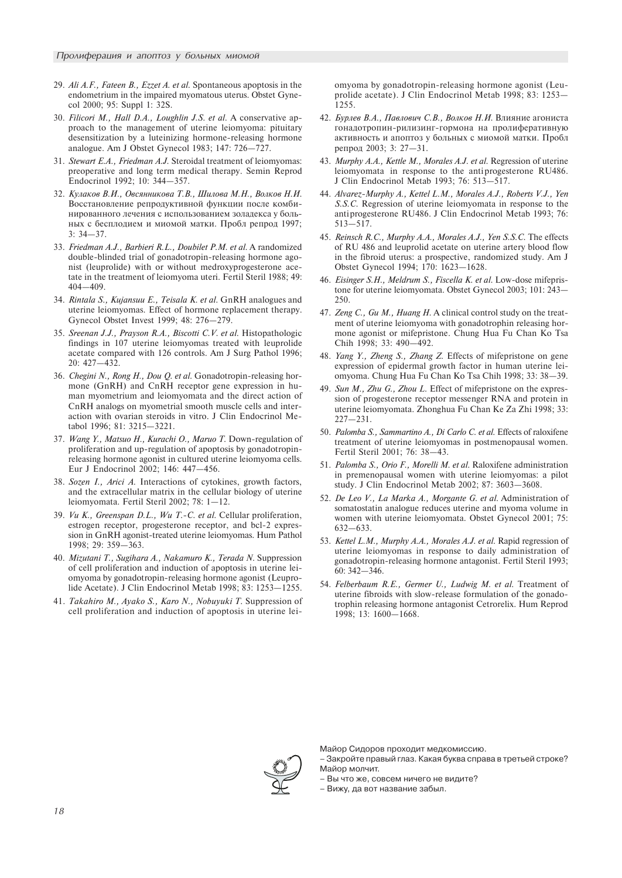29. *Ali A.F., Fateen B., Ezzet A. et al.* Spontaneous apoptosis in the endometrium in the impaired myomatous uterus. Obstet Gynecol 2000; 95: Suppl 1: 32S.
30. *Filicori M., Hall D.A., Loughlin J.S. et al.* A conservative approach to the management of uterine leiomyoma: pituitary desensitization by a luteinizing hormone-releasing hormone analogue. Am J Obstet Gynecol 1983; 147: 726—727.
31. *Stewart E.A., Friedman A.J.* Steroidal treatment of leiomyomas: preoperative and long term medical therapy. Semin Reprod Endocrinol 1992; 10: 344—357.
32. *Кулаков В.И., Овсянникова Т.В., Шилова М.Н., Волков Н.И.* Восстановление репродуктивной функции после комбинированного лечения с использованием золадекса у больных с бесплодием и миомой матки. Пробл репрод 1997; 3: 34—37.
33. *Friedman A.J., Barbieri R.L., Doubilet P.M. et al.* A randomized double-blinded trial of gonadotropin-releasing hormone agonist (leuprolide) with or without medroxyprogesterone acetate in the treatment of leiomyoma uteri. Fertil Steril 1988; 49: 404—409.
34. *Rintala S., Kujansuu E., Teisala K. et al.* GnRH analogues and uterine leiomyomas. Effect of hormone replacement therapy. Gynecol Obstet Invest 1999; 48: 276—279.
35. *Sreenan J.J., Prayson R.A., Biscotti C.V. et al.* Histopathologic findings in 107 uterine leiomyomas treated with leuprolide acetate compared with 126 controls. Am J Surg Pathol 1996; 20: 427—432.
36. *Chegini N., Rong H., Dou Q. et al.* Gonadotropin-releasing hormone (GnRH) and CnRH receptor gene expression in human myometrium and leiomyomata and the direct action of CnRH analogs on myometrial smooth muscle cells and interaction with ovarian steroids in vitro. J Clin Endocrinol Metabol 1996; 81: 3215—3221.
37. *Wang Y., Matsuo H., Kurachi O., Maruo T.* Down-regulation of proliferation and up-regulation of apoptosis by gonadotropin-releasing hormone agonist in cultured uterine leiomyoma cells. Eur J Endocrinol 2002; 146: 447—456.
38. *Sozen I., Arici A.* Interactions of cytokines, growth factors, and the extracellular matrix in the cellular biology of uterine leiomyomata. Fertil Steril 2002; 78: 1—12.
39. *Vu K., Greenspan D.L., Wu T.-C. et al.* Cellular proliferation, estrogen receptor, progesterone receptor, and bcl-2 expression in GnRH agonist-treated uterine leiomyomas. Hum Pathol 1998; 29: 359—363.
40. *Mizutani T., Sugihara A., Nakamuro K., Terada N.* Suppression of cell proliferation and induction of apoptosis in uterine leiomyoma by gonadotropin-releasing hormone agonist (Leuprolide Acetate). J Clin Endocrinol Metab 1998; 83: 1253—1255.
41. *Takahiro M., Ayako S., Karo N., Nobuyuki T.* Suppression of cell proliferation and induction of apoptosis in uterine leiomyoma by gonadotropin-releasing hormone agonist (Leuprolide acetate). J Clin Endocrinol Metab 1998; 83: 1253—1255.
42. *Бурлев В.А., Павлович С.В., Волков Н.И.* Влияние агониста гонадотропин-рилизинг-гормона на пролиферативную активность и апоптоз у больных с миомой матки. Пробл репрод 2003; 3: 27—31.
43. *Murphy A.A., Kettle M., Morales A.J. et al.* Regression of uterine leiomyomata in response to the antiprogesterone RU486. J Clin Endocrinol Metab 1993; 76: 513—517.
44. *Alvarez-Murphy A., Kettel L.M., Morales A.J., Roberts V.J., Yen S.S.C.* Regression of uterine leiomyomata in response to the antiprogesterone RU486. J Clin Endocrinol Metab 1993; 76: 513—517.
45. *Reinsch R.C., Murphy A.A., Morales A.J., Yen S.S.C.* The effects of RU 486 and leuprolid acetate on uterine artery blood flow in the fibroid uterus: a prospective, randomized study. Am J Obstet Gynecol 1994; 170: 1623—1628.
46. *Eisinger S.H., Meldrum S., Fiscella K. et al.* Low-dose mifepristone for uterine leiomyomata. Obstet Gynecol 2003; 101: 243—250.
47. *Zeng C., Gu M., Huang H.* A clinical control study on the treatment of uterine leiomyoma with gonadotrophin releasing hormone agonist or mifepristone. Chung Hua Fu Chan Ko Tsa Chih 1998; 33: 490—492.
48. *Yang Y., Zheng S., Zhang Z.* Effects of mifepristone on gene expression of epidermal growth factor in human uterine leiomyoma. Chung Hua Fu Chan Ko Tsa Chih 1998; 33: 38—39.
49. *Sun M., Zhu G., Zhou L.* Effect of mifepristone on the expression of progesterone receptor messenger RNA and protein in uterine leiomyomata. Zhonghua Fu Chan Ke Za Zhi 1998; 33: 227—231.
50. *Palomba S., Sammartino A., Di Carlo C. et al.* Effects of raloxifene treatment of uterine leiomyomas in postmenopausal women. Fertil Steril 2001; 76: 38—43.
51. *Palomba S., Orio F., Morelli M. et al.* Raloxifene administration in premenopausal women with uterine leiomyomas: a pilot study. J Clin Endocrinol Metab 2002; 87: 3603—3608.
52. *De Leo V., La Marka A., Morgante G. et al.* Administration of somatostatin analogue reduces uterine and myoma volume in women with uterine leiomyomata. Obstet Gynecol 2001; 75: 632—633.
53. *Kettel L.M., Murphy A.A., Morales A.J. et al.* Rapid regression of uterine leiomyomas in response to daily administration of gonadotropin-releasing hormone antagonist. Fertil Steril 1993; 60: 342—346.
54. *Felberbaum R.E., Germer U., Ludwig M. et al.* Treatment of uterine fibroids with slow-release formulation of the gonadotrophin releasing hormone antagonist Cetrorelix. Hum Reprod 1998; 13: 1600—1668.

Майор Сидоров проходит медкомиссию.
– Закройте правый глаз. Какая буква справа в третьей строке?
Майор молчит.
– Вы что же, совсем ничего не видите?
– Вижу, да вот название забыл.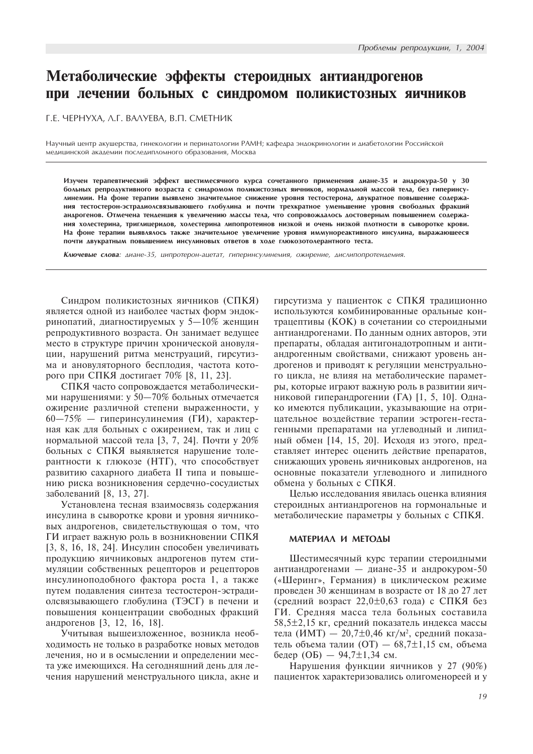# Метаболические эффекты стероидных антиандрогенов при лечении больных с синдромом поликистозных яичников

Г.Е. ЧЕРНУХА, Л.Г. ВАЛУЕВА, В.П. СМЕТНИК

Научный центр акушерства, гинекологии и перинатологии РАМН; кафедра эндокринологии и диабетологии Российской медицинской академии последипломного образования, Москва

**Изучен терапевтический эффект шестимесячного курса сочетанного применения диане-35 и андрокура-50 у 30 больных репродуктивного возраста с синдромом поликистозных яичников, нормальной массой тела, без гиперинсулинемии. На фоне терапии выявлено значительное снижение уровня тестостерона, двукратное повышение содержания тестостерон-эстрадиолсвязывающего глобулина и почти трехкратное уменьшение уровня свободных фракций андрогенов. Отмечена тенденция к увеличению массы тела, что сопровождалось достоверным повышением содержания холестерина, триглицеридов, холестерина липопротеинов низкой и очень низкой плотности в сыворотке крови. На фоне терапии выявлялось также значительное увеличение уровня иммунореактивного инсулина, выражающееся почти двукратным повышением инсулиновых ответов в ходе глюкозотолерантного теста.**

***Ключевые слова**: диане-35, ципротерон-ацетат, гиперинсулинемия, ожирение, дислипопротеидемия.*

Синдром поликистозных яичников (СПКЯ) является одной из наиболее частых форм эндокринопатий, диагностируемых у 5—10% женщин репродуктивного возраста. Он занимает ведущее место в структуре причин хронической ановуляции, нарушений ритма менструаций, гирсутизма и ановуляторного бесплодия, частота которого при СПКЯ достигает 70% [8, 11, 23].

СПКЯ часто сопровождается метаболическими нарушениями: у 50—70% больных отмечается ожирение различной степени выраженности, у 60—75% — гиперинсулинемия (ГИ), характерная как для больных с ожирением, так и лиц с нормальной массой тела [3, 7, 24]. Почти у 20% больных с СПКЯ выявляется нарушение толерантности к глюкозе (НТГ), что способствует развитию сахарного диабета II типа и повышению риска возникновения сердечно-сосудистых заболеваний [8, 13, 27].

Установлена тесная взаимосвязь содержания инсулина в сыворотке крови и уровня яичниковых андрогенов, свидетельствующая о том, что ГИ играет важную роль в возникновении СПКЯ [3, 8, 16, 18, 24]. Инсулин способен увеличивать продукцию яичниковых андрогенов путем стимуляции собственных рецепторов и рецепторов инсулиноподобного фактора роста 1, а также путем подавления синтеза тестостерон-эстрадиолсвязывающего глобулина (ТЭСГ) в печени и повышения концентрации свободных фракций андрогенов [3, 12, 16, 18].

Учитывая вышеизложенное, возникла необходимость не только в разработке новых методов лечения, но и в осмыслении и определении места уже имеющихся. На сегодняшний день для лечения нарушений менструального цикла, акне и гирсутизма у пациенток с СПКЯ традиционно используются комбинированные оральные контрацептивы (КОК) в сочетании со стероидными антиандрогенами. По данным одних авторов, эти препараты, обладая антигонадотропным и антиандрогенным свойствами, снижают уровень андрогенов и приводят к регуляции менструального цикла, не влияя на метаболические параметры, которые играют важную роль в развитии яичниковой гиперандрогении (ГА) [1, 5, 10]. Однако имеются публикации, указывающие на отрицательное воздействие терапии эстроген-гестагенными препаратами на углеводный и липидный обмен [14, 15, 20]. Исходя из этого, представляет интерес оценить действие препаратов, снижающих уровень яичниковых андрогенов, на основные показатели углеводного и липидного обмена у больных с СПКЯ.

Целью исследования явилась оценка влияния стероидных антиандрогенов на гормональные и метаболические параметры у больных с СПКЯ.

## МАТЕРИАЛ И МЕТОДЫ

Шестимесячный курс терапии стероидными антиандрогенами — диане-35 и андрокуром-50 («Шеринг», Германия) в циклическом режиме проведен 30 женщинам в возрасте от 18 до 27 лет (средний возраст 22,0±0,63 года) с СПКЯ без ГИ. Средняя масса тела больных составила 58,5±2,15 кг, средний показатель индекса массы тела (ИМТ) — 20,7±0,46 кг/м$^2$, средний показатель объема талии (ОТ) — 68,7±1,15 см, объема бедер (ОБ) — 94,7±1,34 см.

Нарушения функции яичников у 27 (90%) пациенток характеризовались олигоменореей и у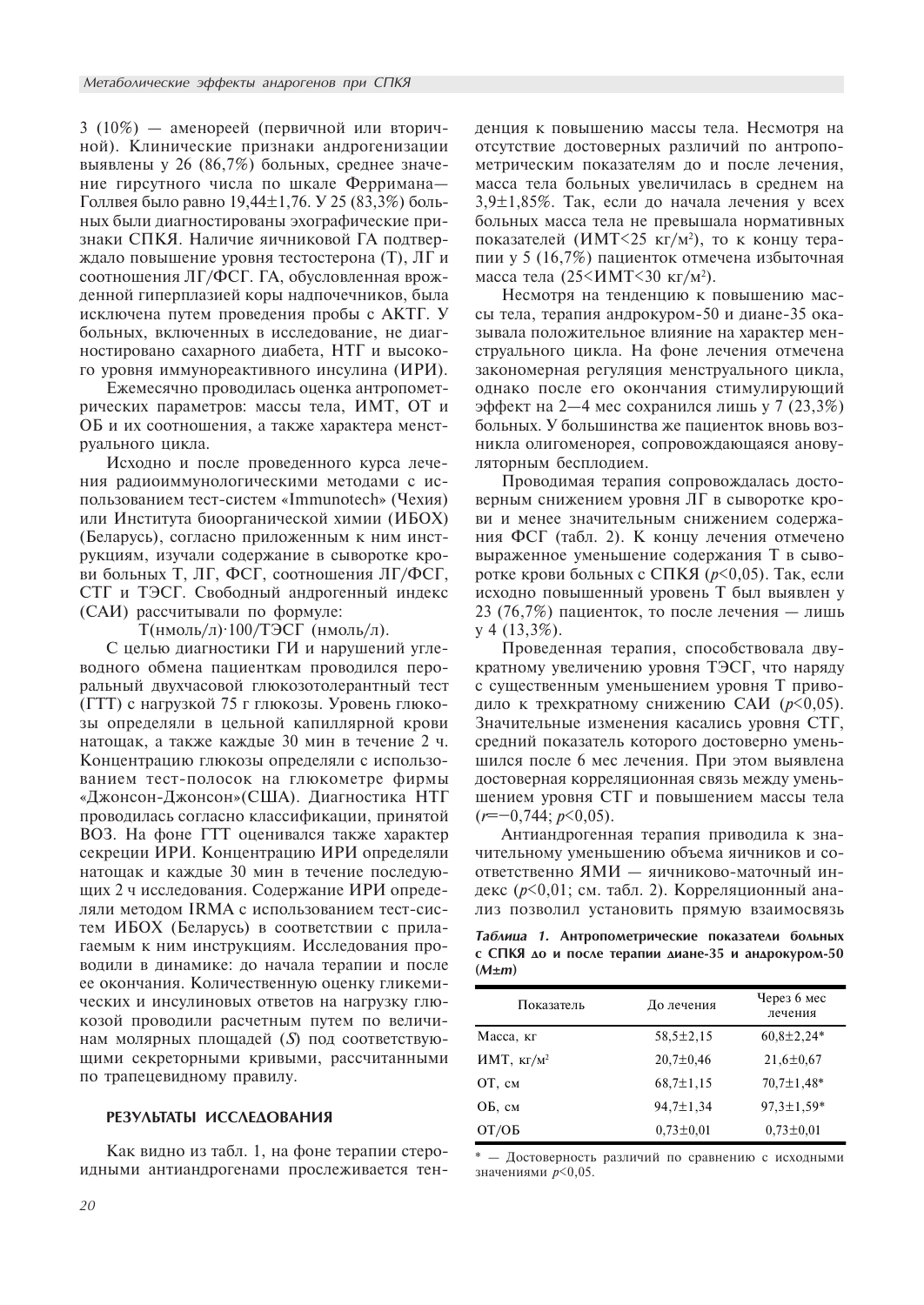3 (10%) — аменореей (первичной или вторичной). Клинические признаки андрогенизации выявлены у 26 (86,7%) больных, среднее значение гирсутного числа по шкале Ферримана—Голлвея было равно 19,44±1,76. У 25 (83,3%) больных были диагностированы эхографические признаки СПКЯ. Наличие яичниковой ГА подтверждало повышение уровня тестостерона (Т), ЛГ и соотношения ЛГ/ФСГ. ГА, обусловленная врожденной гиперплазией коры надпочечников, была исключена путем проведения пробы с АКТГ. У больных, включенных в исследование, не диагностировано сахарного диабета, НТГ и высокого уровня иммунореактивного инсулина (ИРИ).

Ежемесячно проводилась оценка антропометрических параметров: массы тела, ИМТ, ОТ и ОБ и их соотношения, а также характера менструального цикла.

Исходно и после проведенного курса лечения радиоиммунологическими методами с использованием тест-систем «Immunotech» (Чехия) или Института биоорганической химии (ИБОХ) (Беларусь), согласно приложенным к ним инструкциям, изучали содержание в сыворотке крови больных Т, ЛГ, ФСГ, соотношения ЛГ/ФСГ, СТГ и ТЭСГ. Свободный андрогенный индекс (САИ) рассчитывали по формуле:

$$Т(нмоль/л) \cdot 100/ТЭСГ\ (нмоль/л).$$

С целью диагностики ГИ и нарушений углеводного обмена пациенткам проводился пероральный двухчасовой глюкозотолерантный тест (ГТТ) с нагрузкой 75 г глюкозы. Уровень глюкозы определяли в цельной капиллярной крови натощак, а также каждые 30 мин в течение 2 ч. Концентрацию глюкозы определяли с использованием тест-полосок на глюкометре фирмы «Джонсон-Джонсон»(США). Диагностика НТГ проводилась согласно классификации, принятой ВОЗ. На фоне ГТТ оценивался также характер секреции ИРИ. Концентрацию ИРИ определяли натощак и каждые 30 мин в течение последующих 2 ч исследования. Содержание ИРИ определяли методом IRMA с использованием тест-систем ИБОХ (Беларусь) в соответствии с прилагаемым к ним инструкциям. Исследования проводили в динамике: до начала терапии и после ее окончания. Количественную оценку гликемических и инсулиновых ответов на нагрузку глюкозой проводили расчетным путем по величинам молярных площадей ($S$) под соответствующими секреторными кривыми, рассчитанными по трапецевидному правилу.

## РЕЗУЛЬТАТЫ ИССЛЕДОВАНИЯ

Как видно из табл. 1, на фоне терапии стероидными антиандрогенами прослеживается тенденция к повышению массы тела. Несмотря на отсутствие достоверных различий по антропометрическим показателям до и после лечения, масса тела больных увеличилась в среднем на 3,9±1,85%. Так, если до начала лечения у всех больных масса тела не превышала нормативных показателей (ИМТ<25 кг/м$^2$), то к концу терапии у 5 (16,7%) пациенток отмечена избыточная масса тела (25<ИМТ<30 кг/м$^2$).

Несмотря на тенденцию к повышению массы тела, терапия андрокуром-50 и диане-35 оказывала положительное влияние на характер менструального цикла. На фоне лечения отмечена закономерная регуляция менструального цикла, однако после его окончания стимулирующий эффект на 2—4 мес сохранился лишь у 7 (23,3%) больных. У большинства же пациенток вновь возникла олигоменорея, сопровождающаяся ановуляторным бесплодием.

Проводимая терапия сопровождалась достоверным снижением уровня ЛГ в сыворотке крови и менее значительным снижением содержания ФСГ (табл. 2). К концу лечения отмечено выраженное уменьшение содержания Т в сыворотке крови больных с СПКЯ ($p$<0,05). Так, если исходно повышенный уровень Т был выявлен у 23 (76,7%) пациенток, то после лечения — лишь у 4 (13,3%).

Проведенная терапия, способствовала двукратному увеличению уровня ТЭСГ, что наряду с существенным уменьшением уровня Т приводило к трехкратному снижению САИ ($p$<0,05). Значительные изменения касались уровня СТГ, средний показатель которого достоверно уменьшился после 6 мес лечения. При этом выявлена достоверная корреляционная связь между уменьшением уровня СТГ и повышением массы тела ($r$=–0,744; $p$<0,05).

Антиандрогенная терапия приводила к значительному уменьшению объема яичников и соответственно ЯМИ — яичниково-маточный индекс ($p$<0,01; см. табл. 2). Корреляционный анализ позволил установить прямую взаимосвязь

*Таблица 1.* **Антропометрические показатели больных с СПКЯ до и после терапии диане-35 и андрокуром-50 ($M \pm m$)**

| Показатель | До лечения | Через 6 мес лечения |
|---|---|---|
| Масса, кг | 58,5±2,15 | 60,8±2,24* |
| ИМТ, кг/м$^2$ | 20,7±0,46 | 21,6±0,67 |
| ОТ, см | 68,7±1,15 | 70,7±1,48* |
| ОБ, см | 94,7±1,34 | 97,3±1,59* |
| ОТ/ОБ | 0,73±0,01 | 0,73±0,01 |

\* — Достоверность различий по сравнению с исходными значениями $p$<0,05.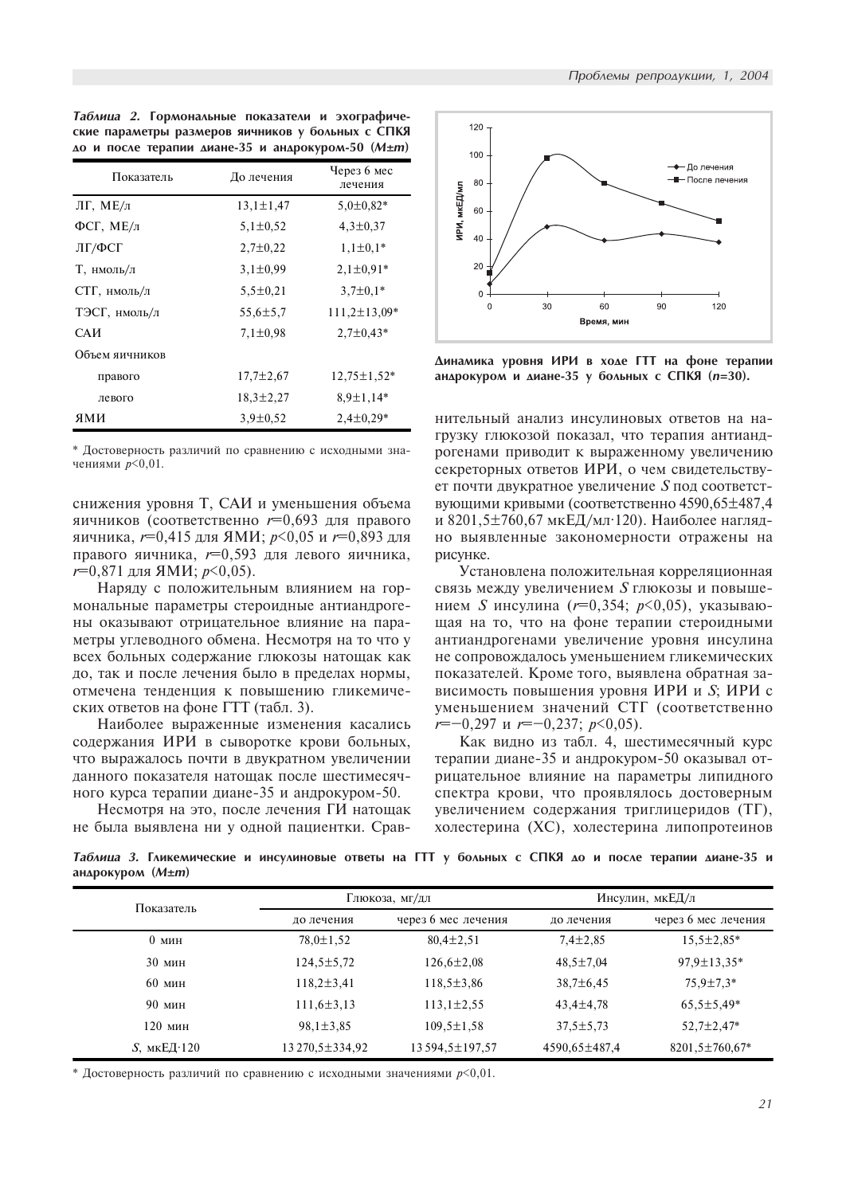*Таблица 2.* **Гормональные показатели и эхографические параметры размеров яичников у больных с СПКЯ до и после терапии диане-35 и андрокуром-50 (*M±m*)**

| Показатель | До лечения | Через 6 мес лечения |
|---|---|---|
| ЛГ, МЕ/л | 13,1±1,47 | 5,0±0,82* |
| ФСГ, МЕ/л | 5,1±0,52 | 4,3±0,37 |
| ЛГ/ФСГ | 2,7±0,22 | 1,1±0,1* |
| Т, нмоль/л | 3,1±0,99 | 2,1±0,91* |
| СТГ, нмоль/л | 5,5±0,21 | 3,7±0,1* |
| ТЭСГ, нмоль/л | 55,6±5,7 | 111,2±13,09* |
| САИ | 7,1±0,98 | 2,7±0,43* |
| Объем яичников | | |
| правого | 17,7±2,67 | 12,75±1,52* |
| левого | 18,3±2,27 | 8,9±1,14* |
| ЯМИ | 3,9±0,52 | 2,4±0,29* |

\* Достоверность различий по сравнению с исходными значениями $p<0,01$.

снижения уровня Т, САИ и уменьшения объема яичников (соответственно $r=0,693$ для правого яичника, $r=0,415$ для ЯМИ; $p<0,05$ и $r=0,893$ для правого яичника, $r=0,593$ для левого яичника, $r=0,871$ для ЯМИ; $p<0,05$).

Наряду с положительным влиянием на гормональные параметры стероидные антиандрогены оказывают отрицательное влияние на параметры углеводного обмена. Несмотря на то что у всех больных содержание глюкозы натощак как до, так и после лечения было в пределах нормы, отмечена тенденция к повышению гликемических ответов на фоне ГТТ (табл. 3).

Наиболее выраженные изменения касались содержания ИРИ в сыворотке крови больных, что выражалось почти в двукратном увеличении данного показателя натощак после шестимесячного курса терапии диане-35 и андрокуром-50.

Несмотря на это, после лечения ГИ натощак не была выявлена ни у одной пациентки. Сравнительный анализ инсулиновых ответов на нагрузку глюкозой показал, что терапия антиандрогенами приводит к выраженному увеличению секреторных ответов ИРИ, о чем свидетельствует почти двукратное увеличение *S* под соответствующими кривыми (соответственно 4590,65±487,4 и 8201,5±760,67 мкЕД/мл·120). Наиболее наглядно выявленные закономерности отражены на рисунке.

**Динамика уровня ИРИ в ходе ГТТ на фоне терапии андрокуром и диане-35 у больных с СПКЯ ($n=30$).**

Установлена положительная корреляционная связь между увеличением *S* глюкозы и повышением *S* инсулина ($r=0,354$; $p<0,05$), указывающая на то, что на фоне терапии стероидными антиандрогенами увеличение уровня инсулина не сопровождалось уменьшением гликемических показателей. Кроме того, выявлена обратная зависимость повышения уровня ИРИ и *S*; ИРИ с уменьшением значений СТГ (соответственно $r=-0,297$ и $r=-0,237$; $p<0,05$).

Как видно из табл. 4, шестимесячный курс терапии диане-35 и андрокуром-50 оказывал отрицательное влияние на параметры липидного спектра крови, что проявлялось достоверным увеличением содержания триглицеридов (ТГ), холестерина (ХС), холестерина липопротеинов

*Таблица 3.* **Гликемические и инсулиновые ответы на ГТТ у больных с СПКЯ до и после терапии диане-35 и андрокуром (*M±m*)**

| Показатель | Глюкоза, мг/дл | | Инсулин, мкЕД/л | |
|---|---|---|---|---|
| | до лечения | через 6 мес лечения | до лечения | через 6 мес лечения |
| 0 мин | 78,0±1,52 | 80,4±2,51 | 7,4±2,85 | 15,5±2,85* |
| 30 мин | 124,5±5,72 | 126,6±2,08 | 48,5±7,04 | 97,9±13,35* |
| 60 мин | 118,2±3,41 | 118,5±3,86 | 38,7±6,45 | 75,9±7,3* |
| 90 мин | 111,6±3,13 | 113,1±2,55 | 43,4±4,78 | 65,5±5,49* |
| 120 мин | 98,1±3,85 | 109,5±1,58 | 37,5±5,73 | 52,7±2,47* |
| *S*, мкЕД·120 | 13 270,5±334,92 | 13 594,5±197,57 | 4590,65±487,4 | 8201,5±760,67* |

\* Достоверность различий по сравнению с исходными значениями $p<0,01$.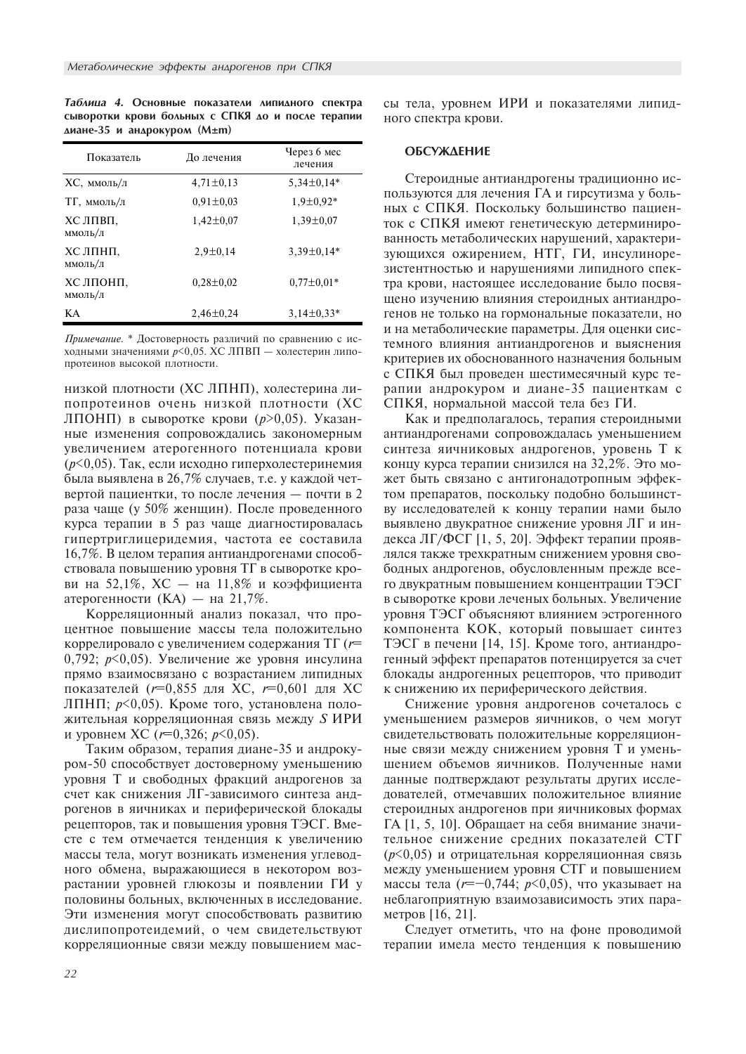*Таблица 4.* **Основные показатели липидного спектра сыворотки крови больных с СПКЯ до и после терапии диане-35 и андрокуром (M±m)**

| Показатель | До лечения | Через 6 мес лечения |
|---|---|---|
| ХС, ммоль/л | 4,71±0,13 | 5,34±0,14* |
| ТГ, ммоль/л | 0,91±0,03 | 1,9±0,92* |
| ХС ЛПВП, ммоль/л | 1,42±0,07 | 1,39±0,07 |
| ХС ЛПНП, ммоль/л | 2,9±0,14 | 3,39±0,14* |
| ХС ЛПОНП, ммоль/л | 0,28±0,02 | 0,77±0,01* |
| КА | 2,46±0,24 | 3,14±0,33* |

*Примечание.* * Достоверность различий по сравнению с исходными значениями $p<0,05$. ХС ЛПВП — холестерин липопротеинов высокой плотности.

низкой плотности (ХС ЛПНП), холестерина липопротеинов очень низкой плотности (ХС ЛПОНП) в сыворотке крови ($p>0,05$). Указанные изменения сопровождались закономерным увеличением атерогенного потенциала крови ($p<0,05$). Так, если исходно гиперхолестеринемия была выявлена в 26,7% случаев, т.е. у каждой четвертой пациентки, то после лечения — почти в 2 раза чаще (у 50% женщин). После проведенного курса терапии в 5 раз чаще диагностировалась гипертриглицеридемия, частота ее составила 16,7%. В целом терапия антиандрогенами способствовала повышению уровня ТГ в сыворотке крови на 52,1%, ХС — на 11,8% и коэффициента атерогенности (КА) — на 21,7%.

Корреляционный анализ показал, что процентное повышение массы тела положительно коррелировало с увеличением содержания ТГ ($r$= 0,792; $p<0,05$). Увеличение же уровня инсулина прямо взаимосвязано с возрастанием липидных показателей ($r$=0,855 для ХС, $r$=0,601 для ХС ЛПНП; $p<0,05$). Кроме того, установлена положительная корреляционная связь между *S* ИРИ и уровнем ХС ($r$=0,326; $p<0,05$).

Таким образом, терапия диане-35 и андрокуром-50 способствует достоверному уменьшению уровня Т и свободных фракций андрогенов за счет как снижения ЛГ-зависимого синтеза андрогенов в яичниках и периферической блокады рецепторов, так и повышения уровня ТЭСГ. Вместе с тем отмечается тенденция к увеличению массы тела, могут возникать изменения углеводного обмена, выражающиеся в некотором возрастании уровней глюкозы и появлении ГИ у половины больных, включенных в исследование. Эти изменения могут способствовать развитию дислипопротеидемий, о чем свидетельствуют корреляционные связи между повышением массы тела, уровнем ИРИ и показателями липидного спектра крови.

## ОБСУЖДЕНИЕ

Стероидные антиандрогены традиционно используются для лечения ГА и гирсутизма у больных с СПКЯ. Поскольку большинство пациенток с СПКЯ имеют генетическую детерминированность метаболических нарушений, характеризующихся ожирением, НТГ, ГИ, инсулинорезистентностью и нарушениями липидного спектра крови, настоящее исследование было посвящено изучению влияния стероидных антиандрогенов не только на гормональные показатели, но и на метаболические параметры. Для оценки системного влияния антиандрогенов и выяснения критериев их обоснованного назначения больным с СПКЯ был проведен шестимесячный курс терапии андрокуром и диане-35 пациенткам с СПКЯ, нормальной массой тела без ГИ.

Как и предполагалось, терапия стероидными антиандрогенами сопровождалась уменьшением синтеза яичниковых андрогенов, уровень Т к концу курса терапии снизился на 32,2%. Это может быть связано с антигонадотропным эффектом препаратов, поскольку подобно большинству исследователей к концу терапии нами было выявлено двукратное снижение уровня ЛГ и индекса ЛГ/ФСГ [1, 5, 20]. Эффект терапии проявлялся также трехкратным снижением уровня свободных андрогенов, обусловленным прежде всего двукратным повышением концентрации ТЭСГ в сыворотке крови леченых больных. Увеличение уровня ТЭСГ объясняют влиянием эстрогенного компонента КОК, который повышает синтез ТЭСГ в печени [14, 15]. Кроме того, антиандрогенный эффект препаратов потенцируется за счет блокады андрогенных рецепторов, что приводит к снижению их периферического действия.

Снижение уровня андрогенов сочеталось с уменьшением размеров яичников, о чем могут свидетельствовать положительные корреляционные связи между снижением уровня Т и уменьшением объемов яичников. Полученные нами данные подтверждают результаты других исследователей, отмечавших положительное влияние стероидных андрогенов при яичниковых формах ГА [1, 5, 10]. Обращает на себя внимание значительное снижение средних показателей СТГ ($p<0,05$) и отрицательная корреляционная связь между уменьшением уровня СТГ и повышением массы тела ($r$=−0,744; $p<0,05$), что указывает на неблагоприятную взаимозависимость этих параметров [16, 21].

Следует отметить, что на фоне проводимой терапии имела место тенденция к повышению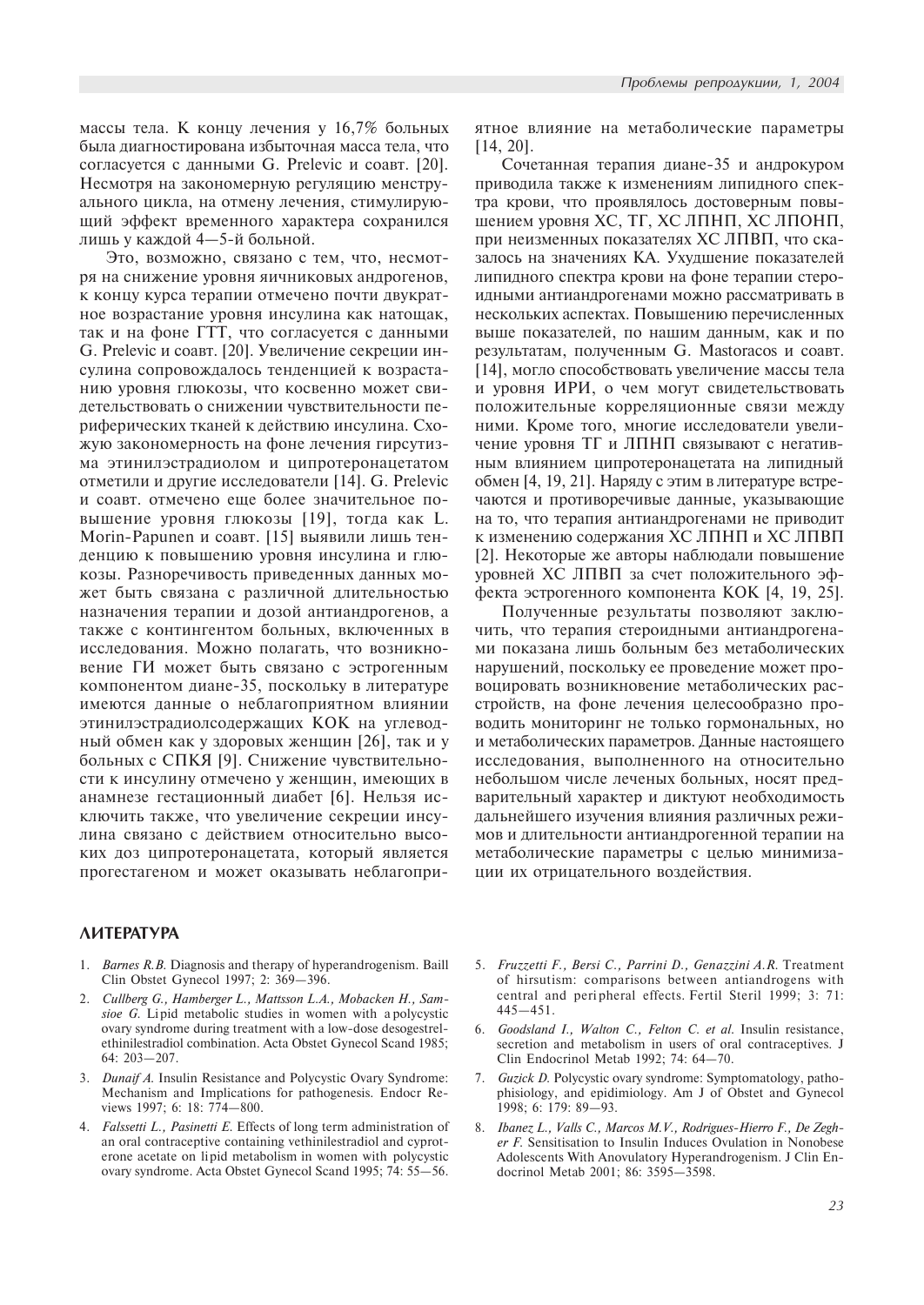массы тела. К концу лечения у 16,7% больных была диагностирована избыточная масса тела, что согласуется с данными G. Prelevic и соавт. [20]. Несмотря на закономерную регуляцию менструального цикла, на отмену лечения, стимулирующий эффект временного характера сохранился лишь у каждой 4—5-й больной.

Это, возможно, связано с тем, что, несмотря на снижение уровня яичниковых андрогенов, к концу курса терапии отмечено почти двукратное возрастание уровня инсулина как натощак, так и на фоне ГТТ, что согласуется с данными G. Prelevic и соавт. [20]. Увеличение секреции инсулина сопровождалось тенденцией к возрастанию уровня глюкозы, что косвенно может свидетельствовать о снижении чувствительности периферических тканей к действию инсулина. Схожую закономерность на фоне лечения гирсутизма этинилэстрадиолом и ципротеронацетатом отметили и другие исследователи [14]. G. Prelevic и соавт. отмечено еще более значительное повышение уровня глюкозы [19], тогда как L. Morin-Papunen и соавт. [15] выявили лишь тенденцию к повышению уровня инсулина и глюкозы. Разноречивость приведенных данных может быть связана с различной длительностью назначения терапии и дозой антиандрогенов, а также с контингентом больных, включенных в исследования. Можно полагать, что возникновение ГИ может быть связано с эстрогенным компонентом диане-35, поскольку в литературе имеются данные о неблагоприятном влиянии этинилэстрадиолсодержащих КОК на углеводный обмен как у здоровых женщин [26], так и у больных с СПКЯ [9]. Снижение чувствительности к инсулину отмечено у женщин, имеющих в анамнезе гестационный диабет [6]. Нельзя исключить также, что увеличение секреции инсулина связано с действием относительно высоких доз ципротеронацетата, который является прогестагеном и может оказывать неблагоприятное влияние на метаболические параметры [14, 20].

Сочетанная терапия диане-35 и андрокуром приводила также к изменениям липидного спектра крови, что проявлялось достоверным повышением уровня ХС, ТГ, ХС ЛПНП, ХС ЛПОНП, при неизменных показателях ХС ЛПВП, что сказалось на значениях КА. Ухудшение показателей липидного спектра крови на фоне терапии стероидными антиандрогенами можно рассматривать в нескольких аспектах. Повышению перечисленных выше показателей, по нашим данным, как и по результатам, полученным G. Mastoracos и соавт. [14], могло способствовать увеличение массы тела и уровня ИРИ, о чем могут свидетельствовать положительные корреляционные связи между ними. Кроме того, многие исследователи увеличение уровня ТГ и ЛПНП связывают с негативным влиянием ципротеронацетата на липидный обмен [4, 19, 21]. Наряду с этим в литературе встречаются и противоречивые данные, указывающие на то, что терапия антиандрогенами не приводит к изменению содержания ХС ЛПНП и ХС ЛПВП [2]. Некоторые же авторы наблюдали повышение уровней ХС ЛПВП за счет положительного эффекта эстрогенного компонента КОК [4, 19, 25].

Полученные результаты позволяют заключить, что терапия стероидными антиандрогенами показана лишь больным без метаболических нарушений, поскольку ее проведение может провоцировать возникновение метаболических расстройств, на фоне лечения целесообразно проводить мониторинг не только гормональных, но и метаболических параметров. Данные настоящего исследования, выполненного на относительно небольшом числе леченых больных, носят предварительный характер и диктуют необходимость дальнейшего изучения влияния различных режимов и длительности антиандрогенной терапии на метаболические параметры с целью минимизации их отрицательного воздействия.

## ЛИТЕРАТУРА

1. *Barnes R.B.* Diagnosis and therapy of hyperandrogenism. Baill Clin Obstet Gynecol 1997; 2: 369—396.
2. *Cullberg G., Hamberger L., Mattsson L.A., Mobacken H., Samsioe G.* Lipid metabolic studies in women with a polycystic ovary syndrome during treatment with a low-dose desogestrelethinilestradiol combination. Acta Obstet Gynecol Scand 1985; 64: 203—207.
3. *Dunaif A.* Insulin Resistance and Polycystic Ovary Syndrome: Mechanism and Implications for pathogenesis. Endocr Reviews 1997; 6: 18: 774—800.
4. *Falssetti L., Pasinetti E.* Effects of long term administration of an oral contraceptive containing vethinilestradiol and cyproterone acetate on lipid metabolism in women with polycystic ovary syndrome. Acta Obstet Gynecol Scand 1995; 74: 55—56.
5. *Fruzzetti F., Bersi C., Parrini D., Genazzini A.R.* Treatment of hirsutism: comparisons between antiandrogens with central and peripheral effects. Fertil Steril 1999; 3: 71: 445—451.
6. *Goodsland I., Walton C., Felton C. et al.* Insulin resistance, secretion and metabolism in users of oral contraceptives. J Clin Endocrinol Metab 1992; 74: 64—70.
7. *Guzick D.* Polycystic ovary syndrome: Symptomatology, pathophisiology, and epidimiology. Am J of Obstet and Gynecol 1998; 6: 179: 89—93.
8. *Ibanez L., Valls C., Marcos M.V., Rodrigues-Hierro F., De Zegher F.* Sensitisation to Insulin Induces Ovulation in Nonobese Adolescents With Anovulatory Hyperandrogenism. J Clin Endocrinol Metab 2001; 86: 3595—3598.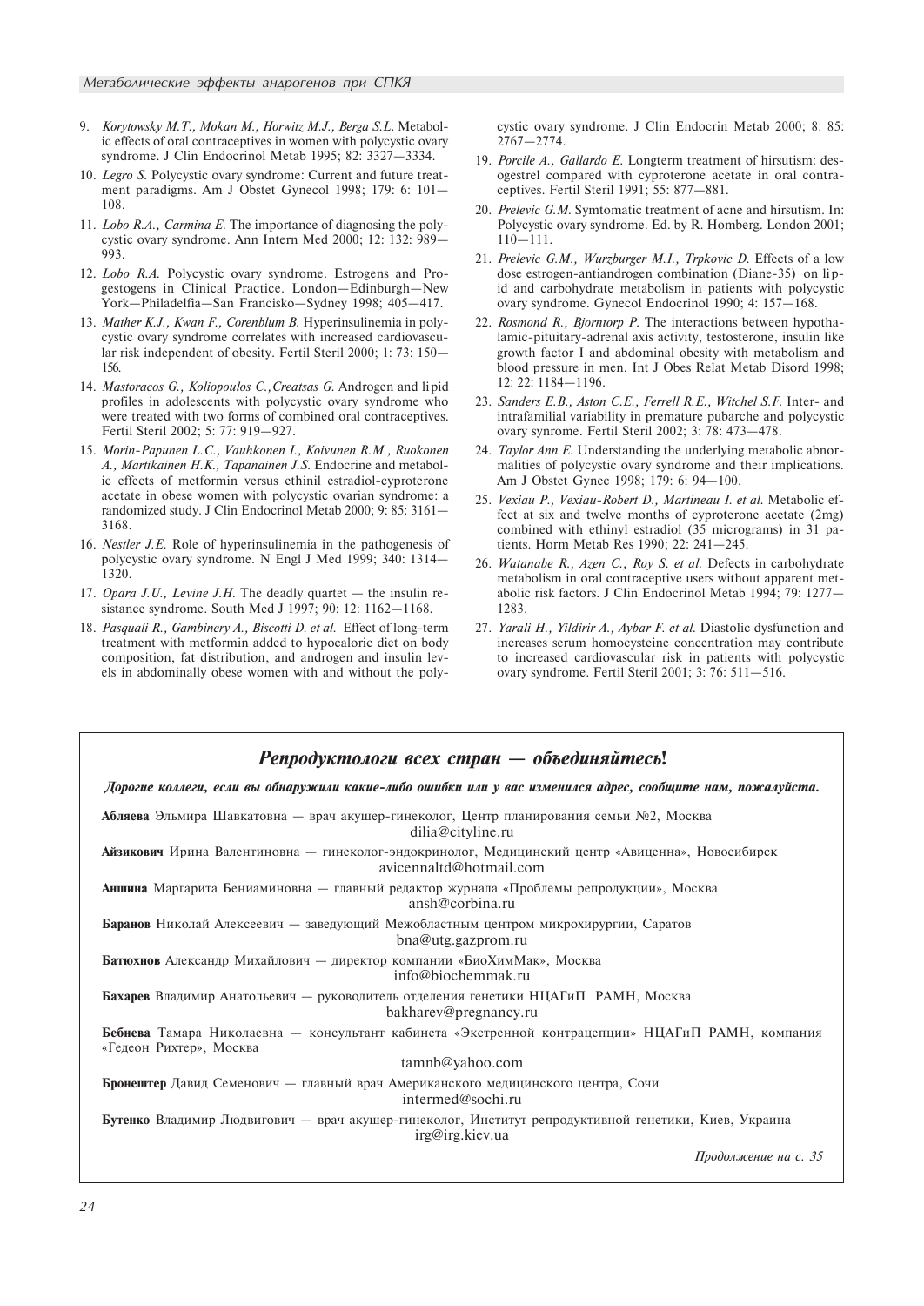9. *Korytowsky M.T., Mokan M., Horwitz M.J., Berga S.L.* Metabolic effects of oral contraceptives in women with polycystic ovary syndrome. J Clin Endocrinol Metab 1995; 82: 3327—3334.
10. *Legro S.* Polycystic ovary syndrome: Current and future treatment paradigms. Am J Obstet Gynecol 1998; 179: 6: 101—108.
11. *Lobo R.A., Carmina E.* The importance of diagnosing the polycystic ovary syndrome. Ann Intern Med 2000; 12: 132: 989—993.
12. *Lobo R.A.* Polycystic ovary syndrome. Estrogens and Progestogens in Clinical Practice. London—Edinburgh—New York—Philadelfia—San Francisko—Sydney 1998; 405—417.
13. *Mather K.J., Kwan F., Corenblum B.* Hyperinsulinemia in polycystic ovary syndrome correlates with increased cardiovascular risk independent of obesity. Fertil Steril 2000; 1: 73: 150—156.
14. *Mastoracos G., Koliopoulos C.,Creatsas G.* Androgen and lipid profiles in adolescents with polycystic ovary syndrome who were treated with two forms of combined oral contraceptives. Fertil Steril 2002; 5: 77: 919—927.
15. *Morin-Papunen L.C., Vauhkonen I., Koivunen R.M., Ruokonen A., Martikainen H.K., Tapanainen J.S.* Endocrine and metabolic effects of metformin versus ethinil estradiol-cyproterone acetate in obese women with polycystic ovarian syndrome: a randomized study. J Clin Endocrinol Metab 2000; 9: 85: 3161—3168.
16. *Nestler J.E.* Role of hyperinsulinemia in the pathogenesis of polycystic ovary syndrome. N Engl J Med 1999; 340: 1314—1320.
17. *Opara J.U., Levine J.H.* The deadly quartet — the insulin resistance syndrome. South Med J 1997; 90: 12: 1162—1168.
18. *Pasquali R., Gambinery A., Biscotti D. et al.* Effect of long-term treatment with metformin added to hypocaloric diet on body composition, fat distribution, and androgen and insulin levels in abdominally obese women with and without the polycystic ovary syndrome. J Clin Endocrin Metab 2000; 8: 85: 2767—2774.
19. *Porcile A., Gallardo E.* Longterm treatment of hirsutism: desogestrel compared with cyproterone acetate in oral contraceptives. Fertil Steril 1991; 55: 877—881.
20. *Prelevic G.M.* Symtomatic treatment of acne and hirsutism. In: Polycystic ovary syndrome. Ed. by R. Homberg. London 2001; 110—111.
21. *Prelevic G.M., Wurzburger M.I., Trpkovic D.* Effects of a low dose estrogen-antiandrogen combination (Diane-35) on lipid and carbohydrate metabolism in patients with polycystic ovary syndrome. Gynecol Endocrinol 1990; 4: 157—168.
22. *Rosmond R., Bjorntorp P.* The interactions between hypothalamic-pituitary-adrenal axis activity, testosterone, insulin like growth factor I and abdominal obesity with metabolism and blood pressure in men. Int J Obes Relat Metab Disord 1998; 12: 22: 1184—1196.
23. *Sanders E.B., Aston C.E., Ferrell R.E., Witchel S.F.* Inter- and intrafamilial variability in premature pubarche and polycystic ovary synrome. Fertil Steril 2002; 3: 78: 473—478.
24. *Taylor Ann E.* Understanding the underlying metabolic abnormalities of polycystic ovary syndrome and their implications. Am J Obstet Gynec 1998; 179: 6: 94—100.
25. *Vexiau P., Vexiau-Robert D., Martineau I. et al.* Metabolic effect at six and twelve months of cyproterone acetate (2mg) combined with ethinyl estradiol (35 micrograms) in 31 patients. Horm Metab Res 1990; 22: 241—245.
26. *Watanabe R., Azen C., Roy S. et al.* Defects in carbohydrate metabolism in oral contraceptive users without apparent metabolic risk factors. J Clin Endocrinol Metab 1994; 79: 1277—1283.
27. *Yarali H., Yildirir A., Aybar F. et al.* Diastolic dysfunction and increases serum homocysteine concentration may contribute to increased cardiovascular risk in patients with polycystic ovary syndrome. Fertil Steril 2001; 3: 76: 511—516.

## *Репродуктологи всех стран — объединяйтесь!*

***Дорогие коллеги, если вы обнаружили какие-либо ошибки или у вас изменился адрес, сообщите нам, пожалуйста.***

**Абляева** Эльмира Шавкатовна — врач акушер-гинеколог, Центр планирования семьи №2, Москва
dilia@cityline.ru

**Айзикович** Ирина Валентиновна — гинеколог-эндокринолог, Медицинский центр «Авиценна», Новосибирск
avicennaltd@hotmail.com

**Аншина** Маргарита Бениаминовна — главный редактор журнала «Проблемы репродукции», Москва
ansh@corbina.ru

**Баранов** Николай Алексеевич — заведующий Межобластным центром микрохирургии, Саратов
bna@utg.gazprom.ru

**Батюхнов** Александр Михайлович — директор компании «БиоХимМак», Москва
info@biochemmak.ru

**Бахарев** Владимир Анатольевич — руководитель отделения генетики НЦАГиП РАМН, Москва
bakharev@pregnancy.ru

**Бебнева** Тамара Николаевна — консультант кабинета «Экстренной контрацепции» НЦАГиП РАМН, компания «Гедеон Рихтер», Москва
tamnb@yahoo.com

**Бронештер** Давид Семенович — главный врач Американского медицинского центра, Сочи
intermed@sochi.ru

**Бутенко** Владимир Людвигович — врач акушер-гинеколог, Институт репродуктивной генетики, Киев, Украина
irg@irg.kiev.ua

*Продолжение на с. 35*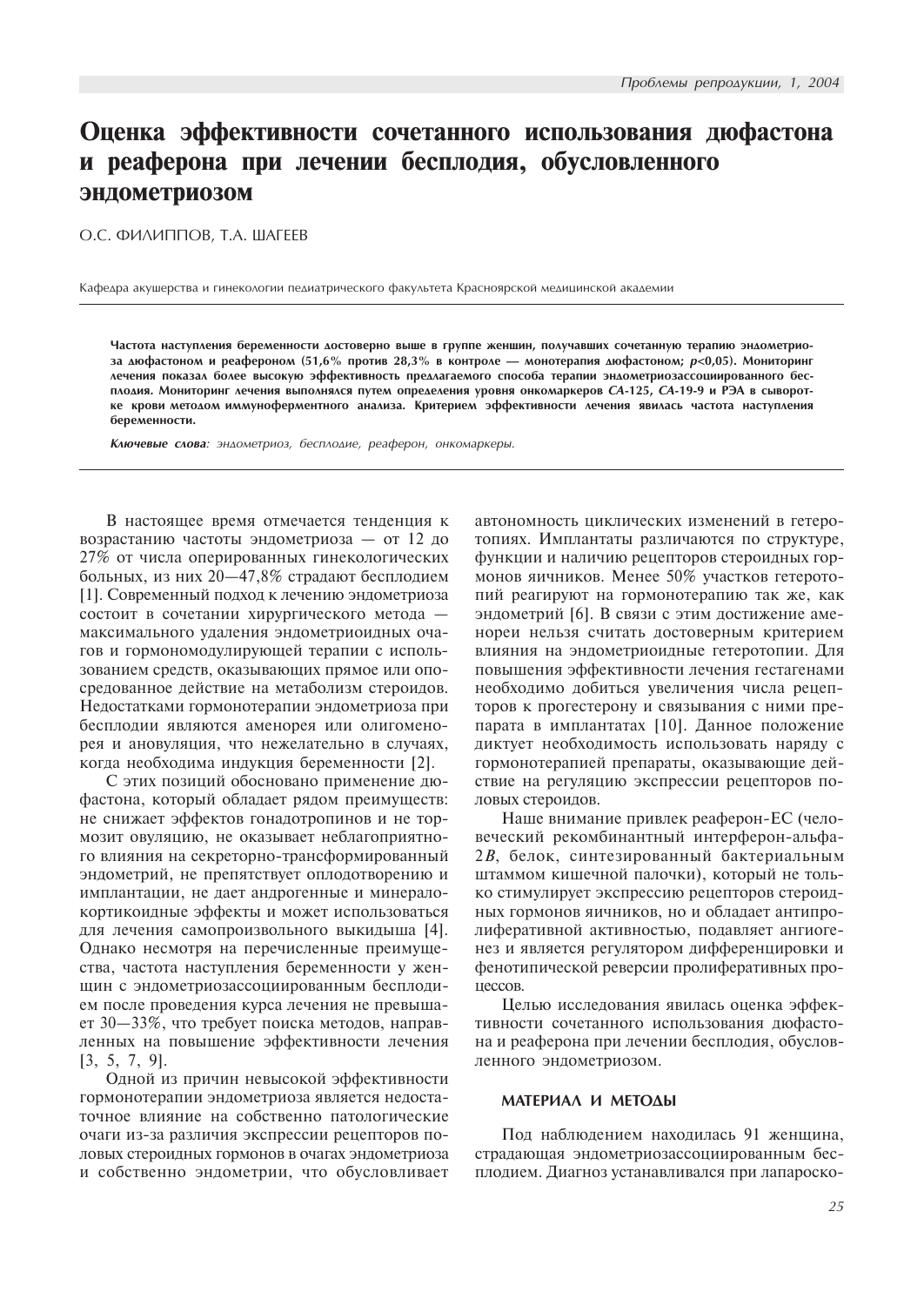# Оценка эффективности сочетанного использования дюфастона и реаферона при лечении бесплодия, обусловленного эндометриозом

О.С. ФИЛИППОВ, Т.А. ШАГЕЕВ

Кафедра акушерства и гинекологии педиатрического факультета Красноярской медицинской академии

**Частота наступления беременности достоверно выше в группе женщин, получавших сочетанную терапию эндометриоза дюфастоном и реафероном (51,6% против 28,3% в контроле — монотерапия дюфастоном; $p<0,05$). Мониторинг лечения показал более высокую эффективность предлагаемого способа терапии эндометриозассоциированного бесплодия. Мониторинг лечения выполнялся путем определения уровня онкомаркеров *СА*-125, *СА*-19-9 и РЭА в сыворотке крови методом иммуноферментного анализа. Критерием эффективности лечения явилась частота наступления беременности.**

***Ключевые слова**: эндометриоз, бесплодие, реаферон, онкомаркеры.*

В настоящее время отмечается тенденция к возрастанию частоты эндометриоза — от 12 до 27% от числа оперированных гинекологических больных, из них 20—47,8% страдают бесплодием [1]. Современный подход к лечению эндометриоза состоит в сочетании хирургического метода — максимального удаления эндометриоидных очагов и гормономодулирующей терапии с использованием средств, оказывающих прямое или опосредованное действие на метаболизм стероидов. Недостатками гормонотерапии эндометриоза при бесплодии являются аменорея или олигоменорея и ановуляция, что нежелательно в случаях, когда необходима индукция беременности [2].

С этих позиций обосновано применение дюфастона, который обладает рядом преимуществ: не снижает эффектов гонадотропинов и не тормозит овуляцию, не оказывает неблагоприятного влияния на секреторно-трансформированный эндометрий, не препятствует оплодотворению и имплантации, не дает андрогенные и минералокортикоидные эффекты и может использоваться для лечения самопроизвольного выкидыша [4]. Однако несмотря на перечисленные преимущества, частота наступления беременности у женщин с эндометриозассоциированным бесплодием после проведения курса лечения не превышает 30—33%, что требует поиска методов, направленных на повышение эффективности лечения [3, 5, 7, 9].

Одной из причин невысокой эффективности гормонотерапии эндометриоза является недостаточное влияние на собственно патологические очаги из-за различия экспрессии рецепторов половых стероидных гормонов в очагах эндометриоза и собственно эндометрии, что обусловливает автономность циклических изменений в гетеротопиях. Имплантаты различаются по структуре, функции и наличию рецепторов стероидных гормонов яичников. Менее 50% участков гетеротопий реагируют на гормонотерапию так же, как эндометрий [6]. В связи с этим достижение аменореи нельзя считать достоверным критерием влияния на эндометриоидные гетеротопии. Для повышения эффективности лечения гестагенами необходимо добиться увеличения числа рецепторов к прогестерону и связывания с ними препарата в имплантатах [10]. Данное положение диктует необходимость использовать наряду с гормонотерапией препараты, оказывающие действие на регуляцию экспрессии рецепторов половых стероидов.

Наше внимание привлек реаферон-ЕС (человеческий рекомбинантный интерферон-альфа-2*B*, белок, синтезированный бактериальным штаммом кишечной палочки), который не только стимулирует экспрессию рецепторов стероидных гормонов яичников, но и обладает антипролиферативной активностью, подавляет ангиогенез и является регулятором дифференцировки и фенотипической реверсии пролиферативных процессов.

Целью исследования явилась оценка эффективности сочетанного использования дюфастона и реаферона при лечении бесплодия, обусловленного эндометриозом.

## МАТЕРИАЛ И МЕТОДЫ

Под наблюдением находилась 91 женщина, страдающая эндометриозассоциированным бесплодием. Диагноз устанавливался при лапароско-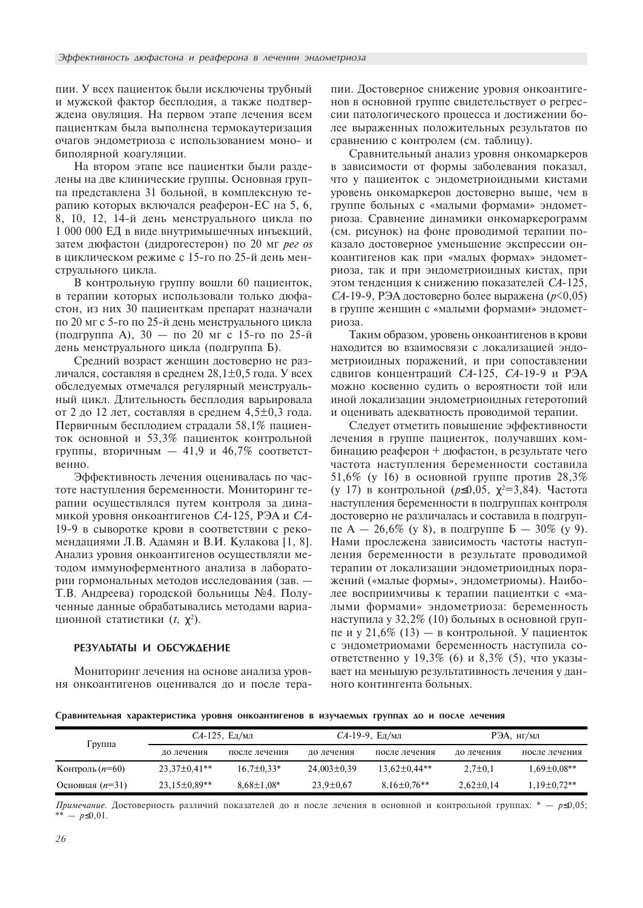пии. У всех пациенток были исключены трубный и мужской фактор бесплодия, а также подтверждена овуляция. На первом этапе лечения всем пациенткам была выполнена термокаутеризация очагов эндометриоза с использованием моно- и биполярной коагуляции.

На втором этапе все пациентки были разделены на две клинические группы. Основная группа представлена 31 больной, в комплексную терапию которых включался реаферон-ЕС на 5, 6, 8, 10, 12, 14-й день менструального цикла по 1 000 000 ЕД в виде внутримышечных инъекций, затем дюфастон (дидрогестерон) по 20 мг *per os* в циклическом режиме с 15-го по 25-й день менструального цикла.

В контрольную группу вошли 60 пациенток, в терапии которых использовали только дюфастон, из них 30 пациенткам препарат назначали по 20 мг с 5-го по 25-й день менструального цикла (подгруппа А), 30 — по 20 мг с 15-го по 25-й день менструального цикла (подгруппа Б).

Средний возраст женщин достоверно не различался, составляя в среднем 28,1±0,5 года. У всех обследуемых отмечался регулярный менструальный цикл. Длительность бесплодия варьировала от 2 до 12 лет, составляя в среднем 4,5±0,3 года. Первичным бесплодием страдали 58,1% пациенток основной и 53,3% пациенток контрольной группы, вторичным — 41,9 и 46,7% соответственно.

Эффективность лечения оценивалась по частоте наступления беременности. Мониторинг терапии осуществлялся путем контроля за динамикой уровня онкоантигенов *CA*-125, РЭА и *CA*-19-9 в сыворотке крови в соответствии с рекомендациями Л.В. Адамян и В.И. Кулакова [1, 8]. Анализ уровня онкоантигенов осуществляли методом иммуноферментного анализа в лаборатории гормональных методов исследования (зав. — Т.В. Андреева) городской больницы №4. Полученные данные обрабатывались методами вариационной статистики ($t$, $\chi^2$).

## РЕЗУЛЬТАТЫ И ОБСУЖДЕНИЕ

Мониторинг лечения на основе анализа уровня онкоантигенов оценивался до и после терапии. Достоверное снижение уровня онкоантигенов в основной группе свидетельствует о регрессии патологического процесса и достижении более выраженных положительных результатов по сравнению с контролем (см. таблицу).

Сравнительный анализ уровня онкомаркеров в зависимости от формы заболевания показал, что у пациенток с эндометриоидными кистами уровень онкомаркеров достоверно выше, чем в группе больных с «малыми формами» эндометриоза. Сравнение динамики онкомаркерограмм (см. рисунок) на фоне проводимой терапии показало достоверное уменьшение экспрессии онкоантигенов как при «малых формах» эндометриоза, так и при эндометриоидных кистах, при этом тенденция к снижению показателей *CA*-125, *CA*-19-9, РЭА достоверно более выражена ($p<0,05$) в группе женщин с «малыми формами» эндометриоза.

Таким образом, уровень онкоантигенов в крови находится во взаимосвязи с локализацией эндометриоидных поражений, и при сопоставлении сдвигов концентраций *CA*-125, *CA*-19-9 и РЭА можно косвенно судить о вероятности той или иной локализации эндометриоидных гетеротопий и оценивать адекватность проводимой терапии.

Следует отметить повышение эффективности лечения в группе пациенток, получавших комбинацию реаферон + дюфастон, в результате чего частота наступления беременности составила 51,6% (у 16) в основной группе против 28,3% (у 17) в контрольной ($p\leq 0,05$, $\chi^2=3,84$). Частота наступления беременности в подгруппах контроля достоверно не различалась и составила в подгруппе А — 26,6% (у 8), в подгруппе Б — 30% (у 9). Нами прослежена зависимость частоты наступления беременности в результате проводимой терапии от локализации эндометриоидных поражений («малые формы», эндометриомы). Наиболее восприимчивы к терапии пациентки с «малыми формами» эндометриоза: беременность наступила у 32,2% (10) больных в основной группе и у 21,6% (13) — в контрольной. У пациенток с эндометриомами беременность наступила соответственно у 19,3% (6) и 8,3% (5), что указывает на меньшую результативность лечения у данного контингента больных.

**Сравнительная характеристика уровня онкоантигенов в изучаемых группах до и после лечения**

| Группа | *CA*-125, Ед/мл | | *CA*-19-9, Ед/мл | | РЭА, нг/мл | |
|---|---|---|---|---|---|---|
| | до лечения | после лечения | до лечения | после лечения | до лечения | после лечения |
| Контроль ($n$=60) | 23,37±0,41** | 16,7±0,33* | 24,003±0,39 | 13,62±0,44** | 2,7±0,1 | 1,69±0,08** |
| Основная ($n$=31) | 23,15±0,89** | 8,68±1,08* | 23,9±0,67 | 8,16±0,76** | 2,62±0,14 | 1,19±0,72** |

*Примечание.* Достоверность различий показателей до и после лечения в основной и контрольной группах: * — $p\leq 0,05$; ** — $p\leq 0,01$.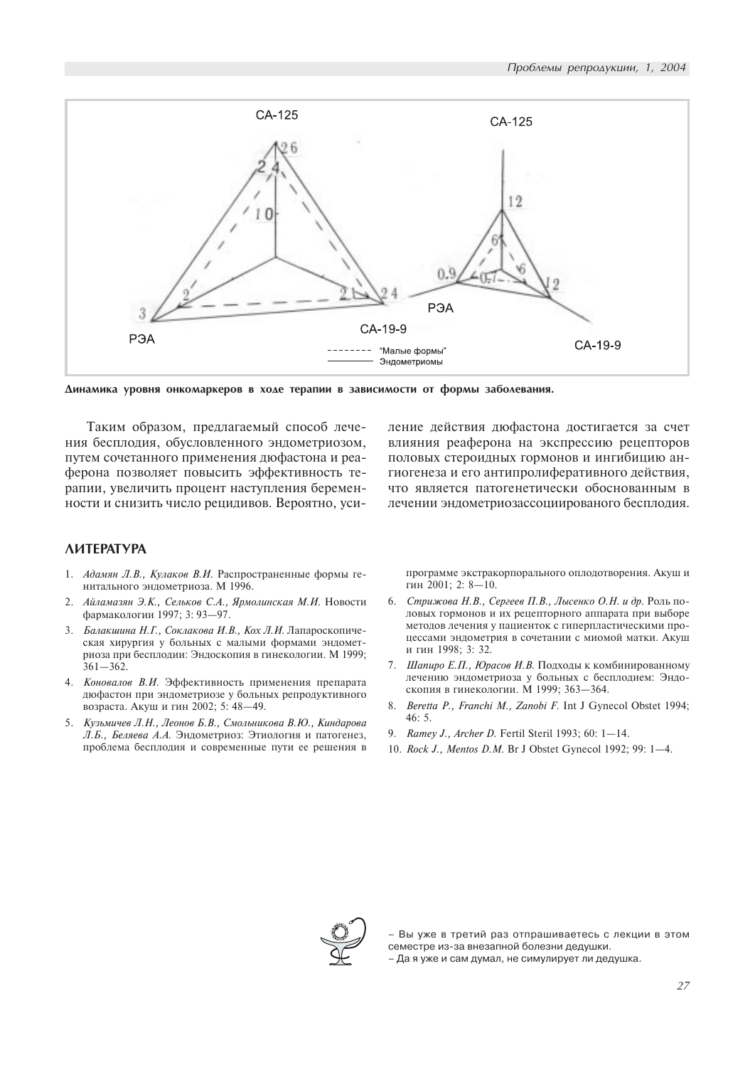Динамика уровня онкомаркеров в ходе терапии в зависимости от формы заболевания.

Таким образом, предлагаемый способ лечения бесплодия, обусловленного эндометриозом, путем сочетанного применения дюфастона и реаферона позволяет повысить эффективность терапии, увеличить процент наступления беременности и снизить число рецидивов. Вероятно, усиление действия дюфастона достигается за счет влияния реаферона на экспрессию рецепторов половых стероидных гормонов и ингибицию ангиогенеза и его антипролиферативного действия, что является патогенетически обоснованным в лечении эндометриозассоциированого бесплодия.

## ЛИТЕРАТУРА

1. *Адамян Л.В., Кулаков В.И.* Распространенные формы генитального эндометриоза. М 1996.
2. *Айламазян Э.К., Сельков С.А., Ярмолинская М.И.* Новости фармакологии 1997; 3: 93—97.
3. *Балакшина Н.Г., Соклакова И.В., Кох Л.И.* Лапароскопическая хирургия у больных с малыми формами эндометриоза при бесплодии: Эндоскопия в гинекологии. М 1999; 361—362.
4. *Коновалов В.И.* Эффективность применения препарата дюфастон при эндометриозе у больных репродуктивного возраста. Акуш и гин 2002; 5: 48—49.
5. *Кузьмичев Л.Н., Леонов Б.В., Смольникова В.Ю., Киндарова Л.Б., Беляева А.А.* Эндометриоз: Этиология и патогенез, проблема бесплодия и современные пути ее решения в программе экстракорпорального оплодотворения. Акуш и гин 2001; 2: 8—10.
6. *Стрижова Н.В., Сергеев П.В., Лысенко О.Н. и др.* Роль половых гормонов и их рецепторного аппарата при выборе методов лечения у пациенток с гиперпластическими процессами эндометрия в сочетании с миомой матки. Акуш и гин 1998; 3: 32.
7. *Шапиро Е.П., Юрасов И.В.* Подходы к комбинированному лечению эндометриоза у больных с бесплодием: Эндоскопия в гинекологии. М 1999; 363—364.
8. *Beretta P., Franchi M., Zanobi F.* Int J Gynecol Obstet 1994; 46: 5.
9. *Ramey J., Archer D.* Fertil Steril 1993; 60: 1—14.
10. *Rock J., Mentos D.M.* Br J Obstet Gynecol 1992; 99: 1—4.

– Вы уже в третий раз отпрашиваетесь с лекции в этом семестре из-за внезапной болезни дедушки.
– Да я уже и сам думал, не симулирует ли дедушка.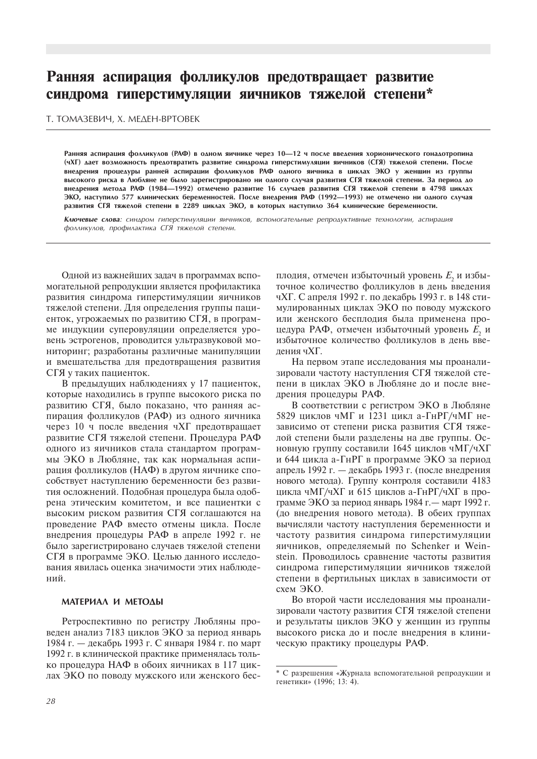# Ранняя аспирация фолликулов предотвращает развитие синдрома гиперстимуляции яичников тяжелой степени*

Т. ТОМАЗЕВИЧ, Х. МЕДЕН-ВРТОВЕК

**Ранняя аспирация фолликулов (РАФ) в одном яичнике через 10—12 ч после введения хорионического гонадотропина (чХГ) дает возможность предотвратить развитие синдрома гиперстимуляции яичников (СГЯ) тяжелой степени. После внедрения процедуры ранней аспирации фолликулов РАФ одного яичника в циклах ЭКО у женщин из группы высокого риска в Любляне не было зарегистрировано ни одного случая развития СГЯ тяжелой степени. За период до внедрения метода РАФ (1984—1992) отмечено развитие 16 случаев развития СГЯ тяжелой степени в 4798 циклах ЭКО, наступило 577 клинических беременностей. После внедрения РАФ (1992—1993) не отмечено ни одного случая развития СГЯ тяжелой степени в 2289 циклах ЭКО, в которых наступило 364 клинические беременности.**

***Ключевые слова***: *синдром гиперстимуляции яичников, вспомогательные репродуктивные технологии, аспирация фолликулов, профилактика СГЯ тяжелой степени.*

Одной из важнейших задач в программах вспомогательной репродукции является профилактика развития синдрома гиперстимуляции яичников тяжелой степени. Для определения группы пациенток, угрожаемых по развитию СГЯ, в программе индукции суперовуляции определяется уровень эстрогенов, проводится ультразвуковой мониторинг; разработаны различные манипуляции и вмешательства для предотвращения развития СГЯ у таких пациенток.

В предыдущих наблюдениях у 17 пациенток, которые находились в группе высокого риска по развитию СГЯ, было показано, что ранняя аспирация фолликулов (РАФ) из одного яичника через 10 ч после введения чХГ предотвращает развитие СГЯ тяжелой степени. Процедура РАФ одного из яичников стала стандартом программы ЭКО в Любляне, так как нормальная аспирация фолликулов (НАФ) в другом яичнике способствует наступлению беременности без развития осложнений. Подобная процедура была одобрена этическим комитетом, и все пациентки с высоким риском развития СГЯ соглашаются на проведение РАФ вместо отмены цикла. После внедрения процедуры РАФ в апреле 1992 г. не было зарегистрировано случаев тяжелой степени СГЯ в программе ЭКО. Целью данного исследования явилась оценка значимости этих наблюдений.

## МАТЕРИАЛ И МЕТОДЫ

Ретроспективно по регистру Любляны проведен анализ 7183 циклов ЭКО за период январь 1984 г. — декабрь 1993 г. С января 1984 г. по март 1992 г. в клинической практике применялась только процедура НАФ в обоих яичниках в 117 циклах ЭКО по поводу мужского или женского бесплодия, отмечен избыточный уровень $E_2$ и избыточное количество фолликулов в день введения чХГ. С апреля 1992 г. по декабрь 1993 г. в 148 стимулированных циклах ЭКО по поводу мужского или женского бесплодия была применена процедура РАФ, отмечен избыточный уровень $E_2$ и избыточное количество фолликулов в день введения чХГ.

На первом этапе исследования мы проанализировали частоту наступления СГЯ тяжелой степени в циклах ЭКО в Любляне до и после внедрения процедуры РАФ.

В соответствии с регистром ЭКО в Любляне 5829 циклов чМГ и 1231 цикл а-ГнРГ/чМГ независимо от степени риска развития СГЯ тяжелой степени были разделены на две группы. Основную группу составили 1645 циклов чМГ/чХГ и 644 цикла а-ГнРГ в программе ЭКО за период апрель 1992 г. — декабрь 1993 г. (после внедрения нового метода). Группу контроля составили 4183 цикла чМГ/чХГ и 615 циклов а-ГнРГ/чХГ в программе ЭКО за период январь 1984 г.— март 1992 г. (до внедрения нового метода). В обеих группах вычисляли частоту наступления беременности и частоту развития синдрома гиперстимуляции яичников, определяемый по Schenker и Weinstein. Проводилось сравнение частоты развития синдрома гиперстимуляции яичников тяжелой степени в фертильных циклах в зависимости от схем ЭКО.

Во второй части исследования мы проанализировали частоту развития СГЯ тяжелой степени и результаты циклов ЭКО у женщин из группы высокого риска до и после внедрения в клиническую практику процедуры РАФ.

---

\* С разрешения «Журнала вспомогательной репродукции и генетики» (1996; 13: 4).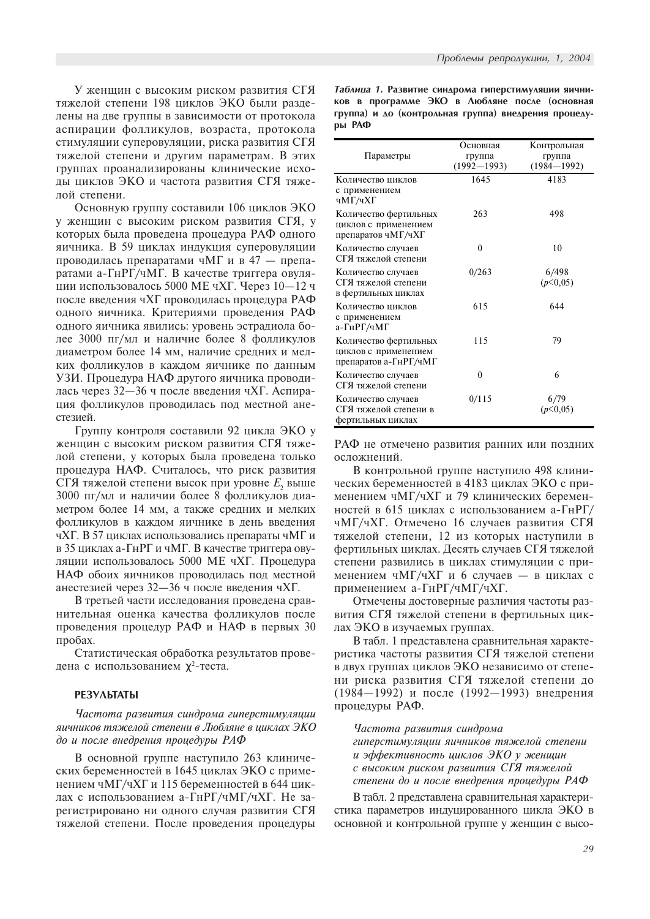У женщин с высоким риском развития СГЯ тяжелой степени 198 циклов ЭКО были разделены на две группы в зависимости от протокола аспирации фолликулов, возраста, протокола стимуляции суперовуляции, риска развития СГЯ тяжелой степени и другим параметрам. В этих группах проанализированы клинические исходы циклов ЭКО и частота развития СГЯ тяжелой степени.

Основную группу составили 106 циклов ЭКО у женщин с высоким риском развития СГЯ, у которых была проведена процедура РАФ одного яичника. В 59 циклах индукция суперовуляции проводилась препаратами чМГ и в 47 — препаратами а-ГнРГ/чМГ. В качестве триггера овуляции использовалось 5000 МЕ чХГ. Через 10—12 ч после введения чХГ проводилась процедура РАФ одного яичника. Критериями проведения РАФ одного яичника явились: уровень эстрадиола более 3000 пг/мл и наличие более 8 фолликулов диаметром более 14 мм, наличие средних и мелких фолликулов в каждом яичнике по данным УЗИ. Процедура НАФ другого яичника проводилась через 32—36 ч после введения чХГ. Аспирация фолликулов проводилась под местной анестезией.

Группу контроля составили 92 цикла ЭКО у женщин с высоким риском развития СГЯ тяжелой степени, у которых была проведена только процедура НАФ. Считалось, что риск развития СГЯ тяжелой степени высок при уровне $E_2$ выше 3000 пг/мл и наличии более 8 фолликулов диаметром более 14 мм, а также средних и мелких фолликулов в каждом яичнике в день введения чХГ. В 57 циклах использовались препараты чМГ и в 35 циклах а-ГнРГ и чМГ. В качестве триггера овуляции использовалось 5000 МЕ чХГ. Процедура НАФ обоих яичников проводилась под местной анестезией через 32—36 ч после введения чХГ.

В третьей части исследования проведена сравнительная оценка качества фолликулов после проведения процедур РАФ и НАФ в первых 30 пробах.

Статистическая обработка результатов проведена с использованием $\chi^2$-теста.

## РЕЗУЛЬТАТЫ

*Частота развития синдрома гиперстимуляции яичников тяжелой степени в Любляне в циклах ЭКО до и после внедрения процедуры РАФ*

В основной группе наступило 263 клинических беременностей в 1645 циклах ЭКО с применением чМГ/чХГ и 115 беременностей в 644 циклах с использованием а-ГнРГ/чМГ/чХГ. Не зарегистрировано ни одного случая развития СГЯ тяжелой степени. После проведения процедуры РАФ не отмечено развития ранних или поздних осложнений.

***Таблица 1.* Развитие синдрома гиперстимуляции яичников в программе ЭКО в Любляне после (основная группа) и до (контрольная группа) внедрения процедуры РАФ**

| Параметры | Основная группа (1992—1993) | Контрольная группа (1984—1992) |
|---|---|---|
| Количество циклов с применением чМГ/чХГ | 1645 | 4183 |
| Количество фертильных циклов с применением препаратов чМГ/чХГ | 263 | 498 |
| Количество случаев СГЯ тяжелой степени | 0 | 10 |
| Количество случаев СГЯ тяжелой степени в фертильных циклах | 0/263 | 6/498 ($p<0,05$) |
| Количество циклов с применением а-ГнРГ/чМГ | 615 | 644 |
| Количество фертильных циклов с применением препаратов а-ГнРГ/чМГ | 115 | 79 |
| Количество случаев СГЯ тяжелой степени | 0 | 6 |
| Количество случаев СГЯ тяжелой степени в фертильных циклах | 0/115 | 6/79 ($p<0,05$) |

В контрольной группе наступило 498 клинических беременностей в 4183 циклах ЭКО с применением чМГ/чХГ и 79 клинических беременностей в 615 циклах с использованием а-ГнРГ/чМГ/чХГ. Отмечено 16 случаев развития СГЯ тяжелой степени, 12 из которых наступили в фертильных циклах. Десять случаев СГЯ тяжелой степени развились в циклах стимуляции с применением чМГ/чХГ и 6 случаев — в циклах с применением а-ГнРГ/чМГ/чХГ.

Отмечены достоверные различия частоты развития СГЯ тяжелой степени в фертильных циклах ЭКО в изучаемых группах.

В табл. 1 представлена сравнительная характеристика частоты развития СГЯ тяжелой степени в двух группах циклов ЭКО независимо от степени риска развития СГЯ тяжелой степени до (1984—1992) и после (1992—1993) внедрения процедуры РАФ.

*Частота развития синдрома гиперстимуляции яичников тяжелой степени и эффективность циклов ЭКО у женщин с высоким риском развития СГЯ тяжелой степени до и после внедрения процедуры РАФ*

В табл. 2 представлена сравнительная характеристика параметров индуцированного цикла ЭКО в основной и контрольной группе у женщин с высо-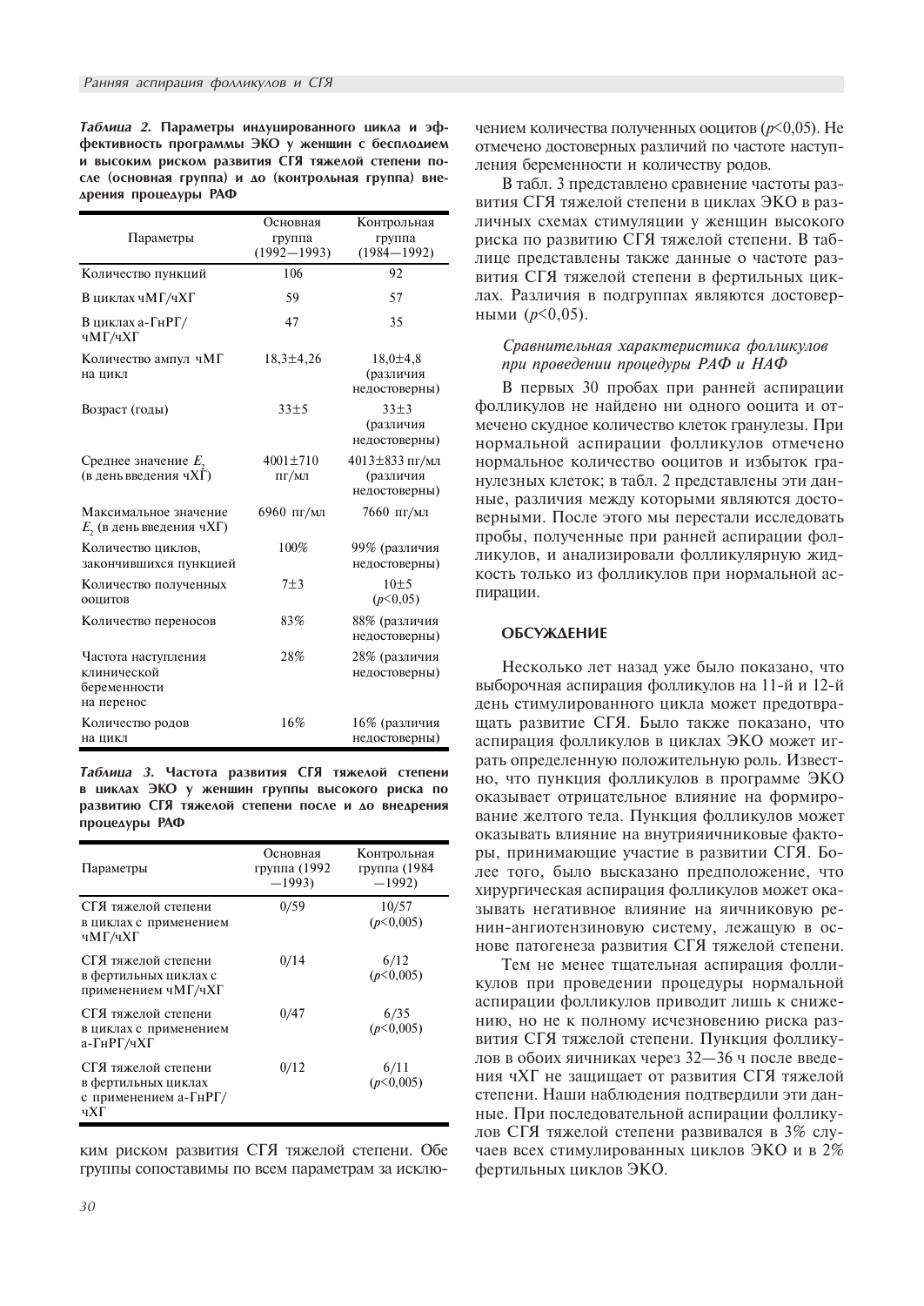*Таблица 2.* **Параметры индуцированного цикла и эффективность программы ЭКО у женщин с бесплодием и высоким риском развития СГЯ тяжелой степени после (основная группа) и до (контрольная группа) внедрения процедуры РАФ**

| Параметры | Основная группа (1992—1993) | Контрольная группа (1984—1992) |
|---|---|---|
| Количество пункций | 106 | 92 |
| В циклах чМГ/чХГ | 59 | 57 |
| В циклах а-ГнРГ/чМГ/чХГ | 47 | 35 |
| Количество ампул чМГ на цикл | 18,3±4,26 | 18,0±4,8 (различия недостоверны) |
| Возраст (годы) | 33±5 | 33±3 (различия недостоверны) |
| Среднее значение $E_2$ (в день введения чХГ) | 4001±710 пг/мл | 4013±833 пг/мл (различия недостоверны) |
| Максимальное значение $E_2$ (в день введения чХГ) | 6960 пг/мл | 7660 пг/мл |
| Количество циклов, закончившихся пункцией | 100% | 99% (различия недостоверны) |
| Количество полученных ооцитов | 7±3 | 10±5 ($p$<0,05) |
| Количество переносов | 83% | 88% (различия недостоверны) |
| Частота наступления клинической беременности на перенос | 28% | 28% (различия недостоверны) |
| Количество родов на цикл | 16% | 16% (различия недостоверны) |

*Таблица 3.* **Частота развития СГЯ тяжелой степени в циклах ЭКО у женщин группы высокого риска по развитию СГЯ тяжелой степени после и до внедрения процедуры РАФ**

| Параметры | Основная группа (1992—1993) | Контрольная группа (1984—1992) |
|---|---|---|
| СГЯ тяжелой степени в циклах с применением чМГ/чХГ | 0/59 | 10/57 ($p$<0,005) |
| СГЯ тяжелой степени в фертильных циклах с применением чМГ/чХГ | 0/14 | 6/12 ($p$<0,005) |
| СГЯ тяжелой степени в циклах с применением а-ГнРГ/чХГ | 0/47 | 6/35 ($p$<0,005) |
| СГЯ тяжелой степени в фертильных циклах с применением а-ГнРГ/чХГ | 0/12 | 6/11 ($p$<0,005) |

ким риском развития СГЯ тяжелой степени. Обе группы сопоставимы по всем параметрам за исключением количества полученных ооцитов ($p$<0,05). Не отмечено достоверных различий по частоте наступления беременности и количеству родов.

В табл. 3 представлено сравнение частоты развития СГЯ тяжелой степени в циклах ЭКО в различных схемах стимуляции у женщин высокого риска по развитию СГЯ тяжелой степени. В таблице представлены также данные о частоте развития СГЯ тяжелой степени в фертильных циклах. Различия в подгруппах являются достоверными ($p$<0,05).

*Сравнительная характеристика фолликулов при проведении процедуры РАФ и НАФ*

В первых 30 пробах при ранней аспирации фолликулов не найдено ни одного ооцита и отмечено скудное количество клеток гранулезы. При нормальной аспирации фолликулов отмечено нормальное количество ооцитов и избыток гранулезных клеток; в табл. 2 представлены эти данные, различия между которыми являются достоверными. После этого мы перестали исследовать пробы, полученные при ранней аспирации фолликулов, и анализировали фолликулярную жидкость только из фолликулов при нормальной аспирации.

## ОБСУЖДЕНИЕ

Несколько лет назад уже было показано, что выборочная аспирация фолликулов на 11-й и 12-й день стимулированного цикла может предотвращать развитие СГЯ. Было также показано, что аспирация фолликулов в циклах ЭКО может играть определенную положительную роль. Известно, что пункция фолликулов в программе ЭКО оказывает отрицательное влияние на формирование желтого тела. Пункция фолликулов может оказывать влияние на внутрияичниковые факторы, принимающие участие в развитии СГЯ. Более того, было высказано предположение, что хирургическая аспирация фолликулов может оказывать негативное влияние на яичниковую ренин-ангиотензиновую систему, лежащую в основе патогенеза развития СГЯ тяжелой степени.

Тем не менее тщательная аспирация фолликулов при проведении процедуры нормальной аспирации фолликулов приводит лишь к снижению, но не к полному исчезновению риска развития СГЯ тяжелой степени. Пункция фолликулов в обоих яичниках через 32—36 ч после введения чХГ не защищает от развития СГЯ тяжелой степени. Наши наблюдения подтвердили эти данные. При последовательной аспирации фолликулов СГЯ тяжелой степени развивался в 3% случаев всех стимулированных циклов ЭКО и в 2% фертильных циклов ЭКО.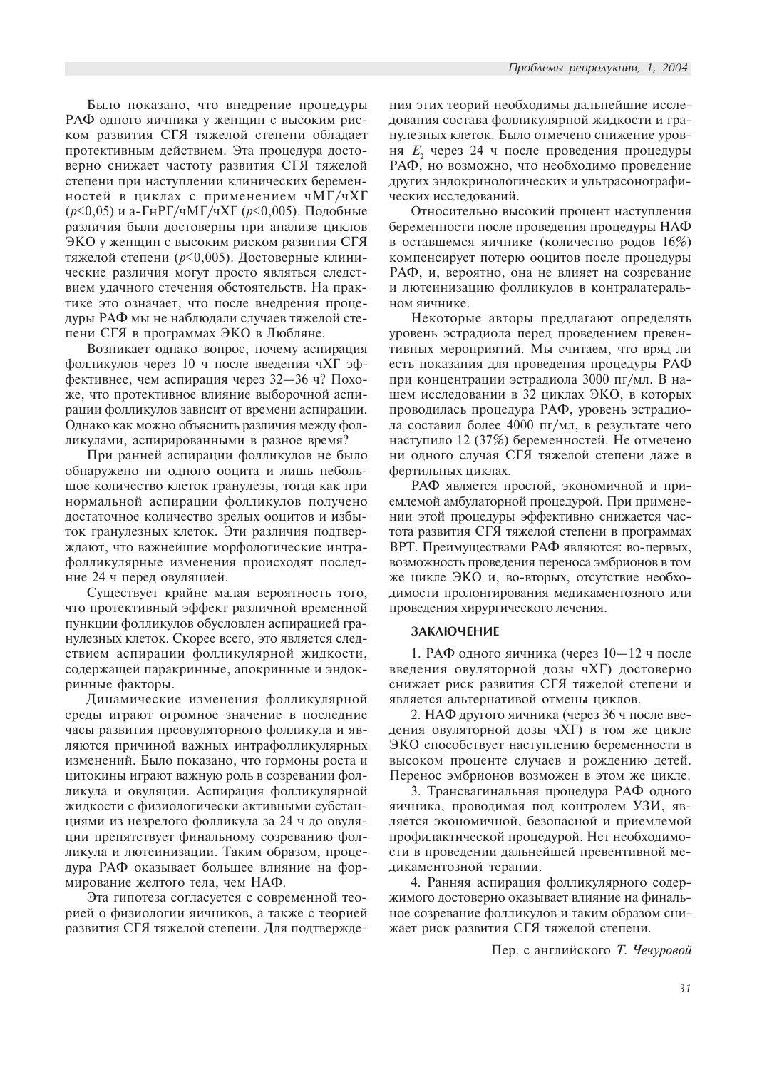Было показано, что внедрение процедуры РАФ одного яичника у женщин с высоким риском развития СГЯ тяжелой степени обладает протективным действием. Эта процедура достоверно снижает частоту развития СГЯ тяжелой степени при наступлении клинических беременностей в циклах с применением чМГ/чХГ ($p<0,05$) и а-ГнРГ/чМГ/чХГ ($p<0,005$). Подобные различия были достоверны при анализе циклов ЭКО у женщин с высоким риском развития СГЯ тяжелой степени ($p<0,005$). Достоверные клинические различия могут просто являться следствием удачного стечения обстоятельств. На практике это означает, что после внедрения процедуры РАФ мы не наблюдали случаев тяжелой степени СГЯ в программах ЭКО в Любляне.

Возникает однако вопрос, почему аспирация фолликулов через 10 ч после введения чХГ эффективнее, чем аспирация через 32—36 ч? Похоже, что протективное влияние выборочной аспирации фолликулов зависит от времени аспирации. Однако как можно объяснить различия между фолликулами, аспирированными в разное время?

При ранней аспирации фолликулов не было обнаружено ни одного ооцита и лишь небольшое количество клеток гранулезы, тогда как при нормальной аспирации фолликулов получено достаточное количество зрелых ооцитов и избыток гранулезных клеток. Эти различия подтверждают, что важнейшие морфологические интрафолликулярные изменения происходят последние 24 ч перед овуляцией.

Существует крайне малая вероятность того, что протективный эффект различной временной пункции фолликулов обусловлен аспирацией гранулезных клеток. Скорее всего, это является следствием аспирации фолликулярной жидкости, содержащей паракринные, апокринные и эндокринные факторы.

Динамические изменения фолликулярной среды играют огромное значение в последние часы развития преовуляторного фолликула и являются причиной важных интрафолликулярных изменений. Было показано, что гормоны роста и цитокины играют важную роль в созревании фолликула и овуляции. Аспирация фолликулярной жидкости с физиологически активными субстанциями из незрелого фолликула за 24 ч до овуляции препятствует финальному созреванию фолликула и лютеинизации. Таким образом, процедура РАФ оказывает большее влияние на формирование желтого тела, чем НАФ.

Эта гипотеза согласуется с современной теорией о физиологии яичников, а также с теорией развития СГЯ тяжелой степени. Для подтверждения этих теорий необходимы дальнейшие исследования состава фолликулярной жидкости и гранулезных клеток. Было отмечено снижение уровня $E_2$ через 24 ч после проведения процедуры РАФ, но возможно, что необходимо проведение других эндокринологических и ультрасонографических исследований.

Относительно высокий процент наступления беременности после проведения процедуры НАФ в оставшемся яичнике (количество родов 16%) компенсирует потерю ооцитов после процедуры РАФ, и, вероятно, она не влияет на созревание и лютеинизацию фолликулов в контралатеральном яичнике.

Некоторые авторы предлагают определять уровень эстрадиола перед проведением превентивных мероприятий. Мы считаем, что вряд ли есть показания для проведения процедуры РАФ при концентрации эстрадиола 3000 пг/мл. В нашем исследовании в 32 циклах ЭКО, в которых проводилась процедура РАФ, уровень эстрадиола составил более 4000 пг/мл, в результате чего наступило 12 (37%) беременностей. Не отмечено ни одного случая СГЯ тяжелой степени даже в фертильных циклах.

РАФ является простой, экономичной и приемлемой амбулаторной процедурой. При применении этой процедуры эффективно снижается частота развития СГЯ тяжелой степени в программах ВРТ. Преимуществами РАФ являются: во-первых, возможность проведения переноса эмбрионов в том же цикле ЭКО и, во-вторых, отсутствие необходимости пролонгирования медикаментозного или проведения хирургического лечения.

## ЗАКЛЮЧЕНИЕ

1. РАФ одного яичника (через 10—12 ч после введения овуляторной дозы чХГ) достоверно снижает риск развития СГЯ тяжелой степени и является альтернативой отмены циклов.

2. НАФ другого яичника (через 36 ч после введения овуляторной дозы чХГ) в том же цикле ЭКО способствует наступлению беременности в высоком проценте случаев и рождению детей. Перенос эмбрионов возможен в этом же цикле.

3. Трансвагинальная процедура РАФ одного яичника, проводимая под контролем УЗИ, является экономичной, безопасной и приемлемой профилактической процедурой. Нет необходимости в проведении дальнейшей превентивной медикаментозной терапии.

4. Ранняя аспирация фолликулярного содержимого достоверно оказывает влияние на финальное созревание фолликулов и таким образом снижает риск развития СГЯ тяжелой степени.

Пер. с английского *Т. Чечуровой*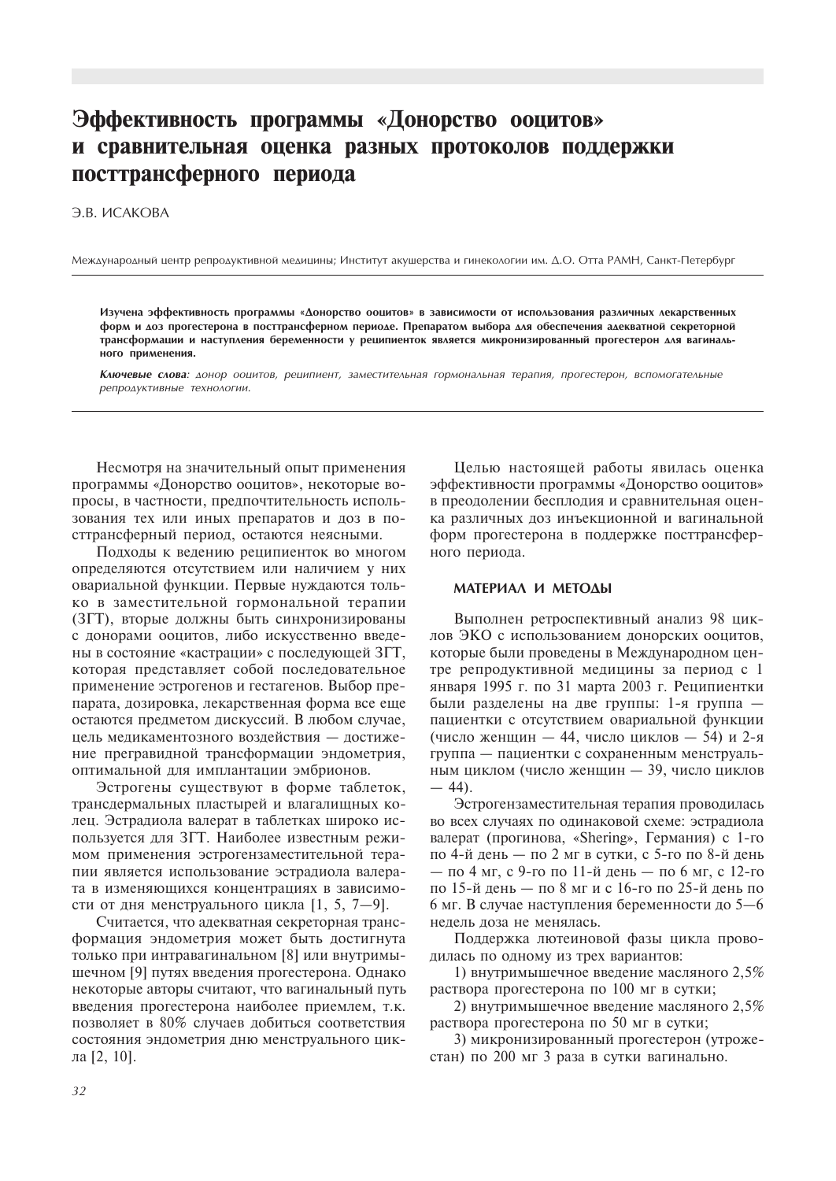# Эффективность программы «Донорство ооцитов» и сравнительная оценка разных протоколов поддержки посттрансферного периода

Э.В. ИСАКОВА

Международный центр репродуктивной медицины; Институт акушерства и гинекологии им. Д.О. Отта РАМН, Санкт-Петербург

**Изучена эффективность программы «Донорство ооцитов» в зависимости от использования различных лекарственных форм и доз прогестерона в посттрансферном периоде. Препаратом выбора для обеспечения адекватной секреторной трансформации и наступления беременности у реципиенток является микронизированный прогестерон для вагинального применения.**

***Ключевые слова***: *донор ооцитов, реципиент, заместительная гормональная терапия, прогестерон, вспомогательные репродуктивные технологии.*

Несмотря на значительный опыт применения программы «Донорство ооцитов», некоторые вопросы, в частности, предпочтительность использования тех или иных препаратов и доз в посттрансферный период, остаются неясными.

Подходы к ведению реципиенток во многом определяются отсутствием или наличием у них овариальной функции. Первые нуждаются только в заместительной гормональной терапии (ЗГТ), вторые должны быть синхронизированы с донорами ооцитов, либо искусственно введены в состояние «кастрации» с последующей ЗГТ, которая представляет собой последовательное применение эстрогенов и гестагенов. Выбор препарата, дозировка, лекарственная форма все еще остаются предметом дискуссий. В любом случае, цель медикаментозного воздействия — достижение прегравидной трансформации эндометрия, оптимальной для имплантации эмбрионов.

Эстрогены существуют в форме таблеток, трансдермальных пластырей и влагалищных колец. Эстрадиола валерат в таблетках широко используется для ЗГТ. Наиболее известным режимом применения эстрогензаместительной терапии является использование эстрадиола валерата в изменяющихся концентрациях в зависимости от дня менструального цикла [1, 5, 7—9].

Считается, что адекватная секреторная трансформация эндометрия может быть достигнута только при интравагинальном [8] или внутримышечном [9] путях введения прогестерона. Однако некоторые авторы считают, что вагинальный путь введения прогестерона наиболее приемлем, т.к. позволяет в 80% случаев добиться соответствия состояния эндометрия дню менструального цикла [2, 10].

Целью настоящей работы явилась оценка эффективности программы «Донорство ооцитов» в преодолении бесплодия и сравнительная оценка различных доз инъекционной и вагинальной форм прогестерона в поддержке посттрансферного периода.

## МАТЕРИАЛ И МЕТОДЫ

Выполнен ретроспективный анализ 98 циклов ЭКО с использованием донорских ооцитов, которые были проведены в Международном центре репродуктивной медицины за период с 1 января 1995 г. по 31 марта 2003 г. Реципиентки были разделены на две группы: 1-я группа — пациентки с отсутствием овариальной функции (число женщин — 44, число циклов — 54) и 2-я группа — пациентки с сохраненным менструальным циклом (число женщин — 39, число циклов — 44).

Эстрогензаместительная терапия проводилась во всех случаях по одинаковой схеме: эстрадиола валерат (прогинова, «Shering», Германия) с 1-го по 4-й день — по 2 мг в сутки, с 5-го по 8-й день — по 4 мг, с 9-го по 11-й день — по 6 мг, с 12-го по 15-й день — по 8 мг и с 16-го по 25-й день по 6 мг. В случае наступления беременности до 5—6 недель доза не менялась.

Поддержка лютеиновой фазы цикла проводилась по одному из трех вариантов:

1) внутримышечное введение масляного 2,5% раствора прогестерона по 100 мг в сутки;

2) внутримышечное введение масляного 2,5% раствора прогестерона по 50 мг в сутки;

3) микронизированный прогестерон (утрожестан) по 200 мг 3 раза в сутки вагинально.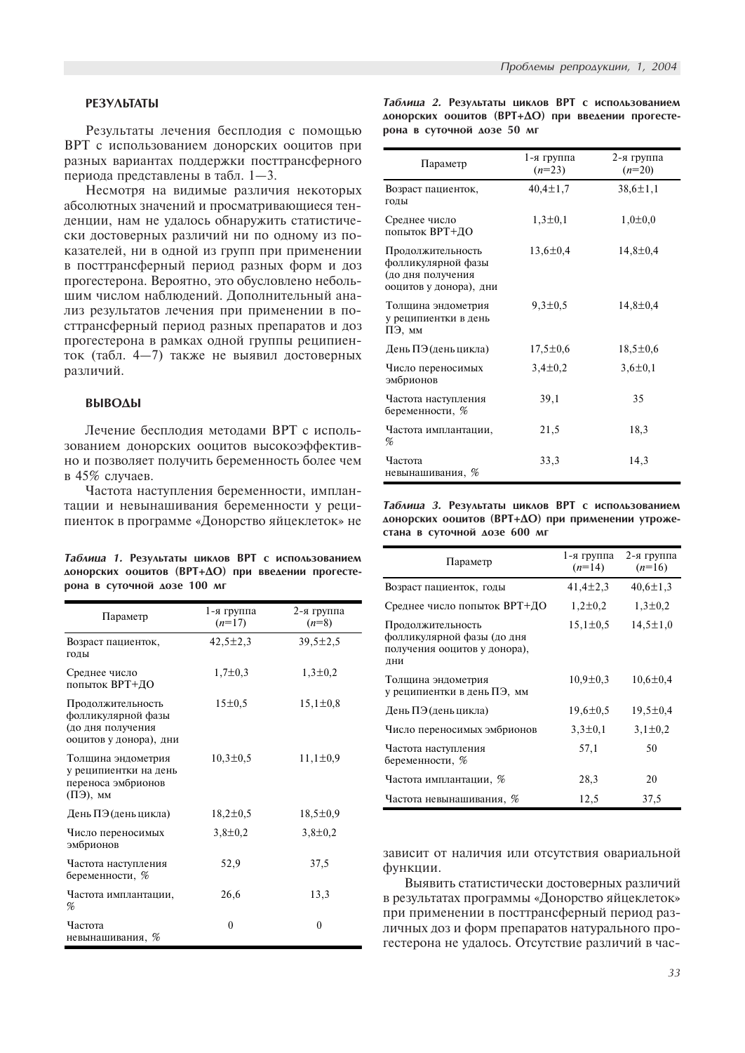## РЕЗУЛЬТАТЫ

Результаты лечения бесплодия с помощью ВРТ с использованием донорских ооцитов при разных вариантах поддержки посттрансферного периода представлены в табл. 1—3.

Несмотря на видимые различия некоторых абсолютных значений и просматривающиеся тенденции, нам не удалось обнаружить статистически достоверных различий ни по одному из показателей, ни в одной из групп при применении в посттрансферный период разных форм и доз прогестерона. Вероятно, это обусловлено небольшим числом наблюдений. Дополнительный анализ результатов лечения при применении в посттрансферный период разных препаратов и доз прогестерона в рамках одной группы реципиенток (табл. 4—7) также не выявил достоверных различий.

## ВЫВОДЫ

Лечение бесплодия методами ВРТ с использованием донорских ооцитов высокоэффективно и позволяет получить беременность более чем в 45% случаев.

Частота наступления беременности, имплантации и невынашивания беременности у реципиенток в программе «Донорство яйцеклеток» не зависит от наличия или отсутствия овариальной функции.

Выявить статистически достоверных различий в результатах программы «Донорство яйцеклеток» при применении в посттрансферный период различных доз и форм препаратов натурального прогестерона не удалось. Отсутствие различий в час-

***Таблица 1.*** **Результаты циклов ВРТ с использованием донорских ооцитов (ВРТ+ДО) при введении прогестерона в суточной дозе 100 мг**

| Параметр | 1-я группа (*n*=17) | 2-я группа (*n*=8) |
|---|---|---|
| Возраст пациенток, годы | 42,5±2,3 | 39,5±2,5 |
| Среднее число попыток ВРТ+ДО | 1,7±0,3 | 1,3±0,2 |
| Продолжительность фолликулярной фазы (до дня получения ооцитов у донора), дни | 15±0,5 | 15,1±0,8 |
| Толщина эндометрия у реципиентки на день переноса эмбрионов (ПЭ), мм | 10,3±0,5 | 11,1±0,9 |
| День ПЭ (день цикла) | 18,2±0,5 | 18,5±0,9 |
| Число переносимых эмбрионов | 3,8±0,2 | 3,8±0,2 |
| Частота наступления беременности, % | 52,9 | 37,5 |
| Частота имплантации, % | 26,6 | 13,3 |
| Частота невынашивания, % | 0 | 0 |

***Таблица 2.*** **Результаты циклов ВРТ с использованием донорских ооцитов (ВРТ+ДО) при введении прогестерона в суточной дозе 50 мг**

| Параметр | 1-я группа (*n*=23) | 2-я группа (*n*=20) |
|---|---|---|
| Возраст пациенток, годы | 40,4±1,7 | 38,6±1,1 |
| Среднее число попыток ВРТ+ДО | 1,3±0,1 | 1,0±0,0 |
| Продолжительность фолликулярной фазы (до дня получения ооцитов у донора), дни | 13,6±0,4 | 14,8±0,4 |
| Толщина эндометрия у реципиентки в день ПЭ, мм | 9,3±0,5 | 14,8±0,4 |
| День ПЭ (день цикла) | 17,5±0,6 | 18,5±0,6 |
| Число переносимых эмбрионов | 3,4±0,2 | 3,6±0,1 |
| Частота наступления беременности, % | 39,1 | 35 |
| Частота имплантации, % | 21,5 | 18,3 |
| Частота невынашивания, % | 33,3 | 14,3 |

***Таблица 3.*** **Результаты циклов ВРТ с использованием донорских ооцитов (ВРТ+ДО) при применении утрожестана в суточной дозе 600 мг**

| Параметр | 1-я группа (*n*=14) | 2-я группа (*n*=16) |
|---|---|---|
| Возраст пациенток, годы | 41,4±2,3 | 40,6±1,3 |
| Среднее число попыток ВРТ+ДО | 1,2±0,2 | 1,3±0,2 |
| Продолжительность фолликулярной фазы (до дня получения ооцитов у донора), дни | 15,1±0,5 | 14,5±1,0 |
| Толщина эндометрия у реципиентки в день ПЭ, мм | 10,9±0,3 | 10,6±0,4 |
| День ПЭ (день цикла) | 19,6±0,5 | 19,5±0,4 |
| Число переносимых эмбрионов | 3,3±0,1 | 3,1±0,2 |
| Частота наступления беременности, % | 57,1 | 50 |
| Частота имплантации, % | 28,3 | 20 |
| Частота невынашивания, % | 12,5 | 37,5 |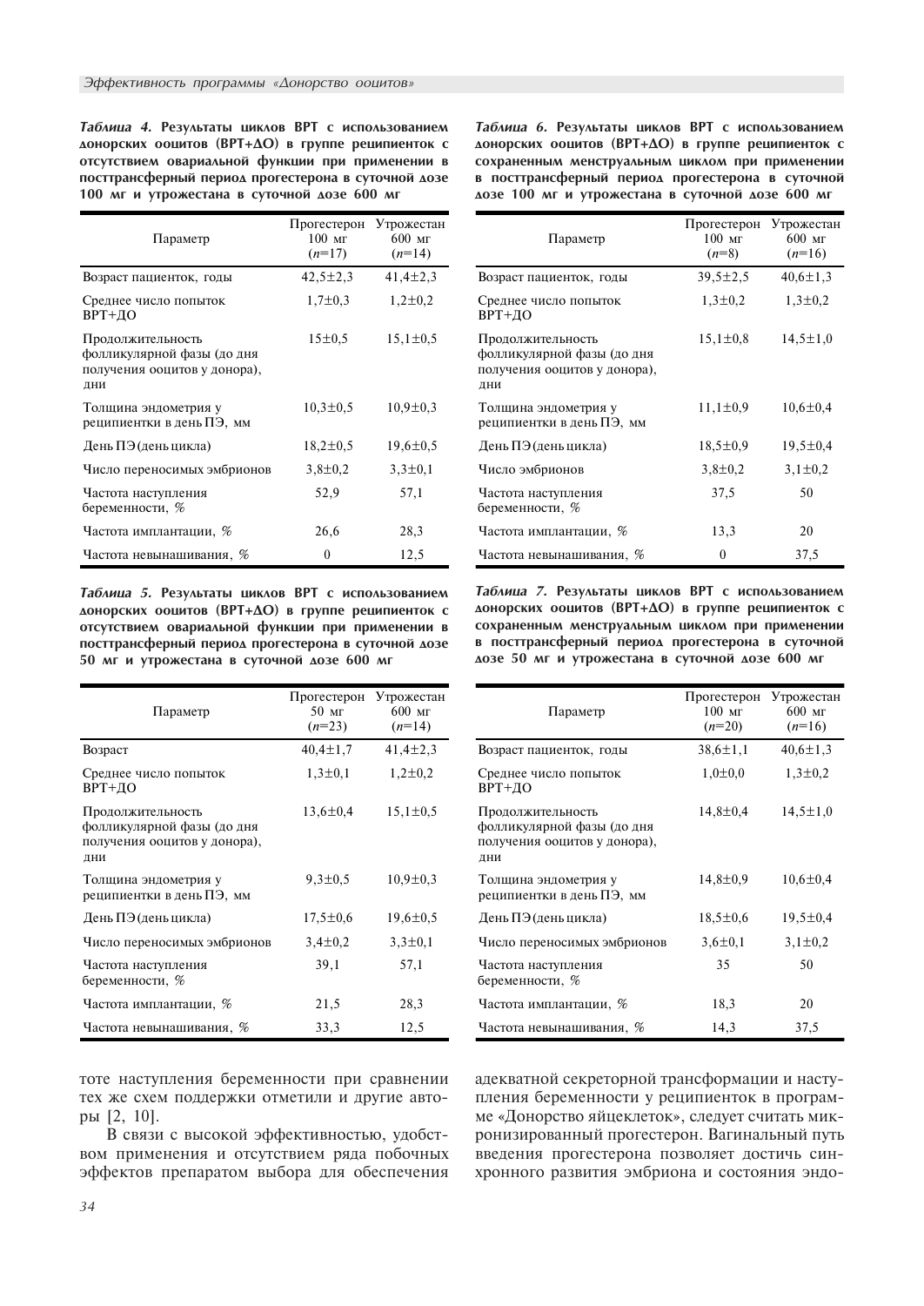*Таблица 4.* **Результаты циклов ВРТ с использованием донорских ооцитов (ВРТ+ДО) в группе реципиенток с отсутствием овариальной функции при применении в посттрансферный период прогестерона в суточной дозе 100 мг и утрожестана в суточной дозе 600 мг**

| Параметр | Прогестерон 100 мг (*n*=17) | Утрожестан 600 мг (*n*=14) |
|---|---|---|
| Возраст пациенток, годы | 42,5±2,3 | 41,4±2,3 |
| Среднее число попыток ВРТ+ДО | 1,7±0,3 | 1,2±0,2 |
| Продолжительность фолликулярной фазы (до дня получения ооцитов у донора), дни | 15±0,5 | 15,1±0,5 |
| Толщина эндометрия у реципиентки в день ПЭ, мм | 10,3±0,5 | 10,9±0,3 |
| День ПЭ (день цикла) | 18,2±0,5 | 19,6±0,5 |
| Число переносимых эмбрионов | 3,8±0,2 | 3,3±0,1 |
| Частота наступления беременности, % | 52,9 | 57,1 |
| Частота имплантации, % | 26,6 | 28,3 |
| Частота невынашивания, % | 0 | 12,5 |

*Таблица 5.* **Результаты циклов ВРТ с использованием донорских ооцитов (ВРТ+ДО) в группе реципиенток с отсутствием овариальной функции при применении в посттрансферный период прогестерона в суточной дозе 50 мг и утрожестана в суточной дозе 600 мг**

| Параметр | Прогестерон 50 мг (*n*=23) | Утрожестан 600 мг (*n*=14) |
|---|---|---|
| Возраст | 40,4±1,7 | 41,4±2,3 |
| Среднее число попыток ВРТ+ДО | 1,3±0,1 | 1,2±0,2 |
| Продолжительность фолликулярной фазы (до дня получения ооцитов у донора), дни | 13,6±0,4 | 15,1±0,5 |
| Толщина эндометрия у реципиентки в день ПЭ, мм | 9,3±0,5 | 10,9±0,3 |
| День ПЭ (день цикла) | 17,5±0,6 | 19,6±0,5 |
| Число переносимых эмбрионов | 3,4±0,2 | 3,3±0,1 |
| Частота наступления беременности, % | 39,1 | 57,1 |
| Частота имплантации, % | 21,5 | 28,3 |
| Частота невынашивания, % | 33,3 | 12,5 |

*Таблица 6.* **Результаты циклов ВРТ с использованием донорских ооцитов (ВРТ+ДО) в группе реципиенток с сохраненным менструальным циклом при применении в посттрансферный период прогестерона в суточной дозе 100 мг и утрожестана в суточной дозе 600 мг**

| Параметр | Прогестерон 100 мг (*n*=8) | Утрожестан 600 мг (*n*=16) |
|---|---|---|
| Возраст пациенток, годы | 39,5±2,5 | 40,6±1,3 |
| Среднее число попыток ВРТ+ДО | 1,3±0,2 | 1,3±0,2 |
| Продолжительность фолликулярной фазы (до дня получения ооцитов у донора), дни | 15,1±0,8 | 14,5±1,0 |
| Толщина эндометрия у реципиентки в день ПЭ, мм | 11,1±0,9 | 10,6±0,4 |
| День ПЭ (день цикла) | 18,5±0,9 | 19,5±0,4 |
| Число эмбрионов | 3,8±0,2 | 3,1±0,2 |
| Частота наступления беременности, % | 37,5 | 50 |
| Частота имплантации, % | 13,3 | 20 |
| Частота невынашивания, % | 0 | 37,5 |

*Таблица 7.* **Результаты циклов ВРТ с использованием донорских ооцитов (ВРТ+ДО) в группе реципиенток с сохраненным менструальным циклом при применении в посттрансферный период прогестерона в суточной дозе 50 мг и утрожестана в суточной дозе 600 мг**

| Параметр | Прогестерон 100 мг (*n*=20) | Утрожестан 600 мг (*n*=16) |
|---|---|---|
| Возраст пациенток, годы | 38,6±1,1 | 40,6±1,3 |
| Среднее число попыток ВРТ+ДО | 1,0±0,0 | 1,3±0,2 |
| Продолжительность фолликулярной фазы (до дня получения ооцитов у донора), дни | 14,8±0,4 | 14,5±1,0 |
| Толщина эндометрия у реципиентки в день ПЭ, мм | 14,8±0,9 | 10,6±0,4 |
| День ПЭ (день цикла) | 18,5±0,6 | 19,5±0,4 |
| Число переносимых эмбрионов | 3,6±0,1 | 3,1±0,2 |
| Частота наступления беременности, % | 35 | 50 |
| Частота имплантации, % | 18,3 | 20 |
| Частота невынашивания, % | 14,3 | 37,5 |

тоте наступления беременности при сравнении тех же схем поддержки отметили и другие авторы [2, 10].

В связи с высокой эффективностью, удобством применения и отсутствием ряда побочных эффектов препаратом выбора для обеспечения адекватной секреторной трансформации и наступления беременности у реципиенток в программе «Донорство яйцеклеток», следует считать микронизированный прогестерон. Вагинальный путь введения прогестерона позволяет достичь синхронного развития эмбриона и состояния эндо-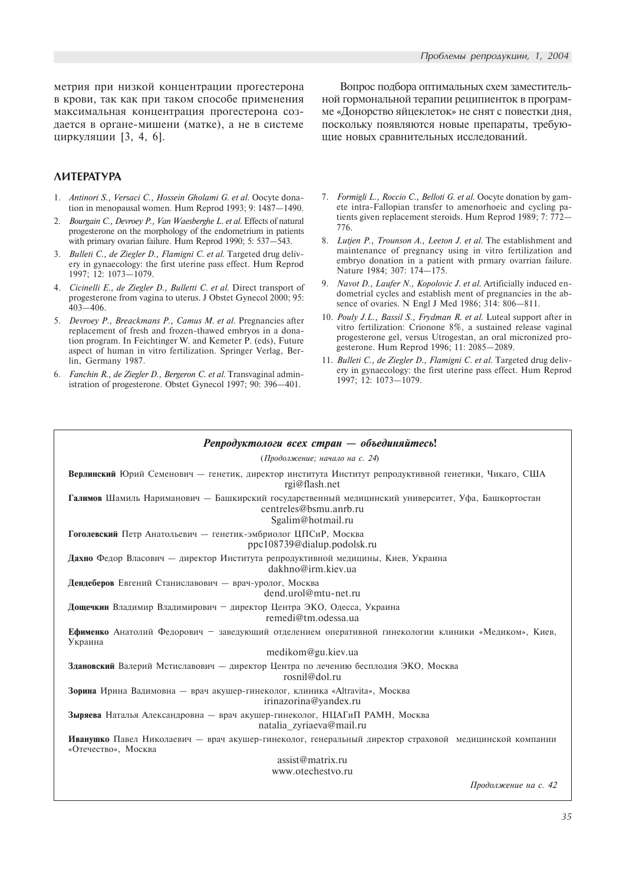метрия при низкой концентрации прогестерона в крови, так как при таком способе применения максимальная концентрация прогестерона создается в органе-мишени (матке), а не в системе циркуляции [3, 4, 6].

Вопрос подбора оптимальных схем заместительной гормональной терапии реципиенток в программе «Донорство яйцеклеток» не снят с повестки дня, поскольку появляются новые препараты, требующие новых сравнительных исследований.

## ЛИТЕРАТУРА

1. *Antinori S., Versaci C., Hossein Gholami G. et al.* Oocyte donation in menopausal women. Hum Reprod 1993; 9: 1487—1490.
2. *Bourgain C., Devroey P., Van Waesberghe L. et al.* Effects of natural progesterone on the morphology of the endometrium in patients with primary ovarian failure. Hum Reprod 1990; 5: 537—543.
3. *Bulleti C., de Ziegler D., Flamigni C. et al.* Targeted drug delivery in gynaecology: the first uterine pass effect. Hum Reprod 1997; 12: 1073—1079.
4. *Cicinelli E., de Ziegler D., Bulletti C. et al.* Direct transport of progesterone from vagina to uterus. J Obstet Gynecol 2000; 95: 403—406.
5. *Devroey P., Breackmans P., Camus M. et al.* Pregnancies after replacement of fresh and frozen-thawed embryos in a donation program. In Feichtinger W. and Kemeter P. (eds), Future aspect of human in vitro fertilization. Springer Verlag, Berlin, Germany 1987.
6. *Fanchin R., de Ziegler D., Bergeron C. et al.* Transvaginal administration of progesterone. Obstet Gynecol 1997; 90: 396—401.
7. *Formigli L., Roccio C., Belloti G. et al.* Oocyte donation by gamete intra-Fallopian transfer to amenorhoeic and cycling patients given replacement steroids. Hum Reprod 1989; 7: 772—776.
8. *Lutjen P., Trounson A., Leeton J. et al.* The establishment and maintenance of pregnancy using in vitro fertilization and embryo donation in a patient with prmary ovarrian failure. Nature 1984; 307: 174—175.
9. *Navot D., Laufer N., Kopolovic J. et al.* Artificially induced endometrial cycles and establish ment of pregnancies in the absence of ovaries. N Engl J Med 1986; 314: 806—811.
10. *Pouly J.L., Bassil S., Frydman R. et al.* Luteal support after in vitro fertilization: Crionone 8%, a sustained release vaginal progesterone gel, versus Utrogestan, an oral micronized progesterone. Hum Reprod 1996; 11: 2085—2089.
11. *Bulleti C., de Ziegler D., Flamigni C. et al.* Targeted drug delivery in gynaecology: the first uterine pass effect. Hum Reprod 1997; 12: 1073—1079.

---

### *Репродуктологи всех стран — объединяйтесь!*

(*Продолжение; начало на с. 24*)

**Верлинский** Юрий Семенович — генетик, директор института Институт репродуктивной генетики, Чикаго, США
rgi@flash.net

**Галимов** Шамиль Нариманович — Башкирский государственный медицинский университет, Уфа, Башкортостан
centreles@bsmu.anrb.ru
Sgalim@hotmail.ru

**Гоголевский** Петр Анатольевич — генетик-эмбриолог ЦПСиР, Москва
ppc108739@dialup.podolsk.ru

**Дахно** Федор Власович — директор Института репродуктивной медицины, Киев, Украина
dakhno@irm.kiev.ua

**Дендеберов** Евгений Станиславович — врач-уролог, Москва
dend.urol@mtu-net.ru

**Дощечкин** Владимир Владимирович − директор Центра ЭКО, Одесса, Украина
remedi@tm.odessa.ua

**Ефименко** Анатолий Федорович − заведующий отделением оперативной гинекологии клиники «Медиком», Киев, Украина
medikom@gu.kiev.ua

**Здановский** Валерий Мстиславович — директор Центра по лечению бесплодия ЭКО, Москва
rosnil@dol.ru

**Зорина** Ирина Вадимовна — врач акушер-гинеколог, клиника «Altravita», Москва
irinazorina@yandex.ru

**Зыряева** Наталья Александровна — врач акушер-гинеколог, НЦАГиП РАМН, Москва
natalia_zyriaeva@mail.ru

**Иванушко** Павел Николаевич — врач акушер-гинеколог, генеральный директор страховой медицинской компании «Отечество», Москва
assist@matrix.ru
www.otechestvo.ru

*Продолжение на с. 42*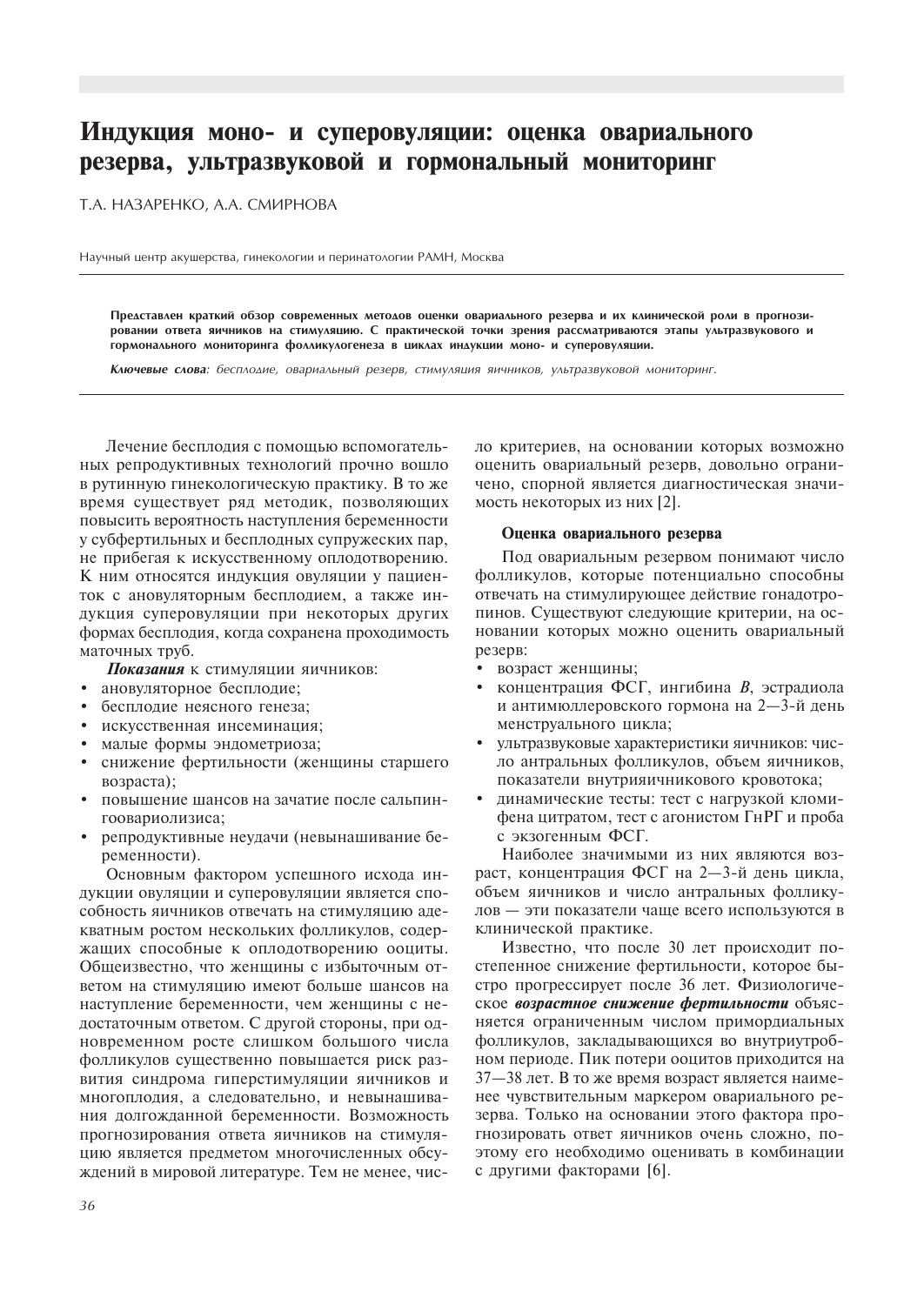# Индукция моно- и суперовуляции: оценка овариального резерва, ультразвуковой и гормональный мониторинг

Т.А. НАЗАРЕНКО, А.А. СМИРНОВА

Научный центр акушерства, гинекологии и перинатологии РАМН, Москва

**Представлен краткий обзор современных методов оценки овариального резерва и их клинической роли в прогнозировании ответа яичников на стимуляцию. С практической точки зрения рассматриваются этапы ультразвукового и гормонального мониторинга фолликулогенеза в циклах индукции моно- и суперовуляции.**

***Ключевые слова****: бесплодие, овариальный резерв, стимуляция яичников, ультразвуковой мониторинг.*

Лечение бесплодия с помощью вспомогательных репродуктивных технологий прочно вошло в рутинную гинекологическую практику. В то же время существует ряд методик, позволяющих повысить вероятность наступления беременности у субфертильных и бесплодных супружеских пар, не прибегая к искусственному оплодотворению. К ним относятся индукция овуляции у пациенток с ановуляторным бесплодием, а также индукция суперовуляции при некоторых других формах бесплодия, когда сохранена проходимость маточных труб.

***Показания*** к стимуляции яичников:

- ановуляторное бесплодие;
- бесплодие неясного генеза;
- искусственная инсеминация;
- малые формы эндометриоза;
- снижение фертильности (женщины старшего возраста);
- повышение шансов на зачатие после сальпингоовариолизиса;
- репродуктивные неудачи (невынашивание беременности).

Основным фактором успешного исхода индукции овуляции и суперовуляции является способность яичников отвечать на стимуляцию адекватным ростом нескольких фолликулов, содержащих способные к оплодотворению ооциты. Общеизвестно, что женщины с избыточным ответом на стимуляцию имеют больше шансов на наступление беременности, чем женщины с недостаточным ответом. С другой стороны, при одновременном росте слишком большого числа фолликулов существенно повышается риск развития синдрома гиперстимуляции яичников и многоплодия, а следовательно, и невынашивания долгожданной беременности. Возможность прогнозирования ответа яичников на стимуляцию является предметом многочисленных обсуждений в мировой литературе. Тем не менее, число критериев, на основании которых возможно оценить овариальный резерв, довольно ограничено, спорной является диагностическая значимость некоторых из них [2].

### Оценка овариального резерва

Под овариальным резервом понимают число фолликулов, которые потенциально способны отвечать на стимулирующее действие гонадотропинов. Существуют следующие критерии, на основании которых можно оценить овариальный резерв:

- возраст женщины;
- концентрация ФСГ, ингибина *В*, эстрадиола и антимюллеровского гормона на 2—3-й день менструального цикла;
- ультразвуковые характеристики яичников: число антральных фолликулов, объем яичников, показатели внутрияичникового кровотока;
- динамические тесты: тест с нагрузкой кломифена цитратом, тест с агонистом ГнРГ и проба с экзогенным ФСГ.

Наиболее значимыми из них являются возраст, концентрация ФСГ на 2—3-й день цикла, объем яичников и число антральных фолликулов — эти показатели чаще всего используются в клинической практике.

Известно, что после 30 лет происходит постепенное снижение фертильности, которое быстро прогрессирует после 36 лет. Физиологическое ***возрастное снижение фертильности*** объясняется ограниченным числом примордиальных фолликулов, закладывающихся во внутриутробном периоде. Пик потери ооцитов приходится на 37—38 лет. В то же время возраст является наименее чувствительным маркером овариального резерва. Только на основании этого фактора прогнозировать ответ яичников очень сложно, поэтому его необходимо оценивать в комбинации с другими факторами [6].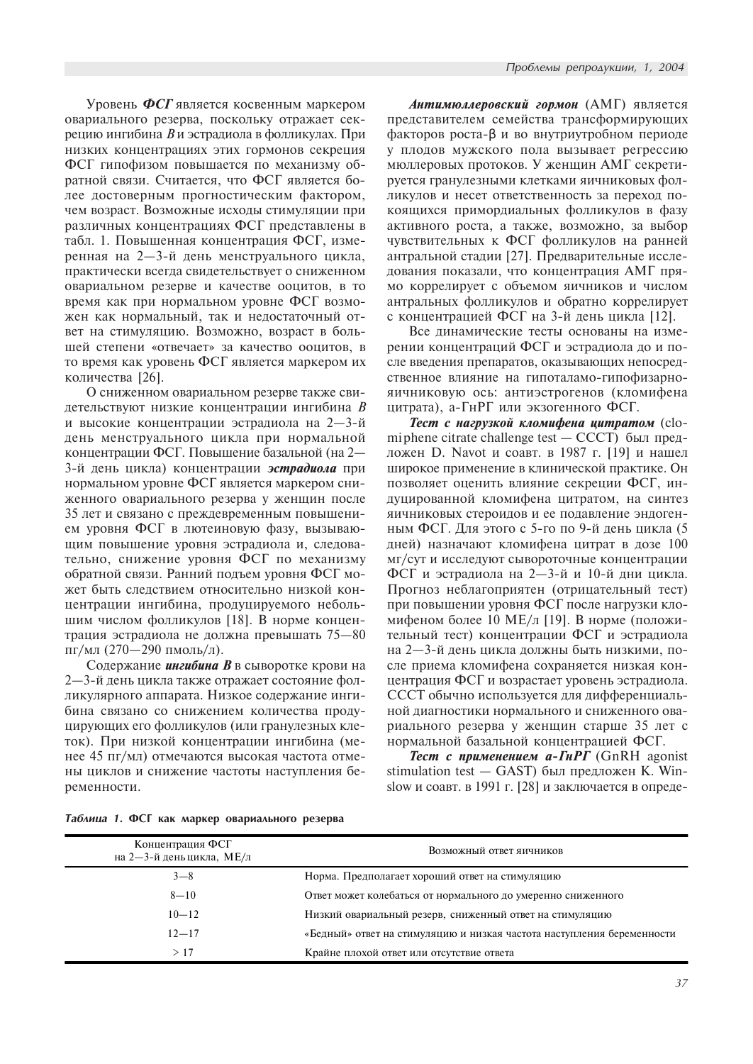Уровень ***ФСГ*** является косвенным маркером овариального резерва, поскольку отражает секрецию ингибина *B* и эстрадиола в фолликулах. При низких концентрациях этих гормонов секреция ФСГ гипофизом повышается по механизму обратной связи. Считается, что ФСГ является более достоверным прогностическим фактором, чем возраст. Возможные исходы стимуляции при различных концентрациях ФСГ представлены в табл. 1. Повышенная концентрация ФСГ, измеренная на 2—3-й день менструального цикла, практически всегда свидетельствует о сниженном овариальном резерве и качестве ооцитов, в то время как при нормальном уровне ФСГ возможен как нормальный, так и недостаточный ответ на стимуляцию. Возможно, возраст в большей степени «отвечает» за качество ооцитов, в то время как уровень ФСГ является маркером их количества [26].

О сниженном овариальном резерве также свидетельствуют низкие концентрации ингибина *B* и высокие концентрации эстрадиола на 2—3-й день менструального цикла при нормальной концентрации ФСГ. Повышение базальной (на 2—3-й день цикла) концентрации ***эстрадиола*** при нормальном уровне ФСГ является маркером сниженного овариального резерва у женщин после 35 лет и связано с преждевременным повышением уровня ФСГ в лютеиновую фазу, вызывающим повышение уровня эстрадиола и, следовательно, снижение уровня ФСГ по механизму обратной связи. Ранний подъем уровня ФСГ может быть следствием относительно низкой концентрации ингибина, продуцируемого небольшим числом фолликулов [18]. В норме концентрация эстрадиола не должна превышать 75—80 пг/мл (270—290 пмоль/л).

Содержание ***ингибина B*** в сыворотке крови на 2—3-й день цикла также отражает состояние фолликулярного аппарата. Низкое содержание ингибина связано со снижением количества продуцирующих его фолликулов (или гранулезных клеток). При низкой концентрации ингибина (менее 45 пг/мл) отмечаются высокая частота отмены циклов и снижение частоты наступления беременности.

***Антимюллеровский гормон*** (АМГ) является представителем семейства трансформирующих факторов роста-β и во внутриутробном периоде у плодов мужского пола вызывает регрессию мюллеровых протоков. У женщин АМГ секретируется гранулезными клетками яичниковых фолликулов и несет ответственность за переход покоящихся примордиальных фолликулов в фазу активного роста, а также, возможно, за выбор чувствительных к ФСГ фолликулов на ранней антральной стадии [27]. Предварительные исследования показали, что концентрация АМГ прямо коррелирует с объемом яичников и числом антральных фолликулов и обратно коррелирует с концентрацией ФСГ на 3-й день цикла [12].

Все динамические тесты основаны на измерении концентраций ФСГ и эстрадиола до и после введения препаратов, оказывающих непосредственное влияние на гипоталамо-гипофизарно-яичниковую ось: антиэстрогенов (кломифена цитрата), а-ГнРГ или экзогенного ФСГ.

***Тест с нагрузкой кломифена цитратом*** (clomiphene citrate challenge test — CCCT) был предложен D. Navot и соавт. в 1987 г. [19] и нашел широкое применение в клинической практике. Он позволяет оценить влияние секреции ФСГ, индуцированной кломифена цитратом, на синтез яичниковых стероидов и ее подавление эндогенным ФСГ. Для этого с 5-го по 9-й день цикла (5 дней) назначают кломифена цитрат в дозе 100 мг/сут и исследуют сывороточные концентрации ФСГ и эстрадиола на 2—3-й и 10-й дни цикла. Прогноз неблагоприятен (отрицательный тест) при повышении уровня ФСГ после нагрузки кломифеном более 10 МЕ/л [19]. В норме (положительный тест) концентрации ФСГ и эстрадиола на 2—3-й день цикла должны быть низкими, после приема кломифена сохраняется низкая концентрация ФСГ и возрастает уровень эстрадиола. CCCT обычно используется для дифференциальной диагностики нормального и сниженного овариального резерва у женщин старше 35 лет с нормальной базальной концентрацией ФСГ.

***Тест с применением а-ГнРГ*** (GnRH agonist stimulation test — GAST) был предложен K. Winslow и соавт. в 1991 г. [28] и заключается в опреде-

***Таблица 1.* ФСГ как маркер овариального резерва**

| Концентрация ФСГ на 2—3-й день цикла, МЕ/л | Возможный ответ яичников |
|---|---|
| 3—8 | Норма. Предполагает хороший ответ на стимуляцию |
| 8—10 | Ответ может колебаться от нормального до умеренно сниженного |
| 10—12 | Низкий овариальный резерв, сниженный ответ на стимуляцию |
| 12—17 | «Бедный» ответ на стимуляцию и низкая частота наступления беременности |
| > 17 | Крайне плохой ответ или отсутствие ответа |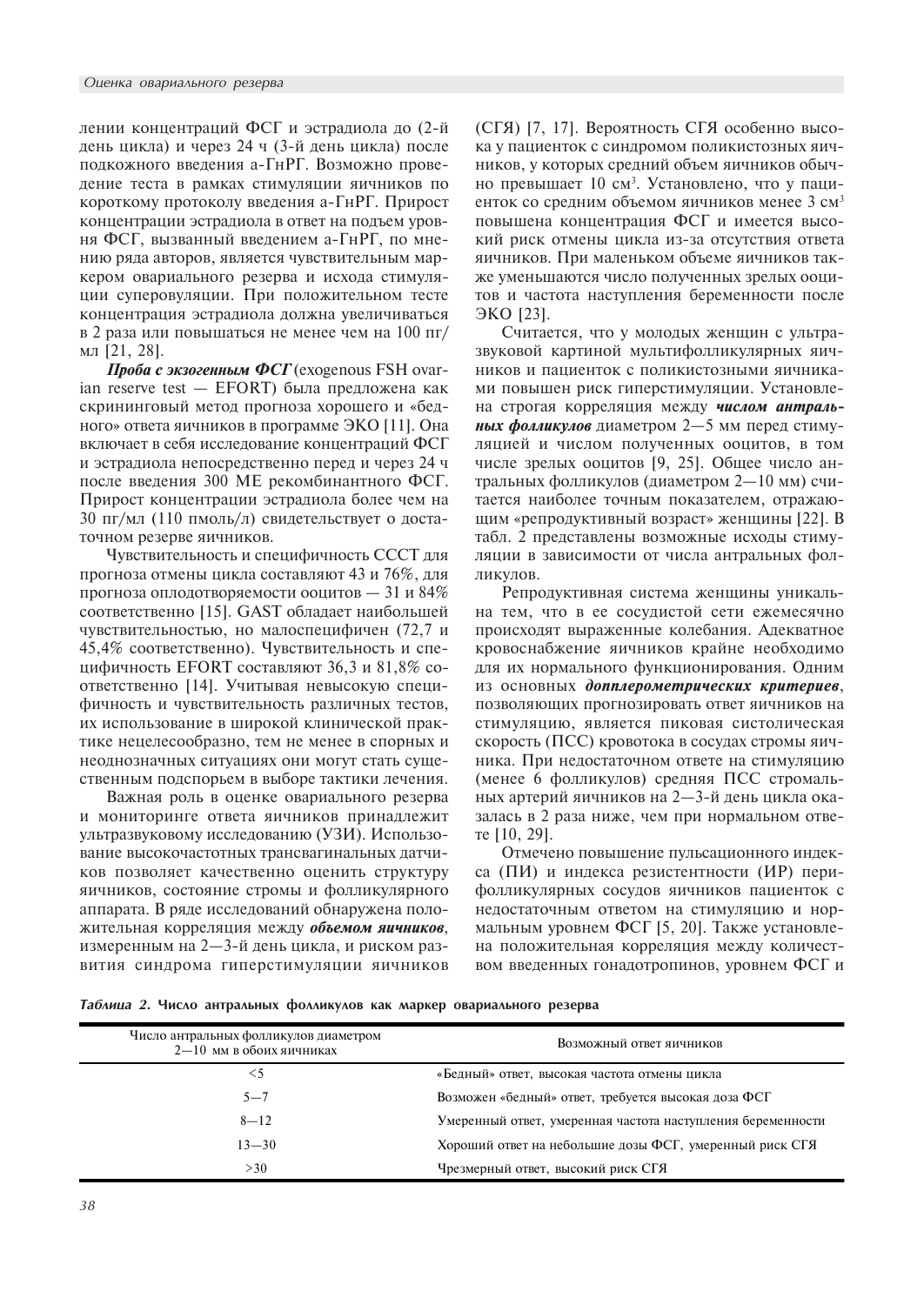лении концентраций ФСГ и эстрадиола до (2-й день цикла) и через 24 ч (3-й день цикла) после подкожного введения а-ГнРГ. Возможно проведение теста в рамках стимуляции яичников по короткому протоколу введения а-ГнРГ. Прирост концентрации эстрадиола в ответ на подъем уровня ФСГ, вызванный введением а-ГнРГ, по мнению ряда авторов, является чувствительным маркером овариального резерва и исхода стимуляции суперовуляции. При положительном тесте концентрация эстрадиола должна увеличиваться в 2 раза или повышаться не менее чем на 100 пг/мл [21, 28].

***Проба с экзогенным ФСГ*** (exogenous FSH ovarian reserve test — EFORT) была предложена как скрининговый метод прогноза хорошего и «бедного» ответа яичников в программе ЭКО [11]. Она включает в себя исследование концентраций ФСГ и эстрадиола непосредственно перед и через 24 ч после введения 300 МЕ рекомбинантного ФСГ. Прирост концентрации эстрадиола более чем на 30 пг/мл (110 пмоль/л) свидетельствует о достаточном резерве яичников.

Чувствительность и специфичность СССТ для прогноза отмены цикла составляют 43 и 76%, для прогноза оплодотворяемости ооцитов — 31 и 84% соответственно [15]. GAST обладает наибольшей чувствительностью, но малоспецифичен (72,7 и 45,4% соответственно). Чувствительность и специфичность EFORT составляют 36,3 и 81,8% соответственно [14]. Учитывая невысокую специфичность и чувствительность различных тестов, их использование в широкой клинической практике нецелесообразно, тем не менее в спорных и неоднозначных ситуациях они могут стать существенным подспорьем в выборе тактики лечения.

Важная роль в оценке овариального резерва и мониторинге ответа яичников принадлежит ультразвуковому исследованию (УЗИ). Использование высокочастотных трансвагинальных датчиков позволяет качественно оценить структуру яичников, состояние стромы и фолликулярного аппарата. В ряде исследований обнаружена положительная корреляция между ***объемом яичников***, измеренным на 2—3-й день цикла, и риском развития синдрома гиперстимуляции яичников (СГЯ) [7, 17]. Вероятность СГЯ особенно высока у пациенток с синдромом поликистозных яичников, у которых средний объем яичников обычно превышает 10 см$^3$. Установлено, что у пациенток со средним объемом яичников менее 3 см$^3$ повышена концентрация ФСГ и имеется высокий риск отмены цикла из-за отсутствия ответа яичников. При маленьком объеме яичников также уменьшаются число полученных зрелых ооцитов и частота наступления беременности после ЭКО [23].

Считается, что у молодых женщин с ультразвуковой картиной мультифолликулярных яичников и пациенток с поликистозными яичниками повышен риск гиперстимуляции. Установлена строгая корреляция между ***числом антральных фолликулов*** диаметром 2—5 мм перед стимуляцией и числом полученных ооцитов, в том числе зрелых ооцитов [9, 25]. Общее число антральных фолликулов (диаметром 2—10 мм) считается наиболее точным показателем, отражающим «репродуктивный возраст» женщины [22]. В табл. 2 представлены возможные исходы стимуляции в зависимости от числа антральных фолликулов.

Репродуктивная система женщины уникальна тем, что в ее сосудистой сети ежемесячно происходят выраженные колебания. Адекватное кровоснабжение яичников крайне необходимо для их нормального функционирования. Одним из основных ***допплерометрических критериев***, позволяющих прогнозировать ответ яичников на стимуляцию, является пиковая систолическая скорость (ПСС) кровотока в сосудах стромы яичника. При недостаточном ответе на стимуляцию (менее 6 фолликулов) средняя ПСС стромальных артерий яичников на 2—3-й день цикла оказалась в 2 раза ниже, чем при нормальном ответе [10, 29].

Отмечено повышение пульсационного индекса (ПИ) и индекса резистентности (ИР) перифолликулярных сосудов яичников пациенток с недостаточным ответом на стимуляцию и нормальным уровнем ФСГ [5, 20]. Также установлена положительная корреляция между количеством введенных гонадотропинов, уровнем ФСГ и

***Таблица 2.* Число антральных фолликулов как маркер овариального резерва**

| Число антральных фолликулов диаметром 2—10 мм в обоих яичниках | Возможный ответ яичников |
|---|---|
| <5 | «Бедный» ответ, высокая частота отмены цикла |
| 5—7 | Возможен «бедный» ответ, требуется высокая доза ФСГ |
| 8—12 | Умеренный ответ, умеренная частота наступления беременности |
| 13—30 | Хороший ответ на небольшие дозы ФСГ, умеренный риск СГЯ |
| >30 | Чрезмерный ответ, высокий риск СГЯ |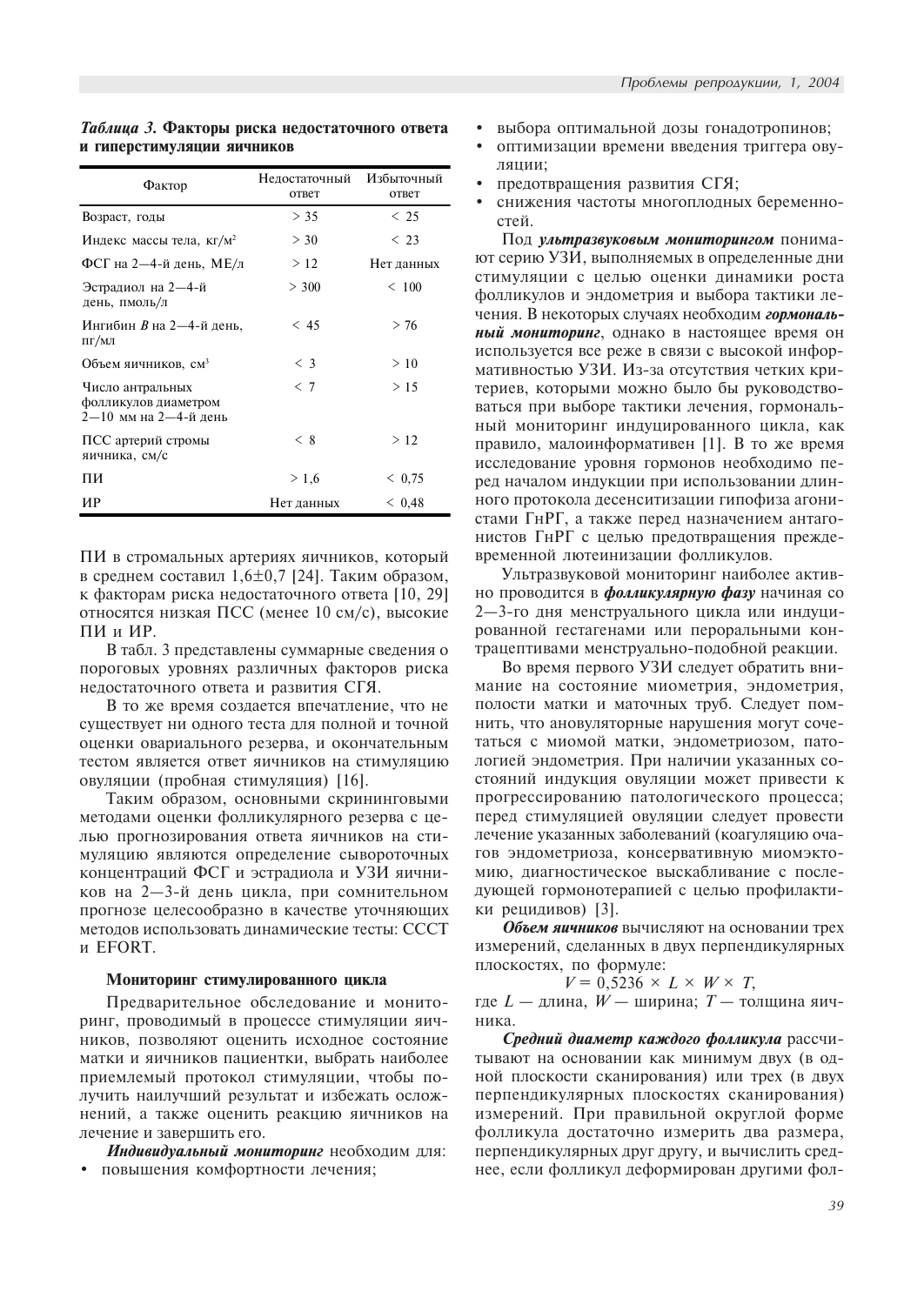*Таблица 3.* **Факторы риска недостаточного ответа и гиперстимуляции яичников**

| Фактор | Недостаточный ответ | Избыточный ответ |
|---|---|---|
| Возраст, годы | > 35 | < 25 |
| Индекс массы тела, кг/м² | > 30 | < 23 |
| ФСГ на 2—4-й день, МЕ/л | > 12 | Нет данных |
| Эстрадиол на 2—4-й день, пмоль/л | > 300 | < 100 |
| Ингибин *B* на 2—4-й день, пг/мл | < 45 | > 76 |
| Объем яичников, см³ | < 3 | > 10 |
| Число антральных фолликулов диаметром 2—10 мм на 2—4-й день | < 7 | > 15 |
| ПСС артерий стромы яичника, см/с | < 8 | > 12 |
| ПИ | > 1,6 | < 0,75 |
| ИР | Нет данных | < 0,48 |

ПИ в стромальных артериях яичников, который в среднем составил 1,6±0,7 [24]. Таким образом, к факторам риска недостаточного ответа [10, 29] относятся низкая ПСС (менее 10 см/с), высокие ПИ и ИР.

В табл. 3 представлены суммарные сведения о пороговых уровнях различных факторов риска недостаточного ответа и развития СГЯ.

В то же время создается впечатление, что не существует ни одного теста для полной и точной оценки овариального резерва, и окончательным тестом является ответ яичников на стимуляцию овуляции (пробная стимуляция) [16].

Таким образом, основными скрининговыми методами оценки фолликулярного резерва с целью прогнозирования ответа яичников на стимуляцию являются определение сывороточных концентраций ФСГ и эстрадиола и УЗИ яичников на 2—3-й день цикла, при сомнительном прогнозе целесообразно в качестве уточняющих методов использовать динамические тесты: СССТ и EFORT.

### Мониторинг стимулированного цикла

Предварительное обследование и мониторинг, проводимый в процессе стимуляции яичников, позволяют оценить исходное состояние матки и яичников пациентки, выбрать наиболее приемлемый протокол стимуляции, чтобы получить наилучший результат и избежать осложнений, а также оценить реакцию яичников на лечение и завершить его.

***Индивидуальный мониторинг*** необходим для:

- повышения комфортности лечения;
- выбора оптимальной дозы гонадотропинов;
- оптимизации времени введения триггера овуляции;
- предотвращения развития СГЯ;
- снижения частоты многоплодных беременностей.

Под ***ультразвуковым мониторингом*** понимают серию УЗИ, выполняемых в определенные дни стимуляции с целью оценки динамики роста фолликулов и эндометрия и выбора тактики лечения. В некоторых случаях необходим ***гормональный мониторинг***, однако в настоящее время он используется все реже в связи с высокой информативностью УЗИ. Из-за отсутствия четких критериев, которыми можно было бы руководствоваться при выборе тактики лечения, гормональный мониторинг индуцированного цикла, как правило, малоинформативен [1]. В то же время исследование уровня гормонов необходимо перед началом индукции при использовании длинного протокола десенситизации гипофиза агонистами ГнРГ, а также перед назначением антагонистов ГнРГ с целью предотвращения преждевременной лютеинизации фолликулов.

Ультразвуковой мониторинг наиболее активно проводится в ***фолликулярную фазу*** начиная со 2—3-го дня менструального цикла или индуцированной гестагенами или пероральными контрацептивами менструально-подобной реакции.

Во время первого УЗИ следует обратить внимание на состояние миометрия, эндометрия, полости матки и маточных труб. Следует помнить, что ановуляторные нарушения могут сочетаться с миомой матки, эндометриозом, патологией эндометрия. При наличии указанных состояний индукция овуляции может привести к прогрессированию патологического процесса; перед стимуляцией овуляции следует провести лечение указанных заболеваний (коагуляцию очагов эндометриоза, консервативную миомэктомию, диагностическое выскабливание с последующей гормонотерапией с целью профилактики рецидивов) [3].

***Объем яичников*** вычисляют на основании трех измерений, сделанных в двух перпендикулярных плоскостях, по формуле:

$$V = 0,5236 \times L \times W \times T,$$

где $L$ — длина, $W$ — ширина; $T$ — толщина яичника.

***Средний диаметр каждого фолликула*** рассчитывают на основании как минимум двух (в одной плоскости сканирования) или трех (в двух перпендикулярных плоскостях сканирования) измерений. При правильной округлой форме фолликула достаточно измерить два размера, перпендикулярных друг другу, и вычислить среднее, если фолликул деформирован другими фол-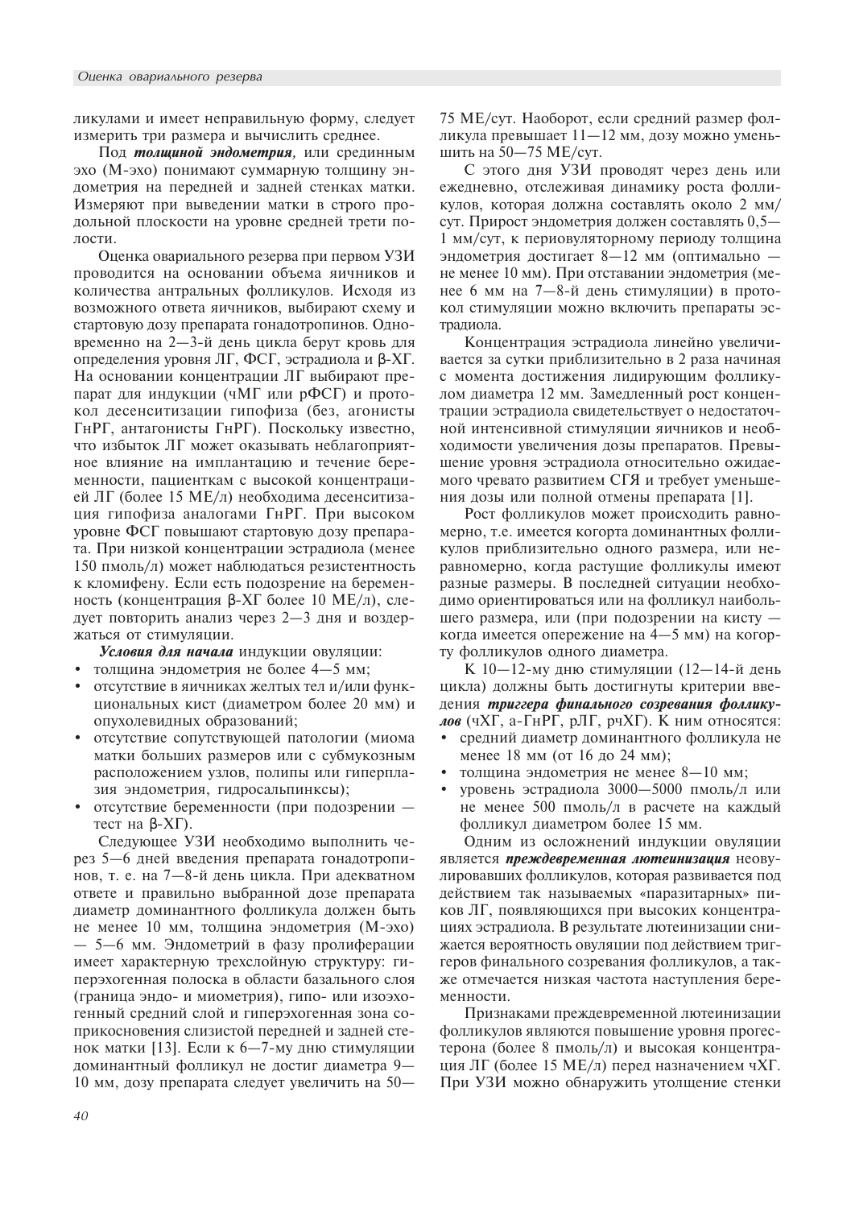ликулами и имеет неправильную форму, следует измерить три размера и вычислить среднее.

Под ***толщиной эндометрия***, или срединным эхо (М-эхо) понимают суммарную толщину эндометрия на передней и задней стенках матки. Измеряют при выведении матки в строго продольной плоскости на уровне средней трети полости.

Оценка овариального резерва при первом УЗИ проводится на основании объема яичников и количества антральных фолликулов. Исходя из возможного ответа яичников, выбирают схему и стартовую дозу препарата гонадотропинов. Одновременно на 2—3-й день цикла берут кровь для определения уровня ЛГ, ФСГ, эстрадиола и β-ХГ. На основании концентрации ЛГ выбирают препарат для индукции (чМГ или рФСГ) и протокол десенситизации гипофиза (без, агонисты ГнРГ, антагонисты ГнРГ). Поскольку известно, что избыток ЛГ может оказывать неблагоприятное влияние на имплантацию и течение беременности, пациенткам с высокой концентрацией ЛГ (более 15 МЕ/л) необходима десенситизация гипофиза аналогами ГнРГ. При высоком уровне ФСГ повышают стартовую дозу препарата. При низкой концентрации эстрадиола (менее 150 пмоль/л) может наблюдаться резистентность к кломифену. Если есть подозрение на беременность (концентрация β-ХГ более 10 МЕ/л), следует повторить анализ через 2—3 дня и воздержаться от стимуляции.

***Условия для начала*** индукции овуляции:

- толщина эндометрия не более 4—5 мм;
- отсутствие в яичниках желтых тел и/или функциональных кист (диаметром более 20 мм) и опухолевидных образований;
- отсутствие сопутствующей патологии (миома матки больших размеров или с субмукозным расположением узлов, полипы или гиперплазия эндометрия, гидросальпинксы);
- отсутствие беременности (при подозрении — тест на β-ХГ).

Следующее УЗИ необходимо выполнить через 5—6 дней введения препарата гонадотропинов, т. е. на 7—8-й день цикла. При адекватном ответе и правильно выбранной дозе препарата диаметр доминантного фолликула должен быть не менее 10 мм, толщина эндометрия (М-эхо) — 5—6 мм. Эндометрий в фазу пролиферации имеет характерную трехслойную структуру: гиперэхогенная полоска в области базального слоя (граница эндо- и миометрия), гипо- или изоэхогенный средний слой и гиперэхогенная зона соприкосновения слизистой передней и задней стенок матки [13]. Если к 6—7-му дню стимуляции доминантный фолликул не достиг диаметра 9—10 мм, дозу препарата следует увеличить на 50—75 МЕ/сут. Наоборот, если средний размер фолликула превышает 11—12 мм, дозу можно уменьшить на 50—75 МЕ/сут.

С этого дня УЗИ проводят через день или ежедневно, отслеживая динамику роста фолликулов, которая должна составлять около 2 мм/сут. Прирост эндометрия должен составлять 0,5—1 мм/сут, к периовуляторному периоду толщина эндометрия достигает 8—12 мм (оптимально — не менее 10 мм). При отставании эндометрия (менее 6 мм на 7—8-й день стимуляции) в протокол стимуляции можно включить препараты эстрадиола.

Концентрация эстрадиола линейно увеличивается за сутки приблизительно в 2 раза начиная с момента достижения лидирующим фолликулом диаметра 12 мм. Замедленный рост концентрации эстрадиола свидетельствует о недостаточной интенсивной стимуляции яичников и необходимости увеличения дозы препаратов. Превышение уровня эстрадиола относительно ожидаемого чревато развитием СГЯ и требует уменьшения дозы или полной отмены препарата [1].

Рост фолликулов может происходить равномерно, т.е. имеется когорта доминантных фолликулов приблизительно одного размера, или неравномерно, когда растущие фолликулы имеют разные размеры. В последней ситуации необходимо ориентироваться или на фолликул наибольшего размера, или (при подозрении на кисту — когда имеется опережение на 4—5 мм) на когорту фолликулов одного диаметра.

К 10—12-му дню стимуляции (12—14-й день цикла) должны быть достигнуты критерии введения ***триггера финального созревания фолликулов*** (чХГ, а-ГнРГ, рЛГ, рчХГ). К ним относятся:

- средний диаметр доминантного фолликула не менее 18 мм (от 16 до 24 мм);
- толщина эндометрия не менее 8—10 мм;
- уровень эстрадиола 3000—5000 пмоль/л или не менее 500 пмоль/л в расчете на каждый фолликул диаметром более 15 мм.

Одним из осложнений индукции овуляции является ***преждевременная лютеинизация*** неовулировавших фолликулов, которая развивается под действием так называемых «паразитарных» пиков ЛГ, появляющихся при высоких концентрациях эстрадиола. В результате лютеинизации снижается вероятность овуляции под действием триггеров финального созревания фолликулов, а также отмечается низкая частота наступления беременности.

Признаками преждевременной лютеинизации фолликулов являются повышение уровня прогестерона (более 8 пмоль/л) и высокая концентрация ЛГ (более 15 МЕ/л) перед назначением чХГ. При УЗИ можно обнаружить утолщение стенки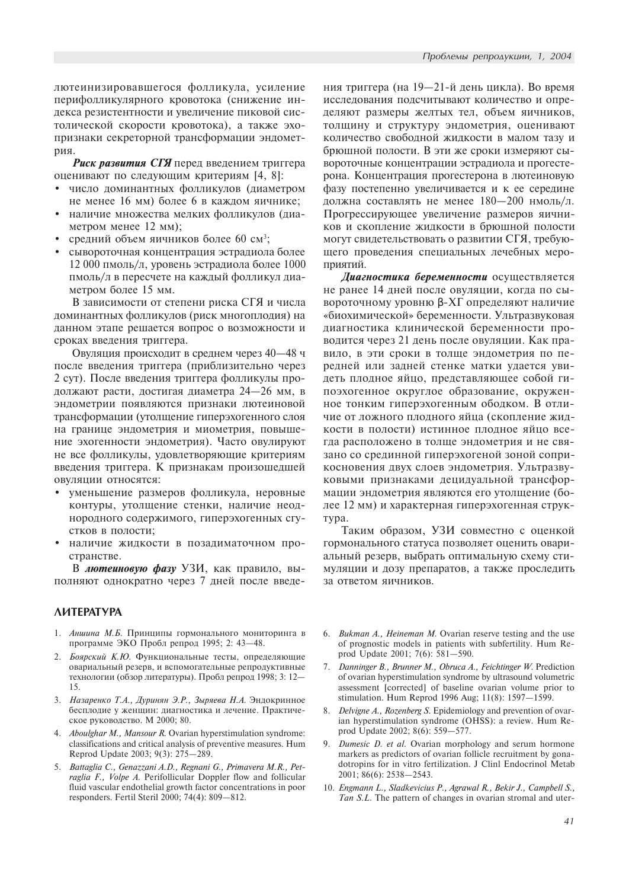лютеинизировавшегося фолликула, усиление перифолликулярного кровотока (снижение индекса резистентности и увеличение пиковой систолической скорости кровотока), а также эхопризнаки секреторной трансформации эндометрия.

***Риск развития СГЯ*** перед введением триггера оценивают по следующим критериям [4, 8]:

- число доминантных фолликулов (диаметром не менее 16 мм) более 6 в каждом яичнике;
- наличие множества мелких фолликулов (диаметром менее 12 мм);
- средний объем яичников более 60 см$^3$;
- сывороточная концентрация эстрадиола более 12 000 пмоль/л, уровень эстрадиола более 1000 пмоль/л в пересчете на каждый фолликул диаметром более 15 мм.

В зависимости от степени риска СГЯ и числа доминантных фолликулов (риск многоплодия) на данном этапе решается вопрос о возможности и сроках введения триггера.

Овуляция происходит в среднем через 40—48 ч после введения триггера (приблизительно через 2 сут). После введения триггера фолликулы продолжают расти, достигая диаметра 24—26 мм, в эндометрии появляются признаки лютеиновой трансформации (утолщение гиперэхогенного слоя на границе эндометрия и миометрия, повышение эхогенности эндометрия). Часто овулируют не все фолликулы, удовлетворяющие критериям введения триггера. К признакам произошедшей овуляции относятся:

- уменьшение размеров фолликула, неровные контуры, утолщение стенки, наличие неоднородного содержимого, гиперэхогенных сгустков в полости;
- наличие жидкости в позадиматочном пространстве.

В ***лютеиновую фазу*** УЗИ, как правило, выполняют однократно через 7 дней после введения триггера (на 19—21-й день цикла). Во время исследования подсчитывают количество и определяют размеры желтых тел, объем яичников, толщину и структуру эндометрия, оценивают количество свободной жидкости в малом тазу и брюшной полости. В эти же сроки измеряют сывороточные концентрации эстрадиола и прогестерона. Концентрация прогестерона в лютеиновую фазу постепенно увеличивается и к ее середине должна составлять не менее 180—200 нмоль/л. Прогрессирующее увеличение размеров яичников и скопление жидкости в брюшной полости могут свидетельствовать о развитии СГЯ, требующего проведения специальных лечебных мероприятий.

***Диагностика беременности*** осуществляется не ранее 14 дней после овуляции, когда по сывороточному уровню β-ХГ определяют наличие «биохимической» беременности. Ультразвуковая диагностика клинической беременности проводится через 21 день после овуляции. Как правило, в эти сроки в толще эндометрия по передней или задней стенке матки удается увидеть плодное яйцо, представляющее собой гипоэхогенное округлое образование, окруженное тонким гиперэхогенным ободком. В отличие от ложного плодного яйца (скопление жидкости в полости) истинное плодное яйцо всегда расположено в толще эндометрия и не связано со срединной гиперэхогеной зоной соприкосновения двух слоев эндометрия. Ультразвуковыми признаками децидуальной трансформации эндометрия являются его утолщение (более 12 мм) и характерная гиперэхогенная структура.

Таким образом, УЗИ совместно с оценкой гормонального статуса позволяет оценить овариальный резерв, выбрать оптимальную схему стимуляции и дозу препаратов, а также проследить за ответом яичников.

## ЛИТЕРАТУРА

1. *Аншина М.Б.* Принципы гормонального мониторинга в программе ЭКО Пробл репрод 1995; 2: 43—48.
2. *Боярский К.Ю.* Функциональные тесты, определяющие овариальный резерв, и вспомогательные репродуктивные технологии (обзор литературы). Пробл репрод 1998; 3: 12—15.
3. *Назаренко Т.А., Дуринян Э.Р., Зыряева Н.А.* Эндокринное бесплодие у женщин: диагностика и лечение. Практическое руководство. М 2000; 80.
4. *Aboulghar M., Mansour R.* Ovarian hyperstimulation syndrome: classifications and critical analysis of preventive measures. Hum Reprod Update 2003; 9(3): 275—289.
5. *Battaglia C., Genazzani A.D., Regnani G., Primavera M.R., Petraglia F., Volpe A.* Perifollicular Doppler flow and follicular fluid vascular endothelial growth factor concentrations in poor responders. Fertil Steril 2000; 74(4): 809—812.
6. *Bukman A., Heineman M.* Ovarian reserve testing and the use of prognostic models in patients with subfertility. Hum Reprod Update 2001; 7(6): 581—590.
7. *Danninger B., Brunner M., Obruca A., Feichtinger W.* Prediction of ovarian hyperstimulation syndrome by ultrasound volumetric assessment [corrected] of baseline ovarian volume prior to stimulation. Hum Reprod 1996 Aug; 11(8): 1597—1599.
8. *Delvigne A., Rozenberg S.* Epidemiology and prevention of ovarian hyperstimulation syndrome (OHSS): a review. Hum Reprod Update 2002; 8(6): 559—577.
9. *Dumesic D. et al.* Ovarian morphology and serum hormone markers as predictors of ovarian follicle recruitment by gonadotropins for in vitro fertilization. J Clinl Endocrinol Metab 2001; 86(6): 2538—2543.
10. *Engmann L., Sladkevicius P., Agrawal R., Bekir J., Campbell S., Tan S.L.* The pattern of changes in ovarian stromal and uter-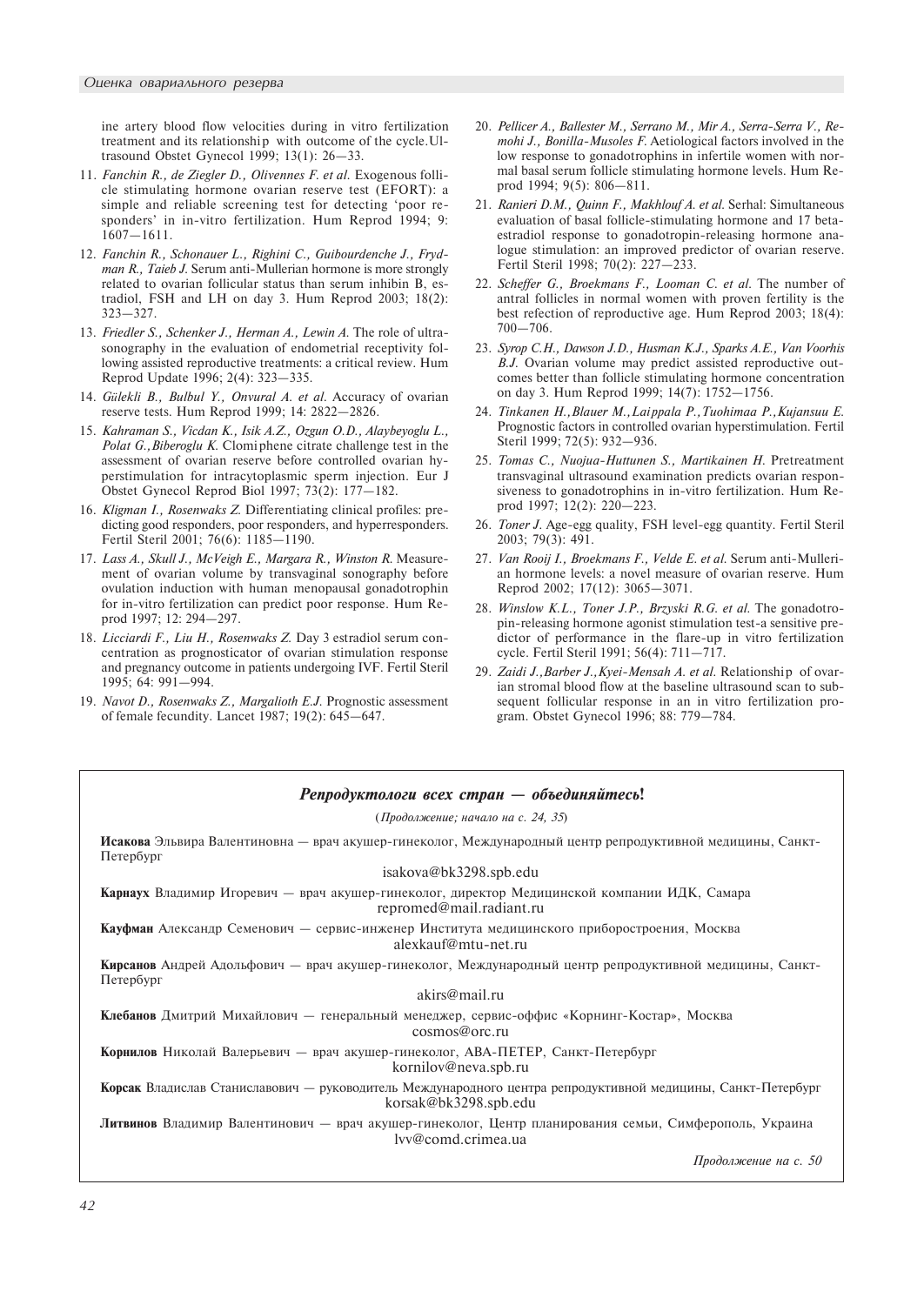ine artery blood flow velocities during in vitro fertilization treatment and its relationship with outcome of the cycle.Ultrasound Obstet Gynecol 1999; 13(1): 26—33.

11. *Fanchin R., de Ziegler D., Olivennes F. et al.* Exogenous follicle stimulating hormone ovarian reserve test (EFORT): a simple and reliable screening test for detecting 'poor responders' in in-vitro fertilization. Hum Reprod 1994; 9: 1607—1611.
12. *Fanchin R., Schonauer L., Righini C., Guibourdenche J., Frydman R., Taieb J.* Serum anti-Mullerian hormone is more strongly related to ovarian follicular status than serum inhibin B, estradiol, FSH and LH on day 3. Hum Reprod 2003; 18(2): 323—327.
13. *Friedler S., Schenker J., Herman A., Lewin A.* The role of ultrasonography in the evaluation of endometrial receptivity following assisted reproductive treatments: a critical review. Hum Reprod Update 1996; 2(4): 323—335.
14. *Gülekli B., Bulbul Y., Onvural A. et al.* Accuracy of ovarian reserve tests. Hum Reprod 1999; 14: 2822—2826.
15. *Kahraman S., Vicdan K., Isik A.Z., Ozgun O.D., Alaybeyoglu L., Polat G.,Biberoglu K.* Clomiphene citrate challenge test in the assessment of ovarian reserve before controlled ovarian hyperstimulation for intracytoplasmic sperm injection. Eur J Obstet Gynecol Reprod Biol 1997; 73(2): 177—182.
16. *Kligman I., Rosenwaks Z.* Differentiating clinical profiles: predicting good responders, poor responders, and hyperresponders. Fertil Steril 2001; 76(6): 1185—1190.
17. *Lass A., Skull J., McVeigh E., Margara R., Winston R.* Measurement of ovarian volume by transvaginal sonography before ovulation induction with human menopausal gonadotrophin for in-vitro fertilization can predict poor response. Hum Reprod 1997; 12: 294—297.
18. *Licciardi F., Liu H., Rosenwaks Z.* Day 3 estradiol serum concentration as prognosticator of ovarian stimulation response and pregnancy outcome in patients undergoing IVF. Fertil Steril 1995; 64: 991—994.
19. *Navot D., Rosenwaks Z., Margalioth E.J.* Prognostic assessment of female fecundity. Lancet 1987; 19(2): 645—647.
20. *Pellicer A., Ballester M., Serrano M., Mir A., Serra-Serra V., Remohi J., Bonilla-Musoles F.* Aetiological factors involved in the low response to gonadotrophins in infertile women with normal basal serum follicle stimulating hormone levels. Hum Reprod 1994; 9(5): 806—811.
21. *Ranieri D.M., Quinn F., Makhlouf A. et al.* Serhal: Simultaneous evaluation of basal follicle-stimulating hormone and 17 beta-estradiol response to gonadotropin-releasing hormone analogue stimulation: an improved predictor of ovarian reserve. Fertil Steril 1998; 70(2): 227—233.
22. *Scheffer G., Broekmans F., Looman C. et al.* The number of antral follicles in normal women with proven fertility is the best refection of reproductive age. Hum Reprod 2003; 18(4): 700—706.
23. *Syrop C.H., Dawson J.D., Husman K.J., Sparks A.E., Van Voorhis B.J.* Ovarian volume may predict assisted reproductive outcomes better than follicle stimulating hormone concentration on day 3. Hum Reprod 1999; 14(7): 1752—1756.
24. *Tinkanen H.,Blauer M.,Laippala P.,Tuohimaa P.,Kujansuu E.* Prognostic factors in controlled ovarian hyperstimulation. Fertil Steril 1999; 72(5): 932—936.
25. *Tomas C., Nuojua-Huttunen S., Martikainen H.* Pretreatment transvaginal ultrasound examination predicts ovarian responsiveness to gonadotrophins in in-vitro fertilization. Hum Reprod 1997; 12(2): 220—223.
26. *Toner J.* Age-egg quality, FSH level-egg quantity. Fertil Steril 2003; 79(3): 491.
27. *Van Rooij I., Broekmans F., Velde E. et al.* Serum anti-Mullerian hormone levels: a novel measure of ovarian reserve. Hum Reprod 2002; 17(12): 3065—3071.
28. *Winslow K.L., Toner J.P., Brzyski R.G. et al.* The gonadotropin-releasing hormone agonist stimulation test-a sensitive predictor of performance in the flare-up in vitro fertilization cycle. Fertil Steril 1991; 56(4): 711—717.
29. *Zaidi J.,Barber J.,Kyei-Mensah A. et al.* Relationship of ovarian stromal blood flow at the baseline ultrasound scan to subsequent follicular response in an in vitro fertilization program. Obstet Gynecol 1996; 88: 779—784.

---

***Репродуктологи всех стран — объединяйтесь!***

(*Продолжение; начало на с. 24, 35*)

**Исакова** Эльвира Валентиновна — врач акушер-гинеколог, Международный центр репродуктивной медицины, Санкт-Петербург
isakova@bk3298.spb.edu

**Карнаух** Владимир Игоревич — врач акушер-гинеколог, директор Медицинской компании ИДК, Самара
repromed@mail.radiant.ru

**Кауфман** Александр Семенович — сервис-инженер Института медицинского приборостроения, Москва
alexkauf@mtu-net.ru

**Кирсанов** Андрей Адольфович — врач акушер-гинеколог, Международный центр репродуктивной медицины, Санкт-Петербург
akirs@mail.ru

**Клебанов** Дмитрий Михайлович — генеральный менеджер, сервис-оффис «Корнинг-Костар», Москва
cosmos@orc.ru

**Корнилов** Николай Валерьевич — врач акушер-гинеколог, АВА-ПЕТЕР, Санкт-Петербург
kornilov@neva.spb.ru

**Корсак** Владислав Станиславович — руководитель Международного центра репродуктивной медицины, Санкт-Петербург
korsak@bk3298.spb.edu

**Литвинов** Владимир Валентинович — врач акушер-гинеколог, Центр планирования семьи, Симферополь, Украина
lvv@comd.crimea.ua

*Продолжение на с. 50*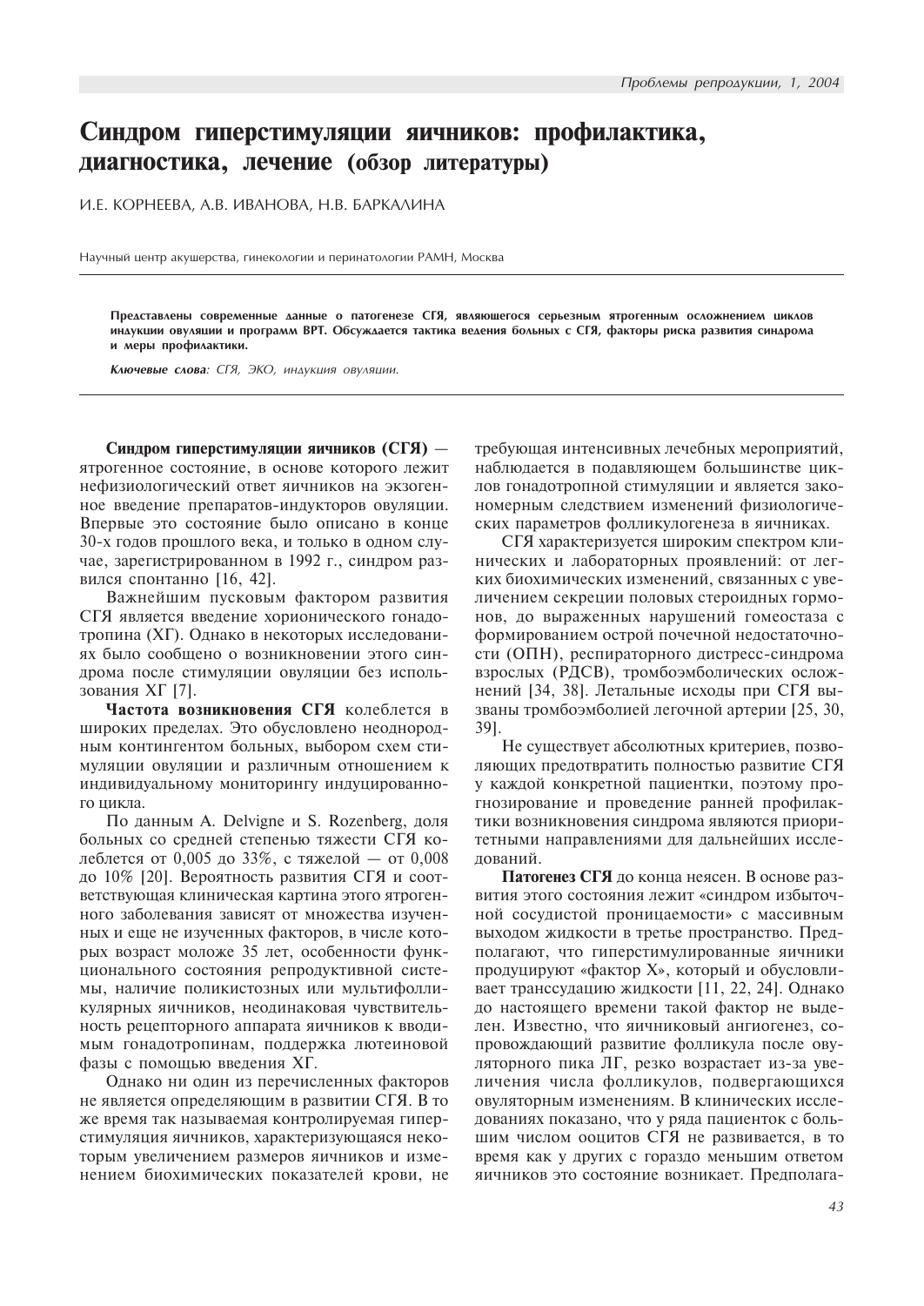# Синдром гиперстимуляции яичников: профилактика, диагностика, лечение (обзор литературы)

И.Е. КОРНЕЕВА, А.В. ИВАНОВА, Н.В. БАРКАЛИНА

Научный центр акушерства, гинекологии и перинатологии РАМН, Москва

**Представлены современные данные о патогенезе СГЯ, являющегося серьезным ятрогенным осложнением циклов индукции овуляции и программ ВРТ. Обсуждается тактика ведения больных с СГЯ, факторы риска развития синдрома и меры профилактики.**

***Ключевые слова***: *СГЯ, ЭКО, индукция овуляции.*

**Синдром гиперстимуляции яичников (СГЯ)** — ятрогенное состояние, в основе которого лежит нефизиологический ответ яичников на экзогенное введение препаратов-индукторов овуляции. Впервые это состояние было описано в конце 30-х годов прошлого века, и только в одном случае, зарегистрированном в 1992 г., синдром развился спонтанно [16, 42].

Важнейшим пусковым фактором развития СГЯ является введение хорионического гонадотропина (ХГ). Однако в некоторых исследованиях было сообщено о возникновении этого синдрома после стимуляции овуляции без использования ХГ [7].

**Частота возникновения СГЯ** колеблется в широких пределах. Это обусловлено неоднородным контингентом больных, выбором схем стимуляции овуляции и различным отношением к индивидуальному мониторингу индуцированного цикла.

По данным A. Delvigne и S. Rozenberg, доля больных со средней степенью тяжести СГЯ колеблется от 0,005 до 33%, с тяжелой — от 0,008 до 10% [20]. Вероятность развития СГЯ и соответствующая клиническая картина этого ятрогенного заболевания зависят от множества изученных и еще не изученных факторов, в числе которых возраст моложе 35 лет, особенности функционального состояния репродуктивной системы, наличие поликистозных или мультифолликулярных яичников, неодинаковая чувствительность рецепторного аппарата яичников к вводимым гонадотропинам, поддержка лютеиновой фазы с помощью введения ХГ.

Однако ни один из перечисленных факторов не является определяющим в развитии СГЯ. В то же время так называемая контролируемая гиперстимуляция яичников, характеризующаяся некоторым увеличением размеров яичников и изменением биохимических показателей крови, не требующая интенсивных лечебных мероприятий, наблюдается в подавляющем большинстве циклов гонадотропной стимуляции и является закономерным следствием изменений физиологических параметров фолликулогенеза в яичниках.

СГЯ характеризуется широким спектром клинических и лабораторных проявлений: от легких биохимических изменений, связанных с увеличением секреции половых стероидных гормонов, до выраженных нарушений гомеостаза с формированием острой почечной недостаточности (ОПН), респираторного дистресс-синдрома взрослых (РДСВ), тромбоэмболических осложнений [34, 38]. Летальные исходы при СГЯ вызваны тромбоэмболией легочной артерии [25, 30, 39].

Не существует абсолютных критериев, позволяющих предотвратить полностью развитие СГЯ у каждой конкретной пациентки, поэтому прогнозирование и проведение ранней профилактики возникновения синдрома являются приоритетными направлениями для дальнейших исследований.

**Патогенез СГЯ** до конца неясен. В основе развития этого состояния лежит «синдром избыточной сосудистой проницаемости» с массивным выходом жидкости в третье пространство. Предполагают, что гиперстимулированные яичники продуцируют «фактор Х», который и обусловливает транссудацию жидкости [11, 22, 24]. Однако до настоящего времени такой фактор не выделен. Известно, что яичниковый ангиогенез, сопровождающий развитие фолликула после овуляторного пика ЛГ, резко возрастает из-за увеличения числа фолликулов, подвергающихся овуляторным изменениям. В клинических исследованиях показано, что у ряда пациенток с большим числом ооцитов СГЯ не развивается, в то время как у других с гораздо меньшим ответом яичников это состояние возникает. Предполага-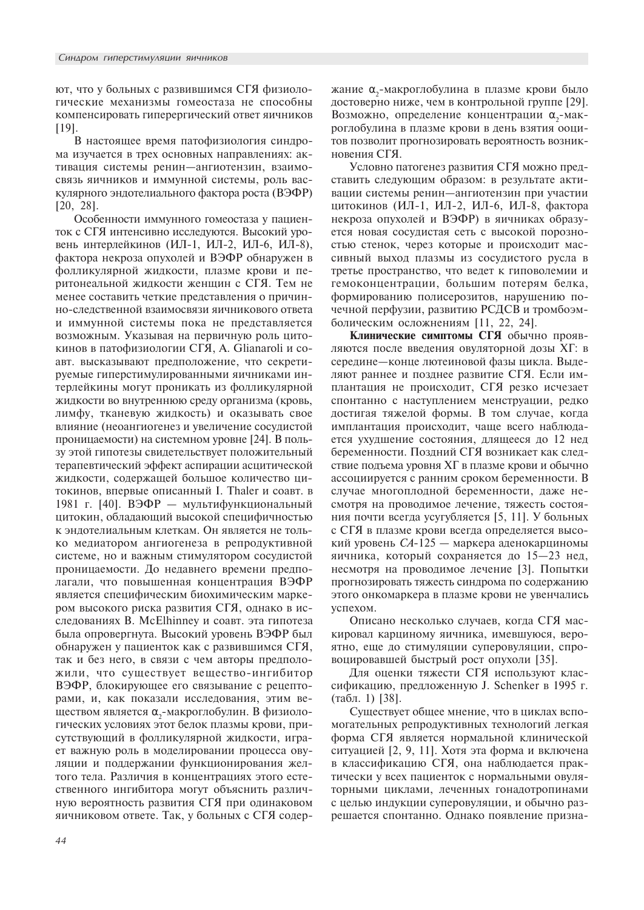ют, что у больных с развившимся СГЯ физиологические механизмы гомеостаза не способны компенсировать гиперергический ответ яичников [19].

В настоящее время патофизиология синдрома изучается в трех основных направлениях: активация системы ренин—ангиотензин, взаимосвязь яичников и иммунной системы, роль васкулярного эндотелиального фактора роста (ВЭФР) [20, 28].

Особенности иммунного гомеостаза у пациенток с СГЯ интенсивно исследуются. Высокий уровень интерлейкинов (ИЛ-1, ИЛ-2, ИЛ-6, ИЛ-8), фактора некроза опухолей и ВЭФР обнаружен в фолликулярной жидкости, плазме крови и перитонеальной жидкости женщин с СГЯ. Тем не менее составить четкие представления о причинно-следственной взаимосвязи яичникового ответа и иммунной системы пока не представляется возможным. Указывая на первичную роль цитокинов в патофизиологии СГЯ, A. Glianaroli и соавт. высказывают предположение, что секретируемые гиперстимулированными яичниками интерлейкины могут проникать из фолликулярной жидкости во внутреннюю среду организма (кровь, лимфу, тканевую жидкость) и оказывать свое влияние (неоангиогенез и увеличение сосудистой проницаемости) на системном уровне [24]. В пользу этой гипотезы свидетельствует положительный терапевтический эффект аспирации асцитической жидкости, содержащей большое количество цитокинов, впервые описанный I. Thaler и соавт. в 1981 г. [40]. ВЭФР — мультифункциональный цитокин, обладающий высокой специфичностью к эндотелиальным клеткам. Он является не только медиатором ангиогенеза в репродуктивной системе, но и важным стимулятором сосудистой проницаемости. До недавнего времени предполагали, что повышенная концентрация ВЭФР является специфическим биохимическим маркером высокого риска развития СГЯ, однако в исследованиях B. McElhinney и соавт. эта гипотеза была опровергнута. Высокий уровень ВЭФР был обнаружен у пациенток как с развившимся СГЯ, так и без него, в связи с чем авторы предположили, что существует вещество-ингибитор ВЭФР, блокирующее его связывание с рецепторами, и, как показали исследования, этим веществом является $\alpha_2$-макроглобулин. В физиологических условиях этот белок плазмы крови, присутствующий в фолликулярной жидкости, играет важную роль в моделировании процесса овуляции и поддержании функционирования желтого тела. Различия в концентрациях этого естественного ингибитора могут объяснить различную вероятность развития СГЯ при одинаковом яичниковом ответе. Так, у больных с СГЯ содержание $\alpha_2$-макроглобулина в плазме крови было достоверно ниже, чем в контрольной группе [29]. Возможно, определение концентрации $\alpha_2$-макроглобулина в плазме крови в день взятия ооцитов позволит прогнозировать вероятность возникновения СГЯ.

Условно патогенез развития СГЯ можно представить следующим образом: в результате активации системы ренин—ангиотензин при участии цитокинов (ИЛ-1, ИЛ-2, ИЛ-6, ИЛ-8, фактора некроза опухолей и ВЭФР) в яичниках образуется новая сосудистая сеть с высокой порозностью стенок, через которые и происходит массивный выход плазмы из сосудистого русла в третье пространство, что ведет к гиповолемии и гемоконцентрации, большим потерям белка, формированию полисерозитов, нарушению почечной перфузии, развитию РСДСВ и тромбоэмболическим осложнениям [11, 22, 24].

**Клинические симптомы СГЯ** обычно проявляются после введения овуляторной дозы ХГ: в середине—конце лютеиновой фазы цикла. Выделяют раннее и позднее развитие СГЯ. Если имплантация не происходит, СГЯ резко исчезает спонтанно с наступлением менструации, редко достигая тяжелой формы. В том случае, когда имплантация происходит, чаще всего наблюдается ухудшение состояния, длящееся до 12 нед беременности. Поздний СГЯ возникает как следствие подъема уровня ХГ в плазме крови и обычно ассоциируется с ранним сроком беременности. В случае многоплодной беременности, даже несмотря на проводимое лечение, тяжесть состояния почти всегда усугубляется [5, 11]. У больных с СГЯ в плазме крови всегда определяется высокий уровень *СА*-125 — маркера аденокарциномы яичника, который сохраняется до 15—23 нед, несмотря на проводимое лечение [3]. Попытки прогнозировать тяжесть синдрома по содержанию этого онкомаркера в плазме крови не увенчались успехом.

Описано несколько случаев, когда СГЯ маскировал карциному яичника, имевшуюся, вероятно, еще до стимуляции суперовуляции, спровоцировавшей быстрый рост опухоли [35].

Для оценки тяжести СГЯ используют классификацию, предложенную J. Schenker в 1995 г. (табл. 1) [38].

Существует общее мнение, что в циклах вспомогательных репродуктивных технологий легкая форма СГЯ является нормальной клинической ситуацией [2, 9, 11]. Хотя эта форма и включена в классификацию СГЯ, она наблюдается практически у всех пациенток с нормальными овуляторными циклами, леченных гонадотропинами с целью индукции суперовуляции, и обычно разрешается спонтанно. Однако появление призна-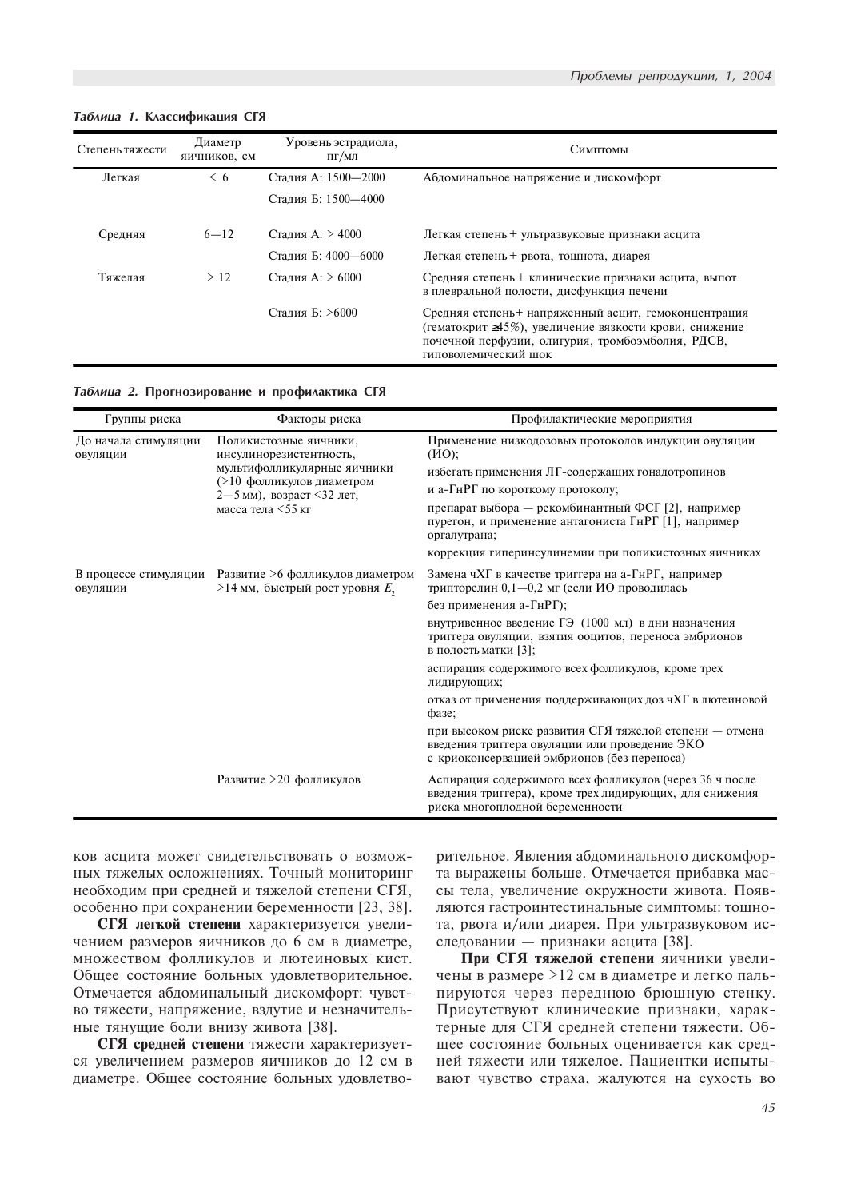*Таблица 1.* **Классификация СГЯ**

| Степень тяжести | Диаметр яичников, см | Уровень эстрадиола, пг/мл | Симптомы |
|---|---|---|---|
| Легкая | < 6 | Стадия А: 1500—2000 | Абдоминальное напряжение и дискомфорт |
| | | Стадия Б: 1500—4000 | |
| Средняя | 6—12 | Стадия А: > 4000 | Легкая степень + ультразвуковые признаки асцита |
| | | Стадия Б: 4000—6000 | Легкая степень + рвота, тошнота, диарея |
| Тяжелая | > 12 | Стадия А: > 6000 | Средняя степень + клинические признаки асцита, выпот в плевральной полости, дисфункция печени |
| | | Стадия Б: >6000 | Средняя степень+ напряженный асцит, гемоконцентрация (гематокрит ≥45%), увеличение вязкости крови, снижение почечной перфузии, олигурия, тромбоэмболия, РДСВ, гиповолемический шок |

*Таблица 2.* **Прогнозирование и профилактика СГЯ**

| Группы риска | Факторы риска | Профилактические мероприятия |
|---|---|---|
| До начала стимуляции овуляции | Поликистозные яичники, инсулинорезистентность, мультифолликулярные яичники (>10 фолликулов диаметром 2—5 мм), возраст <32 лет, масса тела <55 кг | Применение низкодозовых протоколов индукции овуляции (ИО); |
| | | избегать применения ЛГ-содержащих гонадотропинов |
| | | и а-ГнРГ по короткому протоколу; |
| | | препарат выбора — рекомбинантный ФСГ [2], например пурегон, и применение антагониста ГнРГ [1], например оргалутрана; |
| | | коррекция гиперинсулинемии при поликистозных яичниках |
| В процессе стимуляции овуляции | Развитие >6 фолликулов диаметром >14 мм, быстрый рост уровня $E_2$ | Замена чХГ в качестве триггера на а-ГнРГ, например трипторелин 0,1—0,2 мг (если ИО проводилась |
| | | без применения а-ГнРГ); |
| | | внутривенное введение ГЭ (1000 мл) в дни назначения триггера овуляции, взятия ооцитов, переноса эмбрионов в полость матки [3]; |
| | | аспирация содержимого всех фолликулов, кроме трех лидирующих; |
| | | отказ от применения поддерживающих доз чХГ в лютеиновой фазе; |
| | | при высоком риске развития СГЯ тяжелой степени — отмена введения триггера овуляции или проведение ЭКО с криоконсервацией эмбрионов (без переноса) |
| | Развитие >20 фолликулов | Аспирация содержимого всех фолликулов (через 36 ч после введения триггера), кроме трех лидирующих, для снижения риска многоплодной беременности |

ков асцита может свидетельствовать о возможных тяжелых осложнениях. Точный мониторинг необходим при средней и тяжелой степени СГЯ, особенно при сохранении беременности [23, 38].

**СГЯ легкой степени** характеризуется увеличением размеров яичников до 6 см в диаметре, множеством фолликулов и лютеиновых кист. Общее состояние больных удовлетворительное. Отмечается абдоминальный дискомфорт: чувство тяжести, напряжение, вздутие и незначительные тянущие боли внизу живота [38].

**СГЯ средней степени** тяжести характеризуется увеличением размеров яичников до 12 см в диаметре. Общее состояние больных удовлетворительное. Явления абдоминального дискомфорта выражены больше. Отмечается прибавка массы тела, увеличение окружности живота. Появляются гастроинтестинальные симптомы: тошнота, рвота и/или диарея. При ультразвуковом исследовании — признаки асцита [38].

**При СГЯ тяжелой степени** яичники увеличены в размере >12 см в диаметре и легко пальпируются через переднюю брюшную стенку. Присутствуют клинические признаки, характерные для СГЯ средней степени тяжести. Общее состояние больных оценивается как средней тяжести или тяжелое. Пациентки испытывают чувство страха, жалуются на сухость во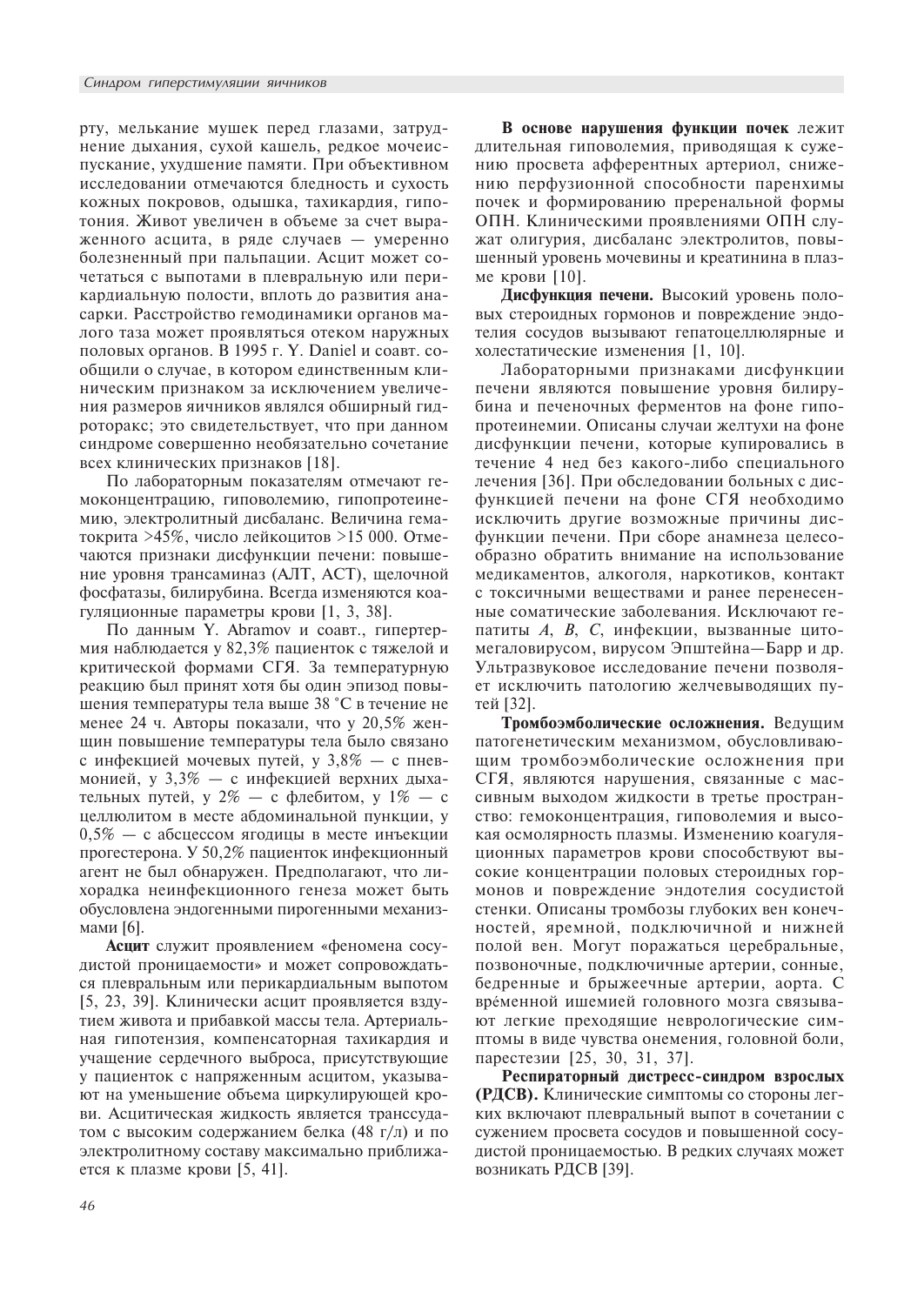рту, мелькание мушек перед глазами, затруднение дыхания, сухой кашель, редкое мочеиспускание, ухудшение памяти. При объективном исследовании отмечаются бледность и сухость кожных покровов, одышка, тахикардия, гипотония. Живот увеличен в объеме за счет выраженного асцита, в ряде случаев — умеренно болезненный при пальпации. Асцит может сочетаться с выпотами в плевральную или перикардиальную полости, вплоть до развития анасарки. Расстройство гемодинамики органов малого таза может проявляться отеком наружных половых органов. В 1995 г. Y. Daniel и соавт. сообщили о случае, в котором единственным клиническим признаком за исключением увеличения размеров яичников являлся обширный гидроторакс; это свидетельствует, что при данном синдроме совершенно необязательно сочетание всех клинических признаков [18].

По лабораторным показателям отмечают гемоконцентрацию, гиповолемию, гипопротеинемию, электролитный дисбаланс. Величина гематокрита >45%, число лейкоцитов >15 000. Отмечаются признаки дисфункции печени: повышение уровня трансаминаз (АЛТ, АСТ), щелочной фосфатазы, билирубина. Всегда изменяются коагуляционные параметры крови [1, 3, 38].

По данным Y. Abramov и соавт., гипертермия наблюдается у 82,3% пациенток с тяжелой и критической формами СГЯ. За температурную реакцию был принят хотя бы один эпизод повышения температуры тела выше 38 °С в течение не менее 24 ч. Авторы показали, что у 20,5% женщин повышение температуры тела было связано с инфекцией мочевых путей, у 3,8% — с пневмонией, у 3,3% — с инфекцией верхних дыхательных путей, у 2% — с флебитом, у 1% — с целлюлитом в месте абдоминальной пункции, у 0,5% — с абсцессом ягодицы в месте инъекции прогестерона. У 50,2% пациенток инфекционный агент не был обнаружен. Предполагают, что лихорадка неинфекционного генеза может быть обусловлена эндогенными пирогенными механизмами [6].

**Асцит** служит проявлением «феномена сосудистой проницаемости» и может сопровождаться плевральным или перикардиальным выпотом [5, 23, 39]. Клинически асцит проявляется вздутием живота и прибавкой массы тела. Артериальная гипотензия, компенсаторная тахикардия и учащение сердечного выброса, присутствующие у пациенток с напряженным асцитом, указывают на уменьшение объема циркулирующей крови. Асцитическая жидкость является транссудатом с высоким содержанием белка (48 г/л) и по электролитному составу максимально приближается к плазме крови [5, 41].

**В основе нарушения функции почек** лежит длительная гиповолемия, приводящая к сужению просвета афферентных артериол, снижению перфузионной способности паренхимы почек и формированию преренальной формы ОПН. Клиническими проявлениями ОПН служат олигурия, дисбаланс электролитов, повышенный уровень мочевины и креатинина в плазме крови [10].

**Дисфункция печени.** Высокий уровень половых стероидных гормонов и повреждение эндотелия сосудов вызывают гепатоцеллюлярные и холестатические изменения [1, 10].

Лабораторными признаками дисфункции печени являются повышение уровня билирубина и печеночных ферментов на фоне гипопротеинемии. Описаны случаи желтухи на фоне дисфункции печени, которые купировались в течение 4 нед без какого-либо специального лечения [36]. При обследовании больных с дисфункцией печени на фоне СГЯ необходимо исключить другие возможные причины дисфункции печени. При сборе анамнеза целесообразно обратить внимание на использование медикаментов, алкоголя, наркотиков, контакт с токсичными веществами и ранее перенесенные соматические заболевания. Исключают гепатиты *А*, *В*, *С*, инфекции, вызванные цитомегаловирусом, вирусом Эпштейна—Барр и др. Ультразвуковое исследование печени позволяет исключить патологию желчевыводящих путей [32].

**Тромбоэмболические осложнения.** Ведущим патогенетическим механизмом, обусловливающим тромбоэмболические осложнения при СГЯ, являются нарушения, связанные с массивным выходом жидкости в третье пространство: гемоконцентрация, гиповолемия и высокая осмолярность плазмы. Изменению коагуляционных параметров крови способствуют высокие концентрации половых стероидных гормонов и повреждение эндотелия сосудистой стенки. Описаны тромбозы глубоких вен конечностей, яремной, подключичной и нижней полой вен. Могут поражаться церебральные, позвоночные, подключичные артерии, сонные, бедренные и брыжеечные артерии, аорта. С вре́менной ишемией головного мозга связывают легкие преходящие неврологические симптомы в виде чувства онемения, головной боли, парестезии [25, 30, 31, 37].

**Респираторный дистресс-синдром взрослых (РДСВ).** Клинические симптомы со стороны легких включают плевральный выпот в сочетании с сужением просвета сосудов и повышенной сосудистой проницаемостью. В редких случаях может возникать РДСВ [39].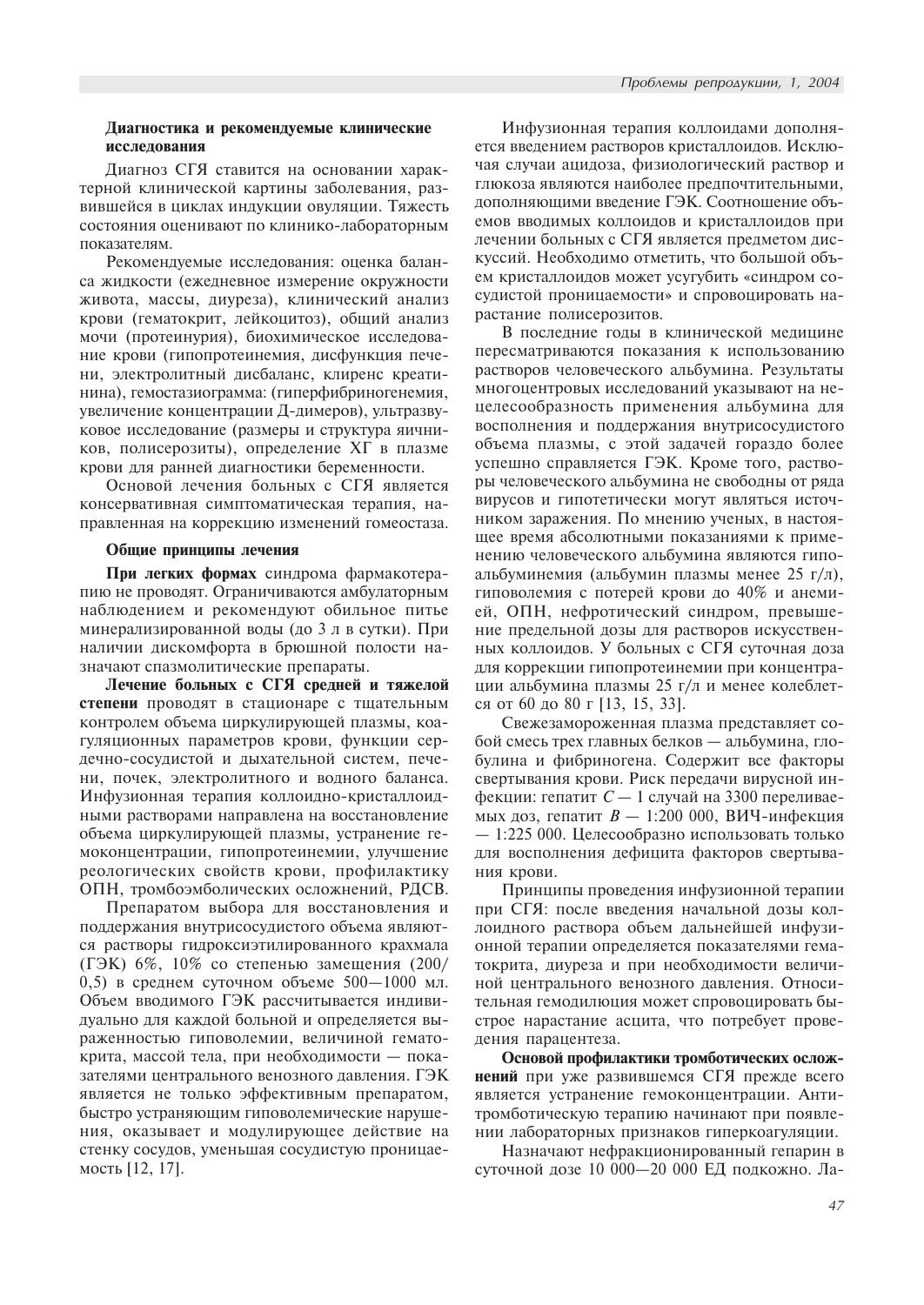**Диагностика и рекомендуемые клинические исследования**

Диагноз СГЯ ставится на основании характерной клинической картины заболевания, развившейся в циклах индукции овуляции. Тяжесть состояния оценивают по клинико-лабораторным показателям.

Рекомендуемые исследования: оценка баланса жидкости (ежедневное измерение окружности живота, массы, диуреза), клинический анализ крови (гематокрит, лейкоцитоз), общий анализ мочи (протеинурия), биохимическое исследование крови (гипопротеинемия, дисфункция печени, электролитный дисбаланс, клиренс креатинина), гемостазиограмма: (гиперфибриногенемия, увеличение концентрации Д-димеров), ультразвуковое исследование (размеры и структура яичников, полисерозиты), определение ХГ в плазме крови для ранней диагностики беременности.

Основой лечения больных с СГЯ является консервативная симптоматическая терапия, направленная на коррекцию изменений гомеостаза.

**Общие принципы лечения**

**При легких формах** синдрома фармакотерапию не проводят. Ограничиваются амбулаторным наблюдением и рекомендуют обильное питье минерализированной воды (до 3 л в сутки). При наличии дискомфорта в брюшной полости назначают спазмолитические препараты.

**Лечение больных с СГЯ средней и тяжелой степени** проводят в стационаре с тщательным контролем объема циркулирующей плазмы, коагуляционных параметров крови, функции сердечно-сосудистой и дыхательной систем, печени, почек, электролитного и водного баланса. Инфузионная терапия коллоидно-кристаллоидными растворами направлена на восстановление объема циркулирующей плазмы, устранение гемоконцентрации, гипопротеинемии, улучшение реологических свойств крови, профилактику ОПН, тромбоэмболических осложнений, РДСВ.

Препаратом выбора для восстановления и поддержания внутрисосудистого объема являются растворы гидроксиэтилированного крахмала (ГЭК) 6%, 10% со степенью замещения (200/0,5) в среднем суточном объеме 500—1000 мл. Объем вводимого ГЭК рассчитывается индивидуально для каждой больной и определяется выраженностью гиповолемии, величиной гематокрита, массой тела, при необходимости — показателями центрального венозного давления. ГЭК является не только эффективным препаратом, быстро устраняющим гиповолемические нарушения, оказывает и модулирующее действие на стенку сосудов, уменьшая сосудистую проницаемость [12, 17].

Инфузионная терапия коллоидами дополняется введением растворов кристаллоидов. Исключая случаи ацидоза, физиологический раствор и глюкоза являются наиболее предпочтительными, дополняющими введение ГЭК. Соотношение объемов вводимых коллоидов и кристаллоидов при лечении больных с СГЯ является предметом дискуссий. Необходимо отметить, что большой объем кристаллоидов может усугубить «синдром сосудистой проницаемости» и спровоцировать нарастание полисерозитов.

В последние годы в клинической медицине пересматриваются показания к использованию растворов человеческого альбумина. Результаты многоцентровых исследований указывают на нецелесообразность применения альбумина для восполнения и поддержания внутрисосудистого объема плазмы, с этой задачей гораздо более успешно справляется ГЭК. Кроме того, растворы человеческого альбумина не свободны от ряда вирусов и гипотетически могут являться источником заражения. По мнению ученых, в настоящее время абсолютными показаниями к применению человеческого альбумина являются гипоальбуминемия (альбумин плазмы менее 25 г/л), гиповолемия с потерей крови до 40% и анемией, ОПН, нефротический синдром, превышение предельной дозы для растворов искусственных коллоидов. У больных с СГЯ суточная доза для коррекции гипопротеинемии при концентрации альбумина плазмы 25 г/л и менее колеблется от 60 до 80 г [13, 15, 33].

Свежезамороженная плазма представляет собой смесь трех главных белков — альбумина, глобулина и фибриногена. Содержит все факторы свертывания крови. Риск передачи вирусной инфекции: гепатит *С* — 1 случай на 3300 переливаемых доз, гепатит *В* — 1:200 000, ВИЧ-инфекция — 1:225 000. Целесообразно использовать только для восполнения дефицита факторов свертывания крови.

Принципы проведения инфузионной терапии при СГЯ: после введения начальной дозы коллоидного раствора объем дальнейшей инфузионной терапии определяется показателями гематокрита, диуреза и при необходимости величиной центрального венозного давления. Относительная гемодилюция может спровоцировать быстрое нарастание асцита, что потребует проведения парацентеза.

**Основой профилактики тромботических осложнений** при уже развившемся СГЯ прежде всего является устранение гемоконцентрации. Антитромботическую терапию начинают при появлении лабораторных признаков гиперкоагуляции.

Назначают нефракционированный гепарин в суточной дозе 10 000—20 000 ЕД подкожно. Ла-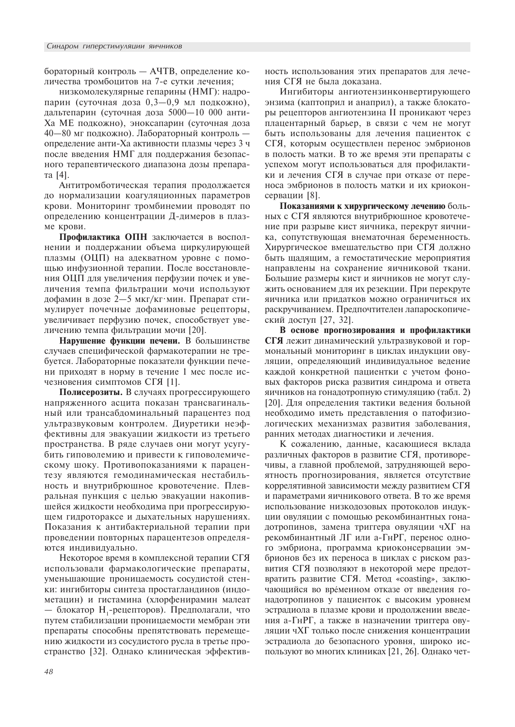бораторный контроль — АЧТВ, определение количества тромбоцитов на 7-е сутки лечения;

низкомолекулярные гепарины (НМГ): надропарин (суточная доза 0,3—0,9 мл подкожно), дальтепарин (суточная доза 5000—10 000 анти-Ха МЕ подкожно), эноксапарин (суточная доза 40—80 мг подкожно). Лабораторный контроль — определение анти-Ха активности плазмы через 3 ч после введения НМГ для поддержания безопасного терапевтического диапазона дозы препарата [4].

Антитромботическая терапия продолжается до нормализации коагуляционных параметров крови. Мониторинг тромбинемии проводят по определению концентрации Д-димеров в плазме крови.

**Профилактика ОПН** заключается в восполнении и поддержании объема циркулирующей плазмы (ОЦП) на адекватном уровне с помощью инфузионной терапии. После восстановления ОЦП для увеличения перфузии почек и увеличения темпа фильтрации мочи используют дофамин в дозе 2—5 мкг/кг·мин. Препарат стимулирует почечные дофаминовые рецепторы, увеличивает перфузию почек, способствует увеличению темпа фильтрации мочи [20].

**Нарушение функции печени.** В большинстве случаев специфической фармакотерапии не требуется. Лабораторные показатели функции печени приходят в норму в течение 1 мес после исчезновения симптомов СГЯ [1].

**Полисерозиты.** В случаях прогрессирующего напряженного асцита показан трансвагинальный или трансабдоминальный парацентез под ультразвуковым контролем. Диуретики неэффективны для эвакуации жидкости из третьего пространства. В ряде случаев они могут усугубить гиповолемию и привести к гиповолемическому шоку. Противопоказаниями к парацентезу являются гемодинамическая нестабильность и внутрибрюшное кровотечение. Плевральная пункция с целью эвакуации накопившейся жидкости необходима при прогрессирующем гидротораксе и дыхательных нарушениях. Показания к антибактериальной терапии при проведении повторных парацентезов определяются индивидуально.

Некоторое время в комплексной терапии СГЯ использовали фармакологические препараты, уменьшающие проницаемость сосудистой стенки: ингибиторы синтеза простагландинов (индометацин) и гистамина (хлорфенирамин малеат — блокатор $H_1$-рецепторов). Предполагали, что путем стабилизации проницаемости мембран эти препараты способны препятствовать перемещению жидкости из сосудистого русла в третье пространство [32]. Однако клиническая эффективность использования этих препаратов для лечения СГЯ не была доказана.

Ингибиторы ангиотензинконвертирующего энзима (каптоприл и анаприл), а также блокаторы рецепторов ангиотензина II проникают через плацентарный барьер, в связи с чем не могут быть использованы для лечения пациенток с СГЯ, которым осуществлен перенос эмбрионов в полость матки. В то же время эти препараты с успехом могут использоваться для профилактики и лечения СГЯ в случае при отказе от переноса эмбрионов в полость матки и их криоконсервации [8].

**Показаниями к хирургическому лечению** больных с СГЯ являются внутрибрюшное кровотечение при разрыве кист яичника, перекрут яичника, сопутствующая внематочная беременность. Хирургическое вмешательство при СГЯ должно быть щадящим, а гемостатические мероприятия направлены на сохранение яичниковой ткани. Большие размеры кист и яичников не могут служить основанием для их резекции. При перекруте яичника или придатков можно ограничиться их раскручиванием. Предпочтителен лапароскопический доступ [27, 32].

**В основе прогнозирования и профилактики СГЯ** лежит динамический ультразвуковой и гормональный мониторинг в циклах индукции овуляции, определяющий индивидуальное ведение каждой конкретной пациентки с учетом фоновых факторов риска развития синдрома и ответа яичников на гонадотропную стимуляцию (табл. 2) [20]. Для определения тактики ведения больной необходимо иметь представления о патофизиологических механизмах развития заболевания, ранних методах диагностики и лечения.

К сожалению, данные, касающиеся вклада различных факторов в развитие СГЯ, противоречивы, а главной проблемой, затрудняющей вероятность прогнозирования, является отсутствие коррелятивной зависимости между развитием СГЯ и параметрами яичникового ответа. В то же время использование низкодозовых протоколов индукции овуляции с помощью рекомбинантных гонадотропинов, замена триггера овуляции чХГ на рекомбинантный ЛГ или а-ГнРГ, перенос одного эмбриона, программа криоконсервации эмбрионов без их переноса в циклах с риском развития СГЯ позволяют в некоторой мере предотвратить развитие СГЯ. Метод «coasting», заключающийся во врéменном отказе от введения гонадотропинов у пациенток с высоким уровнем эстрадиола в плазме крови и продолжении введения а-ГнРГ, а также в назначении триггера овуляции чХГ только после снижения концентрации эстрадиола до безопасного уровня, широко используют во многих клиниках [21, 26]. Однако чет-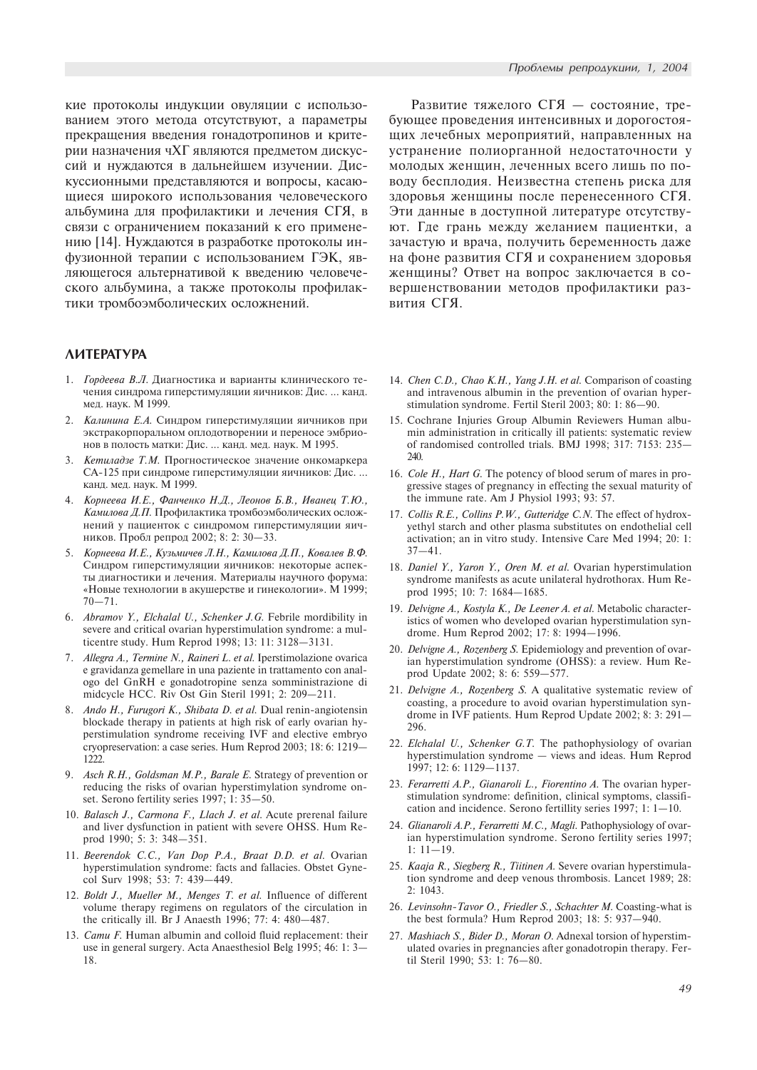кие протоколы индукции овуляции с использованием этого метода отсутствуют, а параметры прекращения введения гонадотропинов и критерии назначения чХГ являются предметом дискуссий и нуждаются в дальнейшем изучении. Дискуссионными представляются и вопросы, касающиеся широкого использования человеческого альбумина для профилактики и лечения СГЯ, в связи с ограничением показаний к его применению [14]. Нуждаются в разработке протоколы инфузионной терапии с использованием ГЭК, являющегося альтернативой к введению человеческого альбумина, а также протоколы профилактики тромбоэмболических осложнений.

Развитие тяжелого СГЯ — состояние, требующее проведения интенсивных и дорогостоящих лечебных мероприятий, направленных на устранение полиорганной недостаточности у молодых женщин, леченных всего лишь по поводу бесплодия. Неизвестна степень риска для здоровья женщины после перенесенного СГЯ. Эти данные в доступной литературе отсутствуют. Где грань между желанием пациентки, а зачастую и врача, получить беременность даже на фоне развития СГЯ и сохранением здоровья женщины? Ответ на вопрос заключается в совершенствовании методов профилактики развития СГЯ.

## ЛИТЕРАТУРА

1. *Гордеева В.Л.* Диагностика и варианты клинического течения синдрома гиперстимуляции яичников: Дис. ... канд. мед. наук. М 1999.
2. *Калинина Е.А.* Синдром гиперстимуляции яичников при экстракорпоральном оплодотворении и переносе эмбрионов в полость матки: Дис. ... канд. мед. наук. М 1995.
3. *Кетиладзе Т.М.* Прогностическое значение онкомаркера СА-125 при синдроме гиперстимуляции яичников: Дис. ... канд. мед. наук. М 1999.
4. *Корнеева И.Е., Фанченко Н.Д., Леонов Б.В., Иванец Т.Ю., Камилова Д.П.* Профилактика тромбоэмболических осложнений у пациенток с синдромом гиперстимуляции яичников. Пробл репрод 2002; 8: 2: 30—33.
5. *Корнеева И.Е., Кузьмичев Л.Н., Камилова Д.П., Ковалев В.Ф.* Синдром гиперстимуляции яичников: некоторые аспекты диагностики и лечения. Материалы научного форума: «Новые технологии в акушерстве и гинекологии». М 1999; 70—71.
6. *Abramov Y., Elchalal U., Schenker J.G.* Febrile mordibility in severe and critical ovarian hyperstimulation syndrome: a multicentre study. Hum Reprod 1998; 13: 11: 3128—3131.
7. *Allegra A., Termine N., Raineri L. et al.* Iperstimolazione ovarica e gravidanza gemellare in una paziente in trattamento con analogo del GnRH e gonadotropine senza somministrazione di midcycle HCC. Riv Ost Gin Steril 1991; 2: 209—211.
8. *Ando H., Furugori K., Shibata D. et al.* Dual renin-angiotensin blockade therapy in patients at high risk of early ovarian hyperstimulation syndrome receiving IVF and elective embryo cryopreservation: a case series. Hum Reprod 2003; 18: 6: 1219—1222.
9. *Asch R.H., Goldsman M.P., Barale E.* Strategy of prevention or reducing the risks of ovarian hyperstimylation syndrome onset. Serono fertility series 1997; 1: 35—50.
10. *Balasch J., Carmona F., Llach J. et al.* Acute prerenal failure and liver dysfunction in patient with severe OHSS. Hum Reprod 1990; 5: 3: 348—351.
11. *Beerendok C.C., Van Dop P.A., Braat D.D. et al.* Ovarian hyperstimulation syndrome: facts and fallacies. Obstet Gynecol Surv 1998; 53: 7: 439—449.
12. *Boldt J., Mueller M., Menges T. et al.* Influence of different volume therapy regimens on regulators of the circulation in the critically ill. Br J Anaesth 1996; 77: 4: 480—487.
13. *Camu F.* Human albumin and colloid fluid replacement: their use in general surgery. Acta Anaesthesiol Belg 1995; 46: 1: 3—18.
14. *Chen C.D., Chao K.H., Yang J.H. et al.* Comparison of coasting and intravenous albumin in the prevention of ovarian hyperstimulation syndrome. Fertil Steril 2003; 80: 1: 86—90.
15. Cochrane Injuries Group Albumin Reviewers Human albumin administration in critically ill patients: systematic review of randomised controlled trials. BMJ 1998; 317: 7153: 235—240.
16. *Cole H., Hart G.* The potency of blood serum of mares in progressive stages of pregnancy in effecting the sexual maturity of the immune rate. Am J Physiol 1993; 93: 57.
17. *Collis R.E., Collins P.W., Gutteridge C.N.* The effect of hydroxyethyl starch and other plasma substitutes on endothelial cell activation; an in vitro study. Intensive Care Med 1994; 20: 1: 37—41.
18. *Daniel Y., Yaron Y., Oren M. et al.* Ovarian hyperstimulation syndrome manifests as acute unilateral hydrothorax. Hum Reprod 1995; 10: 7: 1684—1685.
19. *Delvigne A., Kostyla K., De Leener A. et al.* Metabolic characteristics of women who developed ovarian hyperstimulation syndrome. Hum Reprod 2002; 17: 8: 1994—1996.
20. *Delvigne A., Rozenberg S.* Epidemiology and prevention of ovarian hyperstimulation syndrome (OHSS): a review. Hum Reprod Update 2002; 8: 6: 559—577.
21. *Delvigne A., Rozenberg S.* A qualitative systematic review of coasting, a procedure to avoid ovarian hyperstimulation syndrome in IVF patients. Hum Reprod Update 2002; 8: 3: 291—296.
22. *Elchalal U., Schenker G.T.* The pathophysiology of ovarian hyperstimulation syndrome — views and ideas. Hum Reprod 1997; 12: 6: 1129—1137.
23. *Ferarretti A.P., Gianaroli L., Fiorentino A.* The ovarian hyperstimulation syndrome: definition, clinical symptoms, classification and incidence. Serono fertillity series 1997; 1: 1—10.
24. *Glianaroli A.P., Ferarretti M.C., Magli.* Pathophysiology of ovarian hyperstimulation syndrome. Serono fertility series 1997; 1: 11—19.
25. *Kaaja R., Siegberg R., Tiitinen A.* Severe ovarian hyperstimulation syndrome and deep venous thrombosis. Lancet 1989; 28: 2: 1043.
26. *Levinsohn-Tavor O., Friedler S., Schachter M.* Coasting-what is the best formula? Hum Reprod 2003; 18: 5: 937—940.
27. *Mashiach S., Bider D., Moran O.* Adnexal torsion of hyperstimulated ovaries in pregnancies after gonadotropin therapy. Fertil Steril 1990; 53: 1: 76—80.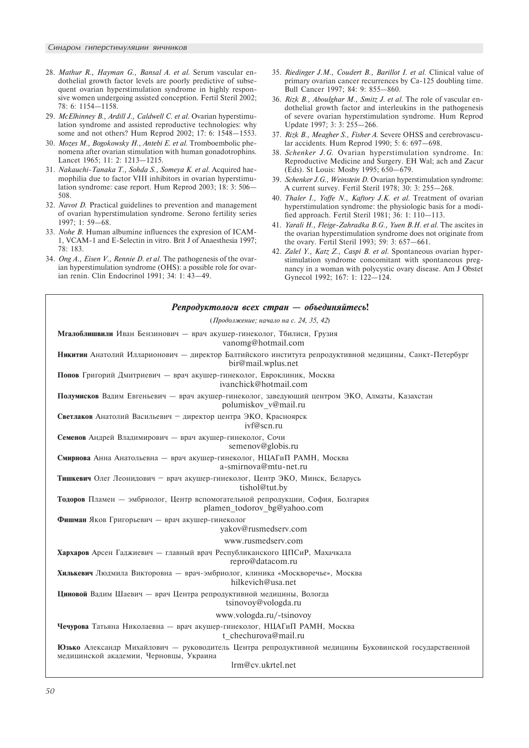28. *Mathur R., Hayman G., Bansal A. et al.* Serum vascular endothelial growth factor levels are poorly predictive of subsequent ovarian hyperstimulation syndrome in highly responsive women undergoing assisted conception. Fertil Steril 2002; 78: 6: 1154—1158.
29. *McElhinney B., Ardill J., Caldwell C. et al.* Ovarian hyperstimulation syndrome and assisted reproductive technologies: why some and not others? Hum Reprod 2002; 17: 6: 1548—1553.
30. *Mozes M., Bogokowsky H., Antebi E. et al.* Tromboembolic phenomena after ovarian stimulation with human gonadotrophins. Lancet 1965; 11: 2: 1213—1215.
31. *Nakauchi-Tanaka T., Sohda S., Someya K. et al.* Acquired haemophilia due to factor VIII inhibitors in ovarian hyperstimulation syndrome: case report. Hum Reprod 2003; 18: 3: 506—508.
32. *Navot D.* Practical guidelines to prevention and management of ovarian hyperstimulation syndrome. Serono fertility series 1997; 1: 59—68.
33. *Nohe B.* Human albumine influences the expresion of ICAM-1, VCAM-1 and E-Selectin in vitro. Brit J of Anaesthesia 1997; 78: 183.
34. *Ong A., Eisen V., Rennie D. et al.* The pathogenesis of the ovarian hyperstimulation syndrome (OHS): a possible role for ovarian renin. Clin Endocrinol 1991; 34: 1: 43—49.
35. *Riedinger J.M., Coudert B., Barillot I. et al.* Clinical value of primary ovarian cancer recurrences by Ca-125 doubling time. Bull Cancer 1997; 84: 9: 855—860.
36. *Rizk B., Aboulghar M., Smitz J. et al.* The role of vascular endothelial growth factor and interleukins in the pathogenesis of severe ovarian hyperstimulation syndrome. Hum Reprod Update 1997; 3: 3: 255—266.
37. *Rizk B., Meagher S., Fisher A.* Severe OHSS and cerebrovascular accidents. Hum Reprod 1990; 5: 6: 697—698.
38. *Schenker J.G.* Ovarian hyperstimulation syndrome. In: Reproductive Medicine and Surgery. EH Wal; ach and Zacur (Eds). St Louis: Mosby 1995; 650—679.
39. *Schenker J.G., Weinstein D.* Ovarian hyperstimulation syndrome: A current survey. Fertil Steril 1978; 30: 3: 255—268.
40. *Thaler I., Yoffe N., Kaftory J.K. et al.* Treatment of ovarian hyperstimulation syndrome: the physiologic basis for a modified approach. Fertil Steril 1981; 36: 1: 110—113.
41. *Yarali H., Fleige-Zahradka B.G., Yuen B.H. et al.* The ascites in the ovarian hyperstimulation syndrome does not originate from the ovary. Fertil Steril 1993; 59: 3: 657—661.
42. *Zalel Y., Katz Z., Caspi B. et al.* Spontaneous ovarian hyperstimulation syndrome concomitant with spontaneous pregnancy in a woman with polycystic ovary disease. Am J Obstet Gynecol 1992; 167: 1: 122—124.

## *Репродуктологи всех стран — объединяйтесь!*

(*Продолжение; начало на с. 24, 35, 42*)

**Мгалоблишвили** Иван Бензинович — врач акушер-гинеколог, Тбилиси, Грузия
vanomg@hotmail.com

**Никитин** Анатолий Илларионович — директор Балтийского института репродуктивной медицины, Санкт-Петербург
bir@mail.wplus.net

**Попов** Григорий Дмитриевич — врач акушер-гинеколог, Евроклиник, Москва
ivanchick@hotmail.com

**Полумисков** Вадим Евгеньевич — врач акушер-гинеколог, заведующий центром ЭКО, Алматы, Казахстан
polumiskov_v@mail.ru

**Светлаков** Анатолий Васильевич — директор центра ЭКО, Красноярск
ivf@scn.ru

**Семенов** Андрей Владимирович — врач акушер-гинеколог, Сочи
semenov@globis.ru

**Смирнова** Анна Анатольевна — врач акушер-гинеколог, НЦАГиП РАМН, Москва
a-smirnova@mtu-net.ru

**Тишкевич** Олег Леонидович — врач акушер-гинеколог, Центр ЭКО, Минск, Беларусь
tishol@tut.by

**Тодоров** Пламен — эмбриолог, Центр вспомогательной репродукции, София, Болгария
plamen_todorov_bg@yahoo.com

**Фишман** Яков Григорьевич — врач акушер-гинеколог
yakov@rusmedserv.com
www.rusmedserv.com

**Хархаров** Арсен Гаджиевич — главный врач Республиканского ЦПСиР, Махачкала
repro@datacom.ru

**Хилькевич** Людмила Викторовна — врач-эмбриолог, клиника «Москворечье», Москва
hilkevich@usa.net

**Циновой** Вадим Шаевич — врач Центра репродуктивной медицины, Вологда
tsinovoy@vologda.ru
www.vologda.ru/-tsinovoy

**Чечурова** Татьяна Николаевна — врач акушер-гинеколог, НЦАГиП РАМН, Москва
t_chechurova@mail.ru

**Юзько** Александр Михайлович — руководитель Центра репродуктивной медицины Буковинской государственной медицинской академии, Черновцы, Украина
lrm@cv.ukrtel.net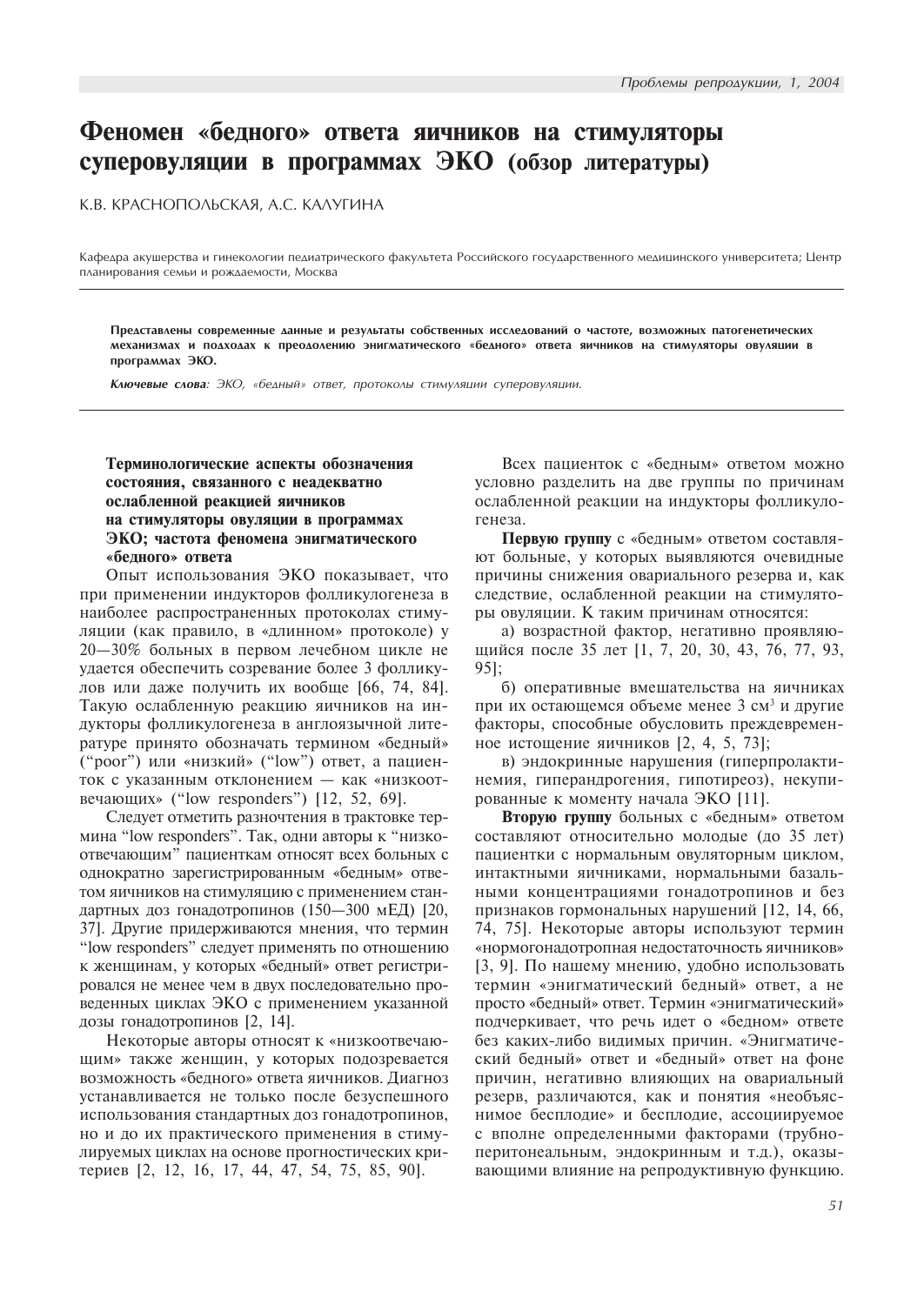# Феномен «бедного» ответа яичников на стимуляторы суперовуляции в программах ЭКО (обзор литературы)

К.В. КРАСНОПОЛЬСКАЯ, А.С. КАЛУГИНА

Кафедра акушерства и гинекологии педиатрического факультета Российского государственного медицинского университета; Центр планирования семьи и рождаемости, Москва

**Представлены современные данные и результаты собственных исследований о частоте, возможных патогенетических механизмах и подходах к преодолению энигматического «бедного» ответа яичников на стимуляторы овуляции в программах ЭКО.**

***Ключевые слова****: ЭКО, «бедный» ответ, протоколы стимуляции суперовуляции.*

### Терминологические аспекты обозначения состояния, связанного с неадекватно ослабленной реакцией яичников на стимуляторы овуляции в программах ЭКО; частота феномена энигматического «бедного» ответа

Опыт использования ЭКО показывает, что при применении индукторов фолликулогенеза в наиболее распространенных протоколах стимуляции (как правило, в «длинном» протоколе) у 20—30% больных в первом лечебном цикле не удается обеспечить созревание более 3 фолликулов или даже получить их вообще [66, 74, 84]. Такую ослабленную реакцию яичников на индукторы фолликулогенеза в англоязычной литературе принято обозначать термином «бедный» ("poor") или «низкий» ("low") ответ, а пациенток с указанным отклонением — как «низкоотвечающих» ("low responders") [12, 52, 69].

Следует отметить разночтения в трактовке термина "low responders". Так, одни авторы к "низкоотвечающим" пациенткам относят всех больных с однократно зарегистрированным «бедным» ответом яичников на стимуляцию с применением стандартных доз гонадотропинов (150—300 мЕД) [20, 37]. Другие придерживаются мнения, что термин "low responders" следует применять по отношению к женщинам, у которых «бедный» ответ регистрировался не менее чем в двух последовательно проведенных циклах ЭКО с применением указанной дозы гонадотропинов [2, 14].

Некоторые авторы относят к «низкоотвечающим» также женщин, у которых подозревается возможность «бедного» ответа яичников. Диагноз устанавливается не только после безуспешного использования стандартных доз гонадотропинов, но и до их практического применения в стимулируемых циклах на основе прогностических критериев [2, 12, 16, 17, 44, 47, 54, 75, 85, 90].

Всех пациенток с «бедным» ответом можно условно разделить на две группы по причинам ослабленной реакции на индукторы фолликулогенеза.

**Первую группу** с «бедным» ответом составляют больные, у которых выявляются очевидные причины снижения овариального резерва и, как следствие, ослабленной реакции на стимуляторы овуляции. К таким причинам относятся:

а) возрастной фактор, негативно проявляющийся после 35 лет [1, 7, 20, 30, 43, 76, 77, 93, 95];

б) оперативные вмешательства на яичниках при их остающемся объеме менее 3 см$^3$ и другие факторы, способные обусловить преждевременное истощение яичников [2, 4, 5, 73];

в) эндокринные нарушения (гиперпролактинемия, гиперандрогения, гипотиреоз), некупированные к моменту начала ЭКО [11].

**Вторую группу** больных с «бедным» ответом составляют относительно молодые (до 35 лет) пациентки с нормальным овуляторным циклом, интактными яичниками, нормальными базальными концентрациями гонадотропинов и без признаков гормональных нарушений [12, 14, 66, 74, 75]. Некоторые авторы используют термин «нормогонадотропная недостаточность яичников» [3, 9]. По нашему мнению, удобно использовать термин «энигматический бедный» ответ, а не просто «бедный» ответ. Термин «энигматический» подчеркивает, что речь идет о «бедном» ответе без каких-либо видимых причин. «Энигматический бедный» ответ и «бедный» ответ на фоне причин, негативно влияющих на овариальный резерв, различаются, как и понятия «необъяснимое бесплодие» и бесплодие, ассоциируемое с вполне определенными факторами (трубно-перитонеальным, эндокринным и т.д.), оказывающими влияние на репродуктивную функцию.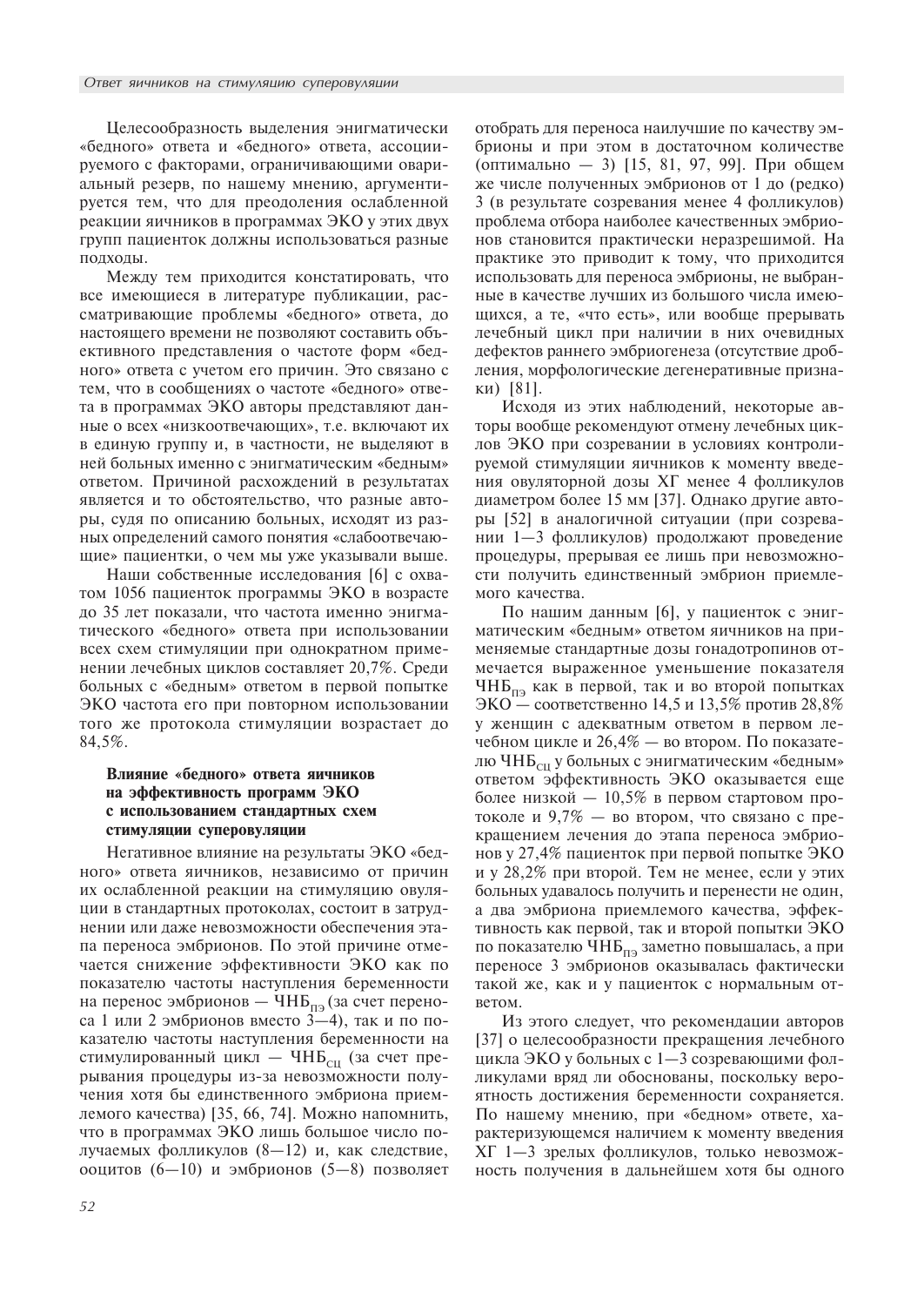Целесообразность выделения энигматически «бедного» ответа и «бедного» ответа, ассоциируемого с факторами, ограничивающими овариальный резерв, по нашему мнению, аргументируется тем, что для преодоления ослабленной реакции яичников в программах ЭКО у этих двух групп пациенток должны использоваться разные подходы.

Между тем приходится констатировать, что все имеющиеся в литературе публикации, рассматривающие проблемы «бедного» ответа, до настоящего времени не позволяют составить объективного представления о частоте форм «бедного» ответа с учетом его причин. Это связано с тем, что в сообщениях о частоте «бедного» ответа в программах ЭКО авторы представляют данные о всех «низкоотвечающих», т.е. включают их в единую группу и, в частности, не выделяют в ней больных именно с энигматическим «бедным» ответом. Причиной расхождений в результатах является и то обстоятельство, что разные авторы, судя по описанию больных, исходят из разных определений самого понятия «слабоотвечающие» пациентки, о чем мы уже указывали выше.

Наши собственные исследования [6] с охватом 1056 пациенток программы ЭКО в возрасте до 35 лет показали, что частота именно энигматического «бедного» ответа при использовании всех схем стимуляции при однократном применении лечебных циклов составляет 20,7%. Среди больных с «бедным» ответом в первой попытке ЭКО частота его при повторном использовании того же протокола стимуляции возрастает до 84,5%.

### Влияние «бедного» ответа яичников на эффективность программ ЭКО с использованием стандартных схем стимуляции суперовуляции

Негативное влияние на результаты ЭКО «бедного» ответа яичников, независимо от причин их ослабленной реакции на стимуляцию овуляции в стандартных протоколах, состоит в затруднении или даже невозможности обеспечения этапа переноса эмбрионов. По этой причине отмечается снижение эффективности ЭКО как по показателю частоты наступления беременности на перенос эмбрионов — $ЧНБ_{ПЭ}$ (за счет переноса 1 или 2 эмбрионов вместо 3—4), так и по показателю частоты наступления беременности на стимулированный цикл — $ЧНБ_{СЦ}$ (за счет прерывания процедуры из-за невозможности получения хотя бы единственного эмбриона приемлемого качества) [35, 66, 74]. Можно напомнить, что в программах ЭКО лишь большое число получаемых фолликулов (8—12) и, как следствие, ооцитов (6—10) и эмбрионов (5—8) позволяет отобрать для переноса наилучшие по качеству эмбрионы и при этом в достаточном количестве (оптимально — 3) [15, 81, 97, 99]. При общем же числе полученных эмбрионов от 1 до (редко) 3 (в результате созревания менее 4 фолликулов) проблема отбора наиболее качественных эмбрионов становится практически неразрешимой. На практике это приводит к тому, что приходится использовать для переноса эмбрионы, не выбранные в качестве лучших из большого числа имеющихся, а те, «что есть», или вообще прерывать лечебный цикл при наличии в них очевидных дефектов раннего эмбриогенеза (отсутствие дробления, морфологические дегенеративные признаки) [81].

Исходя из этих наблюдений, некоторые авторы вообще рекомендуют отмену лечебных циклов ЭКО при созревании в условиях контролируемой стимуляции яичников к моменту введения овуляторной дозы ХГ менее 4 фолликулов диаметром более 15 мм [37]. Однако другие авторы [52] в аналогичной ситуации (при созревании 1—3 фолликулов) продолжают проведение процедуры, прерывая ее лишь при невозможности получить единственный эмбрион приемлемого качества.

По нашим данным [6], у пациенток с энигматическим «бедным» ответом яичников на применяемые стандартные дозы гонадотропинов отмечается выраженное уменьшение показателя $ЧНБ_{ПЭ}$ как в первой, так и во второй попытках ЭКО — соответственно 14,5 и 13,5% против 28,8% у женщин с адекватным ответом в первом лечебном цикле и 26,4% — во втором. По показателю $ЧНБ_{СЦ}$ у больных с энигматическим «бедным» ответом эффективность ЭКО оказывается еще более низкой — 10,5% в первом стартовом протоколе и 9,7% — во втором, что связано с прекращением лечения до этапа переноса эмбрионов у 27,4% пациенток при первой попытке ЭКО и у 28,2% при второй. Тем не менее, если у этих больных удавалось получить и перенести не один, а два эмбриона приемлемого качества, эффективность как первой, так и второй попытки ЭКО по показателю $ЧНБ_{ПЭ}$ заметно повышалась, а при переносе 3 эмбрионов оказывалась фактически такой же, как и у пациенток с нормальным ответом.

Из этого следует, что рекомендации авторов [37] о целесообразности прекращения лечебного цикла ЭКО у больных с 1—3 созревающими фолликулами вряд ли обоснованы, поскольку вероятность достижения беременности сохраняется. По нашему мнению, при «бедном» ответе, характеризующемся наличием к моменту введения ХГ 1—3 зрелых фолликулов, только невозможность получения в дальнейшем хотя бы одного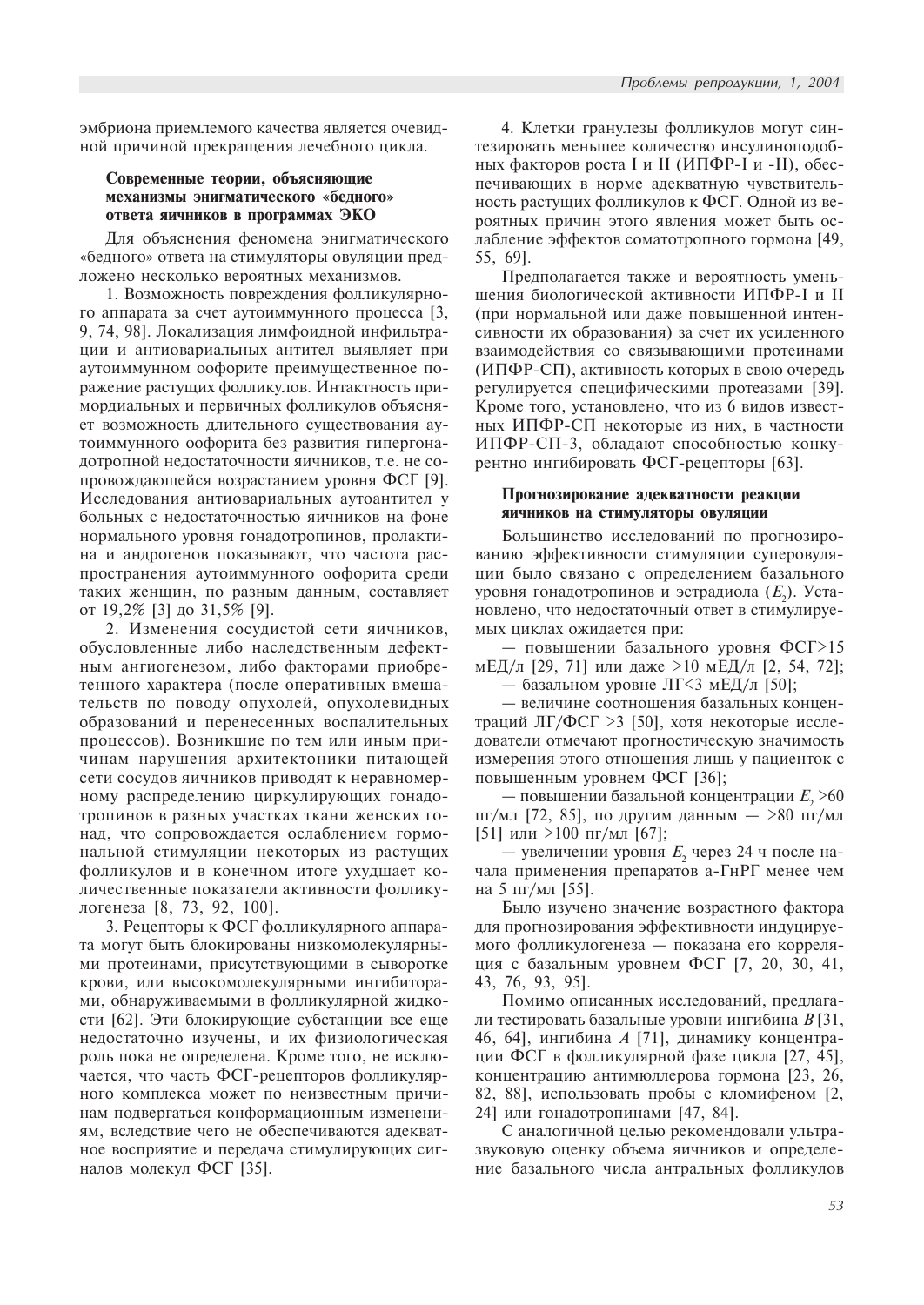эмбриона приемлемого качества является очевидной причиной прекращения лечебного цикла.

### Современные теории, объясняющие механизмы энигматического «бедного» ответа яичников в программах ЭКО

Для объяснения феномена энигматического «бедного» ответа на стимуляторы овуляции предложено несколько вероятных механизмов.

1. Возможность повреждения фолликулярного аппарата за счет аутоиммунного процесса [3, 9, 74, 98]. Локализация лимфоидной инфильтрации и антиовариальных антител выявляет при аутоиммунном оофорите преимущественное поражение растущих фолликулов. Интактность примордиальных и первичных фолликулов объясняет возможность длительного существования аутоиммунного оофорита без развития гипергонадотропной недостаточности яичников, т.е. не сопровождающейся возрастанием уровня ФСГ [9]. Исследования антиовариальных аутоантител у больных с недостаточностью яичников на фоне нормального уровня гонадотропинов, пролактина и андрогенов показывают, что частота распространения аутоиммунного оофорита среди таких женщин, по разным данным, составляет от 19,2% [3] до 31,5% [9].

2. Изменения сосудистой сети яичников, обусловленные либо наследственным дефектным ангиогенезом, либо факторами приобретенного характера (после оперативных вмешательств по поводу опухолей, опухолевидных образований и перенесенных воспалительных процессов). Возникшие по тем или иным причинам нарушения архитектоники питающей сети сосудов яичников приводят к неравномерному распределению циркулирующих гонадотропинов в разных участках ткани женских гонад, что сопровождается ослаблением гормональной стимуляции некоторых из растущих фолликулов и в конечном итоге ухудшает количественные показатели активности фолликулогенеза [8, 73, 92, 100].

3. Рецепторы к ФСГ фолликулярного аппарата могут быть блокированы низкомолекулярными протеинами, присутствующими в сыворотке крови, или высокомолекулярными ингибиторами, обнаруживаемыми в фолликулярной жидкости [62]. Эти блокирующие субстанции все еще недостаточно изучены, и их физиологическая роль пока не определена. Кроме того, не исключается, что часть ФСГ-рецепторов фолликулярного комплекса может по неизвестным причинам подвергаться конформационным изменениям, вследствие чего не обеспечиваются адекватное восприятие и передача стимулирующих сигналов молекул ФСГ [35].

4. Клетки гранулезы фолликулов могут синтезировать меньшее количество инсулиноподобных факторов роста I и II (ИПФР-I и -II), обеспечивающих в норме адекватную чувствительность растущих фолликулов к ФСГ. Одной из вероятных причин этого явления может быть ослабление эффектов соматотропного гормона [49, 55, 69].

Предполагается также и вероятность уменьшения биологической активности ИПФР-I и II (при нормальной или даже повышенной интенсивности их образования) за счет их усиленного взаимодействия со связывающими протеинами (ИПФР-СП), активность которых в свою очередь регулируется специфическими протеазами [39]. Кроме того, установлено, что из 6 видов известных ИПФР-СП некоторые из них, в частности ИПФР-СП-3, обладают способностью конкурентно ингибировать ФСГ-рецепторы [63].

### Прогнозирование адекватности реакции яичников на стимуляторы овуляции

Большинство исследований по прогнозированию эффективности стимуляции суперовуляции было связано с определением базального уровня гонадотропинов и эстрадиола ($E_2$). Установлено, что недостаточный ответ в стимулируемых циклах ожидается при:

— повышении базального уровня ФСГ>15 мЕД/л [29, 71] или даже >10 мЕД/л [2, 54, 72];

— базальном уровне ЛГ<3 мЕД/л [50];

— величине соотношения базальных концентраций ЛГ/ФСГ >3 [50], хотя некоторые исследователи отмечают прогностическую значимость измерения этого отношения лишь у пациенток с повышенным уровнем ФСГ [36];

— повышении базальной концентрации $E_2$ >60 пг/мл [72, 85], по другим данным — >80 пг/мл [51] или >100 пг/мл [67];

— увеличении уровня $E_2$ через 24 ч после начала применения препаратов а-ГнРГ менее чем на 5 пг/мл [55].

Было изучено значение возрастного фактора для прогнозирования эффективности индуцируемого фолликулогенеза — показана его корреляция с базальным уровнем ФСГ [7, 20, 30, 41, 43, 76, 93, 95].

Помимо описанных исследований, предлагали тестировать базальные уровни ингибина *B* [31, 46, 64], ингибина *A* [71], динамику концентрации ФСГ в фолликулярной фазе цикла [27, 45], концентрацию антимюллерова гормона [23, 26, 82, 88], использовать пробы с кломифеном [2, 24] или гонадотропинами [47, 84].

С аналогичной целью рекомендовали ультразвуковую оценку объема яичников и определение базального числа антральных фолликулов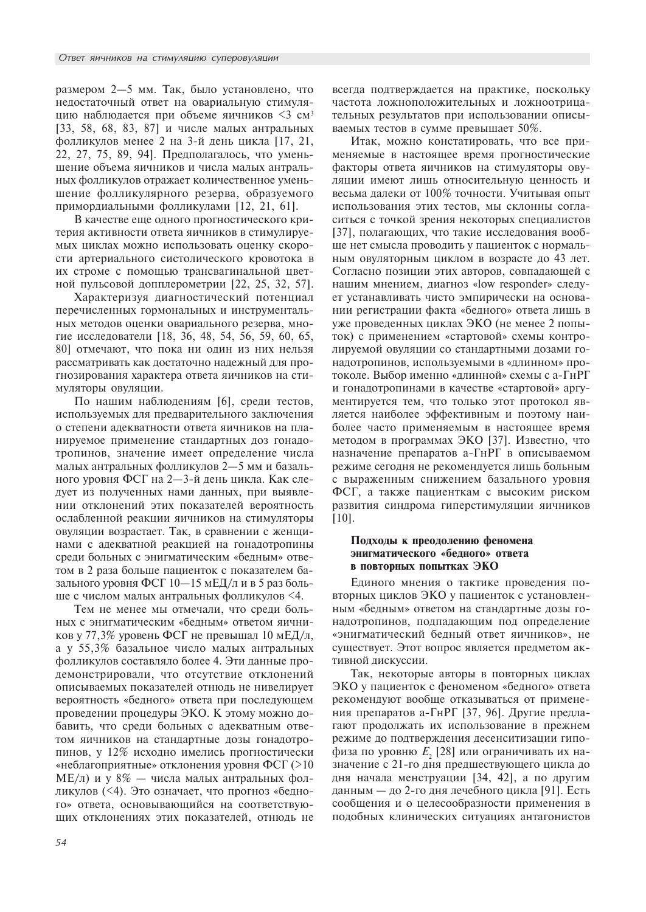размером 2—5 мм. Так, было установлено, что недостаточный ответ на овариальную стимуляцию наблюдается при объеме яичников <3 см$^3$ [33, 58, 68, 83, 87] и числе малых антральных фолликулов менее 2 на 3-й день цикла [17, 21, 22, 27, 75, 89, 94]. Предполагалось, что уменьшение объема яичников и числа малых антральных фолликулов отражает количественное уменьшение фолликулярного резерва, образуемого примордиальными фолликулами [12, 21, 61].

В качестве еще одного прогностического критерия активности ответа яичников в стимулируемых циклах можно использовать оценку скорости артериального систолического кровотока в их строме с помощью трансвагинальной цветной пульсовой допплерометрии [22, 25, 32, 57].

Характеризуя диагностический потенциал перечисленных гормональных и инструментальных методов оценки овариального резерва, многие исследователи [18, 36, 48, 54, 56, 59, 60, 65, 80] отмечают, что пока ни один из них нельзя рассматривать как достаточно надежный для прогнозирования характера ответа яичников на стимуляторы овуляции.

По нашим наблюдениям [6], среди тестов, используемых для предварительного заключения о степени адекватности ответа яичников на планируемое применение стандартных доз гонадотропинов, значение имеет определение числа малых антральных фолликулов 2—5 мм и базального уровня ФСГ на 2—3-й день цикла. Как следует из полученных нами данных, при выявлении отклонений этих показателей вероятность ослабленной реакции яичников на стимуляторы овуляции возрастает. Так, в сравнении с женщинами с адекватной реакцией на гонадотропины среди больных с энигматическим «бедным» ответом в 2 раза больше пациенток с показателем базального уровня ФСГ 10—15 мЕД/л и в 5 раз больше с числом малых антральных фолликулов <4.

Тем не менее мы отмечали, что среди больных с энигматическим «бедным» ответом яичников у 77,3% уровень ФСГ не превышал 10 мЕД/л, а у 55,3% базальное число малых антральных фолликулов составляло более 4. Эти данные продемонстрировали, что отсутствие отклонений описываемых показателей отнюдь не нивелирует вероятность «бедного» ответа при последующем проведении процедуры ЭКО. К этому можно добавить, что среди больных с адекватным ответом яичников на стандартные дозы гонадотропинов, у 12% исходно имелись прогностически «неблагоприятные» отклонения уровня ФСГ (>10 МЕ/л) и у 8% — числа малых антральных фолликулов (<4). Это означает, что прогноз «бедного» ответа, основывающийся на соответствующих отклонениях этих показателей, отнюдь не всегда подтверждается на практике, поскольку частота ложноположительных и ложноотрицательных результатов при использовании описываемых тестов в сумме превышает 50%.

Итак, можно констатировать, что все применяемые в настоящее время прогностические факторы ответа яичников на стимуляторы овуляции имеют лишь относительную ценность и весьма далеки от 100% точности. Учитывая опыт использования этих тестов, мы склонны согласиться с точкой зрения некоторых специалистов [37], полагающих, что такие исследования вообще нет смысла проводить у пациенток с нормальным овуляторным циклом в возрасте до 43 лет. Согласно позиции этих авторов, совпадающей с нашим мнением, диагноз «low responder» следует устанавливать чисто эмпирически на основании регистрации факта «бедного» ответа лишь в уже проведенных циклах ЭКО (не менее 2 попыток) с применением «стартовой» схемы контролируемой овуляции со стандартными дозами гонадотропинов, используемыми в «длинном» протоколе. Выбор именно «длинной» схемы с а-ГнРГ и гонадотропинами в качестве «стартовой» аргументируется тем, что только этот протокол является наиболее эффективным и поэтому наиболее часто применяемым в настоящее время методом в программах ЭКО [37]. Известно, что назначение препаратов а-ГнРГ в описываемом режиме сегодня не рекомендуется лишь больным с выраженным снижением базального уровня ФСГ, а также пациенткам с высоким риском развития синдрома гиперстимуляции яичников [10].

### Подходы к преодолению феномена энигматического «бедного» ответа в повторных попытках ЭКО

Единого мнения о тактике проведения повторных циклов ЭКО у пациенток с установленным «бедным» ответом на стандартные дозы гонадотропинов, подпадающим под определение «энигматический бедный ответ яичников», не существует. Этот вопрос является предметом активной дискуссии.

Так, некоторые авторы в повторных циклах ЭКО у пациенток с феноменом «бедного» ответа рекомендуют вообще отказываться от применения препаратов а-ГнРГ [37, 96]. Другие предлагают продолжать их использование в прежнем режиме до подтверждения десенситизации гипофиза по уровню $E_2$ [28] или ограничивать их назначение с 21-го дня предшествующего цикла до дня начала менструации [34, 42], а по другим данным — до 2-го дня лечебного цикла [91]. Есть сообщения и о целесообразности применения в подобных клинических ситуациях антагонистов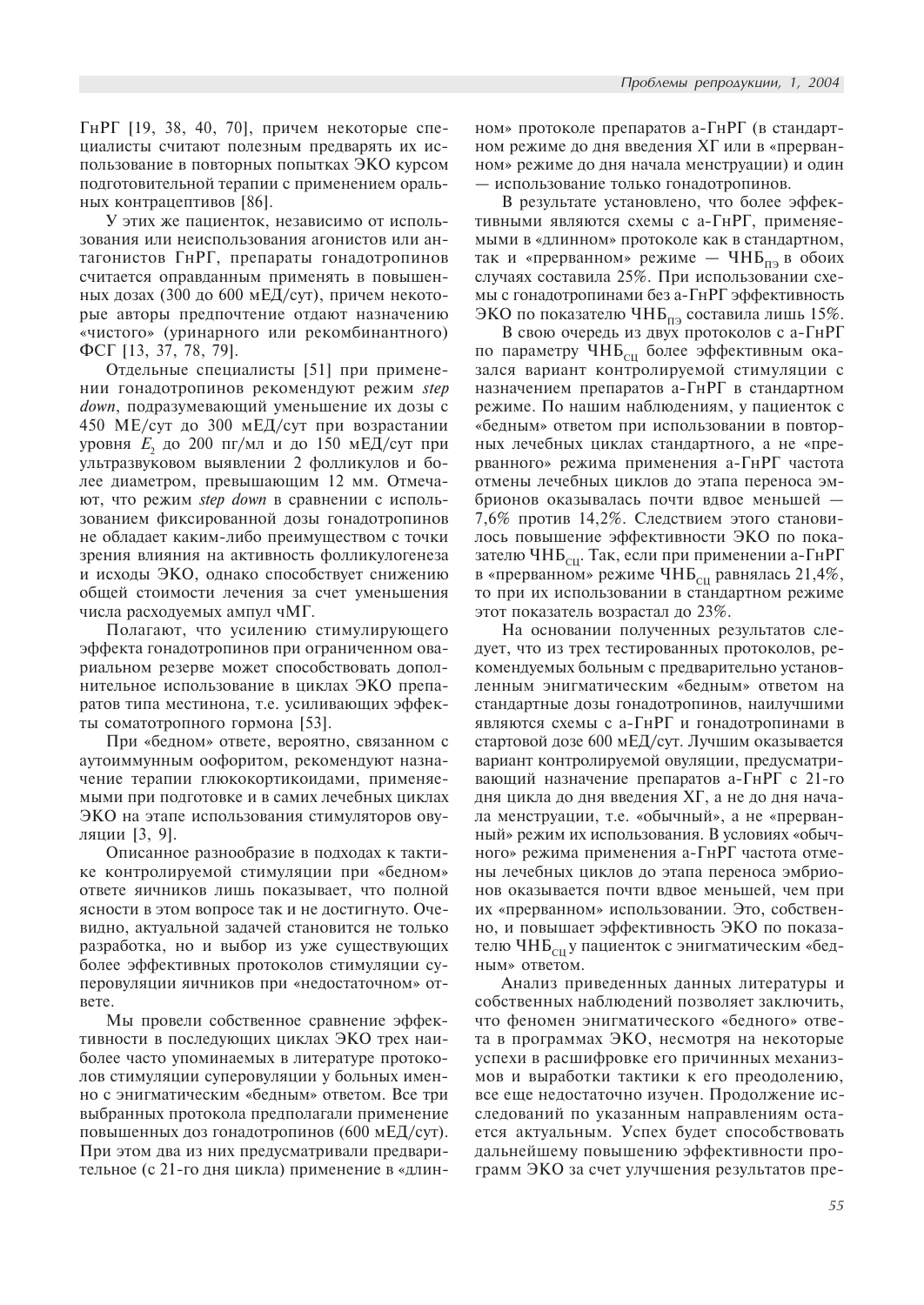ГнРГ [19, 38, 40, 70], причем некоторые специалисты считают полезным предварять их использование в повторных попытках ЭКО курсом подготовительной терапии с применением оральных контрацептивов [86].

У этих же пациенток, независимо от использования или неиспользования агонистов или антагонистов ГнРГ, препараты гонадотропинов считается оправданным применять в повышенных дозах (300 до 600 мЕД/сут), причем некоторые авторы предпочтение отдают назначению «чистого» (уринарного или рекомбинантного) ФСГ [13, 37, 78, 79].

Отдельные специалисты [51] при применении гонадотропинов рекомендуют режим *step down*, подразумевающий уменьшение их дозы с 450 МЕ/сут до 300 мЕД/сут при возрастании уровня $E_2$ до 200 пг/мл и до 150 мЕД/сут при ультразвуковом выявлении 2 фолликулов и более диаметром, превышающим 12 мм. Отмечают, что режим *step down* в сравнении с использованием фиксированной дозы гонадотропинов не обладает каким-либо преимуществом с точки зрения влияния на активность фолликулогенеза и исходы ЭКО, однако способствует снижению общей стоимости лечения за счет уменьшения числа расходуемых ампул чМГ.

Полагают, что усилению стимулирующего эффекта гонадотропинов при ограниченном овариальном резерве может способствовать дополнительное использование в циклах ЭКО препаратов типа местинона, т.е. усиливающих эффекты соматотропного гормона [53].

При «бедном» ответе, вероятно, связанном с аутоиммунным оофоритом, рекомендуют назначение терапии глюкокортикоидами, применяемыми при подготовке и в самих лечебных циклах ЭКО на этапе использования стимуляторов овуляции [3, 9].

Описанное разнообразие в подходах к тактике контролируемой стимуляции при «бедном» ответе яичников лишь показывает, что полной ясности в этом вопросе так и не достигнуто. Очевидно, актуальной задачей становится не только разработка, но и выбор из уже существующих более эффективных протоколов стимуляции суперовуляции яичников при «недостаточном» ответе.

Мы провели собственное сравнение эффективности в последующих циклах ЭКО трех наиболее часто упоминаемых в литературе протоколов стимуляции суперовуляции у больных именно с энигматическим «бедным» ответом. Все три выбранных протокола предполагали применение повышенных доз гонадотропинов (600 мЕД/сут). При этом два из них предусматривали предварительное (с 21-го дня цикла) применение в «длинном» протоколе препаратов а-ГнРГ (в стандартном режиме до дня введения ХГ или в «прерванном» режиме до дня начала менструации) и один — использование только гонадотропинов.

В результате установлено, что более эффективными являются схемы с а-ГнРГ, применяемыми в «длинном» протоколе как в стандартном, так и «прерванном» режиме — $ЧНБ_{ПЭ}$ в обоих случаях составила 25%. При использовании схемы с гонадотропинами без а-ГнРГ эффективность ЭКО по показателю $ЧНБ_{ПЭ}$ составила лишь 15%.

В свою очередь из двух протоколов с а-ГнРГ по параметру $ЧНБ_{СЦ}$ более эффективным оказался вариант контролируемой стимуляции с назначением препаратов а-ГнРГ в стандартном режиме. По нашим наблюдениям, у пациенток с «бедным» ответом при использовании в повторных лечебных циклах стандартного, а не «прерванного» режима применения а-ГнРГ частота отмены лечебных циклов до этапа переноса эмбрионов оказывалась почти вдвое меньшей — 7,6% против 14,2%. Следствием этого становилось повышение эффективности ЭКО по показателю $ЧНБ_{СЦ}$. Так, если при применении а-ГнРГ в «прерванном» режиме $ЧНБ_{СЦ}$ равнялась 21,4%, то при их использовании в стандартном режиме этот показатель возрастал до 23%.

На основании полученных результатов следует, что из трех тестированных протоколов, рекомендуемых больным с предварительно установленным энигматическим «бедным» ответом на стандартные дозы гонадотропинов, наилучшими являются схемы с а-ГнРГ и гонадотропинами в стартовой дозе 600 мЕД/сут. Лучшим оказывается вариант контролируемой овуляции, предусматривающий назначение препаратов а-ГнРГ с 21-го дня цикла до дня введения ХГ, а не до дня начала менструации, т.е. «обычный», а не «прерванный» режим их использования. В условиях «обычного» режима применения а-ГнРГ частота отмены лечебных циклов до этапа переноса эмбрионов оказывается почти вдвое меньшей, чем при их «прерванном» использовании. Это, собственно, и повышает эффективность ЭКО по показателю $ЧНБ_{СЦ}$ у пациенток с энигматическим «бедным» ответом.

Анализ приведенных данных литературы и собственных наблюдений позволяет заключить, что феномен энигматического «бедного» ответа в программах ЭКО, несмотря на некоторые успехи в расшифровке его причинных механизмов и выработки тактики к его преодолению, все еще недостаточно изучен. Продолжение исследований по указанным направлениям остается актуальным. Успех будет способствовать дальнейшему повышению эффективности программ ЭКО за счет улучшения результатов пре-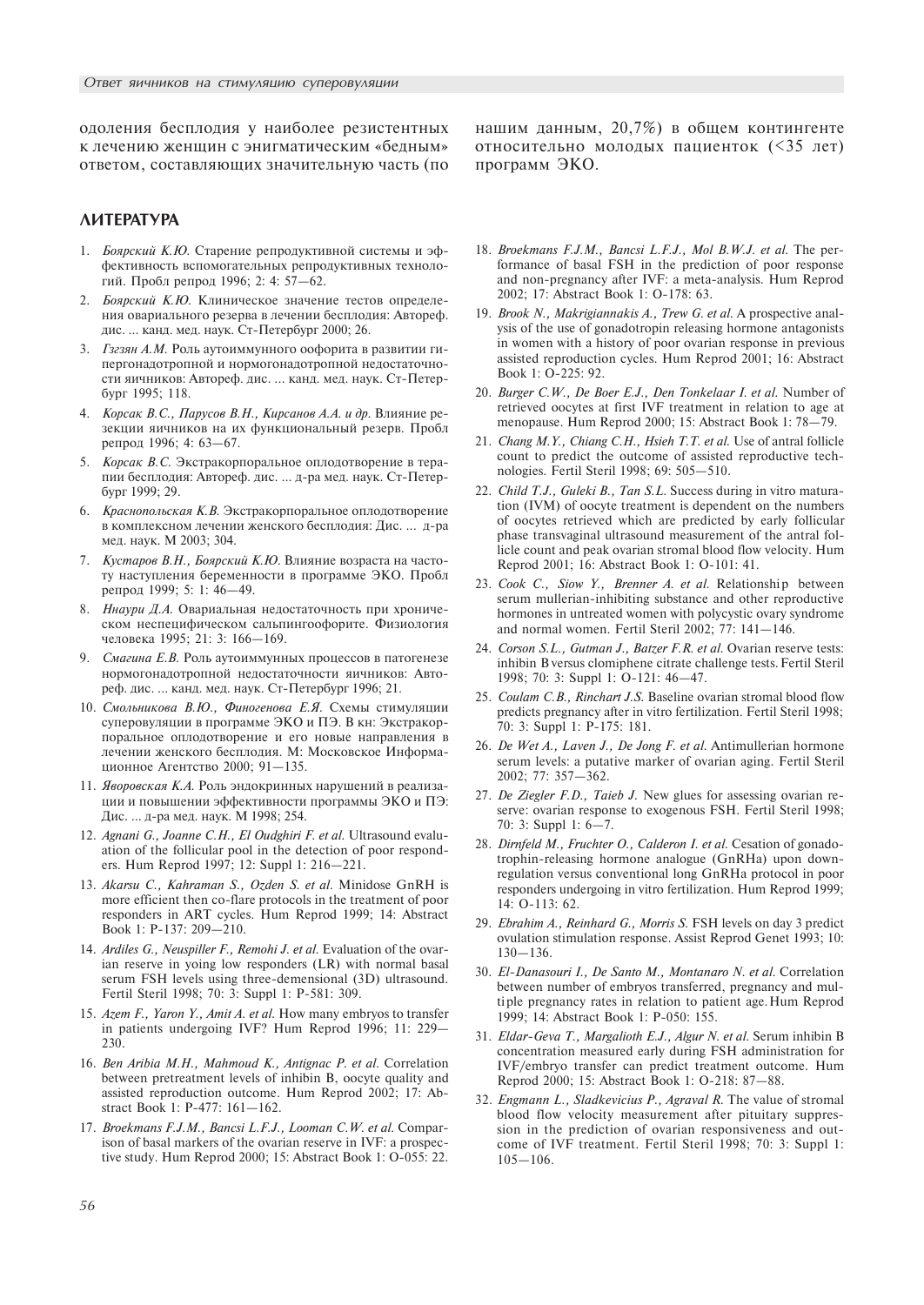одоления бесплодия у наиболее резистентных к лечению женщин с энигматическим «бедным» ответом, составляющих значительную часть (по нашим данным, 20,7%) в общем контингенте относительно молодых пациенток (<35 лет) программ ЭКО.

## ЛИТЕРАТУРА

1. *Боярский К.Ю.* Старение репродуктивной системы и эффективность вспомогательных репродуктивных технологий. Пробл репрод 1996; 2: 4: 57—62.
2. *Боярский К.Ю.* Клиническое значение тестов определения овариального резерва в лечении бесплодия: Автореф. дис. ... канд. мед. наук. Ст-Петербург 2000; 26.
3. *Гзгзян А.М.* Роль аутоиммунного оофорита в развитии гипергонадотропной и нормогонадотропной недостаточности яичников: Автореф. дис. ... канд. мед. наук. Ст-Петербург 1995; 118.
4. *Корсак В.С., Парусов В.Н., Кирсанов А.А. и др.* Влияние резекции яичников на их функциональный резерв. Пробл репрод 1996; 4: 63—67.
5. *Корсак В.С.* Экстракорпоральное оплодотворение в терапии бесплодия: Автореф. дис. ... д-ра мед. наук. Ст-Петербург 1999; 29.
6. *Краснопольская К.В.* Экстракорпоральное оплодотворение в комплексном лечении женского бесплодия: Дис. ... д-ра мед. наук. М 2003; 304.
7. *Кустаров В.Н., Боярский К.Ю.* Влияние возраста на частоту наступления беременности в программе ЭКО. Пробл репрод 1999; 5: 1: 46—49.
8. *Ннаури Д.А.* Овариальная недостаточность при хроническом неспецифическом сальпингоофорите. Физиология человека 1995; 21: 3: 166—169.
9. *Смагина Е.В.* Роль аутоиммунных процессов в патогенезе нормогонадотропной недостаточности яичников: Автореф. дис. ... канд. мед. наук. Ст-Петербург 1996; 21.
10. *Смольникова В.Ю., Финогенова Е.Я.* Схемы стимуляции суперовуляции в программе ЭКО и ПЭ. В кн: Экстракорпоральное оплодотворение и его новые направления в лечении женского бесплодия. М: Московское Информационное Агентство 2000; 91—135.
11. *Яворовская К.А.* Роль эндокринных нарушений в реализации и повышении эффективности программы ЭКО и ПЭ: Дис. ... д-ра мед. наук. М 1998; 254.
12. *Agnani G., Joanne C.H., El Oudghiri F. et al.* Ultrasound evaluation of the follicular pool in the detection of poor responders. Hum Reprod 1997; 12: Suppl 1: 216—221.
13. *Akarsu C., Kahraman S., Ozden S. et al.* Minidose GnRH is more efficient then co-flare protocols in the treatment of poor responders in ART cycles. Hum Reprod 1999; 14: Abstract Book 1: P-137: 209—210.
14. *Ardiles G., Neuspiller F., Remohi J. et al.* Evaluation of the ovarian reserve in yoing low responders (LR) with normal basal serum FSH levels using three-demensional (3D) ultrasound. Fertil Steril 1998; 70: 3: Suppl 1: P-581: 309.
15. *Azem F., Yaron Y., Amit A. et al.* How many embryos to transfer in patients undergoing IVF? Hum Reprod 1996; 11: 229—230.
16. *Ben Aribia M.H., Mahmoud K., Antignac P. et al.* Correlation between pretreatment levels of inhibin B, oocyte quality and assisted reproduction outcome. Hum Reprod 2002; 17: Abstract Book 1: P-477: 161—162.
17. *Broekmans F.J.M., Bancsi L.F.J., Looman C.W. et al.* Comparison of basal markers of the ovarian reserve in IVF: a prospective study. Hum Reprod 2000; 15: Abstract Book 1: O-055: 22.
18. *Broekmans F.J.M., Bancsi L.F.J., Mol B.W.J. et al.* The performance of basal FSH in the prediction of poor response and non-pregnancy after IVF: a meta-analysis. Hum Reprod 2002; 17: Abstract Book 1: O-178: 63.
19. *Brook N., Makrigiannakis A., Trew G. et al.* A prospective analysis of the use of gonadotropin releasing hormone antagonists in women with a history of poor ovarian response in previous assisted reproduction cycles. Hum Reprod 2001; 16: Abstract Book 1: O-225: 92.
20. *Burger C.W., De Boer E.J., Den Tonkelaar I. et al.* Number of retrieved oocytes at first IVF treatment in relation to age at menopause. Hum Reprod 2000; 15: Abstract Book 1: 78—79.
21. *Chang M.Y., Chiang C.H., Hsieh T.T. et al.* Use of antral follicle count to predict the outcome of assisted reproductive technologies. Fertil Steril 1998; 69: 505—510.
22. *Child T.J., Guleki B., Tan S.L.* Success during in vitro maturation (IVM) of oocyte treatment is dependent on the numbers of oocytes retrieved which are predicted by early follicular phase transvaginal ultrasound measurement of the antral follicle count and peak ovarian stromal blood flow velocity. Hum Reprod 2001; 16: Abstract Book 1: O-101: 41.
23. *Cook C., Siow Y., Brenner A. et al.* Relationship between serum mullerian-inhibiting substance and other reproductive hormones in untreated women with polycystic ovary syndrome and normal women. Fertil Steril 2002; 77: 141—146.
24. *Corson S.L., Gutman J., Batzer F.R. et al.* Ovarian reserve tests: inhibin B versus clomiphene citrate challenge tests. Fertil Steril 1998; 70: 3: Suppl 1: O-121: 46—47.
25. *Coulam C.B., Rinchart J.S.* Baseline ovarian stromal blood flow predicts pregnancy after in vitro fertilization. Fertil Steril 1998; 70: 3: Suppl 1: P-175: 181.
26. *De Wet A., Laven J., De Jong F. et al.* Antimullerian hormone serum levels: a putative marker of ovarian aging. Fertil Steril 2002; 77: 357—362.
27. *De Ziegler F.D., Taieb J.* New glues for assessing ovarian reserve: ovarian response to exogenous FSH. Fertil Steril 1998; 70: 3: Suppl 1: 6—7.
28. *Dirnfeld M., Fruchter O., Calderon I. et al.* Cesation of gonadotrophin-releasing hormone analogue (GnRHa) upon downregulation versus conventional long GnRHa protocol in poor responders undergoing in vitro fertilization. Hum Reprod 1999; 14: O-113: 62.
29. *Ebrahim A., Reinhard G., Morris S.* FSH levels on day 3 predict ovulation stimulation response. Assist Reprod Genet 1993; 10: 130—136.
30. *El-Danasouri I., De Santo M., Montanaro N. et al.* Correlation between number of embryos transferred, pregnancy and multiple pregnancy rates in relation to patient age. Hum Reprod 1999; 14: Abstract Book 1: P-050: 155.
31. *Eldar-Geva T., Margalioth E.J., Algur N. et al.* Serum inhibin B concentration measured early during FSH administration for IVF/embryo transfer can predict treatment outcome. Hum Reprod 2000; 15: Abstract Book 1: O-218: 87—88.
32. *Engmann L., Sladkevicius P., Agraval R.* The value of stromal blood flow velocity measurement after pituitary suppression in the prediction of ovarian responsiveness and outcome of IVF treatment. Fertil Steril 1998; 70: 3: Suppl 1: 105—106.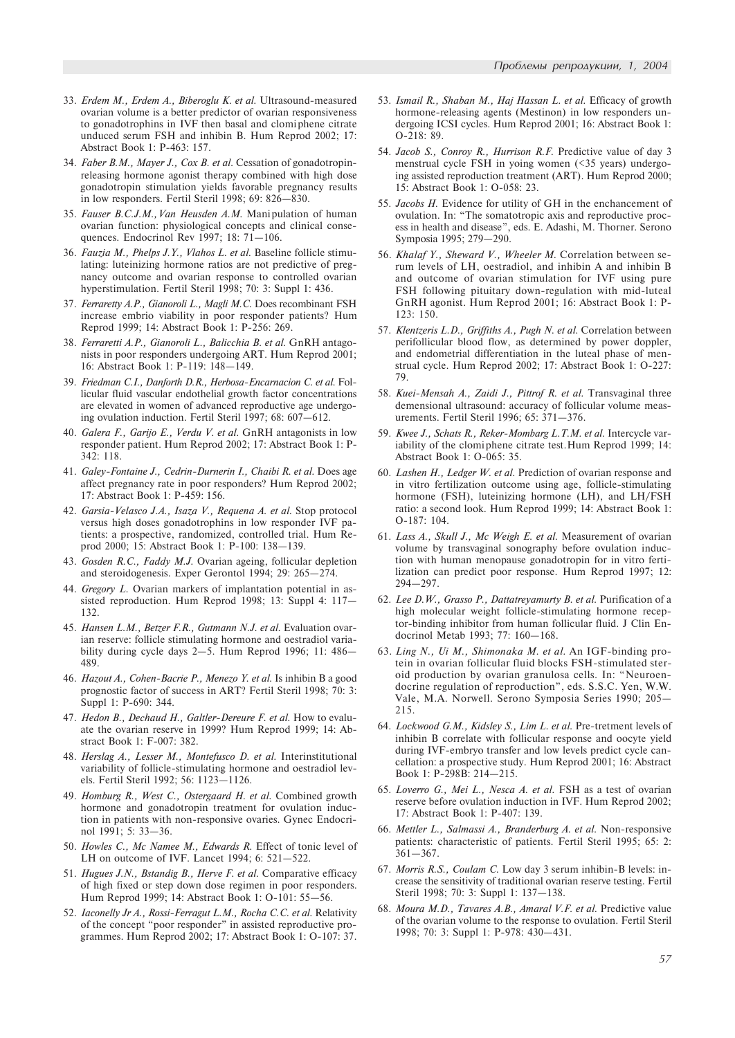33. *Erdem M., Erdem A., Biberoglu K. et al.* Ultrasound-measured ovarian volume is a better predictor of ovarian responsiveness to gonadotrophins in IVF then basal and clomiphene citrate unduced serum FSH and inhibin B. Hum Reprod 2002; 17: Abstract Book 1: P-463: 157.
34. *Faber B.M., Mayer J., Cox B. et al.* Cessation of gonadotropin-releasing hormone agonist therapy combined with high dose gonadotropin stimulation yields favorable pregnancy results in low responders. Fertil Steril 1998; 69: 826—830.
35. *Fauser B.C.J.M.,Van Heusden A.M.* Manipulation of human ovarian function: physiological concepts and clinical consequences. Endocrinol Rev 1997; 18: 71—106.
36. *Fauzia M., Phelps J.Y., Vlahos L. et al.* Baseline follicle stimulating: luteinizing hormone ratios are not predictive of pregnancy outcome and ovarian response to controlled ovarian hyperstimulation. Fertil Steril 1998; 70: 3: Suppl 1: 436.
37. *Ferraretty A.P., Gianoroli L., Magli M.C.* Does recombinant FSH increase embrio viability in poor responder patients? Hum Reprod 1999; 14: Abstract Book 1: P-256: 269.
38. *Ferraretti A.P., Gianoroli L., Balicchia B. et al.* GnRH antagonists in poor responders undergoing ART. Hum Reprod 2001; 16: Abstract Book 1: P-119: 148—149.
39. *Friedman C.I., Danforth D.R., Herbosa-Encarnacion C. et al.* Follicular fluid vascular endothelial growth factor concentrations are elevated in women of advanced reproductive age undergoing ovulation induction. Fertil Steril 1997; 68: 607—612.
40. *Galera F., Garijo E., Verdu V. et al.* GnRH antagonists in low responder patient. Hum Reprod 2002; 17: Abstract Book 1: P-342: 118.
41. *Galey-Fontaine J., Cedrin-Durnerin I., Chaibi R. et al.* Does age affect pregnancy rate in poor responders? Hum Reprod 2002; 17: Abstract Book 1: P-459: 156.
42. *Garsia-Velasco J.A., Isaza V., Requena A. et al.* Stop protocol versus high doses gonadotrophins in low responder IVF patients: a prospective, randomized, controlled trial. Hum Reprod 2000; 15: Abstract Book 1: P-100: 138—139.
43. *Gosden R.C., Faddy M.J.* Ovarian ageing, follicular depletion and steroidogenesis. Exper Gerontol 1994; 29: 265—274.
44. *Gregory L.* Ovarian markers of implantation potential in assisted reproduction. Hum Reprod 1998; 13: Suppl 4: 117—132.
45. *Hansen L.M., Betzer F.R., Gutmann N.J. et al.* Evaluation ovarian reserve: follicle stimulating hormone and oestradiol variability during cycle days 2—5. Hum Reprod 1996; 11: 486—489.
46. *Hazout A., Cohen-Bacrie P., Menezo Y. et al.* Is inhibin B a good prognostic factor of success in ART? Fertil Steril 1998; 70: 3: Suppl 1: P-690: 344.
47. *Hedon B., Dechaud H., Galtler-Dereure F. et al.* How to evaluate the ovarian reserve in 1999? Hum Reprod 1999; 14: Abstract Book 1: F-007: 382.
48. *Herslag A., Lesser M., Montefusco D. et al.* Interinstitutional variability of follicle-stimulating hormone and oestradiol levels. Fertil Steril 1992; 56: 1123—1126.
49. *Homburg R., West C., Ostergaard H. et al.* Combined growth hormone and gonadotropin treatment for ovulation induction in patients with non-responsive ovaries. Gynec Endocrinol 1991; 5: 33—36.
50. *Howles C., Mc Namee M., Edwards R.* Effect of tonic level of LH on outcome of IVF. Lancet 1994; 6: 521—522.
51. *Hugues J.N., Bstandig B., Herve F. et al.* Comparative efficacy of high fixed or step down dose regimen in poor responders. Hum Reprod 1999; 14: Abstract Book 1: O-101: 55—56.
52. *Iaconelly Jr A., Rossi-Ferragut L.M., Rocha C.C. et al.* Relativity of the concept "poor responder" in assisted reproductive programmes. Hum Reprod 2002; 17: Abstract Book 1: O-107: 37.
53. *Ismail R., Shaban M., Haj Hassan L. et al.* Efficacy of growth hormone-releasing agents (Mestinon) in low responders undergoing ICSI cycles. Hum Reprod 2001; 16: Abstract Book 1: O-218: 89.
54. *Jacob S., Conroy R., Hurrison R.F.* Predictive value of day 3 menstrual cycle FSH in yoing women (<35 years) undergoing assisted reproduction treatment (ART). Hum Reprod 2000; 15: Abstract Book 1: O-058: 23.
55. *Jacobs H.* Evidence for utility of GH in the enchancement of ovulation. In: "The somatotropic axis and reproductive process in health and disease", eds. E. Adashi, M. Thorner. Serono Symposia 1995; 279—290.
56. *Khalaf Y., Sheward V., Wheeler M.* Correlation between serum levels of LH, oestradiol, and inhibin A and inhibin B and outcome of ovarian stimulation for IVF using pure FSH following pituitary down-regulation with mid-luteal GnRH agonist. Hum Reprod 2001; 16: Abstract Book 1: P-123: 150.
57. *Klentzeris L.D., Griffiths A., Pugh N. et al.* Correlation between perifollicular blood flow, as determined by power doppler, and endometrial differentiation in the luteal phase of menstrual cycle. Hum Reprod 2002; 17: Abstract Book 1: O-227: 79.
58. *Kuei-Mensah A., Zaidi J., Pittrof R. et al.* Transvaginal three demensional ultrasound: accuracy of follicular volume measurements. Fertil Steril 1996; 65: 371—376.
59. *Kwee J., Schats R., Reker-Mombarg L.T.M. et al.* Intercycle variability of the clomiphene citrate test.Hum Reprod 1999; 14: Abstract Book 1: O-065: 35.
60. *Lashen H., Ledger W. et al.* Prediction of ovarian response and in vitro fertilization outcome using age, follicle-stimulating hormone (FSH), luteinizing hormone (LH), and LH/FSH ratio: a second look. Hum Reprod 1999; 14: Abstract Book 1: O-187: 104.
61. *Lass A., Skull J., Mc Weigh E. et al.* Measurement of ovarian volume by transvaginal sonography before ovulation induction with human menopause gonadotropin for in vitro fertilization can predict poor response. Hum Reprod 1997; 12: 294—297.
62. *Lee D.W., Grasso P., Dattatreyamurty B. et al.* Purification of a high molecular weight follicle-stimulating hormone receptor-binding inhibitor from human follicular fluid. J Clin Endocrinol Metab 1993; 77: 160—168.
63. *Ling N., Ui M., Shimonaka M. et al.* An IGF-binding protein in ovarian follicular fluid blocks FSH-stimulated steroid production by ovarian granulosa cells. In: "Neuroendocrine regulation of reproduction", eds. S.S.C. Yen, W.W. Vale, M.A. Norwell. Serono Symposia Series 1990; 205—215.
64. *Lockwood G.M., Kidsley S., Lim L. et al.* Pre-tretment levels of inhibin B correlate with follicular response and oocyte yield during IVF-embryo transfer and low levels predict cycle cancellation: a prospective study. Hum Reprod 2001; 16: Abstract Book 1: P-298B: 214—215.
65. *Loverro G., Mei L., Nesca A. et al.* FSH as a test of ovarian reserve before ovulation induction in IVF. Hum Reprod 2002; 17: Abstract Book 1: P-407: 139.
66. *Mettler L., Salmassi A., Branderburg A. et al.* Non-responsive patients: characteristic of patients. Fertil Steril 1995; 65: 2: 361—367.
67. *Morris R.S., Coulam C.* Low day 3 serum inhibin-B levels: increase the sensitivity of traditional ovarian reserve testing. Fertil Steril 1998; 70: 3: Suppl 1: 137—138.
68. *Moura M.D., Tavares A.B., Amaral V.F. et al.* Predictive value of the ovarian volume to the response to ovulation. Fertil Steril 1998; 70: 3: Suppl 1: P-978: 430—431.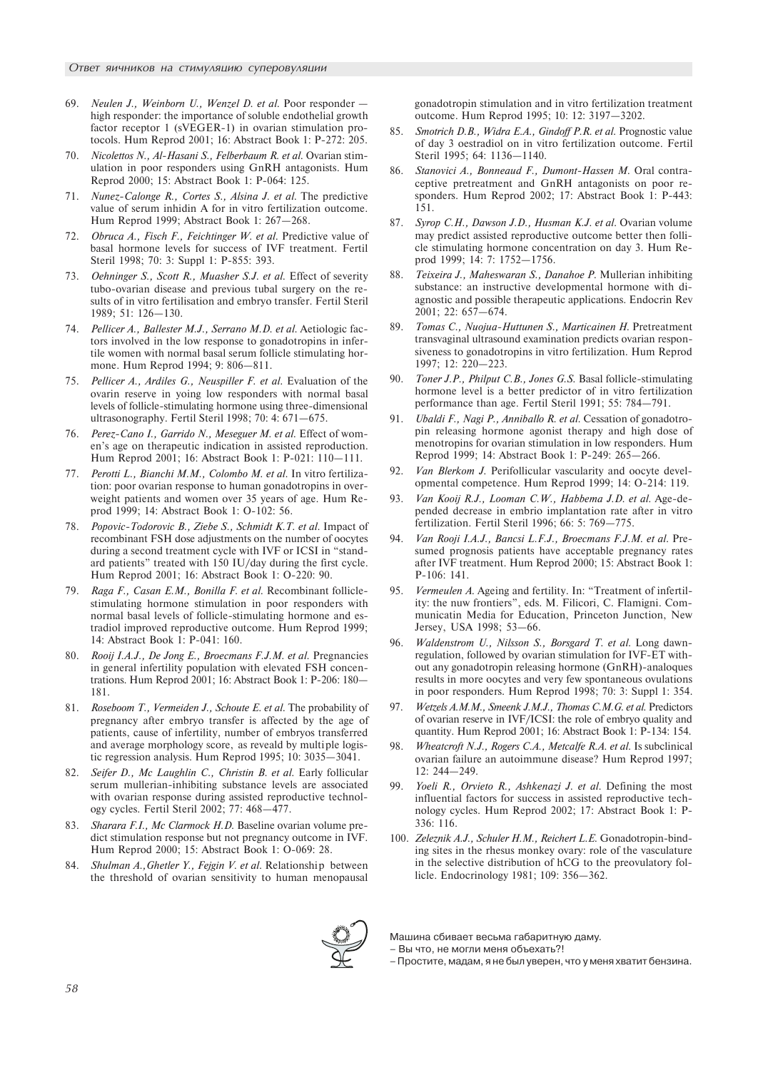69. *Neulen J., Weinborn U., Wenzel D. et al.* Poor responder — high responder: the importance of soluble endothelial growth factor receptor 1 (sVEGER-1) in ovarian stimulation protocols. Hum Reprod 2001; 16: Abstract Book 1: P-272: 205.
70. *Nicolettos N., Al-Hasani S., Felberbaum R. et al.* Ovarian stimulation in poor responders using GnRH antagonists. Hum Reprod 2000; 15: Abstract Book 1: P-064: 125.
71. *Nunez-Calonge R., Cortes S., Alsina J. et al.* The predictive value of serum inhidin A for in vitro fertilization outcome. Hum Reprod 1999; Abstract Book 1: 267—268.
72. *Obruca A., Fisch F., Feichtinger W. et al.* Predictive value of basal hormone levels for success of IVF treatment. Fertil Steril 1998; 70: 3: Suppl 1: P-855: 393.
73. *Oehninger S., Scott R., Muasher S.J. et al.* Effect of severity tubo-ovarian disease and previous tubal surgery on the results of in vitro fertilisation and embryo transfer. Fertil Steril 1989; 51: 126—130.
74. *Pellicer A., Ballester M.J., Serrano M.D. et al.* Aetiologic factors involved in the low response to gonadotropins in infertile women with normal basal serum follicle stimulating hormone. Hum Reprod 1994; 9: 806—811.
75. *Pellicer A., Ardiles G., Neuspiller F. et al.* Evaluation of the ovarin reserve in yoing low responders with normal basal levels of follicle-stimulating hormone using three-dimensional ultrasonography. Fertil Steril 1998; 70: 4: 671—675.
76. *Perez-Cano I., Garrido N., Meseguer M. et al.* Effect of women's age on therapeutic indication in assisted reproduction. Hum Reprod 2001; 16: Abstract Book 1: P-021: 110—111.
77. *Perotti L., Bianchi M.M., Colombo M. et al.* In vitro fertilization: poor ovarian response to human gonadotropins in overweight patients and women over 35 years of age. Hum Reprod 1999; 14: Abstract Book 1: O-102: 56.
78. *Popovic-Todorovic B., Ziebe S., Schmidt K.T. et al.* Impact of recombinant FSH dose adjustments on the number of oocytes during a second treatment cycle with IVF or ICSI in "standard patients" treated with 150 IU/day during the first cycle. Hum Reprod 2001; 16: Abstract Book 1: O-220: 90.
79. *Raga F., Casan E.M., Bonilla F. et al.* Recombinant follicle-stimulating hormone stimulation in poor responders with normal basal levels of follicle-stimulating hormone and estradiol improved reproductive outcome. Hum Reprod 1999; 14: Abstract Book 1: P-041: 160.
80. *Rooij I.A.J., De Jong E., Broecmans F.J.M. et al.* Pregnancies in general infertility population with elevated FSH concentrations. Hum Reprod 2001; 16: Abstract Book 1: P-206: 180—181.
81. *Roseboom T., Vermeiden J., Schoute E. et al.* The probability of pregnancy after embryo transfer is affected by the age of patients, cause of infertility, number of embryos transferred and average morphology score, as reveald by multiple logistic regression analysis. Hum Reprod 1995; 10: 3035—3041.
82. *Seifer D., Mc Laughlin C., Christin B. et al.* Early follicular serum mullerian-inhibiting substance levels are associated with ovarian response during assisted reproductive technology cycles. Fertil Steril 2002; 77: 468—477.
83. *Sharara F.I., Mc Clarmock H.D.* Baseline ovarian volume predict stimulation response but not pregnancy outcome in IVF. Hum Reprod 2000; 15: Abstract Book 1: O-069: 28.
84. *Shulman A.,Ghetler Y., Fejgin V. et al.* Relationship between the threshold of ovarian sensitivity to human menopausal gonadotropin stimulation and in vitro fertilization treatment outcome. Hum Reprod 1995; 10: 12: 3197—3202.
85. *Smotrich D.B., Widra E.A., Gindoff P.R. et al.* Prognostic value of day 3 oestradiol on in vitro fertilization outcome. Fertil Steril 1995; 64: 1136—1140.
86. *Stanovici A., Bonneaud F., Dumont-Hassen M.* Oral contraceptive pretreatment and GnRH antagonists on poor responders. Hum Reprod 2002; 17: Abstract Book 1: P-443: 151.
87. *Syrop C.H., Dawson J.D., Husman K.J. et al.* Ovarian volume may predict assisted reproductive outcome better then follicle stimulating hormone concentration on day 3. Hum Reprod 1999; 14: 7: 1752—1756.
88. *Teixeira J., Maheswaran S., Danahoe P.* Mullerian inhibiting substance: an instructive developmental hormone with diagnostic and possible therapeutic applications. Endocrin Rev 2001; 22: 657—674.
89. *Tomas C., Nuojua-Huttunen S., Marticainen H.* Pretreatment transvaginal ultrasound examination predicts ovarian responsiveness to gonadotropins in vitro fertilization. Hum Reprod 1997; 12: 220—223.
90. *Toner J.P., Philput C.B., Jones G.S.* Basal follicle-stimulating hormone level is a better predictor of in vitro fertilization performance than age. Fertil Steril 1991; 55: 784—791.
91. *Ubaldi F., Nagi P., Anniballo R. et al.* Cessation of gonadotropin releasing hormone agonist therapy and high dose of menotropins for ovarian stimulation in low responders. Hum Reprod 1999; 14: Abstract Book 1: P-249: 265—266.
92. *Van Blerkom J.* Perifollicular vascularity and oocyte developmental competence. Hum Reprod 1999; 14: O-214: 119.
93. *Van Kooij R.J., Looman C.W., Habbema J.D. et al.* Age-depended decrease in embrio implantation rate after in vitro fertilization. Fertil Steril 1996; 66: 5: 769—775.
94. *Van Rooji I.A.J., Bancsi L.F.J., Broecmans F.J.M. et al.* Presumed prognosis patients have acceptable pregnancy rates after IVF treatment. Hum Reprod 2000; 15: Abstract Book 1: P-106: 141.
95. *Vermeulen A.* Ageing and fertility. In: "Treatment of infertility: the nuw frontiers", eds. M. Filicori, C. Flamigni. Communicatin Media for Education, Princeton Junction, New Jersey, USA 1998; 53—66.
96. *Waldenstrom U., Nilsson S., Borsgard T. et al.* Long dawnregulation, followed by ovarian stimulation for IVF-ET without any gonadotropin releasing hormone (GnRH)-analoques results in more oocytes and very few spontaneous ovulations in poor responders. Hum Reprod 1998; 70: 3: Suppl 1: 354.
97. *Wetzels A.M.M., Smeenk J.M.J., Thomas C.M.G. et al.* Predictors of ovarian reserve in IVF/ICSI: the role of embryo quality and quantity. Hum Reprod 2001; 16: Abstract Book 1: P-134: 154.
98. *Wheatcroft N.J., Rogers C.A., Metcalfe R.A. et al.* Is subclinical ovarian failure an autoimmune disease? Hum Reprod 1997; 12: 244—249.
99. *Yoeli R., Orvieto R., Ashkenazi J. et al.* Defining the most influential factors for success in assisted reproductive technology cycles. Hum Reprod 2002; 17: Abstract Book 1: P-336: 116.
100. *Zeleznik A.J., Schuler H.M., Reichert L.E.* Gonadotropin-binding sites in the rhesus monkey ovary: role of the vasculature in the selective distribution of hCG to the preovulatory follicle. Endocrinology 1981; 109: 356—362.

Машина сбивает весьма габаритную даму.
– Вы что, не могли меня объехать?!
– Простите, мадам, я не был уверен, что у меня хватит бензина.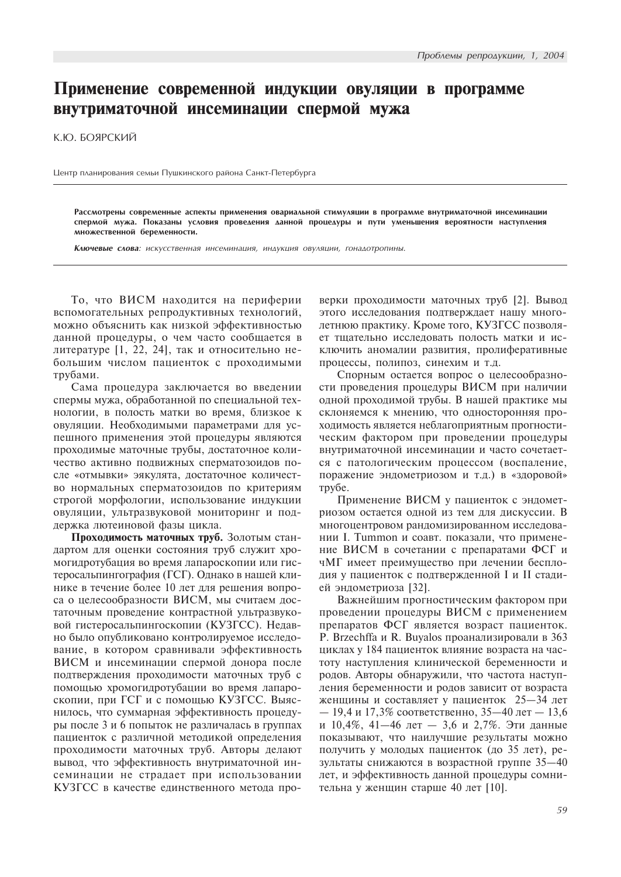# Применение современной индукции овуляции в программе внутриматочной инсеминации спермой мужа

К.Ю. БОЯРСКИЙ

Центр планирования семьи Пушкинского района Санкт-Петербурга

**Рассмотрены современные аспекты применения овариальной стимуляции в программе внутриматочной инсеминации спермой мужа. Показаны условия проведения данной процедуры и пути уменьшения вероятности наступления множественной беременности.**

***Ключевые слова****: искусственная инсеминация, индукция овуляции, гонадотропины.*

То, что ВИСМ находится на периферии вспомогательных репродуктивных технологий, можно объяснить как низкой эффективностью данной процедуры, о чем часто сообщается в литературе [1, 22, 24], так и относительно небольшим числом пациенток с проходимыми трубами.

Сама процедура заключается во введении спермы мужа, обработанной по специальной технологии, в полость матки во время, близкое к овуляции. Необходимыми параметрами для успешного применения этой процедуры являются проходимые маточные трубы, достаточное количество активно подвижных сперматозоидов после «отмывки» эякулята, достаточное количество нормальных сперматозоидов по критериям строгой морфологии, использование индукции овуляции, ультразвуковой мониторинг и поддержка лютеиновой фазы цикла.

**Проходимость маточных труб.** Золотым стандартом для оценки состояния труб служит хромогидротубация во время лапароскопии или гистеросальпингография (ГСГ). Однако в нашей клинике в течение более 10 лет для решения вопроса о целесообразности ВИСМ, мы считаем достаточным проведение контрастной ультразвуковой гистеросальпингоскопии (КУЗГСС). Недавно было опубликовано контролируемое исследование, в котором сравнивали эффективность ВИСМ и инсеминации спермой донора после подтверждения проходимости маточных труб с помощью хромогидротубации во время лапароскопии, при ГСГ и с помощью КУЗГСС. Выяснилось, что суммарная эффективность процедуры после 3 и 6 попыток не различалась в группах пациенток с различной методикой определения проходимости маточных труб. Авторы делают вывод, что эффективность внутриматочной инсеминации не страдает при использовании КУЗГСС в качестве единственного метода проверки проходимости маточных труб [2]. Вывод этого исследования подтверждает нашу многолетнюю практику. Кроме того, КУЗГСС позволяет тщательно исследовать полость матки и исключить аномалии развития, пролиферативные процессы, полипоз, синехим и т.д.

Спорным остается вопрос о целесообразности проведения процедуры ВИСМ при наличии одной проходимой трубы. В нашей практике мы склоняемся к мнению, что односторонняя проходимость является неблагоприятным прогностическим фактором при проведении процедуры внутриматочной инсеминации и часто сочетается с патологическим процессом (воспаление, поражение эндометриозом и т.д.) в «здоровой» трубе.

Применение ВИСМ у пациенток с эндометриозом остается одной из тем для дискуссии. В многоцентровом рандомизированном исследовании I. Tummon и соавт. показали, что применение ВИСМ в сочетании с препаратами ФСГ и чМГ имеет преимущество при лечении бесплодия у пациенток с подтвержденной I и II стадией эндометриоза [32].

Важнейшим прогностическим фактором при проведении процедуры ВИСМ с применением препаратов ФСГ является возраст пациенток. P. Brzechffa и R. Buyalos проанализировали в 363 циклах у 184 пациенток влияние возраста на частоту наступления клинической беременности и родов. Авторы обнаружили, что частота наступления беременности и родов зависит от возраста женщины и составляет у пациенток 25—34 лет — 19,4 и 17,3% соответственно, 35—40 лет — 13,6 и 10,4%, 41—46 лет — 3,6 и 2,7%. Эти данные показывают, что наилучшие результаты можно получить у молодых пациенток (до 35 лет), результаты снижаются в возрастной группе 35—40 лет, и эффективность данной процедуры сомнительна у женщин старше 40 лет [10].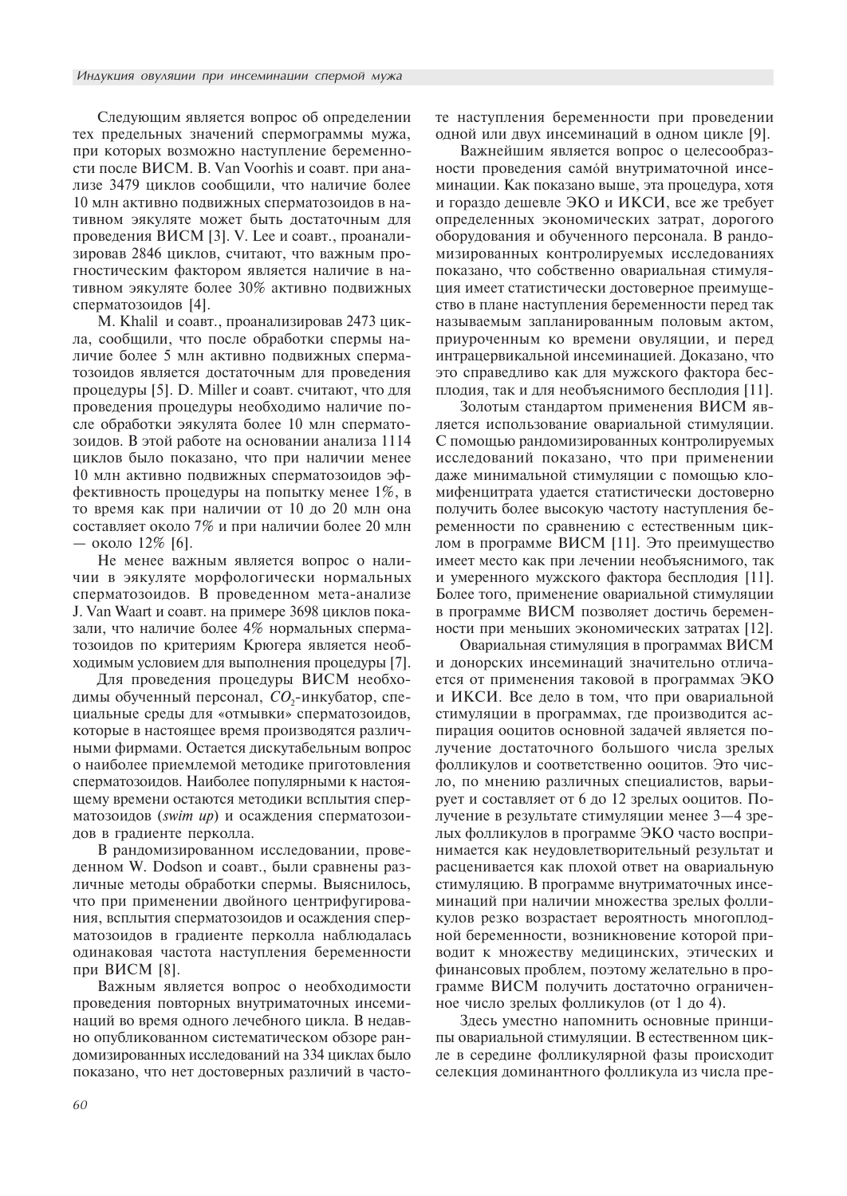Следующим является вопрос об определении тех предельных значений спермограммы мужа, при которых возможно наступление беременности после ВИСМ. B. Van Voorhis и соавт. при анализе 3479 циклов сообщили, что наличие более 10 млн активно подвижных сперматозоидов в нативном эякуляте может быть достаточным для проведения ВИСМ [3]. V. Lee и соавт., проанализировав 2846 циклов, считают, что важным прогностическим фактором является наличие в нативном эякуляте более 30% активно подвижных сперматозоидов [4].

M. Khalil и соавт., проанализировав 2473 цикла, сообщили, что после обработки спермы наличие более 5 млн активно подвижных сперматозоидов является достаточным для проведения процедуры [5]. D. Miller и соавт. считают, что для проведения процедуры необходимо наличие после обработки эякулята более 10 млн сперматозоидов. В этой работе на основании анализа 1114 циклов было показано, что при наличии менее 10 млн активно подвижных сперматозоидов эффективность процедуры на попытку менее 1%, в то время как при наличии от 10 до 20 млн она составляет около 7% и при наличии более 20 млн — около 12% [6].

Не менее важным является вопрос о наличии в эякуляте морфологически нормальных сперматозоидов. В проведенном мета-анализе J. Van Waart и соавт. на примере 3698 циклов показали, что наличие более 4% нормальных сперматозоидов по критериям Крюгера является необходимым условием для выполнения процедуры [7].

Для проведения процедуры ВИСМ необходимы обученный персонал, $CO_2$-инкубатор, специальные среды для «отмывки» сперматозоидов, которые в настоящее время производятся различными фирмами. Остается дискутабельным вопрос о наиболее приемлемой методике приготовления сперматозоидов. Наиболее популярными к настоящему времени остаются методики всплытия сперматозоидов (*swim up*) и осаждения сперматозоидов в градиенте перколла.

В рандомизированном исследовании, проведенном W. Dodson и соавт., были сравнены различные методы обработки спермы. Выяснилось, что при применении двойного центрифугирования, всплытия сперматозоидов и осаждения сперматозоидов в градиенте перколла наблюдалась одинаковая частота наступления беременности при ВИСМ [8].

Важным является вопрос о необходимости проведения повторных внутриматочных инсеминаций во время одного лечебного цикла. В недавно опубликованном систематическом обзоре рандомизированных исследований на 334 циклах было показано, что нет достоверных различий в частоте наступления беременности при проведении одной или двух инсеминаций в одном цикле [9].

Важнейшим является вопрос о целесообразности проведения самóй внутриматочной инсеминации. Как показано выше, эта процедура, хотя и гораздо дешевле ЭКО и ИКСИ, все же требует определенных экономических затрат, дорогого оборудования и обученного персонала. В рандомизированных контролируемых исследованиях показано, что собственно овариальная стимуляция имеет статистически достоверное преимущество в плане наступления беременности перед так называемым запланированным половым актом, приуроченным ко времени овуляции, и перед интрацервикальной инсеминацией. Доказано, что это справедливо как для мужского фактора бесплодия, так и для необъяснимого бесплодия [11].

Золотым стандартом применения ВИСМ является использование овариальной стимуляции. С помощью рандомизированных контролируемых исследований показано, что при применении даже минимальной стимуляции с помощью кломифенцитрата удается статистически достоверно получить более высокую частоту наступления беременности по сравнению с естественным циклом в программе ВИСМ [11]. Это преимущество имеет место как при лечении необъяснимого, так и умеренного мужского фактора бесплодия [11]. Более того, применение овариальной стимуляции в программе ВИСМ позволяет достичь беременности при меньших экономических затратах [12].

Овариальная стимуляция в программах ВИСМ и донорских инсеминаций значительно отличается от применения таковой в программах ЭКО и ИКСИ. Все дело в том, что при овариальной стимуляции в программах, где производится аспирация ооцитов основной задачей является получение достаточного большого числа зрелых фолликулов и соответственно ооцитов. Это число, по мнению различных специалистов, варьирует и составляет от 6 до 12 зрелых ооцитов. Получение в результате стимуляции менее 3—4 зрелых фолликулов в программе ЭКО часто воспринимается как неудовлетворительный результат и расценивается как плохой ответ на овариальную стимуляцию. В программе внутриматочных инсеминаций при наличии множества зрелых фолликулов резко возрастает вероятность многоплодной беременности, возникновение которой приводит к множеству медицинских, этических и финансовых проблем, поэтому желательно в программе ВИСМ получить достаточно ограниченное число зрелых фолликулов (от 1 до 4).

Здесь уместно напомнить основные принципы овариальной стимуляции. В естественном цикле в середине фолликулярной фазы происходит селекция доминантного фолликула из числа пре-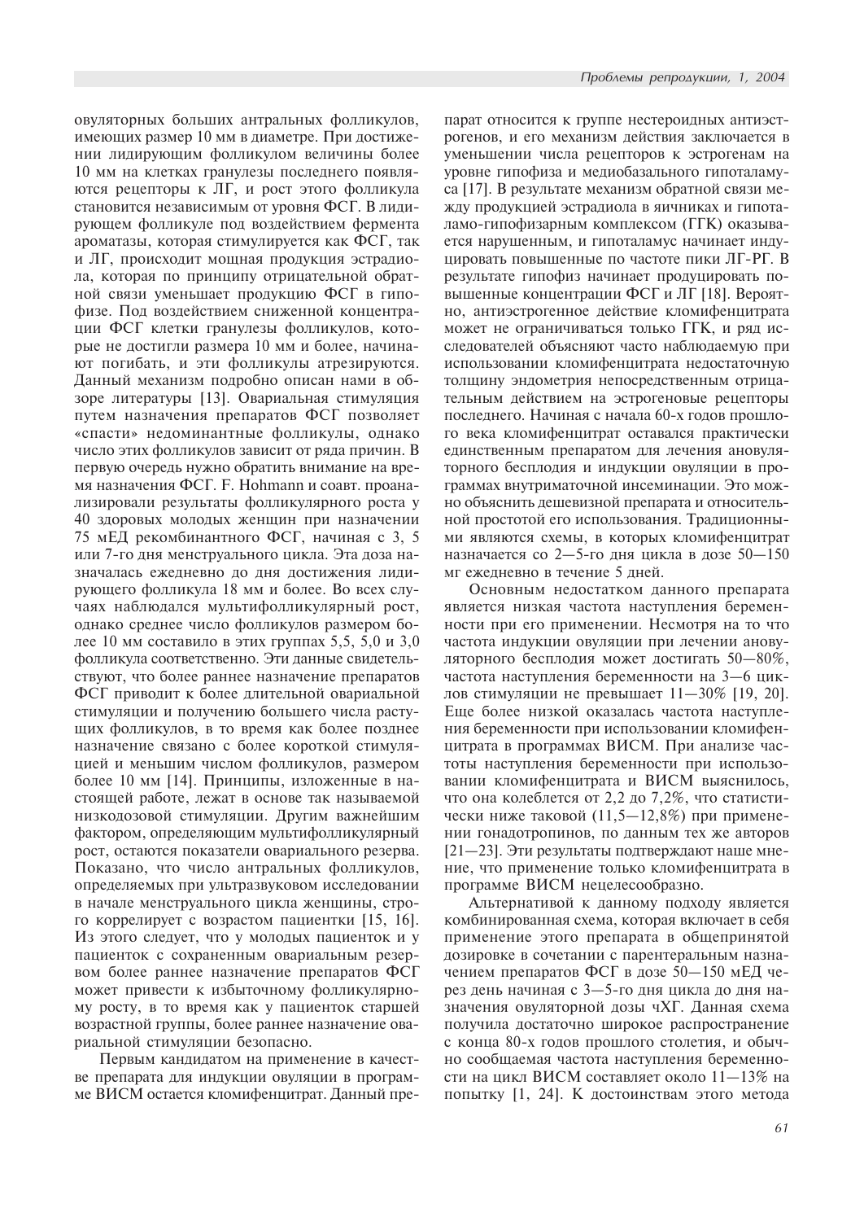овуляторных больших антральных фолликулов, имеющих размер 10 мм в диаметре. При достижении лидирующим фолликулом величины более 10 мм на клетках гранулезы последнего появляются рецепторы к ЛГ, и рост этого фолликула становится независимым от уровня ФСГ. В лидирующем фолликуле под воздействием фермента ароматазы, которая стимулируется как ФСГ, так и ЛГ, происходит мощная продукция эстрадиола, которая по принципу отрицательной обратной связи уменьшает продукцию ФСГ в гипофизе. Под воздействием сниженной концентрации ФСГ клетки гранулезы фолликулов, которые не достигли размера 10 мм и более, начинают погибать, и эти фолликулы атрезируются. Данный механизм подробно описан нами в обзоре литературы [13]. Овариальная стимуляция путем назначения препаратов ФСГ позволяет «спасти» недоминантные фолликулы, однако число этих фолликулов зависит от ряда причин. В первую очередь нужно обратить внимание на время назначения ФСГ. F. Hohmann и соавт. проанализировали результаты фолликулярного роста у 40 здоровых молодых женщин при назначении 75 мЕД рекомбинантного ФСГ, начиная с 3, 5 или 7-го дня менструального цикла. Эта доза назначалась ежедневно до дня достижения лидирующего фолликула 18 мм и более. Во всех случаях наблюдался мультифолликулярный рост, однако среднее число фолликулов размером более 10 мм составило в этих группах 5,5, 5,0 и 3,0 фолликула соответственно. Эти данные свидетельствуют, что более раннее назначение препаратов ФСГ приводит к более длительной овариальной стимуляции и получению большего числа растущих фолликулов, в то время как более позднее назначение связано с более короткой стимуляцией и меньшим числом фолликулов, размером более 10 мм [14]. Принципы, изложенные в настоящей работе, лежат в основе так называемой низкодозовой стимуляции. Другим важнейшим фактором, определяющим мультифолликулярный рост, остаются показатели овариального резерва. Показано, что число антральных фолликулов, определяемых при ультразвуковом исследовании в начале менструального цикла женщины, строго коррелирует с возрастом пациентки [15, 16]. Из этого следует, что у молодых пациенток и у пациенток с сохраненным овариальным резервом более раннее назначение препаратов ФСГ может привести к избыточному фолликулярному росту, в то время как у пациенток старшей возрастной группы, более раннее назначение овариальной стимуляции безопасно.

Первым кандидатом на применение в качестве препарата для индукции овуляции в программе ВИСМ остается кломифенцитрат. Данный препарат относится к группе нестероидных антиэстрогенов, и его механизм действия заключается в уменьшении числа рецепторов к эстрогенам на уровне гипофиза и медиобазального гипоталамуса [17]. В результате механизм обратной связи между продукцией эстрадиола в яичниках и гипоталамо-гипофизарным комплексом (ГГК) оказывается нарушенным, и гипоталамус начинает индуцировать повышенные по частоте пики ЛГ-РГ. В результате гипофиз начинает продуцировать повышенные концентрации ФСГ и ЛГ [18]. Вероятно, антиэстрогенное действие кломифенцитрата может не ограничиваться только ГГК, и ряд исследователей объясняют часто наблюдаемую при использовании кломифенцитрата недостаточную толщину эндометрия непосредственным отрицательным действием на эстрогеновые рецепторы последнего. Начиная с начала 60-х годов прошлого века кломифенцитрат оставался практически единственным препаратом для лечения ановуляторного бесплодия и индукции овуляции в программах внутриматочной инсеминации. Это можно объяснить дешевизной препарата и относительной простотой его использования. Традиционными являются схемы, в которых кломифенцитрат назначается со 2—5-го дня цикла в дозе 50—150 мг ежедневно в течение 5 дней.

Основным недостатком данного препарата является низкая частота наступления беременности при его применении. Несмотря на то что частота индукции овуляции при лечении ановуляторного бесплодия может достигать 50—80%, частота наступления беременности на 3—6 циклов стимуляции не превышает 11—30% [19, 20]. Еще более низкой оказалась частота наступления беременности при использовании кломифенцитрата в программах ВИСМ. При анализе частоты наступления беременности при использовании кломифенцитрата и ВИСМ выяснилось, что она колеблется от 2,2 до 7,2%, что статистически ниже таковой (11,5—12,8%) при применении гонадотропинов, по данным тех же авторов [21—23]. Эти результаты подтверждают наше мнение, что применение только кломифенцитрата в программе ВИСМ нецелесообразно.

Альтернативой к данному подходу является комбинированная схема, которая включает в себя применение этого препарата в общепринятой дозировке в сочетании с парентеральным назначением препаратов ФСГ в дозе 50—150 мЕД через день начиная с 3—5-го дня цикла до дня назначения овуляторной дозы чХГ. Данная схема получила достаточно широкое распространение с конца 80-х годов прошлого столетия, и обычно сообщаемая частота наступления беременности на цикл ВИСМ составляет около 11—13% на попытку [1, 24]. К достоинствам этого метода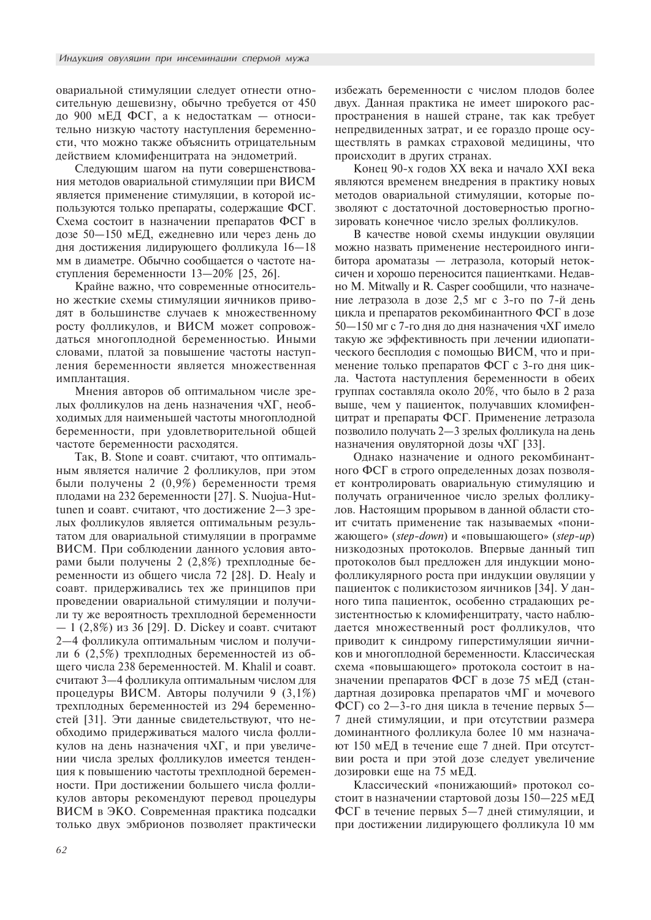овариальной стимуляции следует отнести относительную дешевизну, обычно требуется от 450 до 900 мЕД ФСГ, а к недостаткам — относительно низкую частоту наступления беременности, что можно также объяснить отрицательным действием кломифенцитрата на эндометрий.

Следующим шагом на пути совершенствования методов овариальной стимуляции при ВИСМ является применение стимуляции, в которой используются только препараты, содержащие ФСГ. Схема состоит в назначении препаратов ФСГ в дозе 50—150 мЕД, ежедневно или через день до дня достижения лидирующего фолликула 16—18 мм в диаметре. Обычно сообщается о частоте наступления беременности 13—20% [25, 26].

Крайне важно, что современные относительно жесткие схемы стимуляции яичников приводят в большинстве случаев к множественному росту фолликулов, и ВИСМ может сопровождаться многоплодной беременностью. Иными словами, платой за повышение частоты наступления беременности является множественная имплантация.

Мнения авторов об оптимальном числе зрелых фолликулов на день назначения чХГ, необходимых для наименьшей частоты многоплодной беременности, при удовлетворительной общей частоте беременности расходятся.

Так, B. Stone и соавт. считают, что оптимальным является наличие 2 фолликулов, при этом были получены 2 (0,9%) беременности тремя плодами на 232 беременности [27]. S. Nuojua-Huttunen и соавт. считают, что достижение 2—3 зрелых фолликулов является оптимальным результатом для овариальной стимуляции в программе ВИСМ. При соблюдении данного условия авторами были получены 2 (2,8%) трехплодные беременности из общего числа 72 [28]. D. Healy и соавт. придерживались тех же принципов при проведении овариальной стимуляции и получили ту же вероятность трехплодной беременности — 1 (2,8%) из 36 [29]. D. Dickey и соавт. считают 2—4 фолликула оптимальным числом и получили 6 (2,5%) трехплодных беременностей из общего числа 238 беременностей. M. Khalil и соавт. считают 3—4 фолликула оптимальным числом для процедуры ВИСМ. Авторы получили 9 (3,1%) трехплодных беременностей из 294 беременностей [31]. Эти данные свидетельствуют, что необходимо придерживаться малого числа фолликулов на день назначения чХГ, и при увеличении числа зрелых фолликулов имеется тенденция к повышению частоты трехплодной беременности. При достижении большего числа фолликулов авторы рекомендуют перевод процедуры ВИСМ в ЭКО. Современная практика подсадки только двух эмбрионов позволяет практически избежать беременности с числом плодов более двух. Данная практика не имеет широкого распространения в нашей стране, так как требует непредвиденных затрат, и ее гораздо проще осуществлять в рамках страховой медицины, что происходит в других странах.

Конец 90-х годов XX века и начало XXI века являются временем внедрения в практику новых методов овариальной стимуляции, которые позволяют с достаточной достоверностью прогнозировать конечное число зрелых фолликулов.

В качестве новой схемы индукции овуляции можно назвать применение нестероидного ингибитора ароматазы — летразола, который нетоксичен и хорошо переносится пациентками. Недавно M. Mitwally и R. Casper сообщили, что назначение летразола в дозе 2,5 мг с 3-го по 7-й день цикла и препаратов рекомбинантного ФСГ в дозе 50—150 мг с 7-го дня до дня назначения чХГ имело такую же эффективность при лечении идиопатического бесплодия с помощью ВИСМ, что и применение только препаратов ФСГ с 3-го дня цикла. Частота наступления беременности в обеих группах составляла около 20%, что было в 2 раза выше, чем у пациенток, получавших кломифенцитрат и препараты ФСГ. Применение летразола позволило получать 2—3 зрелых фолликула на день назначения овуляторной дозы чХГ [33].

Однако назначение и одного рекомбинантного ФСГ в строго определенных дозах позволяет контролировать овариальную стимуляцию и получать ограниченное число зрелых фолликулов. Настоящим прорывом в данной области стоит считать применение так называемых «понижающего» (*step-down*) и «повышающего» (*step-up*) низкодозных протоколов. Впервые данный тип протоколов был предложен для индукции монофолликулярного роста при индукции овуляции у пациенток с поликистозом яичников [34]. У данного типа пациенток, особенно страдающих резистентностью к кломифенцитрату, часто наблюдается множественный рост фолликулов, что приводит к синдрому гиперстимуляции яичников и многоплодной беременности. Классическая схема «повышающего» протокола состоит в назначении препаратов ФСГ в дозе 75 мЕД (стандартная дозировка препаратов чМГ и мочевого ФСГ) со 2—3-го дня цикла в течение первых 5—7 дней стимуляции, и при отсутствии размера доминантного фолликула более 10 мм назначают 150 мЕД в течение еще 7 дней. При отсутствии роста и при этой дозе следует увеличение дозировки еще на 75 мЕД.

Классический «понижающий» протокол состоит в назначении стартовой дозы 150—225 мЕД ФСГ в течение первых 5—7 дней стимуляции, и при достижении лидирующего фолликула 10 мм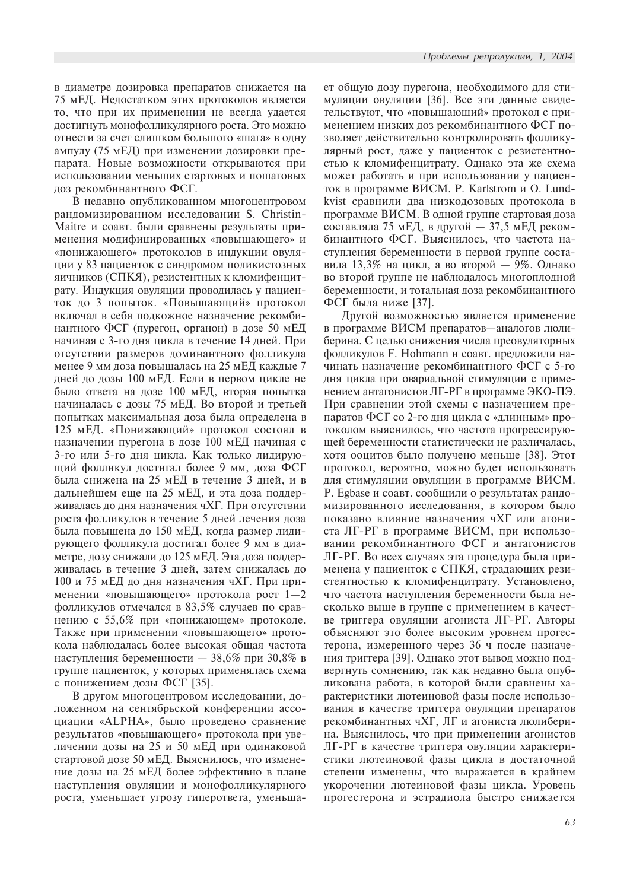в диаметре дозировка препаратов снижается на 75 мЕД. Недостатком этих протоколов является то, что при их применении не всегда удается достигнуть монофолликулярного роста. Это можно отнести за счет слишком большого «шага» в одну ампулу (75 мЕД) при изменении дозировки препарата. Новые возможности открываются при использовании меньших стартовых и пошаговых доз рекомбинантного ФСГ.

В недавно опубликованном многоцентровом рандомизированном исследовании S. Christin-Maitre и соавт. были сравнены результаты применения модифицированных «повышающего» и «понижающего» протоколов в индукции овуляции у 83 пациенток с синдромом поликистозных яичников (СПКЯ), резистентных к кломифенцитрату. Индукция овуляции проводилась у пациенток до 3 попыток. «Повышающий» протокол включал в себя подкожное назначение рекомбинантного ФСГ (пурегон, органон) в дозе 50 мЕД начиная с 3-го дня цикла в течение 14 дней. При отсутствии размеров доминантного фолликула менее 9 мм доза повышалась на 25 мЕД каждые 7 дней до дозы 100 мЕД. Если в первом цикле не было ответа на дозе 100 мЕД, вторая попытка начиналась с дозы 75 мЕД. Во второй и третьей попытках максимальная доза была определена в 125 мЕД. «Понижающий» протокол состоял в назначении пурегона в дозе 100 мЕД начиная с 3-го или 5-го дня цикла. Как только лидирующий фолликул достигал более 9 мм, доза ФСГ была снижена на 25 мЕД в течение 3 дней, и в дальнейшем еще на 25 мЕД, и эта доза поддерживалась до дня назначения чХГ. При отсутствии роста фолликулов в течение 5 дней лечения доза была повышена до 150 мЕД, когда размер лидирующего фолликула достигал более 9 мм в диаметре, дозу снижали до 125 мЕД. Эта доза поддерживалась в течение 3 дней, затем снижалась до 100 и 75 мЕД до дня назначения чХГ. При применении «повышающего» протокола рост 1—2 фолликулов отмечался в 83,5% случаев по сравнению с 55,6% при «понижающем» протоколе. Также при применении «повышающего» протокола наблюдалась более высокая общая частота наступления беременности — 38,6% при 30,8% в группе пациенток, у которых применялась схема с понижением дозы ФСГ [35].

В другом многоцентровом исследовании, доложенном на сентябрьской конференции ассоциации «ALPHA», было проведено сравнение результатов «повышающего» протокола при увеличении дозы на 25 и 50 мЕД при одинаковой стартовой дозе 50 мЕД. Выяснилось, что изменение дозы на 25 мЕД более эффективно в плане наступления овуляции и монофолликулярного роста, уменьшает угрозу гиперответа, уменьшает общую дозу пурегона, необходимого для стимуляции овуляции [36]. Все эти данные свидетельствуют, что «повышающий» протокол с применением низких доз рекомбинантного ФСГ позволяет действительно контролировать фолликулярный рост, даже у пациенток с резистентностью к кломифенцитрату. Однако эта же схема может работать и при использовании у пациенток в программе ВИСМ. P. Karlstrom и O. Lundkvist сравнили два низкодозовых протокола в программе ВИСМ. В одной группе стартовая доза составляла 75 мЕД, в другой — 37,5 мЕД рекомбинантного ФСГ. Выяснилось, что частота наступления беременности в первой группе составила 13,3% на цикл, а во второй — 9%. Однако во второй группе не наблюдалось многоплодной беременности, и тотальная доза рекомбинантного ФСГ была ниже [37].

Другой возможностью является применение в программе ВИСМ препаратов—аналогов люлиберина. С целью снижения числа преовуляторных фолликулов F. Hohmann и соавт. предложили начинать назначение рекомбинантного ФСГ с 5-го дня цикла при овариальной стимуляции с применением антагонистов ЛГ-РГ в программе ЭКО-ПЭ. При сравнении этой схемы с назначением препаратов ФСГ со 2-го дня цикла с «длинным» протоколом выяснилось, что частота прогрессирующей беременности статистически не различалась, хотя ооцитов было получено меньше [38]. Этот протокол, вероятно, можно будет использовать для стимуляции овуляции в программе ВИСМ. P. Egbase и соавт. сообщили о результатах рандомизированного исследования, в котором было показано влияние назначения чХГ или агониста ЛГ-РГ в программе ВИСМ, при использовании рекомбинантного ФСГ и антагонистов ЛГ-РГ. Во всех случаях эта процедура была применена у пациенток с СПКЯ, страдающих резистентностью к кломифенцитрату. Установлено, что частота наступления беременности была несколько выше в группе с применением в качестве триггера овуляции агониста ЛГ-РГ. Авторы объясняют это более высоким уровнем прогестерона, измеренного через 36 ч после назначения триггера [39]. Однако этот вывод можно подвергнуть сомнению, так как недавно была опубликована работа, в которой были сравнены характеристики лютеиновой фазы после использования в качестве триггера овуляции препаратов рекомбинантных чХГ, ЛГ и агониста люлиберина. Выяснилось, что при применении агонистов ЛГ-РГ в качестве триггера овуляции характеристики лютеиновой фазы цикла в достаточной степени изменены, что выражается в крайнем укорочении лютеиновой фазы цикла. Уровень прогестерона и эстрадиола быстро снижается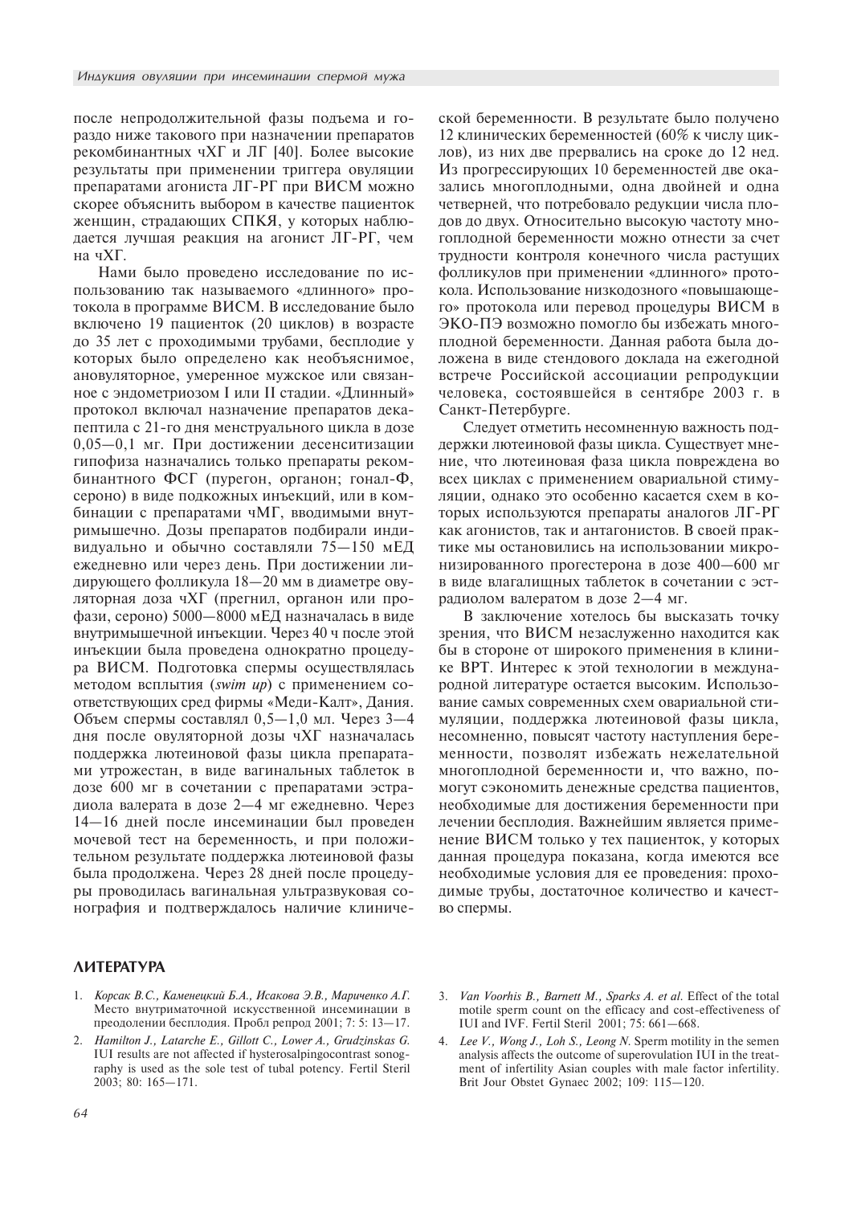после непродолжительной фазы подъема и гораздо ниже такового при назначении препаратов рекомбинантных чХГ и ЛГ [40]. Более высокие результаты при применении триггера овуляции препаратами агониста ЛГ-РГ при ВИСМ можно скорее объяснить выбором в качестве пациенток женщин, страдающих СПКЯ, у которых наблюдается лучшая реакция на агонист ЛГ-РГ, чем на чХГ.

Нами было проведено исследование по использованию так называемого «длинного» протокола в программе ВИСМ. В исследование было включено 19 пациенток (20 циклов) в возрасте до 35 лет с проходимыми трубами, бесплодие у которых было определено как необъяснимое, ановуляторное, умеренное мужское или связанное с эндометриозом I или II стадии. «Длинный» протокол включал назначение препаратов декапептила с 21-го дня менструального цикла в дозе 0,05—0,1 мг. При достижении десенситизации гипофиза назначались только препараты рекомбинантного ФСГ (пурегон, органон; гонал-Ф, сероно) в виде подкожных инъекций, или в комбинации с препаратами чМГ, вводимыми внутримышечно. Дозы препаратов подбирали индивидуально и обычно составляли 75—150 мЕД ежедневно или через день. При достижении лидирующего фолликула 18—20 мм в диаметре овуляторная доза чХГ (прегнил, органон или профази, сероно) 5000—8000 мЕД назначалась в виде внутримышечной инъекции. Через 40 ч после этой инъекции была проведена однократно процедура ВИСМ. Подготовка спермы осуществлялась методом всплытия (*swim up*) с применением соответствующих сред фирмы «Меди-Калт», Дания. Объем спермы составлял 0,5—1,0 мл. Через 3—4 дня после овуляторной дозы чХГ назначалась поддержка лютеиновой фазы цикла препаратами утрожестан, в виде вагинальных таблеток в дозе 600 мг в сочетании с препаратами эстрадиола валерата в дозе 2—4 мг ежедневно. Через 14—16 дней после инсеминации был проведен мочевой тест на беременность, и при положительном результате поддержка лютеиновой фазы была продолжена. Через 28 дней после процедуры проводилась вагинальная ультразвуковая сонография и подтверждалось наличие клинической беременности. В результате было получено 12 клинических беременностей (60% к числу циклов), из них две прервались на сроке до 12 нед. Из прогрессирующих 10 беременностей две оказались многоплодными, одна двойней и одна четверней, что потребовало редукции числа плодов до двух. Относительно высокую частоту многоплодной беременности можно отнести за счет трудности контроля конечного числа растущих фолликулов при применении «длинного» протокола. Использование низкодозного «повышающего» протокола или перевод процедуры ВИСМ в ЭКО-ПЭ возможно помогло бы избежать многоплодной беременности. Данная работа была доложена в виде стендового доклада на ежегодной встрече Российской ассоциации репродукции человека, состоявшейся в сентябре 2003 г. в Санкт-Петербурге.

Следует отметить несомненную важность поддержки лютеиновой фазы цикла. Существует мнение, что лютеиновая фаза цикла повреждена во всех циклах с применением овариальной стимуляции, однако это особенно касается схем в которых используются препараты аналогов ЛГ-РГ как агонистов, так и антагонистов. В своей практике мы остановились на использовании микронизированного прогестерона в дозе 400—600 мг в виде влагалищных таблеток в сочетании с эстрадиолом валератом в дозе 2—4 мг.

В заключение хотелось бы высказать точку зрения, что ВИСМ незаслуженно находится как бы в стороне от широкого применения в клинике ВРТ. Интерес к этой технологии в международной литературе остается высоким. Использование самых современных схем овариальной стимуляции, поддержка лютеиновой фазы цикла, несомненно, повысят частоту наступления беременности, позволят избежать нежелательной многоплодной беременности и, что важно, помогут сэкономить денежные средства пациентов, необходимые для достижения беременности при лечении бесплодия. Важнейшим является применение ВИСМ только у тех пациенток, у которых данная процедура показана, когда имеются все необходимые условия для ее проведения: проходимые трубы, достаточное количество и качество спермы.

## ЛИТЕРАТУРА

1. *Корсак В.С., Каменецкий Б.А., Исакова Э.В., Мариченко А.Г.* Место внутриматочной искусственной инсеминации в преодолении бесплодия. Пробл репрод 2001; 7: 5: 13—17.
2. *Hamilton J., Latarche E., Gillott C., Lower A., Grudzinskas G.* IUI results are not affected if hysterosalpingocontrast sonography is used as the sole test of tubal potency. Fertil Steril 2003; 80: 165—171.
3. *Van Voorhis B., Barnett M., Sparks A. et al.* Effect of the total motile sperm count on the efficacy and cost-effectiveness of IUI and IVF. Fertil Steril 2001; 75: 661—668.
4. *Lee V., Wong J., Loh S., Leong N.* Sperm motility in the semen analysis affects the outcome of superovulation IUI in the treatment of infertility Asian couples with male factor infertility. Brit Jour Obstet Gynaec 2002; 109: 115—120.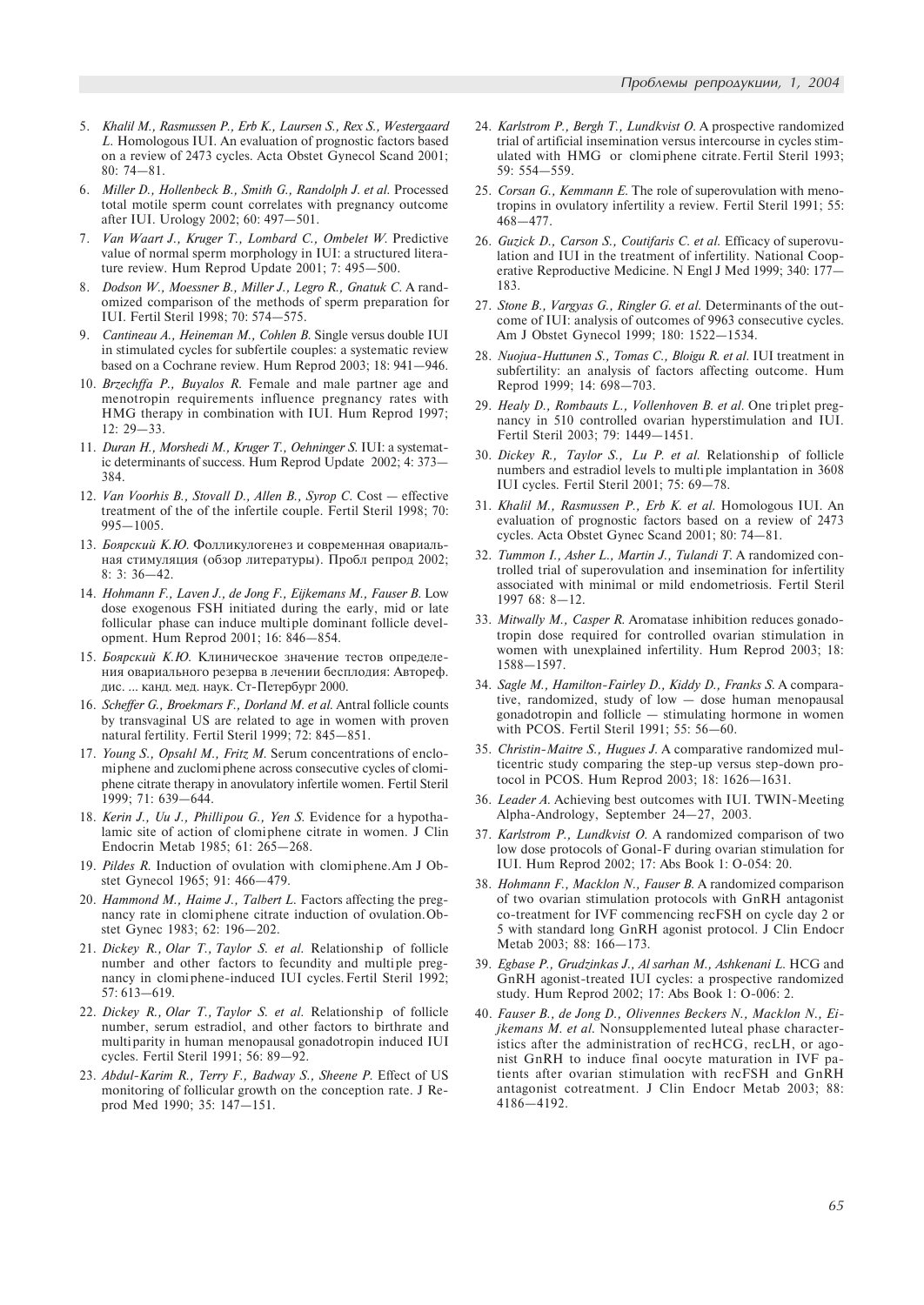5. *Khalil M., Rasmussen P., Erb K., Laursen S., Rex S., Westergaard L.* Homologous IUI. An evaluation of prognostic factors based on a review of 2473 cycles. Acta Obstet Gynecol Scand 2001; 80: 74—81.
6. *Miller D., Hollenbeck B., Smith G., Randolph J. et al.* Processed total motile sperm count correlates with pregnancy outcome after IUI. Urology 2002; 60: 497—501.
7. *Van Waart J., Kruger T., Lombard C., Ombelet W.* Predictive value of normal sperm morphology in IUI: a structured literature review. Hum Reprod Update 2001; 7: 495—500.
8. *Dodson W., Moessner B., Miller J., Legro R., Gnatuk C.* A randomized comparison of the methods of sperm preparation for IUI. Fertil Steril 1998; 70: 574—575.
9. *Cantineau A., Heineman M., Cohlen B.* Single versus double IUI in stimulated cycles for subfertile couples: a systematic review based on a Cochrane review. Hum Reprod 2003; 18: 941—946.
10. *Brzechffa P., Buyalos R.* Female and male partner age and menotropin requirements influence pregnancy rates with HMG therapy in combination with IUI. Hum Reprod 1997; 12: 29—33.
11. *Duran H., Morshedi M., Kruger T., Oehninger S.* IUI: a systematic determinants of success. Hum Reprod Update 2002; 4: 373—384.
12. *Van Voorhis B., Stovall D., Allen B., Syrop C.* Cost — effective treatment of the of the infertile couple. Fertil Steril 1998; 70: 995—1005.
13. *Боярский К.Ю.* Фолликулогенез и современная овариальная стимуляция (обзор литературы). Пробл репрод 2002; 8: 3: 36—42.
14. *Hohmann F., Laven J., de Jong F., Eijkemans M., Fauser B.* Low dose exogenous FSH initiated during the early, mid or late follicular phase can induce multiple dominant follicle development. Hum Reprod 2001; 16: 846—854.
15. *Боярский К.Ю.* Клиническое значение тестов определения овариального резерва в лечении бесплодия: Автореф. дис. ... канд. мед. наук. Ст-Петербург 2000.
16. *Scheffer G., Broekmars F., Dorland M. et al.* Antral follicle counts by transvaginal US are related to age in women with proven natural fertility. Fertil Steril 1999; 72: 845—851.
17. *Young S., Opsahl M., Fritz M.* Serum concentrations of enclomiphene and zuclomiphene across consecutive cycles of clomiphene citrate therapy in anovulatory infertile women. Fertil Steril 1999; 71: 639—644.
18. *Kerin J., Uu J., Phillipou G., Yen S.* Evidence for a hypothalamic site of action of clomiphene citrate in women. J Clin Endocrin Metab 1985; 61: 265—268.
19. *Pildes R.* Induction of ovulation with clomiphene. Am J Obstet Gynecol 1965; 91: 466—479.
20. *Hammond M., Haime J., Talbert L.* Factors affecting the pregnancy rate in clomiphene citrate induction of ovulation. Obstet Gynec 1983; 62: 196—202.
21. *Dickey R., Olar T., Taylor S. et al.* Relationship of follicle number and other factors to fecundity and multiple pregnancy in clomiphene-induced IUI cycles. Fertil Steril 1992; 57: 613—619.
22. *Dickey R., Olar T., Taylor S. et al.* Relationship of follicle number, serum estradiol, and other factors to birthrate and multiparity in human menopausal gonadotropin induced IUI cycles. Fertil Steril 1991; 56: 89—92.
23. *Abdul-Karim R., Terry F., Badway S., Sheene P.* Effect of US monitoring of follicular growth on the conception rate. J Reprod Med 1990; 35: 147—151.
24. *Karlstrom P., Bergh T., Lundkvist O.* A prospective randomized trial of artificial insemination versus intercourse in cycles stimulated with HMG or clomiphene citrate. Fertil Steril 1993; 59: 554—559.
25. *Corsan G., Kemmann E.* The role of superovulation with menotropins in ovulatory infertility a review. Fertil Steril 1991; 55: 468—477.
26. *Guzick D., Carson S., Coutifaris C. et al.* Efficacy of superovulation and IUI in the treatment of infertility. National Cooperative Reproductive Medicine. N Engl J Med 1999; 340: 177—183.
27. *Stone B., Vargyas G., Ringler G. et al.* Determinants of the outcome of IUI: analysis of outcomes of 9963 consecutive cycles. Am J Obstet Gynecol 1999; 180: 1522—1534.
28. *Nuojua-Huttunen S., Tomas C., Bloigu R. et al.* IUI treatment in subfertility: an analysis of factors affecting outcome. Hum Reprod 1999; 14: 698—703.
29. *Healy D., Rombauts L., Vollenhoven B. et al.* One triplet pregnancy in 510 controlled ovarian hyperstimulation and IUI. Fertil Steril 2003; 79: 1449—1451.
30. *Dickey R., Taylor S., Lu P. et al.* Relationship of follicle numbers and estradiol levels to multiple implantation in 3608 IUI cycles. Fertil Steril 2001; 75: 69—78.
31. *Khalil M., Rasmussen P., Erb K. et al.* Homologous IUI. An evaluation of prognostic factors based on a review of 2473 cycles. Acta Obstet Gynec Scand 2001; 80: 74—81.
32. *Tummon I., Asher L., Martin J., Tulandi T.* A randomized controlled trial of superovulation and insemination for infertility associated with minimal or mild endometriosis. Fertil Steril 1997 68: 8—12.
33. *Mitwally M., Casper R.* Aromatase inhibition reduces gonadotropin dose required for controlled ovarian stimulation in women with unexplained infertility. Hum Reprod 2003; 18: 1588—1597.
34. *Sagle M., Hamilton-Fairley D., Kiddy D., Franks S.* A comparative, randomized, study of low — dose human menopausal gonadotropin and follicle — stimulating hormone in women with PCOS. Fertil Steril 1991; 55: 56—60.
35. *Christin-Maitre S., Hugues J.* A comparative randomized multicentric study comparing the step-up versus step-down protocol in PCOS. Hum Reprod 2003; 18: 1626—1631.
36. *Leader A.* Achieving best outcomes with IUI. TWIN-Meeting Alpha-Andrology, September 24—27, 2003.
37. *Karlstrom P., Lundkvist O.* A randomized comparison of two low dose protocols of Gonal-F during ovarian stimulation for IUI. Hum Reprod 2002; 17: Abs Book 1: O-054: 20.
38. *Hohmann F., Macklon N., Fauser B.* A randomized comparison of two ovarian stimulation protocols with GnRH antagonist co-treatment for IVF commencing recFSH on cycle day 2 or 5 with standard long GnRH agonist protocol. J Clin Endocr Metab 2003; 88: 166—173.
39. *Egbase P., Grudzinkas J., Al sarhan M., Ashkenani L.* HCG and GnRH agonist-treated IUI cycles: a prospective randomized study. Hum Reprod 2002; 17: Abs Book 1: O-006: 2.
40. *Fauser B., de Jong D., Olivennes Beckers N., Macklon N., Eijkemans M. et al.* Nonsupplemented luteal phase characteristics after the administration of recHCG, recLH, or agonist GnRH to induce final oocyte maturation in IVF patients after ovarian stimulation with recFSH and GnRH antagonist cotreatment. J Clin Endocr Metab 2003; 88: 4186—4192.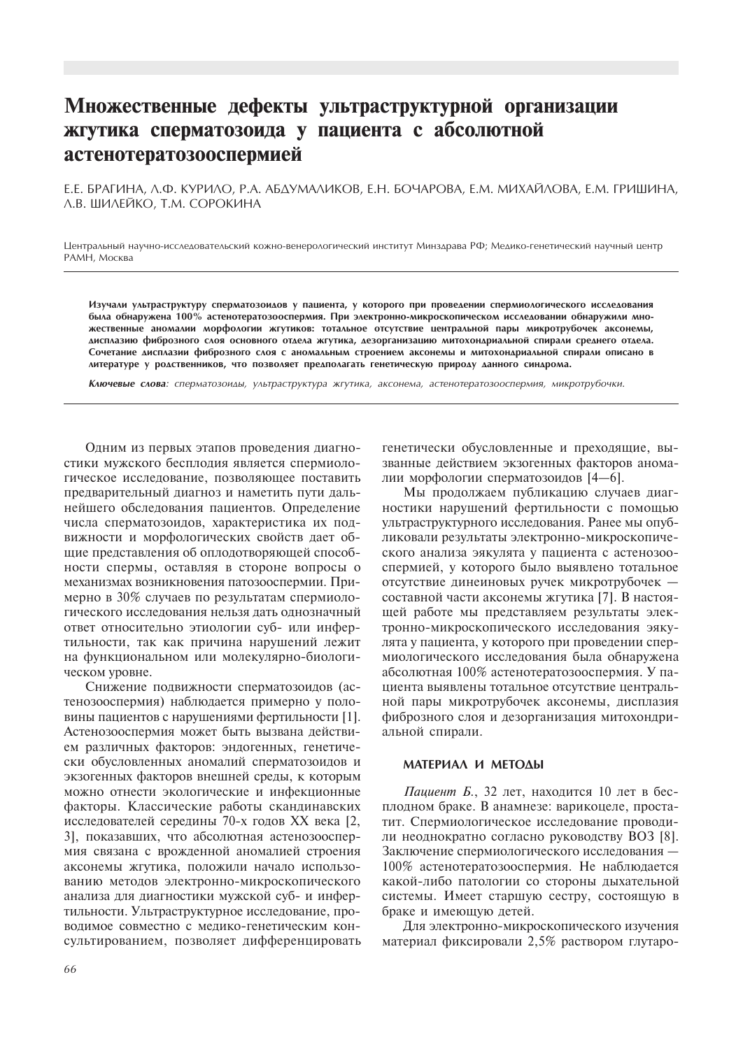# Множественные дефекты ультраструктурной организации жгутика сперматозоида у пациента с абсолютной астенотератозооспермией

Е.Е. БРАГИНА, Л.Ф. КУРИЛО, Р.А. АБДУМАЛИКОВ, Е.Н. БОЧАРОВА, Е.М. МИХАЙЛОВА, Е.М. ГРИШИНА, Л.В. ШИЛЕЙКО, Т.М. СОРОКИНА

Центральный научно-исследовательский кожно-венерологический институт Минздрава РФ; Медико-генетический научный центр РАМН, Москва

**Изучали ультраструктуру сперматозоидов у пациента, у которого при проведении спермиологического исследования была обнаружена 100% астенотератозооспермия. При электронно-микроскопическом исследовании обнаружили множественные аномалии морфологии жгутиков: тотальное отсутствие центральной пары микротрубочек аксонемы, дисплазию фиброзного слоя основного отдела жгутика, дезорганизацию митохондриальной спирали среднего отдела. Сочетание дисплазии фиброзного слоя с аномальным строением аксонемы и митохондриальной спирали описано в литературе у родственников, что позволяет предполагать генетическую природу данного синдрома.**

***Ключевые слова***: *сперматозоиды, ультраструктура жгутика, аксонема, астенотератозооспермия, микротрубочки.*

Одним из первых этапов проведения диагностики мужского бесплодия является спермиологическое исследование, позволяющее поставить предварительный диагноз и наметить пути дальнейшего обследования пациентов. Определение числа сперматозоидов, характеристика их подвижности и морфологических свойств дает общие представления об оплодотворяющей способности спермы, оставляя в стороне вопросы о механизмах возникновения патозооспермии. Примерно в 30% случаев по результатам спермиологического исследования нельзя дать однозначный ответ относительно этиологии суб- или инфертильности, так как причина нарушений лежит на функциональном или молекулярно-биологическом уровне.

Снижение подвижности сперматозоидов (астенозооспермия) наблюдается примерно у половины пациентов с нарушениями фертильности [1]. Астенозооспермия может быть вызвана действием различных факторов: эндогенных, генетически обусловленных аномалий сперматозоидов и экзогенных факторов внешней среды, к которым можно отнести экологические и инфекционные факторы. Классические работы скандинавских исследователей середины 70-х годов XX века [2, 3], показавших, что абсолютная астенозооспермия связана с врожденной аномалией строения аксонемы жгутика, положили начало использованию методов электронно-микроскопического анализа для диагностики мужской суб- и инфертильности. Ультраструктурное исследование, проводимое совместно с медико-генетическим консультированием, позволяет дифференцировать генетически обусловленные и преходящие, вызванные действием экзогенных факторов аномалии морфологии сперматозоидов [4—6].

Мы продолжаем публикацию случаев диагностики нарушений фертильности с помощью ультраструктурного исследования. Ранее мы опубликовали результаты электронно-микроскопического анализа эякулята у пациента с астенозооспермией, у которого было выявлено тотальное отсутствие динеиновых ручек микротрубочек — составной части аксонемы жгутика [7]. В настоящей работе мы представляем результаты электронно-микроскопического исследования эякулята у пациента, у которого при проведении спермиологического исследования была обнаружена абсолютная 100% астенотератозооспермия. У пациента выявлены тотальное отсутствие центральной пары микротрубочек аксонемы, дисплазия фиброзного слоя и дезорганизация митохондриальной спирали.

## МАТЕРИАЛ И МЕТОДЫ

*Пациент Б.*, 32 лет, находится 10 лет в бесплодном браке. В анамнезе: варикоцеле, простатит. Спермиологическое исследование проводили неоднократно согласно руководству ВОЗ [8]. Заключение спермиологического исследования — 100% астенотератозооспермия. Не наблюдается какой-либо патологии со стороны дыхательной системы. Имеет старшую сестру, состоящую в браке и имеющую детей.

Для электронно-микроскопического изучения материал фиксировали 2,5% раствором глутаро-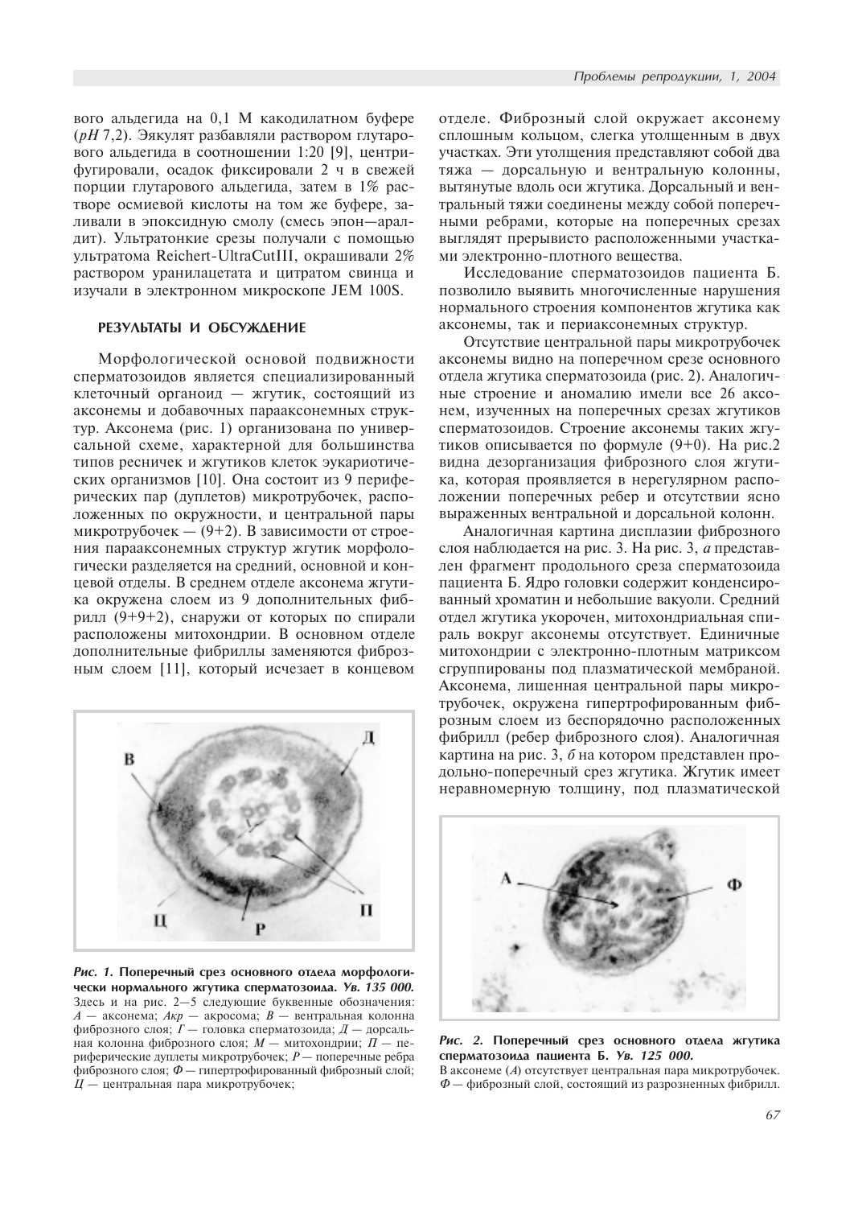вого альдегида на 0,1 М какодилатном буфере (*pH* 7,2). Эякулят разбавляли раствором глутарового альдегида в соотношении 1:20 [9], центрифугировали, осадок фиксировали 2 ч в свежей порции глутарового альдегида, затем в 1% растворе осмиевой кислоты на том же буфере, заливали в эпоксидную смолу (смесь эпон—аралдит). Ультратонкие срезы получали с помощью ультратома Reichert-UltraCutIII, окрашивали 2% раствором уранилацетата и цитратом свинца и изучали в электронном микроскопе JEM 100S.

## РЕЗУЛЬТАТЫ И ОБСУЖДЕНИЕ

Морфологической основой подвижности сперматозоидов является специализированный клеточный органоид — жгутик, состоящий из аксонемы и добавочных параксонемных структур. Аксонема (рис. 1) организована по универсальной схеме, характерной для большинства типов ресничек и жгутиков клеток эукариотических организмов [10]. Она состоит из 9 периферических пар (дуплетов) микротрубочек, расположенных по окружности, и центральной пары микротрубочек — (9+2). В зависимости от строения параксонемных структур жгутик морфологически разделяется на средний, основной и концевой отделы. В среднем отделе аксонема жгутика окружена слоем из 9 дополнительных фибрилл (9+9+2), снаружи от которых по спирали расположены митохондрии. В основном отделе дополнительные фибриллы заменяются фиброзным слоем [11], который исчезает в концевом отделе. Фиброзный слой окружает аксонему сплошным кольцом, слегка утолщенным в двух участках. Эти утолщения представляют собой два тяжа — дорсальную и вентральную колонны, вытянутые вдоль оси жгутика. Дорсальный и вентральный тяжи соединены между собой поперечными ребрами, которые на поперечных срезах выглядят прерывисто расположенными участками электронно-плотного вещества.

***Рис. 1.*** **Поперечный срез основного отдела морфологически нормального жгутика сперматозоида. *Ув. 135 000.***
Здесь и на рис. 2—5 следующие буквенные обозначения: *А* — аксонема; *Акр* — акросома; *В* — вентральная колонна фиброзного слоя; *Г* — головка сперматозоида; *Д* — дорсальная колонна фиброзного слоя; *М* — митохондрии; *П* — периферические дуплеты микротрубочек; *Р* — поперечные ребра фиброзного слоя; *Ф* — гипертрофированный фиброзный слой; *Ц* — центральная пара микротрубочек;

Исследование сперматозоидов пациента Б. позволило выявить многочисленные нарушения нормального строения компонентов жгутика как аксонемы, так и периаксонемных структур.

Отсутствие центральной пары микротрубочек аксонемы видно на поперечном срезе основного отдела жгутика сперматозоида (рис. 2). Аналогичные строение и аномалию имели все 26 аксонем, изученных на поперечных срезах жгутиков сперматозоидов. Строение аксонемы таких жгутиков описывается по формуле (9+0). На рис.2 видна дезорганизация фиброзного слоя жгутика, которая проявляется в нерегулярном расположении поперечных ребер и отсутствии ясно выраженных вентральной и дорсальной колонн.

Аналогичная картина дисплазии фиброзного слоя наблюдается на рис. 3. На рис. 3, *а* представлен фрагмент продольного среза сперматозоида пациента Б. Ядро головки содержит конденсированный хроматин и небольшие вакуоли. Средний отдел жгутика укорочен, митохондриальная спираль вокруг аксонемы отсутствует. Единичные митохондрии с электронно-плотным матриксом сгруппированы под плазматической мембраной. Аксонема, лишенная центральной пары микротрубочек, окружена гипертрофированным фиброзным слоем из беспорядочно расположенных фибрилл (ребер фиброзного слоя). Аналогичная картина на рис. 3, *б* на котором представлен продольно-поперечный срез жгутика. Жгутик имеет неравномерную толщину, под плазматической

***Рис. 2.*** **Поперечный срез основного отдела жгутика сперматозоида пациента Б. *Ув. 125 000.***
В аксонеме (*А*) отсутствует центральная пара микротрубочек. *Ф* — фиброзный слой, состоящий из разрозненных фибрилл.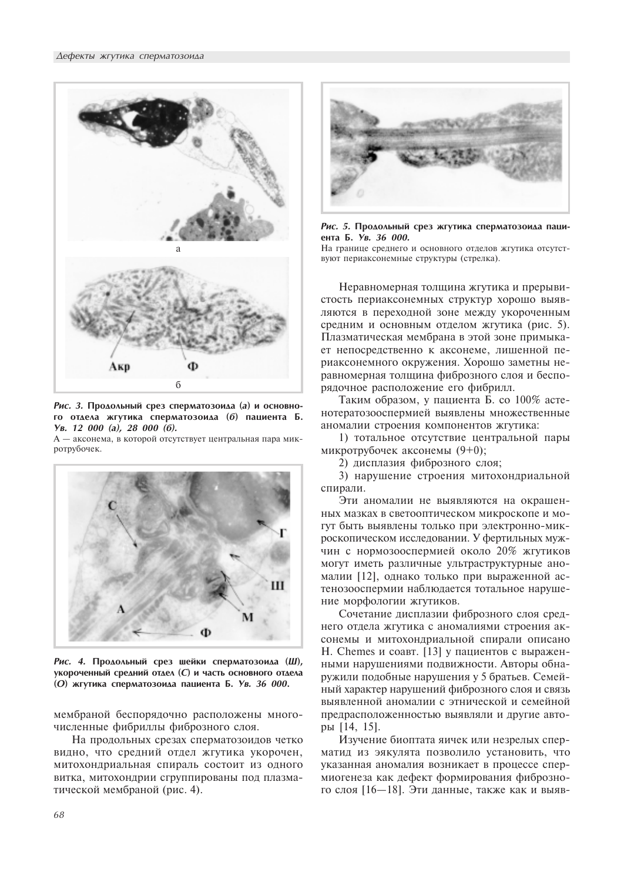*Рис. 3.* **Продольный срез сперматозоида (*а*) и основного отдела жгутика сперматозоида (*б*) пациента Б. *Ув. 12 000 (а), 28 000 (б).***

А — аксонема, в которой отсутствует центральная пара микротрубочек.

*Рис. 4.* **Продольный срез шейки сперматозоида (*Ш*), укороченный средний отдел (*С*) и часть основного отдела (*О*) жгутика сперматозоида пациента Б. *Ув. 36 000.***

мембраной беспорядочно расположены многочисленные фибриллы фиброзного слоя.

На продольных срезах сперматозоидов четко видно, что средний отдел жгутика укорочен, митохондриальная спираль состоит из одного витка, митохондрии сгруппированы под плазматической мембраной (рис. 4).

*Рис. 5.* **Продольный срез жгутика сперматозоида пациента Б. *Ув. 36 000.***

На границе среднего и основного отделов жгутика отсутствуют периаксонемные структуры (стрелка).

Неравномерная толщина жгутика и прерывистость периаксонемных структур хорошо выявляются в переходной зоне между укороченным средним и основным отделом жгутика (рис. 5). Плазматическая мембрана в этой зоне примыкает непосредственно к аксонеме, лишенной периаксонемного окружения. Хорошо заметны неравномерная толщина фиброзного слоя и беспорядочное расположение его фибрилл.

Таким образом, у пациента Б. со 100% астенотератозооспермией выявлены множественные аномалии строения компонентов жгутика:

1) тотальное отсутствие центральной пары микротрубочек аксонемы (9+0);

2) дисплазия фиброзного слоя;

3) нарушение строения митохондриальной спирали.

Эти аномалии не выявляются на окрашенных мазках в светооптическом микроскопе и могут быть выявлены только при электронно-микроскопическом исследовании. У фертильных мужчин с нормозооспермией около 20% жгутиков могут иметь различные ультраструктурные аномалии [12], однако только при выраженной астенозооспермии наблюдается тотальное нарушение морфологии жгутиков.

Сочетание дисплазии фиброзного слоя среднего отдела жгутика с аномалиями строения аксонемы и митохондриальной спирали описано H. Chemes и соавт. [13] у пациентов с выраженными нарушениями подвижности. Авторы обнаружили подобные нарушения у 5 братьев. Семейный характер нарушений фиброзного слоя и связь выявленной аномалии с этнической и семейной предрасположенностью выявляли и другие авторы [14, 15].

Изучение биоптата яичек или незрелых сперматид из эякулята позволило установить, что указанная аномалия возникает в процессе спермиогенеза как дефект формирования фиброзного слоя [16—18]. Эти данные, также как и выяв-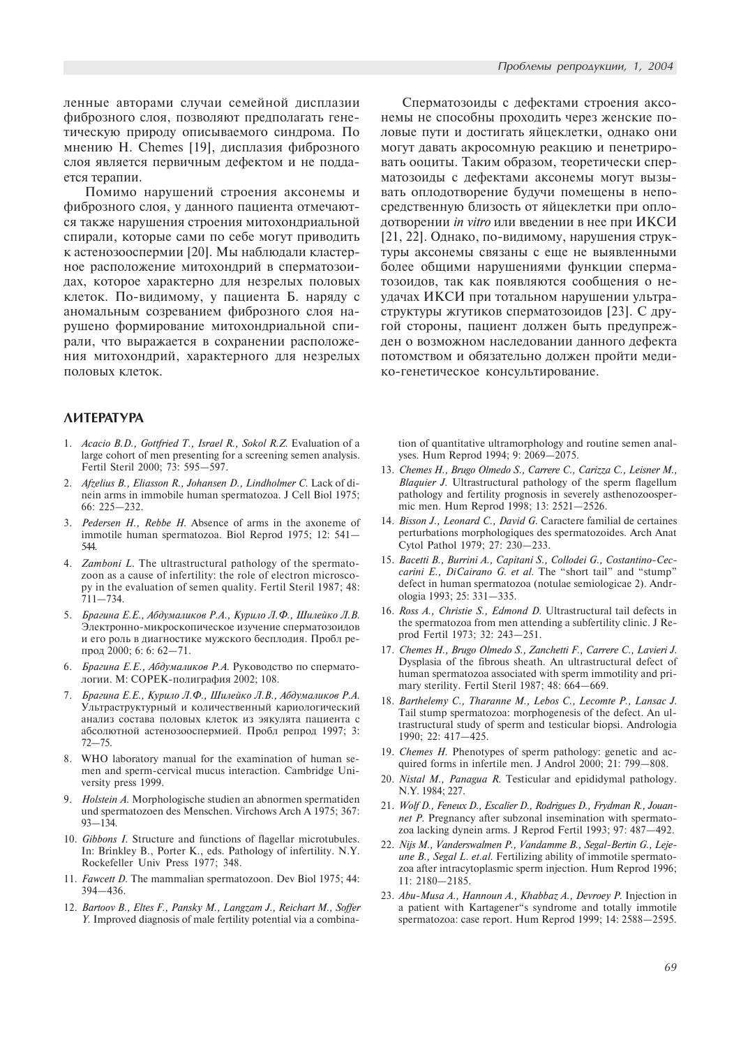ленные авторами случаи семейной дисплазии фиброзного слоя, позволяют предполагать генетическую природу описываемого синдрома. По мнению H. Chemes [19], дисплазия фиброзного слоя является первичным дефектом и не поддается терапии.

Помимо нарушений строения аксонемы и фиброзного слоя, у данного пациента отмечаются также нарушения строения митохондриальной спирали, которые сами по себе могут приводить к астенозооспермии [20]. Мы наблюдали кластерное расположение митохондрий в сперматозоидах, которое характерно для незрелых половых клеток. По-видимому, у пациента Б. наряду с аномальным созреванием фиброзного слоя нарушено формирование митохондриальной спирали, что выражается в сохранении расположения митохондрий, характерного для незрелых половых клеток.

Сперматозоиды с дефектами строения аксонемы не способны проходить через женские половые пути и достигать яйцеклетки, однако они могут давать акросомную реакцию и пенетрировать ооциты. Таким образом, теоретически сперматозоиды с дефектами аксонемы могут вызывать оплодотворение будучи помещены в непосредственную близость от яйцеклетки при оплодотворении *in vitro* или введении в нее при ИКСИ [21, 22]. Однако, по-видимому, нарушения структуры аксонемы связаны с еще не выявленными более общими нарушениями функции сперматозоидов, так как появляются сообщения о неудачах ИКСИ при тотальном нарушении ультраструктуры жгутиков сперматозоидов [23]. С другой стороны, пациент должен быть предупрежден о возможном наследовании данного дефекта потомством и обязательно должен пройти медико-генетическое консультирование.

## ЛИТЕРАТУРА

1. *Acacio B.D., Gottfried T., Israel R., Sokol R.Z.* Evaluation of a large cohort of men presenting for a screening semen analysis. Fertil Steril 2000; 73: 595—597.
2. *Afzelius B., Eliasson R., Johansen D., Lindholmer C.* Lack of dinein arms in immobile human spermatozoa. J Cell Biol 1975; 66: 225—232.
3. *Pedersen H., Rebbe H.* Absence of arms in the axoneme of immotile human spermatozoa. Biol Reprod 1975; 12: 541—544.
4. *Zamboni L.* The ultrastructural pathology of the spermatozoon as a cause of infertility: the role of electron microscopy in the evaluation of semen quality. Fertil Steril 1987; 48: 711—734.
5. *Брагина Е.Е., Абдумаликов Р.А., Курило Л.Ф., Шилейко Л.В.* Электронно-микроскопическое изучение сперматозоидов и его роль в диагностике мужского бесплодия. Пробл репрод 2000; 6: 6: 62—71.
6. *Брагина Е.Е., Абдумаликов Р.А.* Руководство по спермато­логии. М: СОРЕК-полиграфия 2002; 108.
7. *Брагина Е.Е., Курило Л.Ф., Шилейко Л.В., Абдумаликов Р.А.* Ультраструктурный и количественный кариологический анализ состава половых клеток из эякулята пациента с абсолютной астенозооспермией. Пробл репрод 1997; 3: 72—75.
8. WHO laboratory manual for the examination of human semen and sperm-cervical mucus interaction. Cambridge University press 1999.
9. *Holstein A.* Morphologische studien an abnormen spermatiden und spermatozoen des Menschen. Virchows Arch A 1975; 367: 93—134.
10. *Gibbons I.* Structure and functions of flagellar microtubules. In: Brinkley B., Porter K., eds. Pathology of infertility. N.Y. Rockefeller Univ Press 1977; 348.
11. *Fawcett D.* The mammalian spermatozoon. Dev Biol 1975; 44: 394—436.
12. *Bartoov B., Eltes F., Pansky M., Langzam J., Reichart M., Soffer Y.* Improved diagnosis of male fertility potential via a combination of quantitative ultramorphology and routine semen analyses. Hum Reprod 1994; 9: 2069—2075.
13. *Chemes H., Brugo Olmedo S., Carrere C., Carizza C., Leisner M., Blaquier J.* Ultrastructural pathology of the sperm flagellum pathology and fertility prognosis in severely asthenozoospermic men. Hum Reprod 1998; 13: 2521—2526.
14. *Bisson J., Leonard C., David G.* Caractere familial de certaines perturbations morphologiques des spermatozoides. Arch Anat Cytol Pathol 1979; 27: 230—233.
15. *Bacetti B., Burrini A., Capitani S., Collodei G., Costantino-Ceccarini E., DiCairano G. et al.* The "short tail" and "stump" defect in human spermatozoa (notulae semiologicae 2). Andrologia 1993; 25: 331—335.
16. *Ross A., Christie S., Edmond D.* Ultrastructural tail defects in the spermatozoa from men attending a subfertility clinic. J Reprod Fertil 1973; 32: 243—251.
17. *Chemes H., Brugo Olmedo S., Zanchetti F., Carrere C., Lavieri J.* Dysplasia of the fibrous sheath. An ultrastructural defect of human spermatozoa associated with sperm immotility and primary sterility. Fertil Steril 1987; 48: 664—669.
18. *Barthelemy C., Tharanne M., Lebos C., Lecomte P., Lansac J.* Tail stump spermatozoa: morphogenesis of the defect. An ultrastructural study of sperm and testicular biopsi. Andrologia 1990; 22: 417—425.
19. *Chemes H.* Phenotypes of sperm pathology: genetic and acquired forms in infertile men. J Androl 2000; 21: 799—808.
20. *Nistal M., Panagua R.* Testicular and epididymal pathology. N.Y. 1984; 227.
21. *Wolf D., Feneux D., Escalier D., Rodrigues D., Frydman R., Jouannet P.* Pregnancy after subzonal insemination with spermatozoa lacking dynein arms. J Reprod Fertil 1993; 97: 487—492.
22. *Nijs M., Vanderswalmen P., Vandamme B., Segal-Bertin G., Lejeune B., Segal L. et.al.* Fertilizing ability of immotile spermatozoa after intracytoplasmic sperm injection. Hum Reprod 1996; 11: 2180—2185.
23. *Abu-Musa A., Hannoun A., Khabbaz A., Devroey P.* Injection in a patient with Kartagener"s syndrome and totally immotile spermatozoa: case report. Hum Reprod 1999; 14: 2588—2595.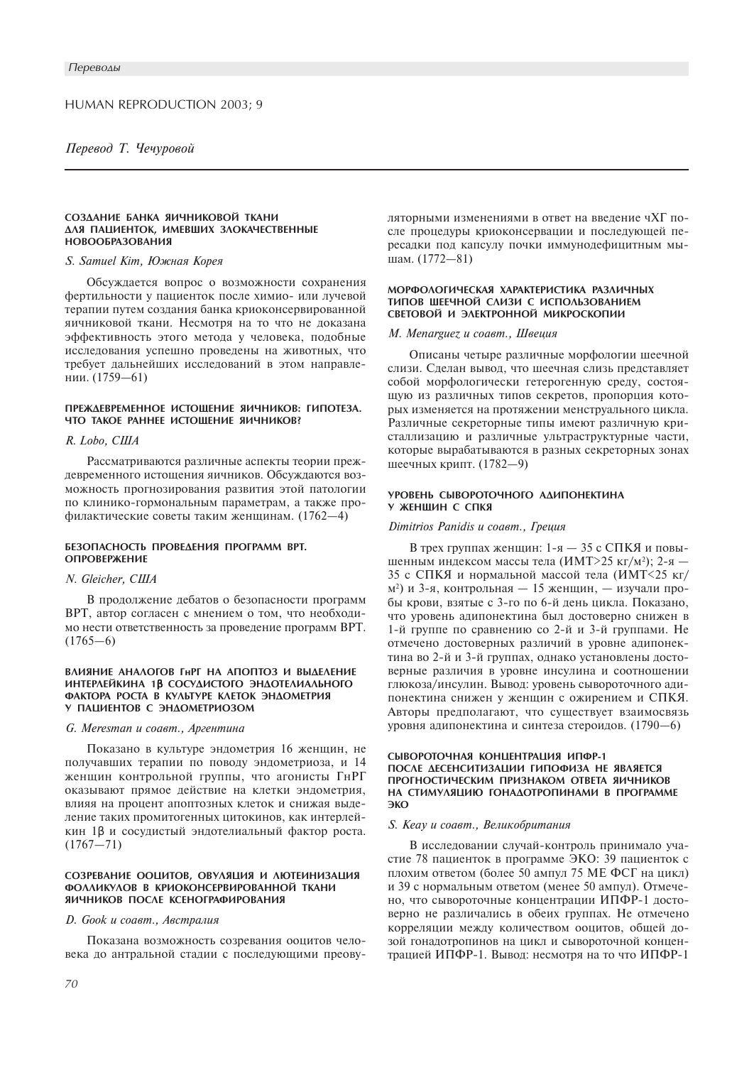*Переводы*

HUMAN REPRODUCTION 2003; 9

*Перевод Т. Чечуровой*

#### СОЗДАНИЕ БАНКА ЯИЧНИКОВОЙ ТКАНИ ДЛЯ ПАЦИЕНТОК, ИМЕВШИХ ЗЛОКАЧЕСТВЕННЫЕ НОВООБРАЗОВАНИЯ

*S. Samuel Kim, Южная Корея*

Обсуждается вопрос о возможности сохранения фертильности у пациенток после химио- или лучевой терапии путем создания банка криоконсервированной яичниковой ткани. Несмотря на то что не доказана эффективность этого метода у человека, подобные исследования успешно проведены на животных, что требует дальнейших исследований в этом направлении. (1759—61)

#### ПРЕЖДЕВРЕМЕННОЕ ИСТОЩЕНИЕ ЯИЧНИКОВ: ГИПОТЕЗА. ЧТО ТАКОЕ РАННЕЕ ИСТОЩЕНИЕ ЯИЧНИКОВ?

*R. Lobo, США*

Рассматриваются различные аспекты теории преждевременного истощения яичников. Обсуждаются возможность прогнозирования развития этой патологии по клинико-гормональным параметрам, а также профилактические советы таким женщинам. (1762—4)

#### БЕЗОПАСНОСТЬ ПРОВЕДЕНИЯ ПРОГРАММ ВРТ. ОПРОВЕРЖЕНИЕ

*N. Gleicher, США*

В продолжение дебатов о безопасности программ ВРТ, автор согласен с мнением о том, что необходимо нести ответственность за проведение программ ВРТ. (1765—6)

#### ВЛИЯНИЕ АНАЛОГОВ ГнРГ НА АПОПТОЗ И ВЫДЕЛЕНИЕ ИНТЕРЛЕЙКИНА 1β СОСУДИСТОГО ЭНДОТЕЛИАЛЬНОГО ФАКТОРА РОСТА В КУЛЬТУРЕ КЛЕТОК ЭНДОМЕТРИЯ У ПАЦИЕНТОВ С ЭНДОМЕТРИОЗОМ

*G. Meresman и соавт., Аргентина*

Показано в культуре эндометрия 16 женщин, не получавших терапии по поводу эндометриоза, и 14 женщин контрольной группы, что агонисты ГнРГ оказывают прямое действие на клетки эндометрия, влияя на процент апоптозных клеток и снижая выделение таких промитогенных цитокинов, как интерлейкин 1β и сосудистый эндотелиальный фактор роста. (1767—71)

#### СОЗРЕВАНИЕ ООЦИТОВ, ОВУЛЯЦИЯ И ЛЮТЕИНИЗАЦИЯ ФОЛЛИКУЛОВ В КРИОКОНСЕРВИРОВАННОЙ ТКАНИ ЯИЧНИКОВ ПОСЛЕ КСЕНОГРАФИРОВАНИЯ

*D. Gook и соавт., Австралия*

Показана возможность созревания ооцитов человека до антральной стадии с последующими преовуляторными изменениями в ответ на введение чХГ после процедуры криоконсервации и последующей пересадки под капсулу почки иммунодефицитным мышам. (1772—81)

#### МОРФОЛОГИЧЕСКАЯ ХАРАКТЕРИСТИКА РАЗЛИЧНЫХ ТИПОВ ШЕЕЧНОЙ СЛИЗИ С ИСПОЛЬЗОВАНИЕМ СВЕТОВОЙ И ЭЛЕКТРОННОЙ МИКРОСКОПИИ

*M. Menarguez и соавт., Швеция*

Описаны четыре различные морфологии шеечной слизи. Сделан вывод, что шеечная слизь представляет собой морфологически гетерогенную среду, состоящую из различных типов секретов, пропорция которых изменяется на протяжении менструального цикла. Различные секреторные типы имеют различную кристаллизацию и различные ультраструктурные части, которые вырабатываются в разных секреторных зонах шеечных крипт. (1782—9)

#### УРОВЕНЬ СЫВОРОТОЧНОГО АДИПОНЕКТИНА У ЖЕНЩИН С СПКЯ

*Dimitrios Panidis и соавт., Греция*

В трех группах женщин: 1-я — 35 с СПКЯ и повышенным индексом массы тела (ИМТ>25 кг/м²); 2-я — 35 с СПКЯ и нормальной массой тела (ИМТ<25 кг/м²) и 3-я, контрольная — 15 женщин, — изучали пробы крови, взятые с 3-го по 6-й день цикла. Показано, что уровень адипонектина был достоверно снижен в 1-й группе по сравнению со 2-й и 3-й группами. Не отмечено достоверных различий в уровне адипонектина во 2-й и 3-й группах, однако установлены достоверные различия в уровне инсулина и соотношении глюкоза/инсулин. Вывод: уровень сывороточного адипонектина снижен у женщин с ожирением и СПКЯ. Авторы предполагают, что существует взаимосвязь уровня адипонектина и синтеза стероидов. (1790—6)

#### СЫВОРОТОЧНАЯ КОНЦЕНТРАЦИЯ ИПФР-1 ПОСЛЕ ДЕСЕНСИТИЗАЦИИ ГИПОФИЗА НЕ ЯВЛЯЕТСЯ ПРОГНОСТИЧЕСКИМ ПРИЗНАКОМ ОТВЕТА ЯИЧНИКОВ НА СТИМУЛЯЦИЮ ГОНАДОТРОПИНАМИ В ПРОГРАММЕ ЭКО

*S. Keay и соавт., Великобритания*

В исследовании случай-контроль принимало участие 78 пациенток в программе ЭКО: 39 пациенток с плохим ответом (более 50 ампул 75 МЕ ФСГ на цикл) и 39 с нормальным ответом (менее 50 ампул). Отмечено, что сывороточные концентрации ИПФР-1 достоверно не различались в обеих группах. Не отмечено корреляции между количеством ооцитов, общей дозой гонадотропинов на цикл и сывороточной концентрацией ИПФР-1. Вывод: несмотря на то что ИПФР-1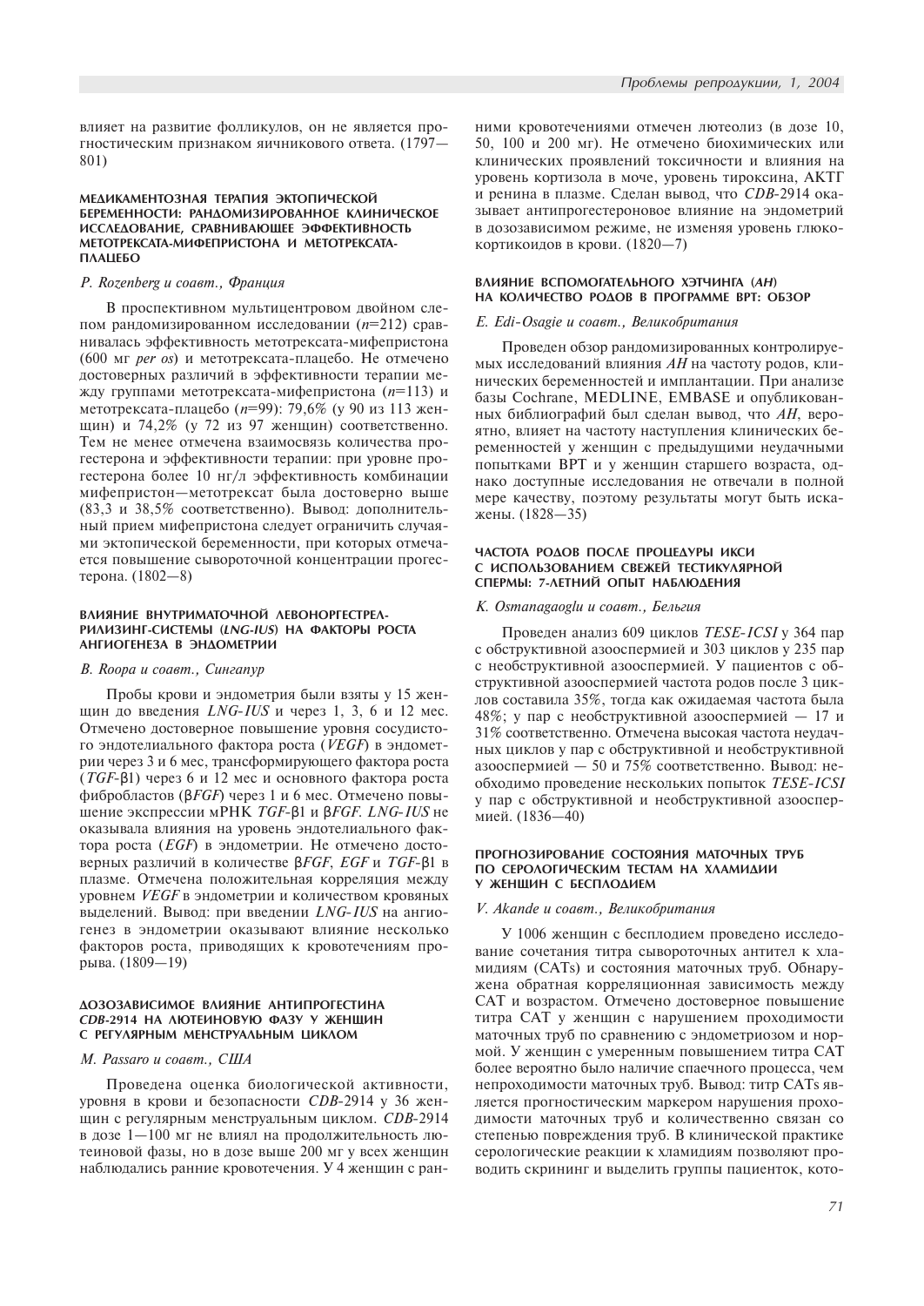влияет на развитие фолликулов, он не является прогностическим признаком яичникового ответа. (1797—801)

### МЕДИКАМЕНТОЗНАЯ ТЕРАПИЯ ЭКТОПИЧЕСКОЙ БЕРЕМЕННОСТИ: РАНДОМИЗИРОВАННОЕ КЛИНИЧЕСКОЕ ИССЛЕДОВАНИЕ, СРАВНИВАЮЩЕЕ ЭФФЕКТИВНОСТЬ МЕТОТРЕКСАТА-МИФЕПРИСТОНА И МЕТОТРЕКСАТА-ПЛАЦЕБО

*P. Rozenberg и соавт., Франция*

В проспективном мультицентровом двойном слепом рандомизированном исследовании ($n$=212) сравнивалась эффективность метотрексата-мифепристона (600 мг *per os*) и метотрексата-плацебо. Не отмечено достоверных различий в эффективности терапии между группами метотрексата-мифепристона ($n$=113) и метотрексата-плацебо ($n$=99): 79,6% (у 90 из 113 женщин) и 74,2% (у 72 из 97 женщин) соответственно. Тем не менее отмечена взаимосвязь количества прогестерона и эффективности терапии: при уровне прогестерона более 10 нг/л эффективность комбинации мифепристон—метотрексат была достоверно выше (83,3 и 38,5% соответственно). Вывод: дополнительный прием мифепристона следует ограничить случаями эктопической беременности, при которых отмечается повышение сывороточной концентрации прогестерона. (1802—8)

### ВЛИЯНИЕ ВНУТРИМАТОЧНОЙ ЛЕВОНОРГЕСТРЕЛ-РИЛИЗИНГ-СИСТЕМЫ (*LNG-IUS*) НА ФАКТОРЫ РОСТА АНГИОГЕНЕЗА В ЭНДОМЕТРИИ

*B. Roopa и соавт., Сингапур*

Пробы крови и эндометрия были взяты у 15 женщин до введения *LNG-IUS* и через 1, 3, 6 и 12 мес. Отмечено достоверное повышение уровня сосудистого эндотелиального фактора роста (*VEGF*) в эндометрии через 3 и 6 мес, трансформирующего фактора роста (*TGF*-β1) через 6 и 12 мес и основного фактора роста фибробластов (β*FGF*) через 1 и 6 мес. Отмечено повышение экспрессии мРНК *TGF*-β1 и β*FGF*. *LNG-IUS* не оказывала влияния на уровень эндотелиального фактора роста (*EGF*) в эндометрии. Не отмечено достоверных различий в количестве β*FGF*, *EGF* и *TGF*-β1 в плазме. Отмечена положительная корреляция между уровнем *VEGF* в эндометрии и количеством кровяных выделений. Вывод: при введении *LNG-IUS* на ангиогенез в эндометрии оказывают влияние несколько факторов роста, приводящих к кровотечениям прорыва. (1809—19)

### ДОЗОЗАВИСИМОЕ ВЛИЯНИЕ АНТИПРОГЕСТИНА *CDB*-2914 НА ЛЮТЕИНОВУЮ ФАЗУ У ЖЕНЩИН С РЕГУЛЯРНЫМ МЕНСТРУАЛЬНЫМ ЦИКЛОМ

*M. Passaro и соавт., США*

Проведена оценка биологической активности, уровня в крови и безопасности *CDB*-2914 у 36 женщин с регулярным менструальным циклом. *CDB*-2914 в дозе 1—100 мг не влиял на продолжительность лютеиновой фазы, но в дозе выше 200 мг у всех женщин наблюдались ранние кровотечения. У 4 женщин с ранними кровотечениями отмечен лютеолиз (в дозе 10, 50, 100 и 200 мг). Не отмечено биохимических или клинических проявлений токсичности и влияния на уровень кортизола в моче, уровень тироксина, АКТГ и ренина в плазме. Сделан вывод, что *CDB*-2914 оказывает антипрогестероновое влияние на эндометрий в дозозависимом режиме, не изменяя уровень глюкокортикоидов в крови. (1820—7)

### ВЛИЯНИЕ ВСПОМОГАТЕЛЬНОГО ХЭТЧИНГА (*AH*) НА КОЛИЧЕСТВО РОДОВ В ПРОГРАММЕ ВРТ: ОБЗОР

*E. Edi-Osagie и соавт., Великобритания*

Проведен обзор рандомизированных контролируемых исследований влияния *AH* на частоту родов, клинических беременностей и имплантации. При анализе базы Cochrane, MEDLINE, EMBASE и опубликованных библиографий был сделан вывод, что *AH*, вероятно, влияет на частоту наступления клинических беременностей у женщин с предыдущими неудачными попытками ВРТ и у женщин старшего возраста, однако доступные исследования не отвечали в полной мере качеству, поэтому результаты могут быть искажены. (1828—35)

### ЧАСТОТА РОДОВ ПОСЛЕ ПРОЦЕДУРЫ ИКСИ С ИСПОЛЬЗОВАНИЕМ СВЕЖЕЙ ТЕСТИКУЛЯРНОЙ СПЕРМЫ: 7-ЛЕТНИЙ ОПЫТ НАБЛЮДЕНИЯ

*K. Osmanagaoglu и соавт., Бельгия*

Проведен анализ 609 циклов *TESE-ICSI* у 364 пар с обструктивной азооспермией и 303 циклов у 235 пар с необструктивной азооспермией. У пациентов с обструктивной азооспермией частота родов после 3 циклов составила 35%, тогда как ожидаемая частота была 48%; у пар с необструктивной азооспермией — 17 и 31% соответственно. Отмечена высокая частота неудачных циклов у пар с обструктивной и необструктивной азооспермией — 50 и 75% соответственно. Вывод: необходимо проведение нескольких попыток *TESE-ICSI* у пар с обструктивной и необструктивной азооспермией. (1836—40)

### ПРОГНОЗИРОВАНИЕ СОСТОЯНИЯ МАТОЧНЫХ ТРУБ ПО СЕРОЛОГИЧЕСКИМ ТЕСТАМ НА ХЛАМИДИИ У ЖЕНЩИН С БЕСПЛОДИЕМ

*V. Akande и соавт., Великобритания*

У 1006 женщин с бесплодием проведено исследование сочетания титра сывороточных антител к хламидиям (CATs) и состояния маточных труб. Обнаружена обратная корреляционная зависимость между CAT и возрастом. Отмечено достоверное повышение титра CAT у женщин с нарушением проходимости маточных труб по сравнению с эндометриозом и нормой. У женщин с умеренным повышением титра CAT более вероятно было наличие спаечного процесса, чем непроходимости маточных труб. Вывод: титр CATs является прогностическим маркером нарушения проходимости маточных труб и количественно связан со степенью повреждения труб. В клинической практике серологические реакции к хламидиям позволяют проводить скрининг и выделить группы пациентов, кото-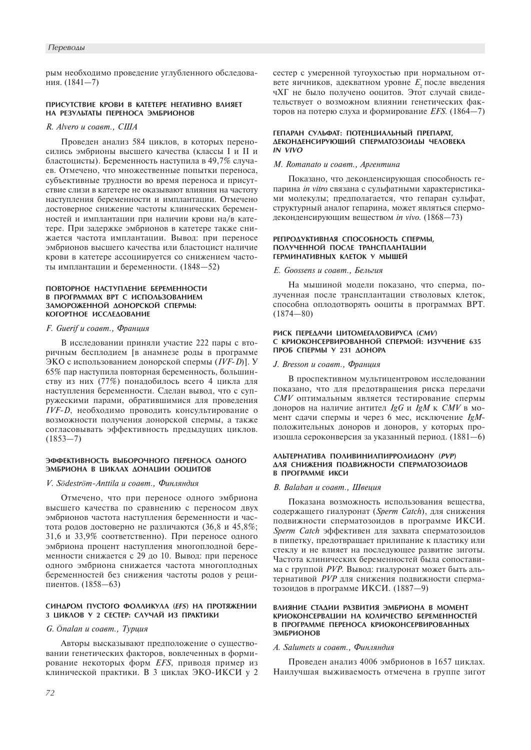рым необходимо проведение углубленного обследования. (1841—7)

#### ПРИСУТСТВИЕ КРОВИ В КАТЕТЕРЕ НЕГАТИВНО ВЛИЯЕТ НА РЕЗУЛЬТАТЫ ПЕРЕНОСА ЭМБРИОНОВ

*R. Alvero и соавт., США*

Проведен анализ 584 циклов, в которых переносились эмбрионы высшего качества (классы I и II и бластоцисты). Беременность наступила в 49,7% случаев. Отмечено, что множественные попытки переноса, субъективные трудности во время переноса и присутствие слизи в катетере не оказывают влияния на частоту наступления беременности и имплантации. Отмечено достоверное снижение частоты клинических беременностей и имплантации при наличии крови на/в катетере. При задержке эмбрионов в катетере также снижается частота имплантации. Вывод: при переносе эмбрионов высшего качества или бластоцист наличие крови в катетере ассоциируется со снижением частоты имплантации и беременности. (1848—52)

#### ПОВТОРНОЕ НАСТУПЛЕНИЕ БЕРЕМЕННОСТИ В ПРОГРАММАХ ВРТ С ИСПОЛЬЗОВАНИЕМ ЗАМОРОЖЕННОЙ ДОНОРСКОЙ СПЕРМЫ: КОГОРТНОЕ ИССЛЕДОВАНИЕ

*F. Guerif и соавт., Франция*

В исследовании приняли участие 222 пары с вторичным бесплодием [в анамнезе роды в программе ЭКО с использованием донорской спермы (*IVF-D*)]. У 65% пар наступила повторная беременность, большинству из них (77%) понадобилось всего 4 цикла для наступления беременности. Сделан вывод, что с супружескими парами, обратившимися для проведения *IVF-D*, необходимо проводить консультирование о возможности получения донорской спермы, а также согласовывать эффективность предыдущих циклов. (1853—7)

#### ЭФФЕКТИВНОСТЬ ВЫБОРОЧНОГО ПЕРЕНОСА ОДНОГО ЭМБРИОНА В ЦИКЛАХ ДОНАЦИИ ООЦИТОВ

*V. Söderström-Anttila и соавт., Финляндия*

Отмечено, что при переносе одного эмбриона высшего качества по сравнению с переносом двух эмбрионов частота наступления беременности и частота родов достоверно не различаются (36,8 и 45,8%; 31,6 и 33,9% соответственно). При переносе одного эмбриона процент наступления многоплодной беременности снижается с 29 до 10. Вывод: при переносе одного эмбриона снижается частота многоплодных беременностей без снижения частоты родов у реципиентов. (1858—63)

#### СИНДРОМ ПУСТОГО ФОЛЛИКУЛА (*EFS*) НА ПРОТЯЖЕНИИ 3 ЦИКЛОВ У 2 СЕСТЕР: СЛУЧАЙ ИЗ ПРАКТИКИ

*G. Önalan и соавт., Турция*

Авторы высказывают предположение о существовании генетических факторов, вовлеченных в формирование некоторых форм *EFS*, приводя пример из клинической практики. В 3 циклах ЭКО-ИКСИ у 2 сестер с умеренной тугоухостью при нормальном ответе яичников, адекватном уровне $E_2$ после введения чХГ не было получено ооцитов. Этот случай свидетельствует о возможном влиянии генетических факторов на потерю слуха и формирование *EFS*. (1864—7)

#### ГЕПАРАН СУЛЬФАТ: ПОТЕНЦИАЛЬНЫЙ ПРЕПАРАТ, ДЕКОНДЕНСИРУЮЩИЙ СПЕРМАТОЗОИДЫ ЧЕЛОВЕКА *IN VIVO*

*M. Romanato и соавт., Аргентина*

Показано, что деконденсирующая способность гепарина *in vitro* связана с сульфатными характеристиками молекулы; предполагается, что гепаран сульфат, структурный аналог гепарина, может являться спермодеконденсирующим веществом *in vivo*. (1868—73)

#### РЕПРОДУКТИВНАЯ СПОСОБНОСТЬ СПЕРМЫ, ПОЛУЧЕННОЙ ПОСЛЕ ТРАНСПЛАНТАЦИИ ГЕРМИНАТИВНЫХ КЛЕТОК У МЫШЕЙ

*E. Goossens и соавт., Бельгия*

На мышиной модели показано, что сперма, полученная после трансплантации стволовых клеток, способна оплодотворять ооциты в программах ВРТ. (1874—80)

#### РИСК ПЕРЕДАЧИ ЦИТОМЕГАЛОВИРУСА (*CMV*) С КРИОКОНСЕРВИРОВАННОЙ СПЕРМОЙ: ИЗУЧЕНИЕ 635 ПРОБ СПЕРМЫ У 231 ДОНОРА

*J. Bresson и соавт., Франция*

В проспективном мультицентровом исследовании показано, что для предотвращения риска передачи *CMV* оптимальным является тестирование спермы доноров на наличие антител *IgG* и *IgM* к *CMV* в момент сдачи спермы и через 6 мес, исключение *IgM*-положительных доноров и доноров, у которых произошла сероконверсия за указанный период. (1881—6)

#### АЛЬТЕРНАТИВА ПОЛИВИНИЛПИРРОЛИДОНУ (*PVP*) ДЛЯ СНИЖЕНИЯ ПОДВИЖНОСТИ СПЕРМАТОЗОИДОВ В ПРОГРАММЕ ИКСИ

*B. Balaban и соавт., Швеция*

Показана возможность использования вещества, содержащего гиалуронат (*Sperm Catch*), для снижения подвижности сперматозоидов в программе ИКСИ. *Sperm Catch* эффективен для захвата сперматозоидов в пипетку, предотвращает прилипание к пластику или стеклу и не влияет на последующее развитие зиготы. Частота клинических беременностей была сопоставима с группой *PVP*. Вывод: гиалуронат может быть альтернативой *PVP* для снижения подвижности сперматозоидов в программе ИКСИ. (1887—9)

#### ВЛИЯНИЕ СТАДИИ РАЗВИТИЯ ЭМБРИОНА В МОМЕНТ КРИОКОНСЕРВАЦИИ НА КОЛИЧЕСТВО БЕРЕМЕННОСТЕЙ В ПРОГРАММЕ ПЕРЕНОСА КРИОКОНСЕРВИРОВАННЫХ ЭМБРИОНОВ

*A. Salumets и соавт., Финляндия*

Проведен анализ 4006 эмбрионов в 1657 циклах. Наилучшая выживаемость отмечена в группе зигот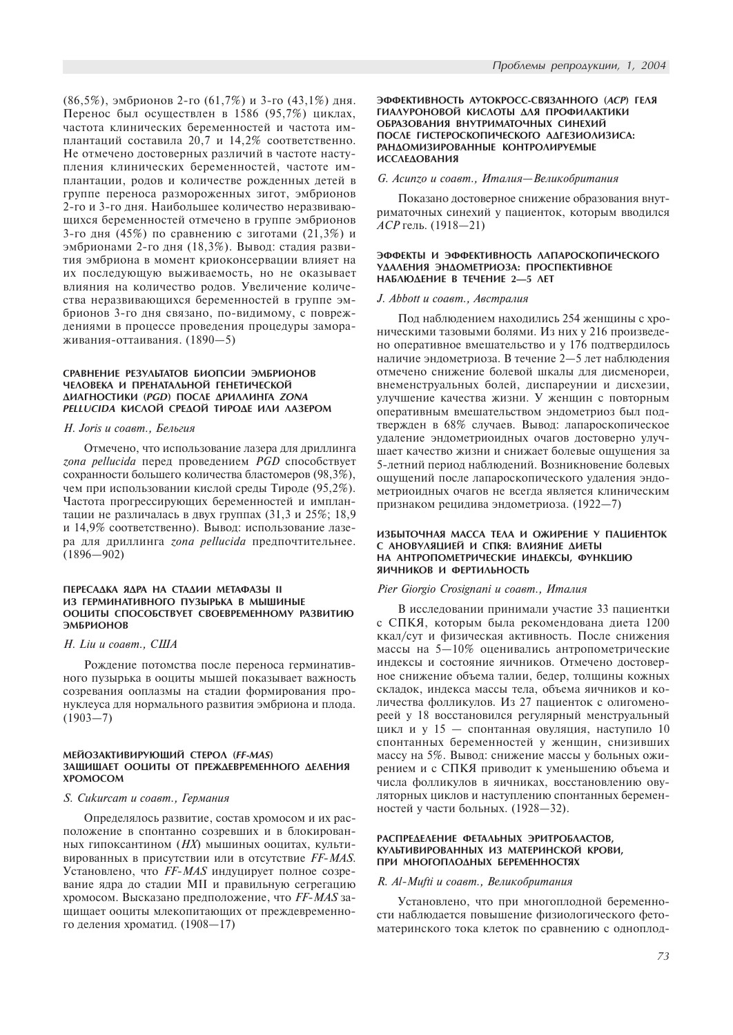(86,5%), эмбрионов 2-го (61,7%) и 3-го (43,1%) дня. Перенос был осуществлен в 1586 (95,7%) циклах, частота клинических беременностей и частота имплантаций составила 20,7 и 14,2% соответственно. Не отмечено достоверных различий в частоте наступления клинических беременностей, частоте имплантации, родов и количестве рожденных детей в группе переноса размороженных зигот, эмбрионов 2-го и 3-го дня. Наибольшее количество неразвивающихся беременностей отмечено в группе эмбрионов 3-го дня (45%) по сравнению с зиготами (21,3%) и эмбрионами 2-го дня (18,3%). Вывод: стадия развития эмбриона в момент криоконсервации влияет на их последующую выживаемость, но не оказывает влияния на количество родов. Увеличение количества неразвивающихся беременностей в группе эмбрионов 3-го дня связано, по-видимому, с повреждениями в процессе проведения процедуры замораживания-оттаивания. (1890—5)

### СРАВНЕНИЕ РЕЗУЛЬТАТОВ БИОПСИИ ЭМБРИОНОВ ЧЕЛОВЕКА И ПРЕНАТАЛЬНОЙ ГЕНЕТИЧЕСКОЙ ДИАГНОСТИКИ (*PGD*) ПОСЛЕ ДРИЛЛИНГА *ZONA PELLUCIDA* КИСЛОЙ СРЕДОЙ ТИРОДЕ ИЛИ ЛАЗЕРОМ

*H. Joris и соавт., Бельгия*

Отмечено, что использование лазера для дриллинга *zona pellucida* перед проведением *PGD* способствует сохранности большего количества бластомеров (98,3%), чем при использовании кислой среды Тироде (95,2%). Частота прогрессирующих беременностей и имплантации не различалась в двух группах (31,3 и 25%; 18,9 и 14,9% соответственно). Вывод: использование лазера для дриллинга *zona pellucida* предпочтительнее. (1896—902)

### ПЕРЕСАДКА ЯДРА НА СТАДИИ МЕТАФАЗЫ II ИЗ ГЕРМИНАТИВНОГО ПУЗЫРЬКА В МЫШИНЫЕ ООЦИТЫ СПОСОБСТВУЕТ СВОЕВРЕМЕННОМУ РАЗВИТИЮ ЭМБРИОНОВ

*H. Liu и соавт., США*

Рождение потомства после переноса герминативного пузырька в ооциты мышей показывает важность созревания ооплазмы на стадии формирования пронуклеуса для нормального развития эмбриона и плода. (1903—7)

### МЕЙОЗАКТИВИРУЮЩИЙ СТЕРОЛ (*FF-MAS*) ЗАЩИЩАЕТ ООЦИТЫ ОТ ПРЕЖДЕВРЕМЕННОГО ДЕЛЕНИЯ ХРОМОСОМ

*S. Cukurcam и соавт., Германия*

Определялось развитие, состав хромосом и их расположение в спонтанно созревших и в блокированных гипоксантином (*HX*) мышиных ооцитах, культивированных в присутствии или в отсутствие *FF-MAS*. Установлено, что *FF-MAS* индуцирует полное созревание ядра до стадии MII и правильную сегрегацию хромосом. Высказано предположение, что *FF-MAS* защищает ооциты млекопитающих от преждевременного деления хроматид. (1908—17)

### ЭФФЕКТИВНОСТЬ АУТОКРОСС-СВЯЗАННОГО (*ACP*) ГЕЛЯ ГИАЛУРОНОВОЙ КИСЛОТЫ ДЛЯ ПРОФИЛАКТИКИ ОБРАЗОВАНИЯ ВНУТРИМАТОЧНЫХ СИНЕХИЙ ПОСЛЕ ГИСТЕРОСКОПИЧЕСКОГО АДГЕЗИОЛИЗИСА: РАНДОМИЗИРОВАННЫЕ КОНТРОЛИРУЕМЫЕ ИССЛЕДОВАНИЯ

*G. Acunzo и соавт., Италия—Великобритания*

Показано достоверное снижение образования внутриматочных синехий у пациенток, которым вводился *ACP* гель. (1918—21)

### ЭФФЕКТЫ И ЭФФЕКТИВНОСТЬ ЛАПАРОСКОПИЧЕСКОГО УДАЛЕНИЯ ЭНДОМЕТРИОЗА: ПРОСПЕКТИВНОЕ НАБЛЮДЕНИЕ В ТЕЧЕНИЕ 2—5 ЛЕТ

*J. Abbott и соавт., Австралия*

Под наблюдением находились 254 женщины с хроническими тазовыми болями. Из них у 216 произведено оперативное вмешательство и у 176 подтвердилось наличие эндометриоза. В течение 2—5 лет наблюдения отмечено снижение болевой шкалы для дисменореи, внеменструальных болей, диспареунии и дисхезии, улучшение качества жизни. У женщин с повторным оперативным вмешательством эндометриоз был подтвержден в 68% случаев. Вывод: лапароскопическое удаление эндометриоидных очагов достоверно улучшает качество жизни и снижает болевые ощущения за 5-летний период наблюдений. Возникновение болевых ощущений после лапароскопического удаления эндометриоидных очагов не всегда является клиническим признаком рецидива эндометриоза. (1922—7)

### ИЗБЫТОЧНАЯ МАССА ТЕЛА И ОЖИРЕНИЕ У ПАЦИЕНТОК С АНОВУЛЯЦИЕЙ И СПКЯ: ВЛИЯНИЕ ДИЕТЫ НА АНТРОПОМЕТРИЧЕСКИЕ ИНДЕКСЫ, ФУНКЦИЮ ЯИЧНИКОВ И ФЕРТИЛЬНОСТЬ

*Pier Giorgio Crosignani и соавт., Италия*

В исследовании принимали участие 33 пациентки с СПКЯ, которым была рекомендована диета 1200 ккал/сут и физическая активность. После снижения массы на 5—10% оценивались антропометрические индексы и состояние яичников. Отмечено достоверное снижение объема талии, бедер, толщины кожных складок, индекса массы тела, объема яичников и количества фолликулов. Из 27 пациенток с олигоменореей у 18 восстановился регулярный менструальный цикл и у 15 — спонтанная овуляция, наступило 10 спонтанных беременностей у женщин, снизивших массу на 5%. Вывод: снижение массы у больных ожирением и с СПКЯ приводит к уменьшению объема и числа фолликулов в яичниках, восстановлению овуляторных циклов и наступлению спонтанных беременностей у части больных. (1928—32).

### РАСПРЕДЕЛЕНИЕ ФЕТАЛЬНЫХ ЭРИТРОБЛАСТОВ, КУЛЬТИВИРОВАННЫХ ИЗ МАТЕРИНСКОЙ КРОВИ, ПРИ МНОГОПЛОДНЫХ БЕРЕМЕННОСТЯХ

*R. Al-Mufti и соавт., Великобритания*

Установлено, что при многоплодной беременности наблюдается повышение физиологического фетоматеринского тока клеток по сравнению с одноплод-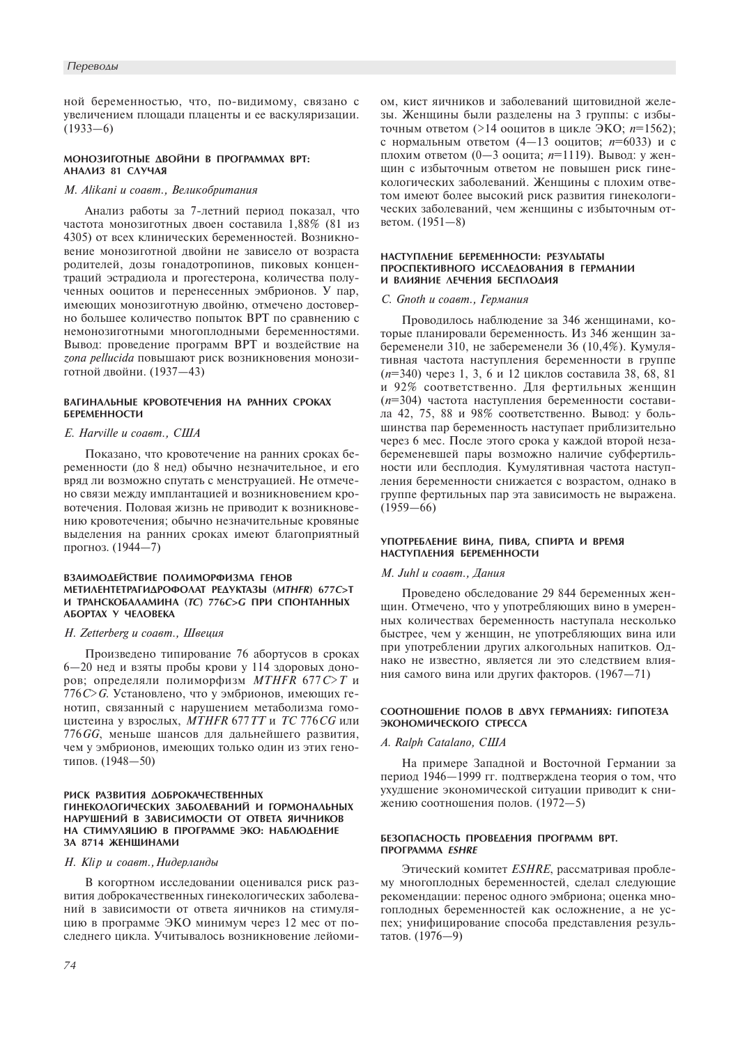ной беременностью, что, по-видимому, связано с увеличением площади плаценты и ее васкуляризации. (1933—6)

### МОНОЗИГОТНЫЕ ДВОЙНИ В ПРОГРАММАХ ВРТ: АНАЛИЗ 81 СЛУЧАЯ

*M. Alikani и соавт., Великобритания*

Анализ работы за 7-летний период показал, что частота монозиготных двоен составила 1,88% (81 из 4305) от всех клинических беременностей. Возникновение монозиготной двойни не зависело от возраста родителей, дозы гонадотропинов, пиковых концентраций эстрадиола и прогестерона, количества полученных ооцитов и перенесенных эмбрионов. У пар, имеющих монозиготную двойню, отмечено достоверно большее количество попыток ВРТ по сравнению с немонозиготными многоплодными беременностями. Вывод: проведение программ ВРТ и воздействие на *zona pellucida* повышают риск возникновения монозиготной двойни. (1937—43)

### ВАГИНАЛЬНЫЕ КРОВОТЕЧЕНИЯ НА РАННИХ СРОКАХ БЕРЕМЕННОСТИ

*E. Harville и соавт., США*

Показано, что кровотечение на ранних сроках беременности (до 8 нед) обычно незначительное, и его вряд ли возможно спутать с менструацией. Не отмечено связи между имплантацией и возникновением кровотечения. Половая жизнь не приводит к возникновению кровотечения; обычно незначительные кровяные выделения на ранних сроках имеют благоприятный прогноз. (1944—7)

### ВЗАИМОДЕЙСТВИЕ ПОЛИМОРФИЗМА ГЕНОВ МЕТИЛЕНТЕТРАГИДРОФОЛАТ РЕДУКТАЗЫ (*MTHFR*) 677*C*>T И ТРАНСКОБАЛАМИНА (*TC*) 776*C*>*G* ПРИ СПОНТАННЫХ АБОРТАХ У ЧЕЛОВЕКА

*H. Zetterberg и соавт., Швеция*

Произведено типирование 76 абортусов в сроках 6—20 нед и взяты пробы крови у 114 здоровых доноров; определяли полиморфизм *MTHFR* 677*C*>*T* и 776*C*>*G*. Установлено, что у эмбрионов, имеющих генотип, связанный с нарушением метаболизма гомоцистеина у взрослых, *MTHFR* 677*TT* и *TC* 776*CG* или 776*GG*, меньше шансов для дальнейшего развития, чем у эмбрионов, имеющих только один из этих генотипов. (1948—50)

### РИСК РАЗВИТИЯ ДОБРОКАЧЕСТВЕННЫХ ГИНЕКОЛОГИЧЕСКИХ ЗАБОЛЕВАНИЙ И ГОРМОНАЛЬНЫХ НАРУШЕНИЙ В ЗАВИСИМОСТИ ОТ ОТВЕТА ЯИЧНИКОВ НА СТИМУЛЯЦИЮ В ПРОГРАММЕ ЭКО: НАБЛЮДЕНИЕ ЗА 8714 ЖЕНЩИНАМИ

*H. Klip и соавт., Нидерланды*

В когортном исследовании оценивался риск развития доброкачественных гинекологических заболеваний в зависимости от ответа яичников на стимуляцию в программе ЭКО минимум через 12 мес от последнего цикла. Учитывалось возникновение лейомиом, кист яичников и заболеваний щитовидной железы. Женщины были разделены на 3 группы: с избыточным ответом (>14 ооцитов в цикле ЭКО; *n*=1562); с нормальным ответом (4—13 ооцитов; *n*=6033) и с плохим ответом (0—3 ооцита; *n*=1119). Вывод: у женщин с избыточным ответом не повышен риск гинекологических заболеваний. Женщины с плохим ответом имеют более высокий риск развития гинекологических заболеваний, чем женщины с избыточным ответом. (1951—8)

### НАСТУПЛЕНИЕ БЕРЕМЕННОСТИ: РЕЗУЛЬТАТЫ ПРОСПЕКТИВНОГО ИССЛЕДОВАНИЯ В ГЕРМАНИИ И ВЛИЯНИЕ ЛЕЧЕНИЯ БЕСПЛОДИЯ

*C. Gnoth и соавт., Германия*

Проводилось наблюдение за 346 женщинами, которые планировали беременность. Из 346 женщин забеременели 310, не забеременели 36 (10,4%). Кумулятивная частота наступления беременности в группе (*n*=340) через 1, 3, 6 и 12 циклов составила 38, 68, 81 и 92% соответственно. Для фертильных женщин (*n*=304) частота наступления беременности составила 42, 75, 88 и 98% соответственно. Вывод: у большинства пар беременность наступает приблизительно через 6 мес. После этого срока у каждой второй незабеременевшей пары возможно наличие субфертильности или бесплодия. Кумулятивная частота наступления беременности снижается с возрастом, однако в группе фертильных пар эта зависимость не выражена. (1959—66)

### УПОТРЕБЛЕНИЕ ВИНА, ПИВА, СПИРТА И ВРЕМЯ НАСТУПЛЕНИЯ БЕРЕМЕННОСТИ

*M. Juhl и соавт., Дания*

Проведено обследование 29 844 беременных женщин. Отмечено, что у употребляющих вино в умеренных количествах беременность наступала несколько быстрее, чем у женщин, не употребляющих вина или при употреблении других алкогольных напитков. Однако не известно, является ли это следствием влияния самого вина или других факторов. (1967—71)

### СООТНОШЕНИЕ ПОЛОВ В ДВУХ ГЕРМАНИЯХ: ГИПОТЕЗА ЭКОНОМИЧЕСКОГО СТРЕССА

*A. Ralph Catalano, США*

На примере Западной и Восточной Германии за период 1946—1999 гг. подтверждена теория о том, что ухудшение экономической ситуации приводит к снижению соотношения полов. (1972—5)

### БЕЗОПАСНОСТЬ ПРОВЕДЕНИЯ ПРОГРАММ ВРТ. ПРОГРАММА *ESHRE*

Этический комитет *ESHRE*, рассматривая проблему многоплодных беременностей, сделал следующие рекомендации: перенос одного эмбриона; оценка многоплодных беременностей как осложнение, а не успех; унифицирование способа представления результатов. (1976—9)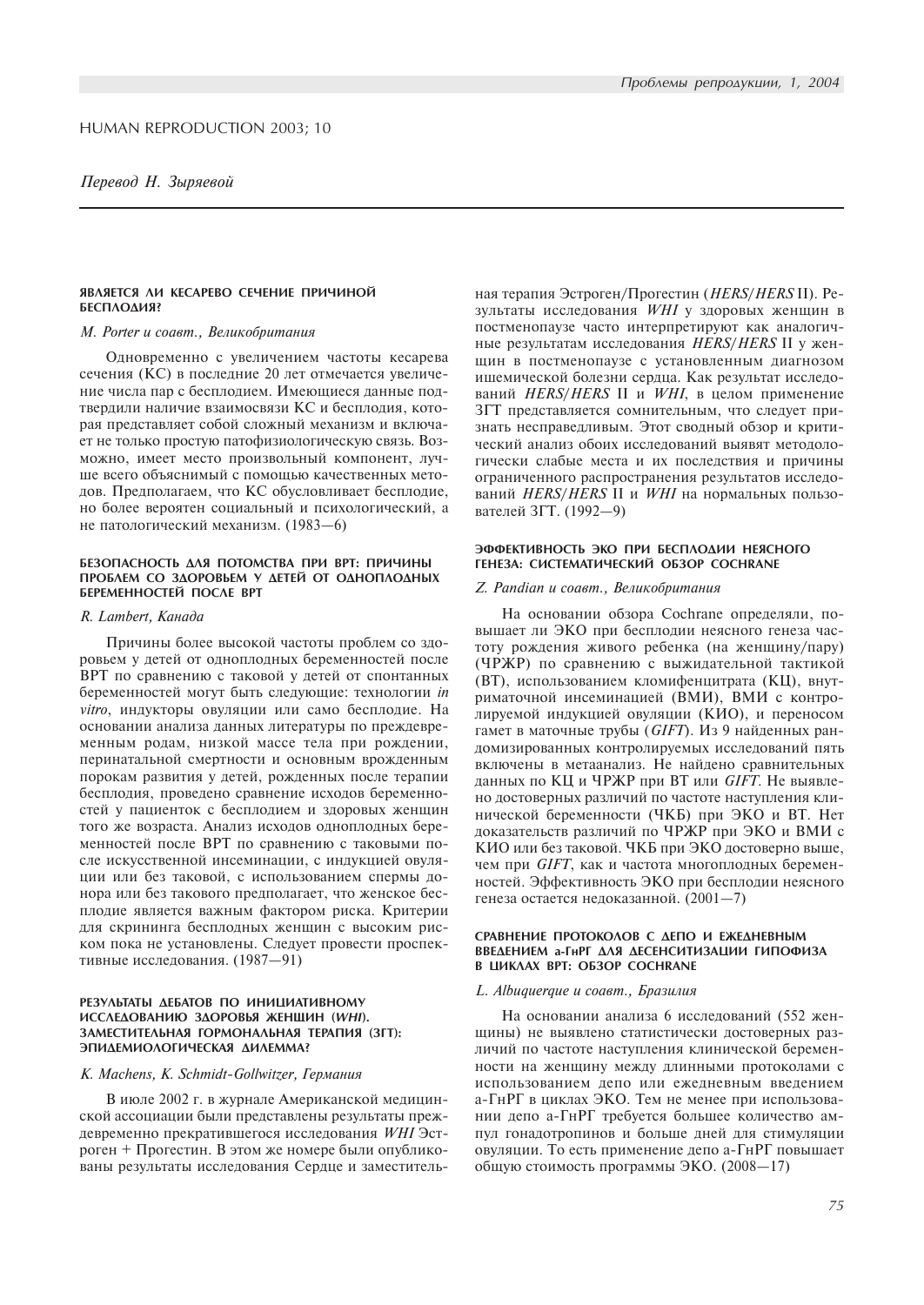HUMAN REPRODUCTION 2003; 10

*Перевод Н. Зыряевой*

### ЯВЛЯЕТСЯ ЛИ КЕСАРЕВО СЕЧЕНИЕ ПРИЧИНОЙ БЕСПЛОДИЯ?

*M. Porter и соавт., Великобритания*

Одновременно с увеличением частоты кесарева сечения (КС) в последние 20 лет отмечается увеличение числа пар с бесплодием. Имеющиеся данные подтвердили наличие взаимосвязи КС и бесплодия, которая представляет собой сложный механизм и включает не только простую патофизиологическую связь. Возможно, имеет место произвольный компонент, лучше всего объяснимый с помощью качественных методов. Предполагаем, что КС обусловливает бесплодие, но более вероятен социальный и психологический, а не патологический механизм. (1983—6)

### БЕЗОПАСНОСТЬ ДЛЯ ПОТОМСТВА ПРИ ВРТ: ПРИЧИНЫ ПРОБЛЕМ СО ЗДОРОВЬЕМ У ДЕТЕЙ ОТ ОДНОПЛОДНЫХ БЕРЕМЕННОСТЕЙ ПОСЛЕ ВРТ

*R. Lambert, Канада*

Причины более высокой частоты проблем со здоровьем у детей от одноплодных беременностей после ВРТ по сравнению с таковой у детей от спонтанных беременностей могут быть следующие: технологии *in vitro*, индукторы овуляции или само бесплодие. На основании анализа данных литературы по преждевременным родам, низкой массе тела при рождении, перинатальной смертности и основным врожденным порокам развития у детей, рожденных после терапии бесплодия, проведено сравнение исходов беременностей у пациенток с бесплодием и здоровых женщин того же возраста. Анализ исходов одноплодных беременностей после ВРТ по сравнению с таковыми после искусственной инсеминации, с индукцией овуляции или без таковой, с использованием спермы донора или без такового предполагает, что женское бесплодие является важным фактором риска. Критерии для скрининга бесплодных женщин с высоким риском пока не установлены. Следует провести проспективные исследования. (1987—91)

### РЕЗУЛЬТАТЫ ДЕБАТОВ ПО ИНИЦИАТИВНОМУ ИССЛЕДОВАНИЮ ЗДОРОВЬЯ ЖЕНЩИН (*WHI*). ЗАМЕСТИТЕЛЬНАЯ ГОРМОНАЛЬНАЯ ТЕРАПИЯ (ЗГТ): ЭПИДЕМИОЛОГИЧЕСКАЯ ДИЛЕММА?

*K. Machens, K. Schmidt-Gollwitzer, Германия*

В июле 2002 г. в журнале Американской медицинской ассоциации были представлены результаты преждевременно прекратившегося исследования *WHI* Эстроген + Прогестин. В этом же номере были опубликованы результаты исследования Сердце и заместительная терапия Эстроген/Прогестин (*HERS/HERS* II). Результаты исследования *WHI* у здоровых женщин в постменопаузе часто интерпретируют как аналогичные результатам исследования *HERS/HERS* II у женщин в постменопаузе с установленным диагнозом ишемической болезни сердца. Как результат исследований *HERS/HERS* II и *WHI*, в целом применение ЗГТ представляется сомнительным, что следует признать несправедливым. Этот сводный обзор и критический анализ обоих исследований выявят методологически слабые места и их последствия и причины ограниченного распространения результатов исследований *HERS/HERS* II и *WHI* на нормальных пользователей ЗГТ. (1992—9)

### ЭФФЕКТИВНОСТЬ ЭКО ПРИ БЕСПЛОДИИ НЕЯСНОГО ГЕНЕЗА: СИСТЕМАТИЧЕСКИЙ ОБЗОР COCHRANE

*Z. Pandian и соавт., Великобритания*

На основании обзора Cochrane определяли, повышает ли ЭКО при бесплодии неясного генеза частоту рождения живого ребенка (на женщину/пару) (ЧРЖР) по сравнению с выжидательной тактикой (ВТ), использованием кломифенцитрата (КЦ), внутриматочной инсеминацией (ВМИ), ВМИ с контролируемой индукцией овуляции (КИО), и переносом гамет в маточные трубы (*GIFT*). Из 9 найденных рандомизированных контролируемых исследований пять включены в метаанализ. Не найдено сравнительных данных по КЦ и ЧРЖР при ВТ или *GIFT*. Не выявлено достоверных различий по частоте наступления клинической беременности (ЧКБ) при ЭКО и ВТ. Нет доказательств различий по ЧРЖР при ЭКО и ВМИ с КИО или без таковой. ЧКБ при ЭКО достоверно выше, чем при *GIFT*, как и частота многоплодных беременностей. Эффективность ЭКО при бесплодии неясного генеза остается недоказанной. (2001—7)

### СРАВНЕНИЕ ПРОТОКОЛОВ С ДЕПО И ЕЖЕДНЕВНЫМ ВВЕДЕНИЕМ а-ГнРГ ДЛЯ ДЕСЕНСИТИЗАЦИИ ГИПОФИЗА В ЦИКЛАХ ВРТ: ОБЗОР COCHRANE

*L. Albuquerque и соавт., Бразилия*

На основании анализа 6 исследований (552 женщины) не выявлено статистически достоверных различий по частоте наступления клинической беременности на женщину между длинными протоколами с использованием депо или ежедневным введением а-ГнРГ в циклах ЭКО. Тем не менее при использовании депо а-ГнРГ требуется большее количество ампул гонадотропинов и больше дней для стимуляции овуляции. То есть применение депо а-ГнРГ повышает общую стоимость программы ЭКО. (2008—17)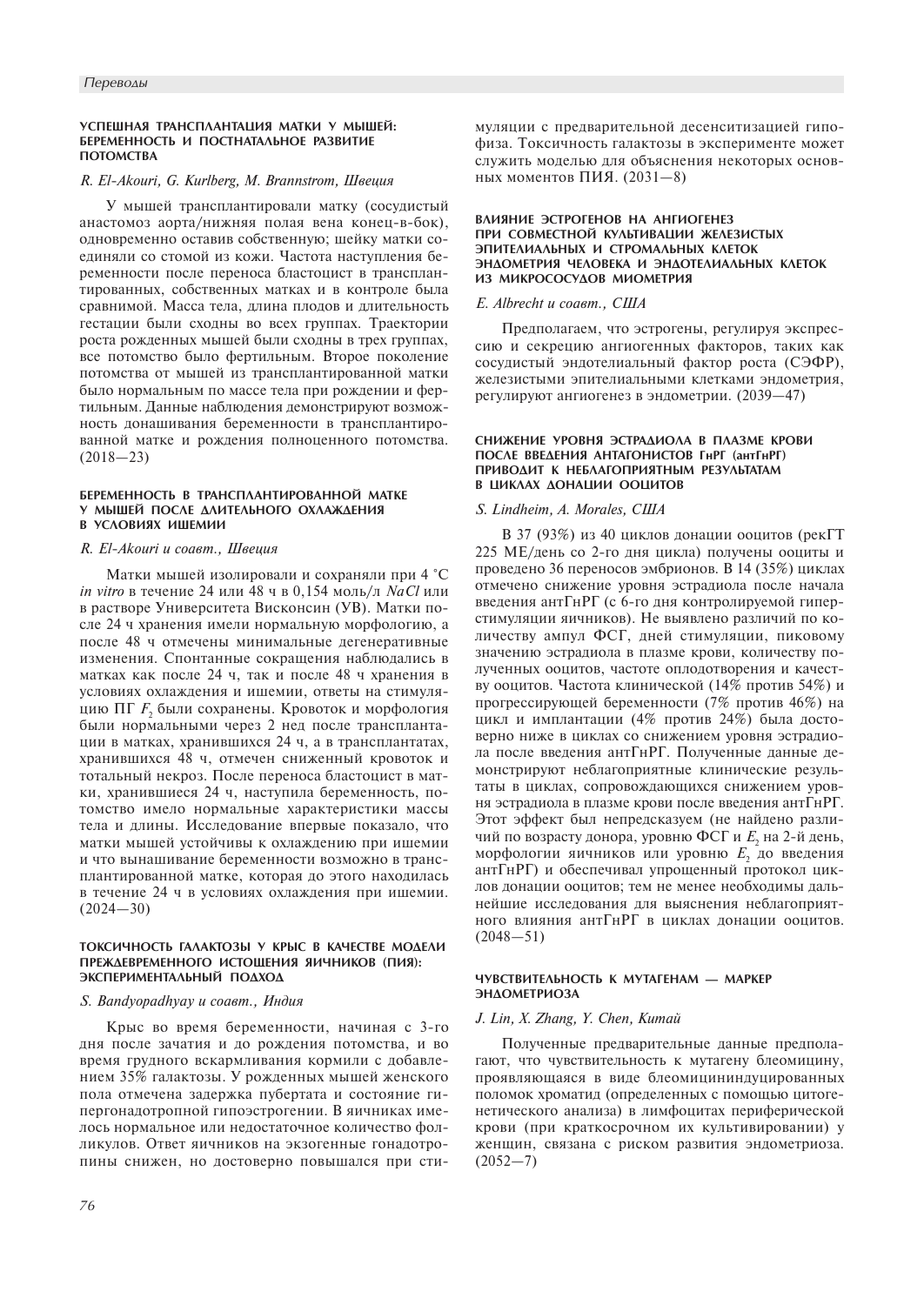### УСПЕШНАЯ ТРАНСПЛАНТАЦИЯ МАТКИ У МЫШЕЙ: БЕРЕМЕННОСТЬ И ПОСТНАТАЛЬНОЕ РАЗВИТИЕ ПОТОМСТВА

*R. El-Akouri, G. Kurlberg, M. Brannstrom, Швеция*

У мышей трансплантировали матку (сосудистый анастомоз аорта/нижняя полая вена конец-в-бок), одновременно оставив собственную; шейку матки соединяли со стомой из кожи. Частота наступления беременности после переноса бластоцист в трансплантированных, собственных матках и в контроле была сравнимой. Масса тела, длина плодов и длительность гестации были сходны во всех группах. Траектории роста рожденных мышей были сходны в трех группах, все потомство было фертильным. Второе поколение потомства от мышей из трансплантированной матки было нормальным по массе тела при рождении и фертильным. Данные наблюдения демонстрируют возможность донашивания беременности в трансплантированной матке и рождения полноценного потомства. (2018—23)

### БЕРЕМЕННОСТЬ В ТРАНСПЛАНТИРОВАННОЙ МАТКЕ У МЫШЕЙ ПОСЛЕ ДЛИТЕЛЬНОГО ОХЛАЖДЕНИЯ В УСЛОВИЯХ ИШЕМИИ

*R. El-Akouri и соавт., Швеция*

Матки мышей изолировали и сохраняли при 4 °С *in vitro* в течение 24 или 48 ч в 0,154 моль/л *NaCl* или в растворе Университета Висконсин (УВ). Матки после 24 ч хранения имели нормальную морфологию, а после 48 ч отмечены минимальные дегенеративные изменения. Спонтанные сокращения наблюдались в матках как после 24 ч, так и после 48 ч хранения в условиях охлаждения и ишемии, ответы на стимуляцию ПГ $F_2$ были сохранены. Кровоток и морфология были нормальными через 2 нед после трансплантации в матках, хранившихся 24 ч, а в трансплантатах, хранившихся 48 ч, отмечен сниженный кровоток и тотальный некроз. После переноса бластоцист в матки, хранившиеся 24 ч, наступила беременность, потомство имело нормальные характеристики массы тела и длины. Исследование впервые показало, что матки мышей устойчивы к охлаждению при ишемии и что вынашивание беременности возможно в трансплантированной матке, которая до этого находилась в течение 24 ч в условиях охлаждения при ишемии. (2024—30)

### ТОКСИЧНОСТЬ ГАЛАКТОЗЫ У КРЫС В КАЧЕСТВЕ МОДЕЛИ ПРЕЖДЕВРЕМЕННОГО ИСТОЩЕНИЯ ЯИЧНИКОВ (ПИЯ): ЭКСПЕРИМЕНТАЛЬНЫЙ ПОДХОД

*S. Bandyopadhyay и соавт., Индия*

Крыс во время беременности, начиная с 3-го дня после зачатия и до рождения потомства, и во время грудного вскармливания кормили с добавлением 35% галактозы. У рожденных мышей женского пола отмечена задержка пубертата и состояние гипергонадотропной гипоэстрогении. В яичниках имелось нормальное или недостаточное количество фолликулов. Ответ яичников на экзогенные гонадотропины снижен, но достоверно повышался при стимуляции с предварительной десенситизацией гипофиза. Токсичность галактозы в эксперименте может служить моделью для объяснения некоторых основных моментов ПИЯ. (2031—8)

### ВЛИЯНИЕ ЭСТРОГЕНОВ НА АНГИОГЕНЕЗ ПРИ СОВМЕСТНОЙ КУЛЬТИВАЦИИ ЖЕЛЕЗИСТЫХ ЭПИТЕЛИАЛЬНЫХ И СТРОМАЛЬНЫХ КЛЕТОК ЭНДОМЕТРИЯ ЧЕЛОВЕКА И ЭНДОТЕЛИАЛЬНЫХ КЛЕТОК ИЗ МИКРОСОСУДОВ МИОМЕТРИЯ

*E. Albrecht и соавт., США*

Предполагаем, что эстрогены, регулируя экспрессию и секрецию ангиогенных факторов, таких как сосудистый эндотелиальный фактор роста (СЭФР), железистыми эпителиальными клетками эндометрия, регулируют ангиогенез в эндометрии. (2039—47)

### СНИЖЕНИЕ УРОВНЯ ЭСТРАДИОЛА В ПЛАЗМЕ КРОВИ ПОСЛЕ ВВЕДЕНИЯ АНТАГОНИСТОВ ГнРГ (антГнРГ) ПРИВОДИТ К НЕБЛАГОПРИЯТНЫМ РЕЗУЛЬТАТАМ В ЦИКЛАХ ДОНАЦИИ ООЦИТОВ

*S. Lindheim, A. Morales, США*

В 37 (93%) из 40 циклов донации ооцитов (рекГТ 225 МЕ/день со 2-го дня цикла) получены ооциты и проведено 36 переносов эмбрионов. В 14 (35%) циклах отмечено снижение уровня эстрадиола после начала введения антГнРГ (с 6-го дня контролируемой гиперстимуляции яичников). Не выявлено различий по количеству ампул ФСГ, дней стимуляции, пиковому значению эстрадиола в плазме крови, количеству полученных ооцитов, частоте оплодотворения и качеству ооцитов. Частота клинической (14% против 54%) и прогрессирующей беременности (7% против 46%) на цикл и имплантации (4% против 24%) была достоверно ниже в циклах со снижением уровня эстрадиола после введения антГнРГ. Полученные данные демонстрируют неблагоприятные клинические результаты в циклах, сопровождающихся снижением уровня эстрадиола в плазме крови после введения антГнРГ. Этот эффект был непредсказуем (не найдено различий по возрасту донора, уровню ФСГ и $E_2$ на 2-й день, морфологии яичников или уровню $E_2$ до введения антГнРГ) и обеспечивал упрощенный протокол циклов донации ооцитов; тем не менее необходимы дальнейшие исследования для выяснения неблагоприятного влияния антГнРГ в циклах донации ооцитов. (2048—51)

### ЧУВСТВИТЕЛЬНОСТЬ К МУТАГЕНАМ — МАРКЕР ЭНДОМЕТРИОЗА

*J. Lin, X. Zhang, Y. Chen, Китай*

Полученные предварительные данные предполагают, что чувствительность к мутагену блеомицину, проявляющаяся в виде блеомицининдуцированных поломок хроматид (определенных с помощью цитогенетического анализа) в лимфоцитах периферической крови (при краткосрочном их культивировании) у женщин, связана с риском развития эндометриоза. (2052—7)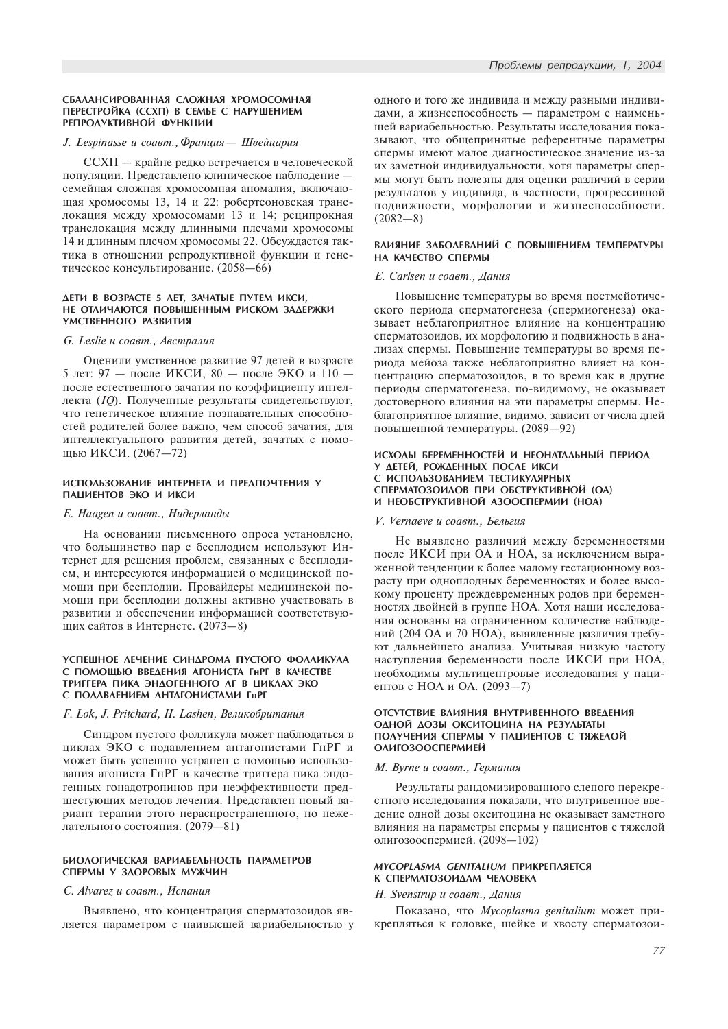### СБАЛАНСИРОВАННАЯ СЛОЖНАЯ ХРОМОСОМНАЯ ПЕРЕСТРОЙКА (ССХП) В СЕМЬЕ С НАРУШЕНИЕМ РЕПРОДУКТИВНОЙ ФУНКЦИИ

*J. Lespinasse и соавт., Франция — Швейцария*

ССХП — крайне редко встречается в человеческой популяции. Представлено клиническое наблюдение — семейная сложная хромосомная аномалия, включающая хромосомы 13, 14 и 22: робертсоновская транслокация между хромосомами 13 и 14; реципрокная транслокация между длинными плечами хромосомы 14 и длинным плечом хромосомы 22. Обсуждается тактика в отношении репродуктивной функции и генетическое консультирование. (2058—66)

### ДЕТИ В ВОЗРАСТЕ 5 ЛЕТ, ЗАЧАТЫЕ ПУТЕМ ИКСИ, НЕ ОТЛИЧАЮТСЯ ПОВЫШЕННЫМ РИСКОМ ЗАДЕРЖКИ УМСТВЕННОГО РАЗВИТИЯ

*G. Leslie и соавт., Австралия*

Оценили умственное развитие 97 детей в возрасте 5 лет: 97 — после ИКСИ, 80 — после ЭКО и 110 — после естественного зачатия по коэффициенту интеллекта (*IQ*). Полученные результаты свидетельствуют, что генетическое влияние познавательных способностей родителей более важно, чем способ зачатия, для интеллектуального развития детей, зачатых с помощью ИКСИ. (2067—72)

### ИСПОЛЬЗОВАНИЕ ИНТЕРНЕТА И ПРЕДПОЧТЕНИЯ У ПАЦИЕНТОВ ЭКО И ИКСИ

*E. Haagen и соавт., Нидерланды*

На основании письменного опроса установлено, что большинство пар с бесплодием используют Интернет для решения проблем, связанных с бесплодием, и интересуются информацией о медицинской помощи при бесплодии. Провайдеры медицинской помощи при бесплодии должны активно участвовать в развитии и обеспечении информацией соответствующих сайтов в Интернете. (2073—8)

### УСПЕШНОЕ ЛЕЧЕНИЕ СИНДРОМА ПУСТОГО ФОЛЛИКУЛА С ПОМОЩЬЮ ВВЕДЕНИЯ АГОНИСТА ГнРГ В КАЧЕСТВЕ ТРИГГЕРА ПИКА ЭНДОГЕННОГО ЛГ В ЦИКЛАХ ЭКО С ПОДАВЛЕНИЕМ АНТАГОНИСТАМИ ГнРГ

*F. Lok, J. Pritchard, H. Lashen, Великобритания*

Синдром пустого фолликула может наблюдаться в циклах ЭКО с подавлением антагонистами ГнРГ и может быть успешно устранен с помощью использования агониста ГнРГ в качестве триггера пика эндогенных гонадотропинов при неэффективности предшествующих методов лечения. Представлен новый вариант терапии этого нераспространенного, но нежелательного состояния. (2079—81)

### БИОЛОГИЧЕСКАЯ ВАРИАБЕЛЬНОСТЬ ПАРАМЕТРОВ СПЕРМЫ У ЗДОРОВЫХ МУЖЧИН

*C. Alvarez и соавт., Испания*

Выявлено, что концентрация сперматозоидов является параметром с наивысшей вариабельностью у одного и того же индивида и между разными индивидами, а жизнеспособность — параметром с наименьшей вариабельностью. Результаты исследования показывают, что общепринятые референтные параметры спермы имеют малое диагностическое значение из-за их заметной индивидуальности, хотя параметры спермы могут быть полезны для оценки различий в серии результатов у индивида, в частности, прогрессивной подвижности, морфологии и жизнеспособности. (2082—8)

### ВЛИЯНИЕ ЗАБОЛЕВАНИЙ С ПОВЫШЕНИЕМ ТЕМПЕРАТУРЫ НА КАЧЕСТВО СПЕРМЫ

*E. Carlsen и соавт., Дания*

Повышение температуры во время постмейотического периода сперматогенеза (спермиогенеза) оказывает неблагоприятное влияние на концентрацию сперматозоидов, их морфологию и подвижность в анализах спермы. Повышение температуры во время периода мейоза также неблагоприятно влияет на концентрацию сперматозоидов, в то время как в другие периоды сперматогенеза, по-видимому, не оказывает достоверного влияния на эти параметры спермы. Неблагоприятное влияние, видимо, зависит от числа дней повышенной температуры. (2089—92)

### ИСХОДЫ БЕРЕМЕННОСТЕЙ И НЕОНАТАЛЬНЫЙ ПЕРИОД У ДЕТЕЙ, РОЖДЕННЫХ ПОСЛЕ ИКСИ С ИСПОЛЬЗОВАНИЕМ ТЕСТИКУЛЯРНЫХ СПЕРМАТОЗОИДОВ ПРИ ОБСТРУКТИВНОЙ (ОА) И НЕОБСТРУКТИВНОЙ АЗООСПЕРМИИ (НОА)

*V. Vernaeve и соавт., Бельгия*

Не выявлено различий между беременностями после ИКСИ при ОА и НОА, за исключением выраженной тенденции к более малому гестационному возрасту при одноплодных беременностях и более высокому проценту преждевременных родов при беременностях двойней в группе НОА. Хотя наши исследования основаны на ограниченном количестве наблюдений (204 ОА и 70 НОА), выявленные различия требуют дальнейшего анализа. Учитывая низкую частоту наступления беременности после ИКСИ при НОА, необходимы мультицентровые исследования у пациентов с НОА и ОА. (2093—7)

### ОТСУТСТВИЕ ВЛИЯНИЯ ВНУТРИВЕННОГО ВВЕДЕНИЯ ОДНОЙ ДОЗЫ ОКСИТОЦИНА НА РЕЗУЛЬТАТЫ ПОЛУЧЕНИЯ СПЕРМЫ У ПАЦИЕНТОВ С ТЯЖЕЛОЙ ОЛИГОЗООСПЕРМИЕЙ

*M. Byrne и соавт., Германия*

Результаты рандомизированного слепого перекрестного исследования показали, что внутривенное введение одной дозы окситоцина не оказывает заметного влияния на параметры спермы у пациентов с тяжелой олигозооспермией. (2098—102)

### *MYCOPLASMA GENITALIUM* ПРИКРЕПЛЯЕТСЯ К СПЕРМАТОЗОИДАМ ЧЕЛОВЕКА

*H. Svenstrup и соавт., Дания*

Показано, что *Mycoplasma genitalium* может прикрепляться к головке, шейке и хвосту сперматозои-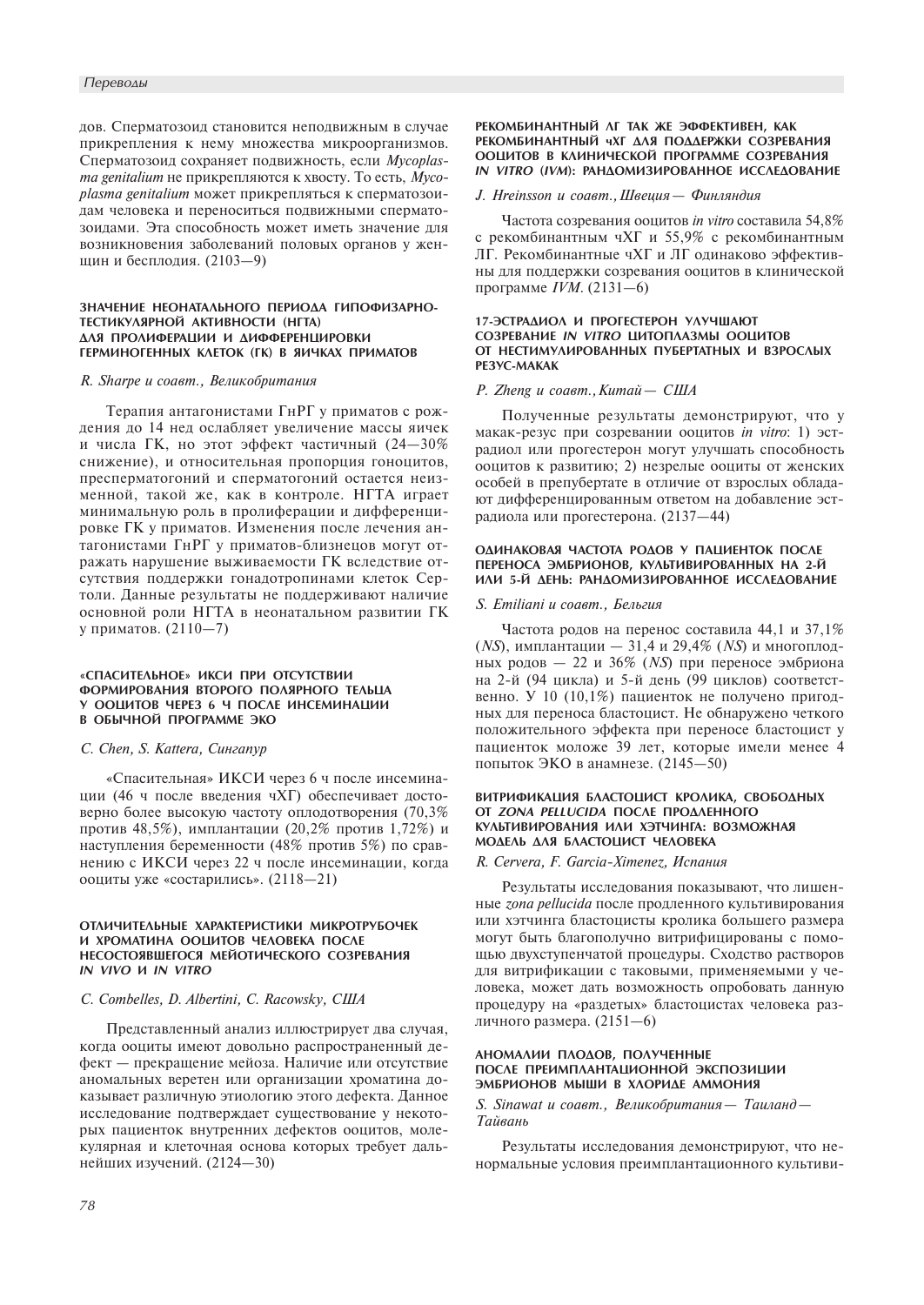дов. Сперматозоид становится неподвижным в случае прикрепления к нему множества микроорганизмов. Сперматозоид сохраняет подвижность, если *Mycoplasma genitalium* не прикрепляются к хвосту. То есть, *Mycoplasma genitalium* может прикрепляться к сперматозоидам человека и переноситься подвижными сперматозоидами. Эта способность может иметь значение для возникновения заболеваний половых органов у женщин и бесплодия. (2103—9)

### ЗНАЧЕНИЕ НЕОНАТАЛЬНОГО ПЕРИОДА ГИПОФИЗАРНО-ТЕСТИКУЛЯРНОЙ АКТИВНОСТИ (НГТА) ДЛЯ ПРОЛИФЕРАЦИИ И ДИФФЕРЕНЦИРОВКИ ГЕРМИНОГЕННЫХ КЛЕТОК (ГК) В ЯИЧКАХ ПРИМАТОВ

*R. Sharpe и соавт., Великобритания*

Терапия антагонистами ГнРГ у приматов с рождения до 14 нед ослабляет увеличение массы яичек и числа ГК, но этот эффект частичный (24—30% снижение), и относительная пропорция гоноцитов, пресперматогоний и сперматогоний остается неизменной, такой же, как в контроле. НГТА играет минимальную роль в пролиферации и дифференцировке ГК у приматов. Изменения после лечения антагонистами ГнРГ у приматов-близнецов могут отражать нарушение выживаемости ГК вследствие отсутствия поддержки гонадотропинами клеток Сертоли. Данные результаты не поддерживают наличие основной роли НГТА в неонатальном развитии ГК у приматов. (2110—7)

### «СПАСИТЕЛЬНОЕ» ИКСИ ПРИ ОТСУТСТВИИ ФОРМИРОВАНИЯ ВТОРОГО ПОЛЯРНОГО ТЕЛЬЦА У ООЦИТОВ ЧЕРЕЗ 6 Ч ПОСЛЕ ИНСЕМИНАЦИИ В ОБЫЧНОЙ ПРОГРАММЕ ЭКО

*C. Chen, S. Kattera, Сингапур*

«Спасительная» ИКСИ через 6 ч после инсеминации (46 ч после введения чХГ) обеспечивает достоверно более высокую частоту оплодотворения (70,3% против 48,5%), имплантации (20,2% против 1,72%) и наступления беременности (48% против 5%) по сравнению с ИКСИ через 22 ч после инсеминации, когда ооциты уже «состарились». (2118—21)

### ОТЛИЧИТЕЛЬНЫЕ ХАРАКТЕРИСТИКИ МИКРОТРУБОЧЕК И ХРОМАТИНА ООЦИТОВ ЧЕЛОВЕКА ПОСЛЕ НЕСОСТОЯВШЕГОСЯ МЕЙОТИЧЕСКОГО СОЗРЕВАНИЯ *IN VIVO* И *IN VITRO*

*C. Combelles, D. Albertini, C. Racowsky, США*

Представленный анализ иллюстрирует два случая, когда ооциты имеют довольно распространенный дефект — прекращение мейоза. Наличие или отсутствие аномальных веретен или организации хроматина доказывает различную этиологию этого дефекта. Данное исследование подтверждает существование у некоторых пациенток внутренних дефектов ооцитов, молекулярная и клеточная основа которых требует дальнейших изучений. (2124—30)

### РЕКОМБИНАНТНЫЙ ЛГ ТАК ЖЕ ЭФФЕКТИВЕН, КАК РЕКОМБИНАНТНЫЙ чХГ ДЛЯ ПОДДЕРЖКИ СОЗРЕВАНИЯ ООЦИТОВ В КЛИНИЧЕСКОЙ ПРОГРАММЕ СОЗРЕВАНИЯ *IN VITRO* (*IVM*): РАНДОМИЗИРОВАННОЕ ИССЛЕДОВАНИЕ

*J. Hreinsson и соавт., Швеция — Финляндия*

Частота созревания ооцитов *in vitro* составила 54,8% с рекомбинантным чХГ и 55,9% с рекомбинантным ЛГ. Рекомбинантные чХГ и ЛГ одинаково эффективны для поддержки созревания ооцитов в клинической программе *IVM*. (2131—6)

### 17-ЭСТРАДИОЛ И ПРОГЕСТЕРОН УЛУЧШАЮТ СОЗРЕВАНИЕ *IN VITRO* ЦИТОПЛАЗМЫ ООЦИТОВ ОТ НЕСТИМУЛИРОВАННЫХ ПУБЕРТАТНЫХ И ВЗРОСЛЫХ РЕЗУС-МАКАК

*P. Zheng и соавт., Китай — США*

Полученные результаты демонстрируют, что у макак-резус при созревании ооцитов *in vitro*: 1) эстрадиол или прогестерон могут улучшать способность ооцитов к развитию; 2) незрелые ооциты от женских особей в препубертате в отличие от взрослых обладают дифференцированным ответом на добавление эстрадиола или прогестерона. (2137—44)

### ОДИНАКОВАЯ ЧАСТОТА РОДОВ У ПАЦИЕНТОК ПОСЛЕ ПЕРЕНОСА ЭМБРИОНОВ, КУЛЬТИВИРОВАННЫХ НА 2-Й ИЛИ 5-Й ДЕНЬ: РАНДОМИЗИРОВАННОЕ ИССЛЕДОВАНИЕ

*S. Emiliani и соавт., Бельгия*

Частота родов на перенос составила 44,1 и 37,1% (*NS*), имплантации — 31,4 и 29,4% (*NS*) и многоплодных родов — 22 и 36% (*NS*) при переносе эмбриона на 2-й (94 цикла) и 5-й день (99 циклов) соответственно. У 10 (10,1%) пациенток не получено пригодных для переноса бластоцист. Не обнаружено четкого положительного эффекта при переносе бластоцист у пациенток моложе 39 лет, которые имели менее 4 попыток ЭКО в анамнезе. (2145—50)

### ВИТРИФИКАЦИЯ БЛАСТОЦИСТ КРОЛИКА, СВОБОДНЫХ ОТ *ZONA PELLUCIDA* ПОСЛЕ ПРОДЛЕННОГО КУЛЬТИВИРОВАНИЯ ИЛИ ХЭТЧИНГА: ВОЗМОЖНАЯ МОДЕЛЬ ДЛЯ БЛАСТОЦИСТ ЧЕЛОВЕКА

*R. Cervera, F. Garcia-Ximenez, Испания*

Результаты исследования показывают, что лишенные *zona pellucida* после продленного культивирования или хэтчинга бластоцисты кролика большего размера могут быть благополучно витрифицированы с помощью двухступенчатой процедуры. Сходство растворов для витрификации с таковыми, применяемыми у человека, может дать возможность опробовать данную процедуру на «раздетых» бластоцистах человека различного размера. (2151—6)

### АНОМАЛИИ ПЛОДОВ, ПОЛУЧЕННЫЕ ПОСЛЕ ПРЕИМПЛАНТАЦИОННОЙ ЭКСПОЗИЦИИ ЭМБРИОНОВ МЫШИ В ХЛОРИДЕ АММОНИЯ

*S. Sinawat и соавт., Великобритания — Таиланд — Тайвань*

Результаты исследования демонстрируют, что ненормальные условия преимплантационного культиви-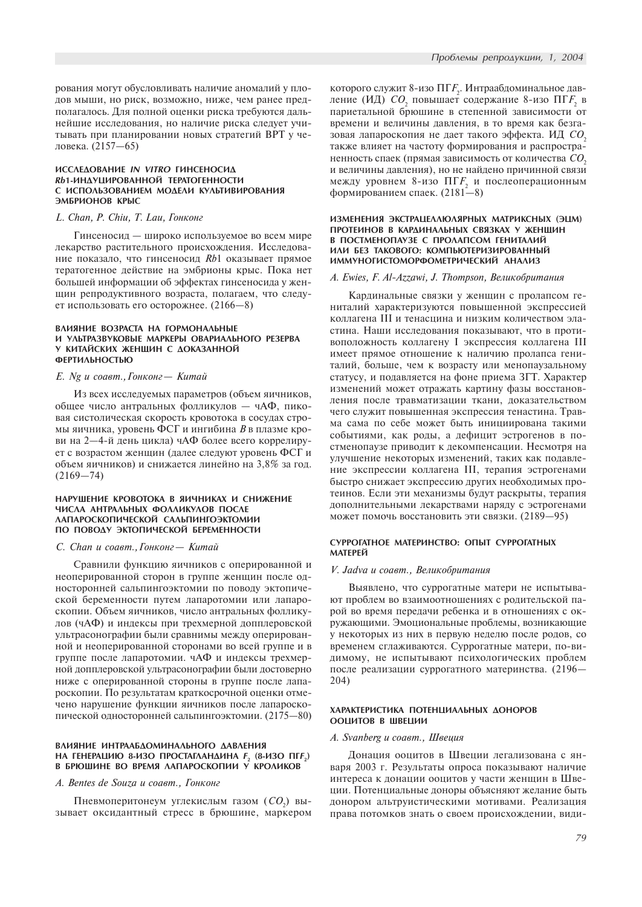рования могут обусловливать наличие аномалий у плодов мыши, но риск, возможно, ниже, чем ранее предполагалось. Для полной оценки риска требуются дальнейшие исследования, но наличие риска следует учитывать при планировании новых стратегий ВРТ у человека. (2157—65)

### ИССЛЕДОВАНИЕ *IN VITRO* ГИНСЕНОСИД *Rb*1-ИНДУЦИРОВАННОЙ ТЕРАТОГЕННОСТИ С ИСПОЛЬЗОВАНИЕМ МОДЕЛИ КУЛЬТИВИРОВАНИЯ ЭМБРИОНОВ КРЫС

*L. Chan, P. Chiu, T. Lau, Гонконг*

Гинсеносид — широко используемое во всем мире лекарство растительного происхождения. Исследование показало, что гинсеносид *Rb*1 оказывает прямое тератогенное действие на эмбрионы крыс. Пока нет большей информации об эффектах гинсеносида у женщин репродуктивного возраста, полагаем, что следует использовать его осторожнее. (2166—8)

### ВЛИЯНИЕ ВОЗРАСТА НА ГОРМОНАЛЬНЫЕ И УЛЬТРАЗВУКОВЫЕ МАРКЕРЫ ОВАРИАЛЬНОГО РЕЗЕРВА У КИТАЙСКИХ ЖЕНЩИН С ДОКАЗАННОЙ ФЕРТИЛЬНОСТЬЮ

*E. Ng и соавт., Гонконг — Китай*

Из всех исследуемых параметров (объем яичников, общее число антральных фолликулов — чАФ, пиковая систолическая скорость кровотока в сосудах стромы яичника, уровень ФСГ и ингибина *B* в плазме крови на 2—4-й день цикла) чАФ более всего коррелирует с возрастом женщин (далее следуют уровень ФСГ и объем яичников) и снижается линейно на 3,8% за год. (2169—74)

### НАРУШЕНИЕ КРОВОТОКА В ЯИЧНИКАХ И СНИЖЕНИЕ ЧИСЛА АНТРАЛЬНЫХ ФОЛЛИКУЛОВ ПОСЛЕ ЛАПАРОСКОПИЧЕСКОЙ САЛЬПИНГОЭКТОМИИ ПО ПОВОДУ ЭКТОПИЧЕСКОЙ БЕРЕМЕННОСТИ

*C. Chan и соавт., Гонконг — Китай*

Сравнили функцию яичников с оперированной и неоперированной сторон в группе женщин после односторонней сальпингоэктомии по поводу эктопической беременности путем лапаротомии или лапароскопии. Объем яичников, число антральных фолликулов (чАФ) и индексы при трехмерной допплеровской ультрасонографии были сравнимы между оперированной и неоперированной сторонами во всей группе и в группе после лапаротомии. чАФ и индексы трехмерной допплеровской ультрасонографии были достоверно ниже с оперированной стороны в группе после лапароскопии. По результатам краткосрочной оценки отмечено нарушение функции яичников после лапароскопической односторонней сальпингоэктомии. (2175—80)

### ВЛИЯНИЕ ИНТРААБДОМИНАЛЬНОГО ДАВЛЕНИЯ НА ГЕНЕРАЦИЮ 8-ИЗО ПРОСТАГЛАНДИНА $F_2$ (8-ИЗО ПГ$F_2$) В БРЮШИНЕ ВО ВРЕМЯ ЛАПАРОСКОПИИ У КРОЛИКОВ

*A. Bentes de Souza и соавт., Гонконг*

Пневмоперитонеум углекислым газом ($CO_2$) вызывает оксидантный стресс в брюшине, маркером которого служит 8-изо ПГ$F_2$. Интраабдоминальное давление (ИД) $CO_2$ повышает содержание 8-изо ПГ$F_2$ в париетальной брюшине в степенной зависимости от времени и величины давления, в то время как безгазовая лапароскопия не дает такого эффекта. ИД $CO_2$ также влияет на частоту формирования и распространенность спаек (прямая зависимость от количества $CO_2$ и величины давления), но не найдено причинной связи между уровнем 8-изо ПГ$F_2$ и послеоперационным формированием спаек. (2181—8)

### ИЗМЕНЕНИЯ ЭКСТРАЦЕЛЛЮЛЯРНЫХ МАТРИКСНЫХ (ЭЦМ) ПРОТЕИНОВ В КАРДИНАЛЬНЫХ СВЯЗКАХ У ЖЕНЩИН В ПОСТМЕНОПАУЗЕ С ПРОЛАПСОМ ГЕНИТАЛИЙ ИЛИ БЕЗ ТАКОВОГО: КОМПЬЮТЕРИЗИРОВАННЫЙ ИММУНОГИСТОМОРФОМЕТРИЧЕСКИЙ АНАЛИЗ

*A. Ewies, F. Al-Azzawi, J. Thompson, Великобритания*

Кардинальные связки у женщин с пролапсом гениталий характеризуются повышенной экспрессией коллагена III и тенасцина и низким количеством эластина. Наши исследования показывают, что в противоположность коллагену I экспрессия коллагена III имеет прямое отношение к наличию пролапса гениталий, больше, чем к возрасту или менопаузальному статусу, и подавляется на фоне приема ЗГТ. Характер изменений может отражать картину фазы восстановления после травматизации ткани, доказательством чего служит повышенная экспрессия тенастина. Травма сама по себе может быть инициирована такими событиями, как роды, а дефицит эстрогенов в постменопаузе приводит к декомпенсации. Несмотря на улучшение некоторых изменений, таких как подавление экспрессии коллагена III, терапия эстрогенами быстро снижает экспрессию других необходимых протеинов. Если эти механизмы будут раскрыты, терапия дополнительными лекарствами наряду с эстрогенами может помочь восстановить эти связки. (2189—95)

### СУРРОГАТНОЕ МАТЕРИНСТВО: ОПЫТ СУРРОГАТНЫХ МАТЕРЕЙ

*V. Jadva и соавт., Великобритания*

Выявлено, что суррогатные матери не испытывают проблем во взаимоотношениях с родительской парой во время передачи ребенка и в отношениях с окружающими. Эмоциональные проблемы, возникающие у некоторых из них в первую неделю после родов, со временем сглаживаются. Суррогатные матери, по-видимому, не испытывают психологических проблем после реализации суррогатного материнства. (2196—204)

### ХАРАКТЕРИСТИКА ПОТЕНЦИАЛЬНЫХ ДОНОРОВ ООЦИТОВ В ШВЕЦИИ

*A. Svanberg и соавт., Швеция*

Донация ооцитов в Швеции легализована с января 2003 г. Результаты опроса показывают наличие интереса к донации ооцитов у части женщин в Швеции. Потенциальные доноры объясняют желание быть донором альтруистическими мотивами. Реализация права потомков знать о своем происхождении, види-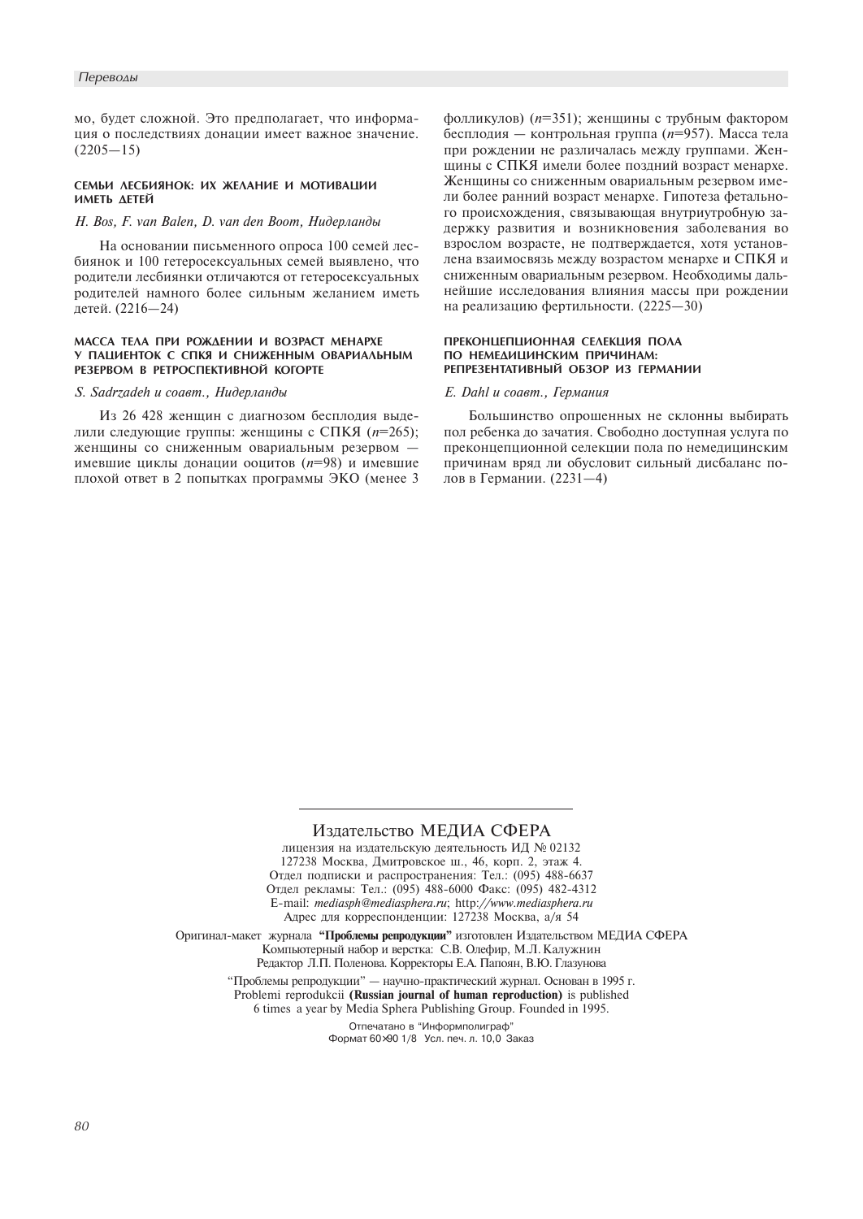мо, будет сложной. Это предполагает, что информация о последствиях донации имеет важное значение. (2205—15)

### СЕМЬИ ЛЕСБИЯНОК: ИХ ЖЕЛАНИЕ И МОТИВАЦИИ ИМЕТЬ ДЕТЕЙ

*H. Bos, F. van Balen, D. van den Boom, Нидерланды*

На основании письменного опроса 100 семей лесбиянок и 100 гетеросексуальных семей выявлено, что родители лесбиянки отличаются от гетеросексуальных родителей намного более сильным желанием иметь детей. (2216—24)

### МАССА ТЕЛА ПРИ РОЖДЕНИИ И ВОЗРАСТ МЕНАРХЕ У ПАЦИЕНТОК С СПКЯ И СНИЖЕННЫМ ОВАРИАЛЬНЫМ РЕЗЕРВОМ В РЕТРОСПЕКТИВНОЙ КОГОРТЕ

*S. Sadrzadeh и соавт., Нидерланды*

Из 26 428 женщин с диагнозом бесплодия выделили следующие группы: женщины с СПКЯ ($n$=265); женщины со сниженным овариальным резервом — имевшие циклы донации ооцитов ($n$=98) и имевшие плохой ответ в 2 попытках программы ЭКО (менее 3 фолликулов) ($n$=351); женщины с трубным фактором бесплодия — контрольная группа ($n$=957). Масса тела при рождении не различалась между группами. Женщины с СПКЯ имели более поздний возраст менархе. Женщины со сниженным овариальным резервом имели более ранний возраст менархе. Гипотеза фетального происхождения, связывающая внутриутробную задержку развития и возникновения заболевания во взрослом возрасте, не подтверждается, хотя установлена взаимосвязь между возрастом менархе и СПКЯ и сниженным овариальным резервом. Необходимы дальнейшие исследования влияния массы при рождении на реализацию фертильности. (2225—30)

### ПРЕКОНЦЕПЦИОННАЯ СЕЛЕКЦИЯ ПОЛА ПО НЕМЕДИЦИНСКИМ ПРИЧИНАМ: РЕПРЕЗЕНТАТИВНЫЙ ОБЗОР ИЗ ГЕРМАНИИ

*E. Dahl и соавт., Германия*

Большинство опрошенных не склонны выбирать пол ребенка до зачатия. Свободно доступная услуга по преконцепционной селекции пола по немедицинским причинам вряд ли обусловит сильный дисбаланс полов в Германии. (2231—4)

---

Издательство МЕДИА СФЕРА

лицензия на издательскую деятельность ИД № 02132
127238 Москва, Дмитровское ш., 46, корп. 2, этаж 4.
Отдел подписки и распространения: Тел.: (095) 488-6637
Отдел рекламы: Тел.: (095) 488-6000 Факс: (095) 482-4312
E-mail: *mediasph@mediasphera.ru*; http:*//www.mediasphera.ru*
Адрес для корреспонденции: 127238 Москва, а/я 54

Оригинал-макет журнала **"Проблемы репродукции"** изготовлен Издательством МЕДИА СФЕРА
Компьютерный набор и верстка: С.В. Олефир, М.Л. Калужнин
Редактор Л.П. Поленова. Корректоры Е.А. Папоян, В.Ю. Глазунова

"Проблемы репродукции" — научно-практический журнал. Основан в 1995 г.
Problemi reprodukcii **(Russian journal of human reproduction)** is published 6 times a year by Media Sphera Publishing Group. Founded in 1995.

Отпечатано в "Информполиграф"
Формат 60×90 1/8 Усл. печ. л. 10,0 Заказ